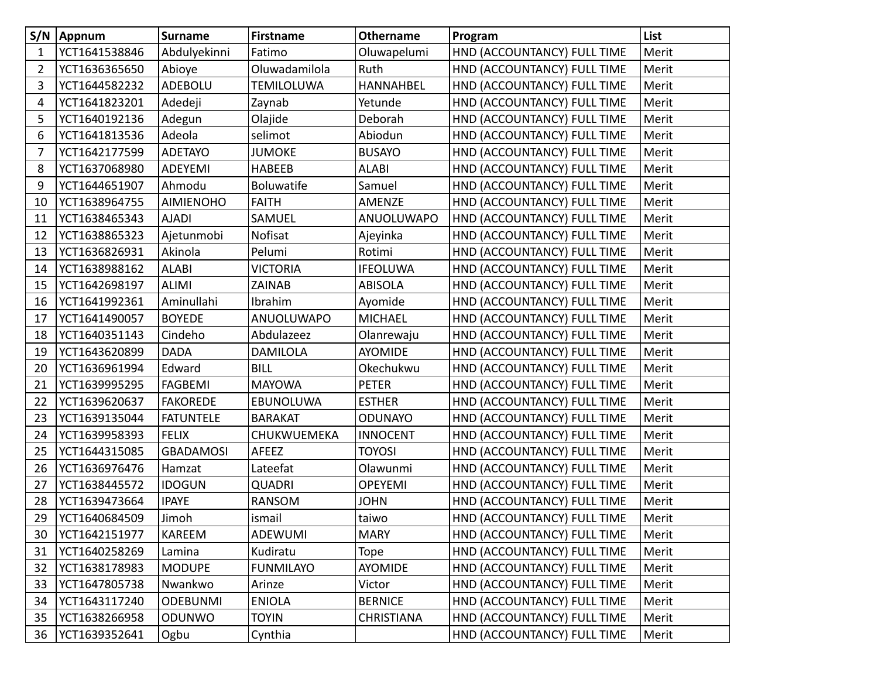| S/N | Appnum | Surname | Firstname | Othername | Program | List |
|---|---|---|---|---|---|---|
| 1 | YCT1641538846 | Abdulyekinni | Fatimo | Oluwapelumi | HND (ACCOUNTANCY) FULL TIME | Merit |
| 2 | YCT1636365650 | Abioye | Oluwadamilola | Ruth | HND (ACCOUNTANCY) FULL TIME | Merit |
| 3 | YCT1644582232 | ADEBOLU | TEMILOLUWA | HANNAHBEL | HND (ACCOUNTANCY) FULL TIME | Merit |
| 4 | YCT1641823201 | Adedeji | Zaynab | Yetunde | HND (ACCOUNTANCY) FULL TIME | Merit |
| 5 | YCT1640192136 | Adegun | Olajide | Deborah | HND (ACCOUNTANCY) FULL TIME | Merit |
| 6 | YCT1641813536 | Adeola | selimot | Abiodun | HND (ACCOUNTANCY) FULL TIME | Merit |
| 7 | YCT1642177599 | ADETAYO | JUMOKE | BUSAYO | HND (ACCOUNTANCY) FULL TIME | Merit |
| 8 | YCT1637068980 | ADEYEMI | HABEEB | ALABI | HND (ACCOUNTANCY) FULL TIME | Merit |
| 9 | YCT1644651907 | Ahmodu | Boluwatife | Samuel | HND (ACCOUNTANCY) FULL TIME | Merit |
| 10 | YCT1638964755 | AIMIENOHO | FAITH | AMENZE | HND (ACCOUNTANCY) FULL TIME | Merit |
| 11 | YCT1638465343 | AJADI | SAMUEL | ANUOLUWAPO | HND (ACCOUNTANCY) FULL TIME | Merit |
| 12 | YCT1638865323 | Ajetunmobi | Nofisat | Ajeyinka | HND (ACCOUNTANCY) FULL TIME | Merit |
| 13 | YCT1636826931 | Akinola | Pelumi | Rotimi | HND (ACCOUNTANCY) FULL TIME | Merit |
| 14 | YCT1638988162 | ALABI | VICTORIA | IFEOLUWA | HND (ACCOUNTANCY) FULL TIME | Merit |
| 15 | YCT1642698197 | ALIMI | ZAINAB | ABISOLA | HND (ACCOUNTANCY) FULL TIME | Merit |
| 16 | YCT1641992361 | Aminullahi | Ibrahim | Ayomide | HND (ACCOUNTANCY) FULL TIME | Merit |
| 17 | YCT1641490057 | BOYEDE | ANUOLUWAPO | MICHAEL | HND (ACCOUNTANCY) FULL TIME | Merit |
| 18 | YCT1640351143 | Cindeho | Abdulazeez | Olanrewaju | HND (ACCOUNTANCY) FULL TIME | Merit |
| 19 | YCT1643620899 | DADA | DAMILOLA | AYOMIDE | HND (ACCOUNTANCY) FULL TIME | Merit |
| 20 | YCT1636961994 | Edward | BILL | Okechukwu | HND (ACCOUNTANCY) FULL TIME | Merit |
| 21 | YCT1639995295 | FAGBEMI | MAYOWA | PETER | HND (ACCOUNTANCY) FULL TIME | Merit |
| 22 | YCT1639620637 | FAKOREDE | EBUNOLUWA | ESTHER | HND (ACCOUNTANCY) FULL TIME | Merit |
| 23 | YCT1639135044 | FATUNTELE | BARAKAT | ODUNAYO | HND (ACCOUNTANCY) FULL TIME | Merit |
| 24 | YCT1639958393 | FELIX | CHUKWUEMEKA | INNOCENT | HND (ACCOUNTANCY) FULL TIME | Merit |
| 25 | YCT1644315085 | GBADAMOSI | AFEEZ | TOYOSI | HND (ACCOUNTANCY) FULL TIME | Merit |
| 26 | YCT1636976476 | Hamzat | Lateefat | Olawunmi | HND (ACCOUNTANCY) FULL TIME | Merit |
| 27 | YCT1638445572 | IDOGUN | QUADRI | OPEYEMI | HND (ACCOUNTANCY) FULL TIME | Merit |
| 28 | YCT1639473664 | IPAYE | RANSOM | JOHN | HND (ACCOUNTANCY) FULL TIME | Merit |
| 29 | YCT1640684509 | Jimoh | ismail | taiwo | HND (ACCOUNTANCY) FULL TIME | Merit |
| 30 | YCT1642151977 | KAREEM | ADEWUMI | MARY | HND (ACCOUNTANCY) FULL TIME | Merit |
| 31 | YCT1640258269 | Lamina | Kudiratu | Tope | HND (ACCOUNTANCY) FULL TIME | Merit |
| 32 | YCT1638178983 | MODUPE | FUNMILAYO | AYOMIDE | HND (ACCOUNTANCY) FULL TIME | Merit |
| 33 | YCT1647805738 | Nwankwo | Arinze | Victor | HND (ACCOUNTANCY) FULL TIME | Merit |
| 34 | YCT1643117240 | ODEBUNMI | ENIOLA | BERNICE | HND (ACCOUNTANCY) FULL TIME | Merit |
| 35 | YCT1638266958 | ODUNWO | TOYIN | CHRISTIANA | HND (ACCOUNTANCY) FULL TIME | Merit |
| 36 | YCT1639352641 | Ogbu | Cynthia | | HND (ACCOUNTANCY) FULL TIME | Merit |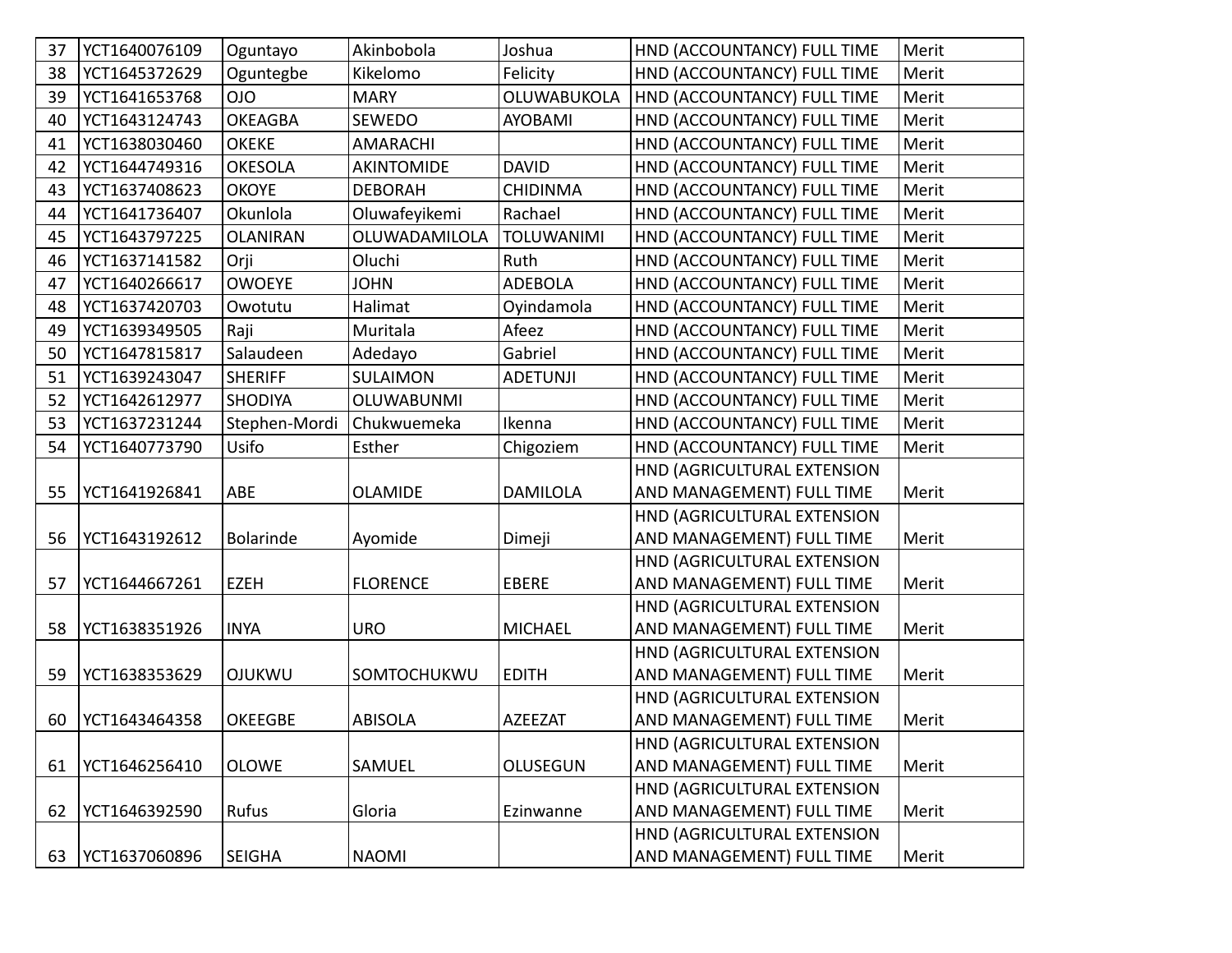| 37 | YCT1640076109 | Oguntayo | Akinbobola | Joshua | HND (ACCOUNTANCY) FULL TIME | Merit |
|---|---|---|---|---|---|---|
| 38 | YCT1645372629 | Oguntegbe | Kikelomo | Felicity | HND (ACCOUNTANCY) FULL TIME | Merit |
| 39 | YCT1641653768 | OJO | MARY | OLUWABUKOLA | HND (ACCOUNTANCY) FULL TIME | Merit |
| 40 | YCT1643124743 | OKEAGBA | SEWEDO | AYOBAMI | HND (ACCOUNTANCY) FULL TIME | Merit |
| 41 | YCT1638030460 | OKEKE | AMARACHI | | HND (ACCOUNTANCY) FULL TIME | Merit |
| 42 | YCT1644749316 | OKESOLA | AKINTOMIDE | DAVID | HND (ACCOUNTANCY) FULL TIME | Merit |
| 43 | YCT1637408623 | OKOYE | DEBORAH | CHIDINMA | HND (ACCOUNTANCY) FULL TIME | Merit |
| 44 | YCT1641736407 | Okunlola | Oluwafeyikemi | Rachael | HND (ACCOUNTANCY) FULL TIME | Merit |
| 45 | YCT1643797225 | OLANIRAN | OLUWADAMILOLA | TOLUWANIMI | HND (ACCOUNTANCY) FULL TIME | Merit |
| 46 | YCT1637141582 | Orji | Oluchi | Ruth | HND (ACCOUNTANCY) FULL TIME | Merit |
| 47 | YCT1640266617 | OWOEYE | JOHN | ADEBOLA | HND (ACCOUNTANCY) FULL TIME | Merit |
| 48 | YCT1637420703 | Owotutu | Halimat | Oyindamola | HND (ACCOUNTANCY) FULL TIME | Merit |
| 49 | YCT1639349505 | Raji | Muritala | Afeez | HND (ACCOUNTANCY) FULL TIME | Merit |
| 50 | YCT1647815817 | Salaudeen | Adedayo | Gabriel | HND (ACCOUNTANCY) FULL TIME | Merit |
| 51 | YCT1639243047 | SHERIFF | SULAIMON | ADETUNJI | HND (ACCOUNTANCY) FULL TIME | Merit |
| 52 | YCT1642612977 | SHODIYA | OLUWABUNMI | | HND (ACCOUNTANCY) FULL TIME | Merit |
| 53 | YCT1637231244 | Stephen-Mordi | Chukwuemeka | Ikenna | HND (ACCOUNTANCY) FULL TIME | Merit |
| 54 | YCT1640773790 | Usifo | Esther | Chigoziem | HND (ACCOUNTANCY) FULL TIME | Merit |
| 55 | YCT1641926841 | ABE | OLAMIDE | DAMILOLA | HND (AGRICULTURAL EXTENSION AND MANAGEMENT) FULL TIME | Merit |
| 56 | YCT1643192612 | Bolarinde | Ayomide | Dimeji | HND (AGRICULTURAL EXTENSION AND MANAGEMENT) FULL TIME | Merit |
| 57 | YCT1644667261 | EZEH | FLORENCE | EBERE | HND (AGRICULTURAL EXTENSION AND MANAGEMENT) FULL TIME | Merit |
| 58 | YCT1638351926 | INYA | URO | MICHAEL | HND (AGRICULTURAL EXTENSION AND MANAGEMENT) FULL TIME | Merit |
| 59 | YCT1638353629 | OJUKWU | SOMTOCHUKWU | EDITH | HND (AGRICULTURAL EXTENSION AND MANAGEMENT) FULL TIME | Merit |
| 60 | YCT1643464358 | OKEEGBE | ABISOLA | AZEEZAT | HND (AGRICULTURAL EXTENSION AND MANAGEMENT) FULL TIME | Merit |
| 61 | YCT1646256410 | OLOWE | SAMUEL | OLUSEGUN | HND (AGRICULTURAL EXTENSION AND MANAGEMENT) FULL TIME | Merit |
| 62 | YCT1646392590 | Rufus | Gloria | Ezinwanne | HND (AGRICULTURAL EXTENSION AND MANAGEMENT) FULL TIME | Merit |
| 63 | YCT1637060896 | SEIGHA | NAOMI | | HND (AGRICULTURAL EXTENSION AND MANAGEMENT) FULL TIME | Merit |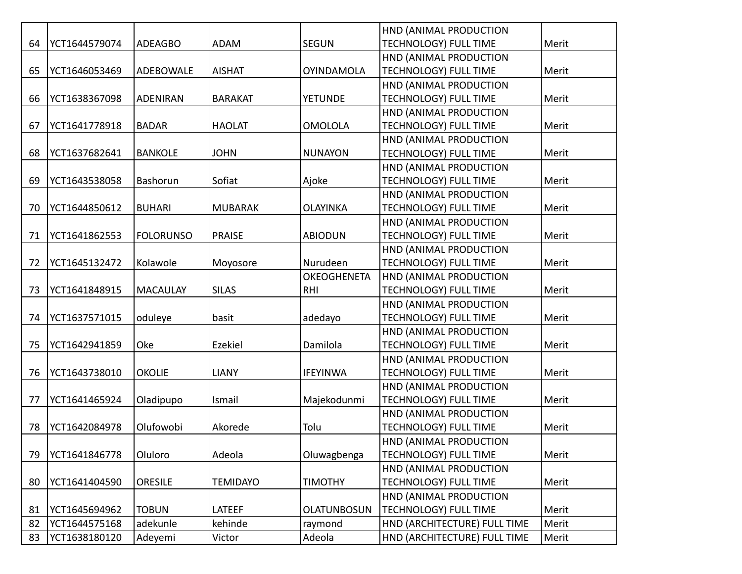| 64 | YCT1644579074 | ADEAGBO | ADAM | SEGUN | HND (ANIMAL PRODUCTION TECHNOLOGY) FULL TIME | Merit |
|---|---|---|---|---|---|---|
| 65 | YCT1646053469 | ADEBOWALE | AISHAT | OYINDAMOLA | HND (ANIMAL PRODUCTION TECHNOLOGY) FULL TIME | Merit |
| 66 | YCT1638367098 | ADENIRAN | BARAKAT | YETUNDE | HND (ANIMAL PRODUCTION TECHNOLOGY) FULL TIME | Merit |
| 67 | YCT1641778918 | BADAR | HAOLAT | OMOLOLA | HND (ANIMAL PRODUCTION TECHNOLOGY) FULL TIME | Merit |
| 68 | YCT1637682641 | BANKOLE | JOHN | NUNAYON | HND (ANIMAL PRODUCTION TECHNOLOGY) FULL TIME | Merit |
| 69 | YCT1643538058 | Bashorun | Sofiat | Ajoke | HND (ANIMAL PRODUCTION TECHNOLOGY) FULL TIME | Merit |
| 70 | YCT1644850612 | BUHARI | MUBARAK | OLAYINKA | HND (ANIMAL PRODUCTION TECHNOLOGY) FULL TIME | Merit |
| 71 | YCT1641862553 | FOLORUNSO | PRAISE | ABIODUN | HND (ANIMAL PRODUCTION TECHNOLOGY) FULL TIME | Merit |
| 72 | YCT1645132472 | Kolawole | Moyosore | Nurudeen | HND (ANIMAL PRODUCTION TECHNOLOGY) FULL TIME | Merit |
| 73 | YCT1641848915 | MACAULAY | SILAS | OKEOGHENETARHI | HND (ANIMAL PRODUCTION TECHNOLOGY) FULL TIME | Merit |
| 74 | YCT1637571015 | oduleye | basit | adedayo | HND (ANIMAL PRODUCTION TECHNOLOGY) FULL TIME | Merit |
| 75 | YCT1642941859 | Oke | Ezekiel | Damilola | HND (ANIMAL PRODUCTION TECHNOLOGY) FULL TIME | Merit |
| 76 | YCT1643738010 | OKOLIE | LIANY | IFEYINWA | HND (ANIMAL PRODUCTION TECHNOLOGY) FULL TIME | Merit |
| 77 | YCT1641465924 | Oladipupo | Ismail | Majekodunmi | HND (ANIMAL PRODUCTION TECHNOLOGY) FULL TIME | Merit |
| 78 | YCT1642084978 | Olufowobi | Akorede | Tolu | HND (ANIMAL PRODUCTION TECHNOLOGY) FULL TIME | Merit |
| 79 | YCT1641846778 | Oluloro | Adeola | Oluwagbenga | HND (ANIMAL PRODUCTION TECHNOLOGY) FULL TIME | Merit |
| 80 | YCT1641404590 | ORESILE | TEMIDAYO | TIMOTHY | HND (ANIMAL PRODUCTION TECHNOLOGY) FULL TIME | Merit |
| 81 | YCT1645694962 | TOBUN | LATEEF | OLATUNBOSUN | HND (ANIMAL PRODUCTION TECHNOLOGY) FULL TIME | Merit |
| 82 | YCT1644575168 | adekunle | kehinde | raymond | HND (ARCHITECTURE) FULL TIME | Merit |
| 83 | YCT1638180120 | Adeyemi | Victor | Adeola | HND (ARCHITECTURE) FULL TIME | Merit |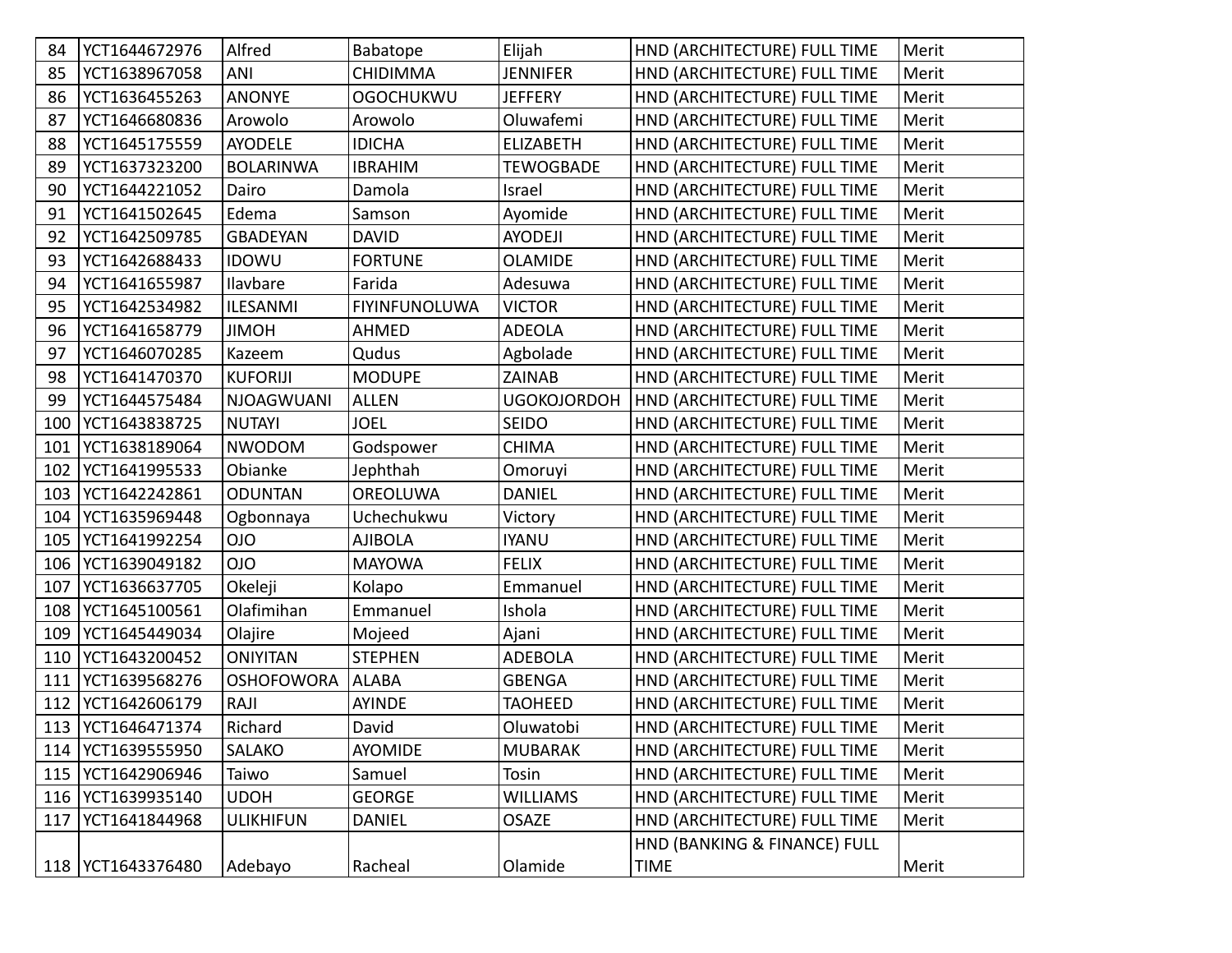| 84 | YCT1644672976 | Alfred | Babatope | Elijah | HND (ARCHITECTURE) FULL TIME | Merit |
|---|---|---|---|---|---|---|
| 85 | YCT1638967058 | ANI | CHIDIMMA | JENNIFER | HND (ARCHITECTURE) FULL TIME | Merit |
| 86 | YCT1636455263 | ANONYE | OGOCHUKWU | JEFFERY | HND (ARCHITECTURE) FULL TIME | Merit |
| 87 | YCT1646680836 | Arowolo | Arowolo | Oluwafemi | HND (ARCHITECTURE) FULL TIME | Merit |
| 88 | YCT1645175559 | AYODELE | IDICHA | ELIZABETH | HND (ARCHITECTURE) FULL TIME | Merit |
| 89 | YCT1637323200 | BOLARINWA | IBRAHIM | TEWOGBADE | HND (ARCHITECTURE) FULL TIME | Merit |
| 90 | YCT1644221052 | Dairo | Damola | Israel | HND (ARCHITECTURE) FULL TIME | Merit |
| 91 | YCT1641502645 | Edema | Samson | Ayomide | HND (ARCHITECTURE) FULL TIME | Merit |
| 92 | YCT1642509785 | GBADEYAN | DAVID | AYODEJI | HND (ARCHITECTURE) FULL TIME | Merit |
| 93 | YCT1642688433 | IDOWU | FORTUNE | OLAMIDE | HND (ARCHITECTURE) FULL TIME | Merit |
| 94 | YCT1641655987 | Ilavbare | Farida | Adesuwa | HND (ARCHITECTURE) FULL TIME | Merit |
| 95 | YCT1642534982 | ILESANMI | FIYINFUNOLUWA | VICTOR | HND (ARCHITECTURE) FULL TIME | Merit |
| 96 | YCT1641658779 | JIMOH | AHMED | ADEOLA | HND (ARCHITECTURE) FULL TIME | Merit |
| 97 | YCT1646070285 | Kazeem | Qudus | Agbolade | HND (ARCHITECTURE) FULL TIME | Merit |
| 98 | YCT1641470370 | KUFORIJI | MODUPE | ZAINAB | HND (ARCHITECTURE) FULL TIME | Merit |
| 99 | YCT1644575484 | NJOAGWUANI | ALLEN | UGOKOJORDOH | HND (ARCHITECTURE) FULL TIME | Merit |
| 100 | YCT1643838725 | NUTAYI | JOEL | SEIDO | HND (ARCHITECTURE) FULL TIME | Merit |
| 101 | YCT1638189064 | NWODOM | Godspower | CHIMA | HND (ARCHITECTURE) FULL TIME | Merit |
| 102 | YCT1641995533 | Obianke | Jephthah | Omoruyi | HND (ARCHITECTURE) FULL TIME | Merit |
| 103 | YCT1642242861 | ODUNTAN | OREOLUWA | DANIEL | HND (ARCHITECTURE) FULL TIME | Merit |
| 104 | YCT1635969448 | Ogbonnaya | Uchechukwu | Victory | HND (ARCHITECTURE) FULL TIME | Merit |
| 105 | YCT1641992254 | OJO | AJIBOLA | IYANU | HND (ARCHITECTURE) FULL TIME | Merit |
| 106 | YCT1639049182 | OJO | MAYOWA | FELIX | HND (ARCHITECTURE) FULL TIME | Merit |
| 107 | YCT1636637705 | Okeleji | Kolapo | Emmanuel | HND (ARCHITECTURE) FULL TIME | Merit |
| 108 | YCT1645100561 | Olafimihan | Emmanuel | Ishola | HND (ARCHITECTURE) FULL TIME | Merit |
| 109 | YCT1645449034 | Olajire | Mojeed | Ajani | HND (ARCHITECTURE) FULL TIME | Merit |
| 110 | YCT1643200452 | ONIYITAN | STEPHEN | ADEBOLA | HND (ARCHITECTURE) FULL TIME | Merit |
| 111 | YCT1639568276 | OSHOFOWORA | ALABA | GBENGA | HND (ARCHITECTURE) FULL TIME | Merit |
| 112 | YCT1642606179 | RAJI | AYINDE | TAOHEED | HND (ARCHITECTURE) FULL TIME | Merit |
| 113 | YCT1646471374 | Richard | David | Oluwatobi | HND (ARCHITECTURE) FULL TIME | Merit |
| 114 | YCT1639555950 | SALAKO | AYOMIDE | MUBARAK | HND (ARCHITECTURE) FULL TIME | Merit |
| 115 | YCT1642906946 | Taiwo | Samuel | Tosin | HND (ARCHITECTURE) FULL TIME | Merit |
| 116 | YCT1639935140 | UDOH | GEORGE | WILLIAMS | HND (ARCHITECTURE) FULL TIME | Merit |
| 117 | YCT1641844968 | ULIKHIFUN | DANIEL | OSAZE | HND (ARCHITECTURE) FULL TIME | Merit |
| 118 | YCT1643376480 | Adebayo | Racheal | Olamide | HND (BANKING & FINANCE) FULL TIME | Merit |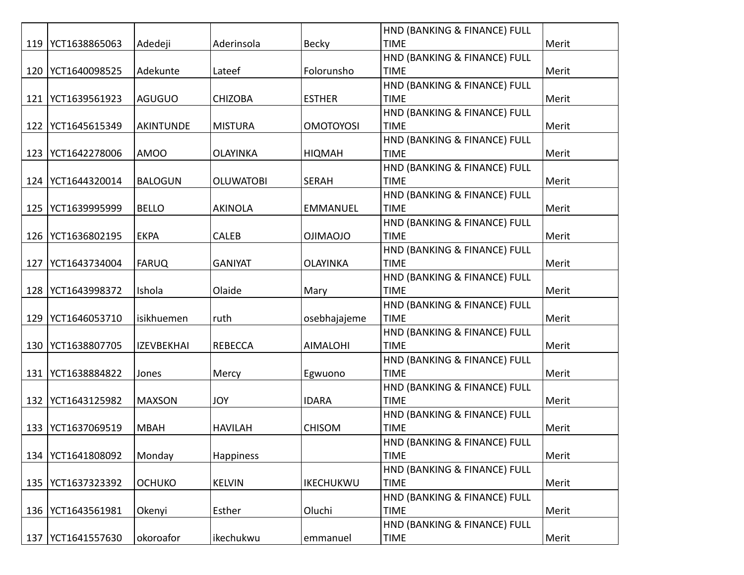| | | | | | | |
|---|---|---|---|---|---|---|
| 119 | YCT1638865063 | Adedeji | Aderinsola | Becky | HND (BANKING & FINANCE) FULL TIME | Merit |
| 120 | YCT1640098525 | Adekunte | Lateef | Folorunsho | HND (BANKING & FINANCE) FULL TIME | Merit |
| 121 | YCT1639561923 | AGUGUO | CHIZOBA | ESTHER | HND (BANKING & FINANCE) FULL TIME | Merit |
| 122 | YCT1645615349 | AKINTUNDE | MISTURA | OMOTOYOSI | HND (BANKING & FINANCE) FULL TIME | Merit |
| 123 | YCT1642278006 | AMOO | OLAYINKA | HIQMAH | HND (BANKING & FINANCE) FULL TIME | Merit |
| 124 | YCT1644320014 | BALOGUN | OLUWATOBI | SERAH | HND (BANKING & FINANCE) FULL TIME | Merit |
| 125 | YCT1639995999 | BELLO | AKINOLA | EMMANUEL | HND (BANKING & FINANCE) FULL TIME | Merit |
| 126 | YCT1636802195 | EKPA | CALEB | OJIMAOJO | HND (BANKING & FINANCE) FULL TIME | Merit |
| 127 | YCT1643734004 | FARUQ | GANIYAT | OLAYINKA | HND (BANKING & FINANCE) FULL TIME | Merit |
| 128 | YCT1643998372 | Ishola | Olaide | Mary | HND (BANKING & FINANCE) FULL TIME | Merit |
| 129 | YCT1646053710 | isikhuemen | ruth | osebhajajeme | HND (BANKING & FINANCE) FULL TIME | Merit |
| 130 | YCT1638807705 | IZEVBEKHAI | REBECCA | AIMALOHI | HND (BANKING & FINANCE) FULL TIME | Merit |
| 131 | YCT1638884822 | Jones | Mercy | Egwuono | HND (BANKING & FINANCE) FULL TIME | Merit |
| 132 | YCT1643125982 | MAXSON | JOY | IDARA | HND (BANKING & FINANCE) FULL TIME | Merit |
| 133 | YCT1637069519 | MBAH | HAVILAH | CHISOM | HND (BANKING & FINANCE) FULL TIME | Merit |
| 134 | YCT1641808092 | Monday | Happiness | | HND (BANKING & FINANCE) FULL TIME | Merit |
| 135 | YCT1637323392 | OCHUKO | KELVIN | IKECHUKWU | HND (BANKING & FINANCE) FULL TIME | Merit |
| 136 | YCT1643561981 | Okenyi | Esther | Oluchi | HND (BANKING & FINANCE) FULL TIME | Merit |
| 137 | YCT1641557630 | okoroafor | ikechukwu | emmanuel | HND (BANKING & FINANCE) FULL TIME | Merit |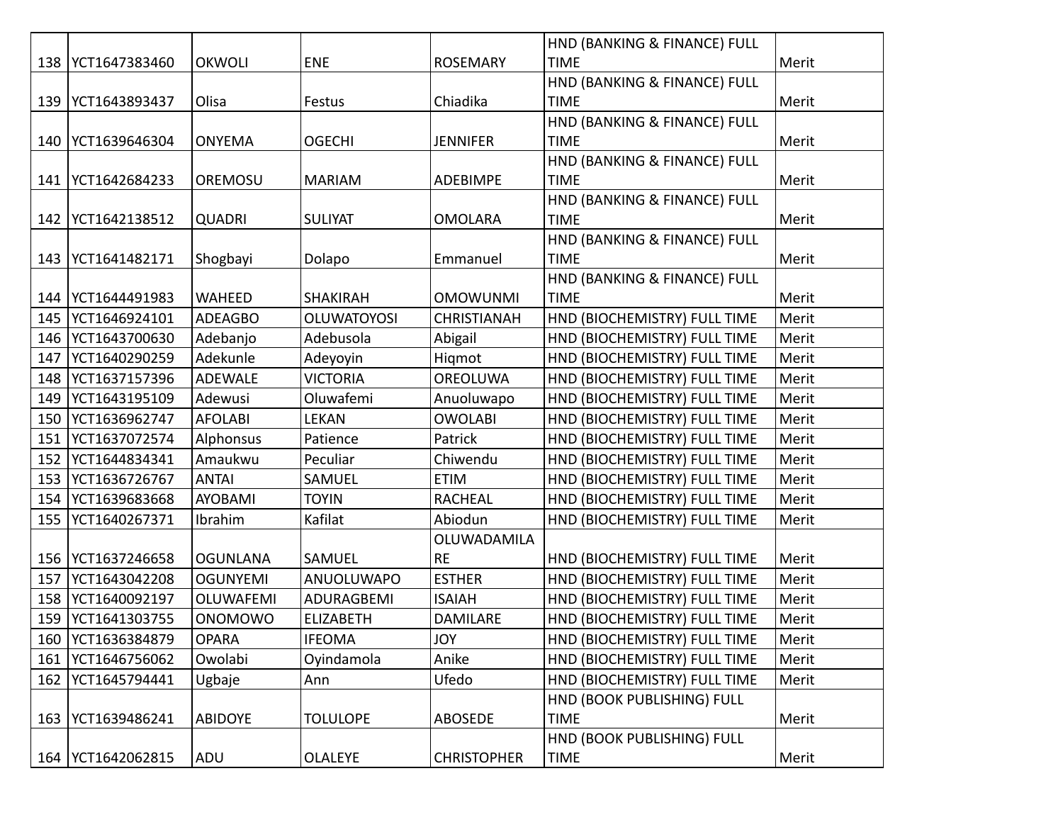| 138 | YCT1647383460 | OKWOLI | ENE | ROSEMARY | HND (BANKING & FINANCE) FULL TIME | Merit |
|---|---|---|---|---|---|---|
| 139 | YCT1643893437 | Olisa | Festus | Chiadika | HND (BANKING & FINANCE) FULL TIME | Merit |
| 140 | YCT1639646304 | ONYEMA | OGECHI | JENNIFER | HND (BANKING & FINANCE) FULL TIME | Merit |
| 141 | YCT1642684233 | OREMOSU | MARIAM | ADEBIMPE | HND (BANKING & FINANCE) FULL TIME | Merit |
| 142 | YCT1642138512 | QUADRI | SULIYAT | OMOLARA | HND (BANKING & FINANCE) FULL TIME | Merit |
| 143 | YCT1641482171 | Shogbayi | Dolapo | Emmanuel | HND (BANKING & FINANCE) FULL TIME | Merit |
| 144 | YCT1644491983 | WAHEED | SHAKIRAH | OMOWUNMI | HND (BANKING & FINANCE) FULL TIME | Merit |
| 145 | YCT1646924101 | ADEAGBO | OLUWATOYOSI | CHRISTIANAH | HND (BIOCHEMISTRY) FULL TIME | Merit |
| 146 | YCT1643700630 | Adebanjo | Adebusola | Abigail | HND (BIOCHEMISTRY) FULL TIME | Merit |
| 147 | YCT1640290259 | Adekunle | Adeyoyin | Hiqmot | HND (BIOCHEMISTRY) FULL TIME | Merit |
| 148 | YCT1637157396 | ADEWALE | VICTORIA | OREOLUWA | HND (BIOCHEMISTRY) FULL TIME | Merit |
| 149 | YCT1643195109 | Adewusi | Oluwafemi | Anuoluwapo | HND (BIOCHEMISTRY) FULL TIME | Merit |
| 150 | YCT1636962747 | AFOLABI | LEKAN | OWOLABI | HND (BIOCHEMISTRY) FULL TIME | Merit |
| 151 | YCT1637072574 | Alphonsus | Patience | Patrick | HND (BIOCHEMISTRY) FULL TIME | Merit |
| 152 | YCT1644834341 | Amaukwu | Peculiar | Chiwendu | HND (BIOCHEMISTRY) FULL TIME | Merit |
| 153 | YCT1636726767 | ANTAI | SAMUEL | ETIM | HND (BIOCHEMISTRY) FULL TIME | Merit |
| 154 | YCT1639683668 | AYOBAMI | TOYIN | RACHEAL | HND (BIOCHEMISTRY) FULL TIME | Merit |
| 155 | YCT1640267371 | Ibrahim | Kafilat | Abiodun | HND (BIOCHEMISTRY) FULL TIME | Merit |
| 156 | YCT1637246658 | OGUNLANA | SAMUEL | OLUWADAMILARE | HND (BIOCHEMISTRY) FULL TIME | Merit |
| 157 | YCT1643042208 | OGUNYEMI | ANUOLUWAPO | ESTHER | HND (BIOCHEMISTRY) FULL TIME | Merit |
| 158 | YCT1640092197 | OLUWAFEMI | ADURAGBEMI | ISAIAH | HND (BIOCHEMISTRY) FULL TIME | Merit |
| 159 | YCT1641303755 | ONOMOWO | ELIZABETH | DAMILARE | HND (BIOCHEMISTRY) FULL TIME | Merit |
| 160 | YCT1636384879 | OPARA | IFEOMA | JOY | HND (BIOCHEMISTRY) FULL TIME | Merit |
| 161 | YCT1646756062 | Owolabi | Oyindamola | Anike | HND (BIOCHEMISTRY) FULL TIME | Merit |
| 162 | YCT1645794441 | Ugbaje | Ann | Ufedo | HND (BIOCHEMISTRY) FULL TIME | Merit |
| 163 | YCT1639486241 | ABIDOYE | TOLULOPE | ABOSEDE | HND (BOOK PUBLISHING) FULL TIME | Merit |
| 164 | YCT1642062815 | ADU | OLALEYE | CHRISTOPHER | HND (BOOK PUBLISHING) FULL TIME | Merit |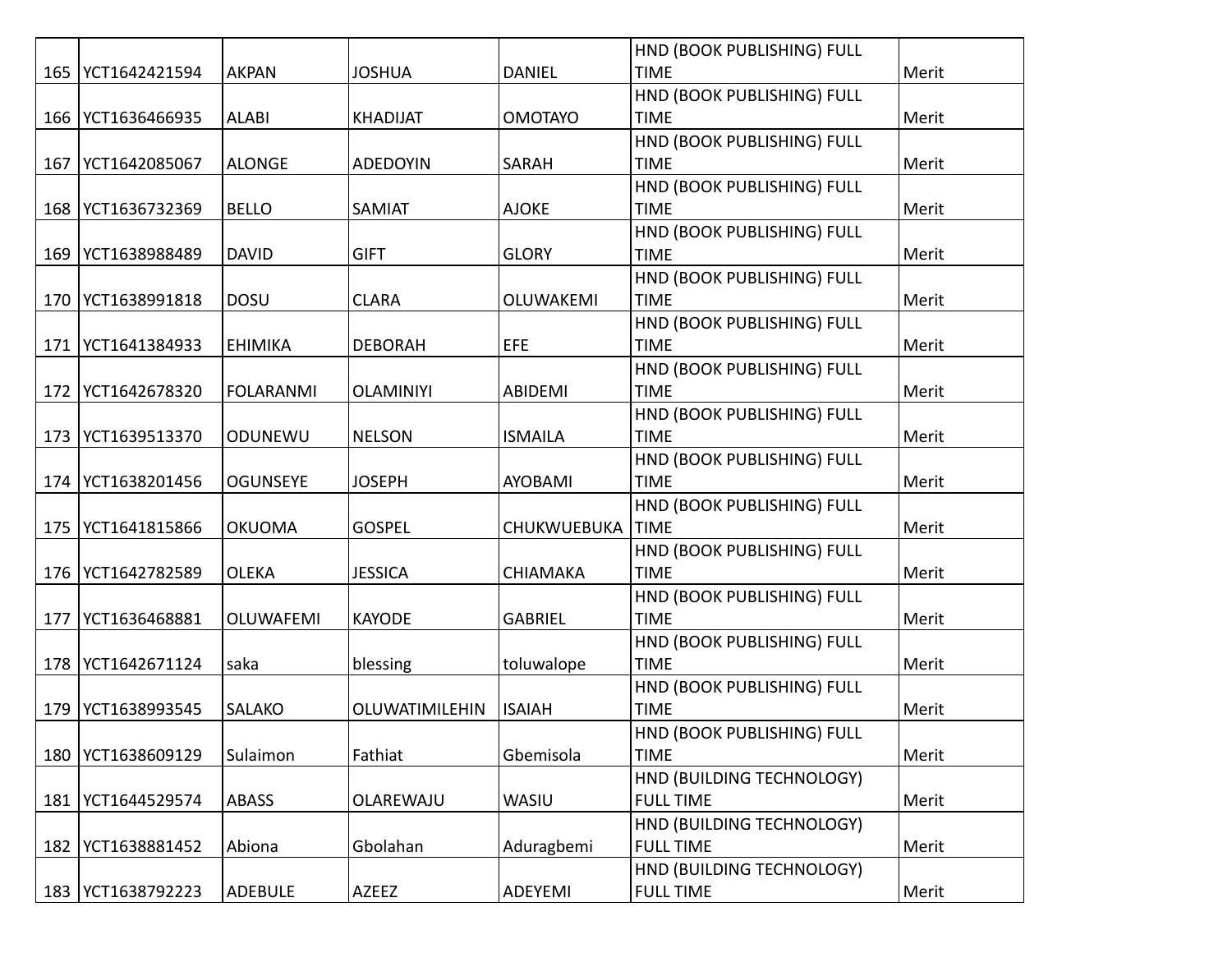| 165 | YCT1642421594 | AKPAN | JOSHUA | DANIEL | HND (BOOK PUBLISHING) FULL TIME | Merit |
|---|---|---|---|---|---|---|
| 166 | YCT1636466935 | ALABI | KHADIJAT | OMOTAYO | HND (BOOK PUBLISHING) FULL TIME | Merit |
| 167 | YCT1642085067 | ALONGE | ADEDOYIN | SARAH | HND (BOOK PUBLISHING) FULL TIME | Merit |
| 168 | YCT1636732369 | BELLO | SAMIAT | AJOKE | HND (BOOK PUBLISHING) FULL TIME | Merit |
| 169 | YCT1638988489 | DAVID | GIFT | GLORY | HND (BOOK PUBLISHING) FULL TIME | Merit |
| 170 | YCT1638991818 | DOSU | CLARA | OLUWAKEMI | HND (BOOK PUBLISHING) FULL TIME | Merit |
| 171 | YCT1641384933 | EHIMIKA | DEBORAH | EFE | HND (BOOK PUBLISHING) FULL TIME | Merit |
| 172 | YCT1642678320 | FOLARANMI | OLAMINIYI | ABIDEMI | HND (BOOK PUBLISHING) FULL TIME | Merit |
| 173 | YCT1639513370 | ODUNEWU | NELSON | ISMAILA | HND (BOOK PUBLISHING) FULL TIME | Merit |
| 174 | YCT1638201456 | OGUNSEYE | JOSEPH | AYOBAMI | HND (BOOK PUBLISHING) FULL TIME | Merit |
| 175 | YCT1641815866 | OKUOMA | GOSPEL | CHUKWUEBUKA | HND (BOOK PUBLISHING) FULL TIME | Merit |
| 176 | YCT1642782589 | OLEKA | JESSICA | CHIAMAKA | HND (BOOK PUBLISHING) FULL TIME | Merit |
| 177 | YCT1636468881 | OLUWAFEMI | KAYODE | GABRIEL | HND (BOOK PUBLISHING) FULL TIME | Merit |
| 178 | YCT1642671124 | saka | blessing | toluwalope | HND (BOOK PUBLISHING) FULL TIME | Merit |
| 179 | YCT1638993545 | SALAKO | OLUWATIMILEHIN | ISAIAH | HND (BOOK PUBLISHING) FULL TIME | Merit |
| 180 | YCT1638609129 | Sulaimon | Fathiat | Gbemisola | HND (BOOK PUBLISHING) FULL TIME | Merit |
| 181 | YCT1644529574 | ABASS | OLAREWAJU | WASIU | HND (BUILDING TECHNOLOGY) FULL TIME | Merit |
| 182 | YCT1638881452 | Abiona | Gbolahan | Aduragbemi | HND (BUILDING TECHNOLOGY) FULL TIME | Merit |
| 183 | YCT1638792223 | ADEBULE | AZEEZ | ADEYEMI | HND (BUILDING TECHNOLOGY) FULL TIME | Merit |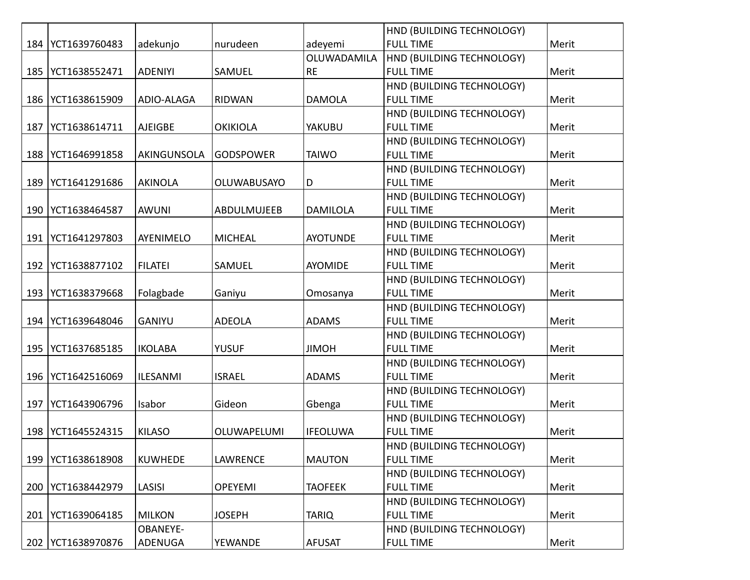| 184 | YCT1639760483 | adekunjo | nurudeen | adeyemi | HND (BUILDING TECHNOLOGY) FULL TIME | Merit |
|---|---|---|---|---|---|---|
| 185 | YCT1638552471 | ADENIYI | SAMUEL | OLUWADAMILARE | HND (BUILDING TECHNOLOGY) FULL TIME | Merit |
| 186 | YCT1638615909 | ADIO-ALAGA | RIDWAN | DAMOLA | HND (BUILDING TECHNOLOGY) FULL TIME | Merit |
| 187 | YCT1638614711 | AJEIGBE | OKIKIOLA | YAKUBU | HND (BUILDING TECHNOLOGY) FULL TIME | Merit |
| 188 | YCT1646991858 | AKINGUNSOLA | GODSPOWER | TAIWO | HND (BUILDING TECHNOLOGY) FULL TIME | Merit |
| 189 | YCT1641291686 | AKINOLA | OLUWABUSAYO | D | HND (BUILDING TECHNOLOGY) FULL TIME | Merit |
| 190 | YCT1638464587 | AWUNI | ABDULMUJEEB | DAMILOLA | HND (BUILDING TECHNOLOGY) FULL TIME | Merit |
| 191 | YCT1641297803 | AYENIMELO | MICHEAL | AYOTUNDE | HND (BUILDING TECHNOLOGY) FULL TIME | Merit |
| 192 | YCT1638877102 | FILATEI | SAMUEL | AYOMIDE | HND (BUILDING TECHNOLOGY) FULL TIME | Merit |
| 193 | YCT1638379668 | Folagbade | Ganiyu | Omosanya | HND (BUILDING TECHNOLOGY) FULL TIME | Merit |
| 194 | YCT1639648046 | GANIYU | ADEOLA | ADAMS | HND (BUILDING TECHNOLOGY) FULL TIME | Merit |
| 195 | YCT1637685185 | IKOLABA | YUSUF | JIMOH | HND (BUILDING TECHNOLOGY) FULL TIME | Merit |
| 196 | YCT1642516069 | ILESANMI | ISRAEL | ADAMS | HND (BUILDING TECHNOLOGY) FULL TIME | Merit |
| 197 | YCT1643906796 | Isabor | Gideon | Gbenga | HND (BUILDING TECHNOLOGY) FULL TIME | Merit |
| 198 | YCT1645524315 | KILASO | OLUWAPELUMI | IFEOLUWA | HND (BUILDING TECHNOLOGY) FULL TIME | Merit |
| 199 | YCT1638618908 | KUWHEDE | LAWRENCE | MAUTON | HND (BUILDING TECHNOLOGY) FULL TIME | Merit |
| 200 | YCT1638442979 | LASISI | OPEYEMI | TAOFEEK | HND (BUILDING TECHNOLOGY) FULL TIME | Merit |
| 201 | YCT1639064185 | MILKON | JOSEPH | TARIQ | HND (BUILDING TECHNOLOGY) FULL TIME | Merit |
| 202 | YCT1638970876 | OBANEYE-ADENUGA | YEWANDE | AFUSAT | HND (BUILDING TECHNOLOGY) FULL TIME | Merit |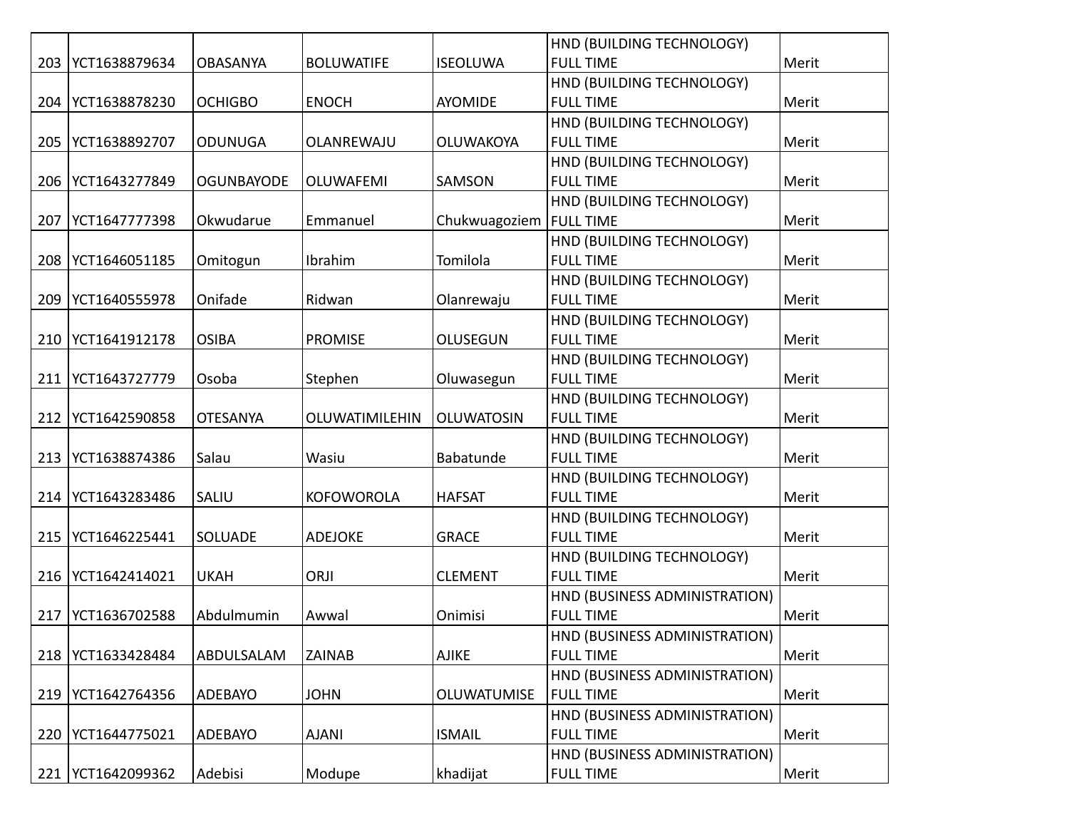| | | | | | | |
|---|---|---|---|---|---|---|
| 203 | YCT1638879634 | OBASANYA | BOLUWATIFE | ISEOLUWA | HND (BUILDING TECHNOLOGY) FULL TIME | Merit |
| 204 | YCT1638878230 | OCHIGBO | ENOCH | AYOMIDE | HND (BUILDING TECHNOLOGY) FULL TIME | Merit |
| 205 | YCT1638892707 | ODUNUGA | OLANREWAJU | OLUWAKOYA | HND (BUILDING TECHNOLOGY) FULL TIME | Merit |
| 206 | YCT1643277849 | OGUNBAYODE | OLUWAFEMI | SAMSON | HND (BUILDING TECHNOLOGY) FULL TIME | Merit |
| 207 | YCT1647777398 | Okwudarue | Emmanuel | Chukwuagoziem | HND (BUILDING TECHNOLOGY) FULL TIME | Merit |
| 208 | YCT1646051185 | Omitogun | Ibrahim | Tomilola | HND (BUILDING TECHNOLOGY) FULL TIME | Merit |
| 209 | YCT1640555978 | Onifade | Ridwan | Olanrewaju | HND (BUILDING TECHNOLOGY) FULL TIME | Merit |
| 210 | YCT1641912178 | OSIBA | PROMISE | OLUSEGUN | HND (BUILDING TECHNOLOGY) FULL TIME | Merit |
| 211 | YCT1643727779 | Osoba | Stephen | Oluwasegun | HND (BUILDING TECHNOLOGY) FULL TIME | Merit |
| 212 | YCT1642590858 | OTESANYA | OLUWATIMILEHIN | OLUWATOSIN | HND (BUILDING TECHNOLOGY) FULL TIME | Merit |
| 213 | YCT1638874386 | Salau | Wasiu | Babatunde | HND (BUILDING TECHNOLOGY) FULL TIME | Merit |
| 214 | YCT1643283486 | SALIU | KOFOWOROLA | HAFSAT | HND (BUILDING TECHNOLOGY) FULL TIME | Merit |
| 215 | YCT1646225441 | SOLUADE | ADEJOKE | GRACE | HND (BUILDING TECHNOLOGY) FULL TIME | Merit |
| 216 | YCT1642414021 | UKAH | ORJI | CLEMENT | HND (BUILDING TECHNOLOGY) FULL TIME | Merit |
| 217 | YCT1636702588 | Abdulmumin | Awwal | Onimisi | HND (BUSINESS ADMINISTRATION) FULL TIME | Merit |
| 218 | YCT1633428484 | ABDULSALAM | ZAINAB | AJIKE | HND (BUSINESS ADMINISTRATION) FULL TIME | Merit |
| 219 | YCT1642764356 | ADEBAYO | JOHN | OLUWATUMISE | HND (BUSINESS ADMINISTRATION) FULL TIME | Merit |
| 220 | YCT1644775021 | ADEBAYO | AJANI | ISMAIL | HND (BUSINESS ADMINISTRATION) FULL TIME | Merit |
| 221 | YCT1642099362 | Adebisi | Modupe | khadijat | HND (BUSINESS ADMINISTRATION) FULL TIME | Merit |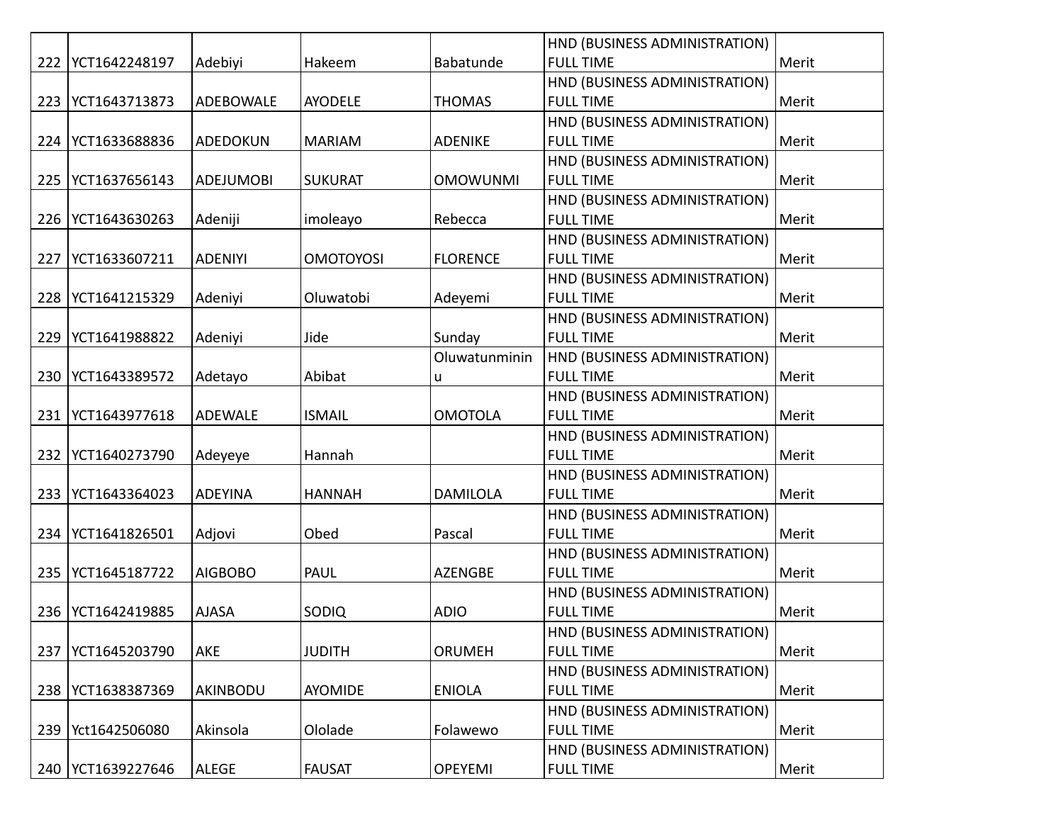| | | | | | | |
|---|---|---|---|---|---|---|
| 222 | YCT1642248197 | Adebiyi | Hakeem | Babatunde | HND (BUSINESS ADMINISTRATION) FULL TIME | Merit |
| 223 | YCT1643713873 | ADEBOWALE | AYODELE | THOMAS | HND (BUSINESS ADMINISTRATION) FULL TIME | Merit |
| 224 | YCT1633688836 | ADEDOKUN | MARIAM | ADENIKE | HND (BUSINESS ADMINISTRATION) FULL TIME | Merit |
| 225 | YCT1637656143 | ADEJUMOBI | SUKURAT | OMOWUNMI | HND (BUSINESS ADMINISTRATION) FULL TIME | Merit |
| 226 | YCT1643630263 | Adeniji | imoleayo | Rebecca | HND (BUSINESS ADMINISTRATION) FULL TIME | Merit |
| 227 | YCT1633607211 | ADENIYI | OMOTOYOSI | FLORENCE | HND (BUSINESS ADMINISTRATION) FULL TIME | Merit |
| 228 | YCT1641215329 | Adeniyi | Oluwatobi | Adeyemi | HND (BUSINESS ADMINISTRATION) FULL TIME | Merit |
| 229 | YCT1641988822 | Adeniyi | Jide | Sunday | HND (BUSINESS ADMINISTRATION) FULL TIME | Merit |
| 230 | YCT1643389572 | Adetayo | Abibat | Oluwatunminin u | HND (BUSINESS ADMINISTRATION) FULL TIME | Merit |
| 231 | YCT1643977618 | ADEWALE | ISMAIL | OMOTOLA | HND (BUSINESS ADMINISTRATION) FULL TIME | Merit |
| 232 | YCT1640273790 | Adeyeye | Hannah | | HND (BUSINESS ADMINISTRATION) FULL TIME | Merit |
| 233 | YCT1643364023 | ADEYINA | HANNAH | DAMILOLA | HND (BUSINESS ADMINISTRATION) FULL TIME | Merit |
| 234 | YCT1641826501 | Adjovi | Obed | Pascal | HND (BUSINESS ADMINISTRATION) FULL TIME | Merit |
| 235 | YCT1645187722 | AIGBOBO | PAUL | AZENGBE | HND (BUSINESS ADMINISTRATION) FULL TIME | Merit |
| 236 | YCT1642419885 | AJASA | SODIQ | ADIO | HND (BUSINESS ADMINISTRATION) FULL TIME | Merit |
| 237 | YCT1645203790 | AKE | JUDITH | ORUMEH | HND (BUSINESS ADMINISTRATION) FULL TIME | Merit |
| 238 | YCT1638387369 | AKINBODU | AYOMIDE | ENIOLA | HND (BUSINESS ADMINISTRATION) FULL TIME | Merit |
| 239 | Yct1642506080 | Akinsola | Ololade | Folawewo | HND (BUSINESS ADMINISTRATION) FULL TIME | Merit |
| 240 | YCT1639227646 | ALEGE | FAUSAT | OPEYEMI | HND (BUSINESS ADMINISTRATION) FULL TIME | Merit |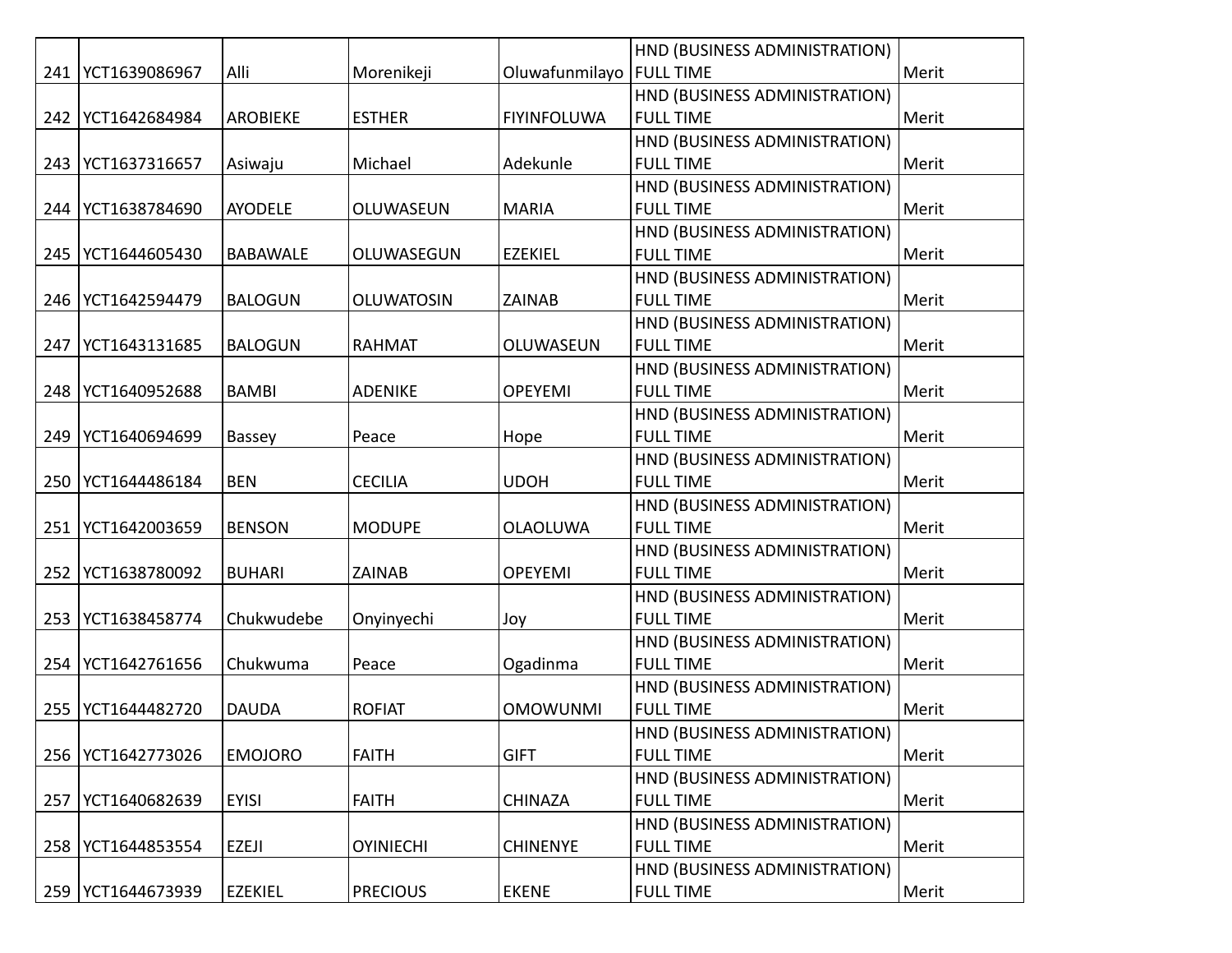| | | | | | | |
|---|---|---|---|---|---|---|
| 241 | YCT1639086967 | Alli | Morenikeji | Oluwafunmilayo | HND (BUSINESS ADMINISTRATION) FULL TIME | Merit |
| 242 | YCT1642684984 | AROBIEKE | ESTHER | FIYINFOLUWA | HND (BUSINESS ADMINISTRATION) FULL TIME | Merit |
| 243 | YCT1637316657 | Asiwaju | Michael | Adekunle | HND (BUSINESS ADMINISTRATION) FULL TIME | Merit |
| 244 | YCT1638784690 | AYODELE | OLUWASEUN | MARIA | HND (BUSINESS ADMINISTRATION) FULL TIME | Merit |
| 245 | YCT1644605430 | BABAWALE | OLUWASEGUN | EZEKIEL | HND (BUSINESS ADMINISTRATION) FULL TIME | Merit |
| 246 | YCT1642594479 | BALOGUN | OLUWATOSIN | ZAINAB | HND (BUSINESS ADMINISTRATION) FULL TIME | Merit |
| 247 | YCT1643131685 | BALOGUN | RAHMAT | OLUWASEUN | HND (BUSINESS ADMINISTRATION) FULL TIME | Merit |
| 248 | YCT1640952688 | BAMBI | ADENIKE | OPEYEMI | HND (BUSINESS ADMINISTRATION) FULL TIME | Merit |
| 249 | YCT1640694699 | Bassey | Peace | Hope | HND (BUSINESS ADMINISTRATION) FULL TIME | Merit |
| 250 | YCT1644486184 | BEN | CECILIA | UDOH | HND (BUSINESS ADMINISTRATION) FULL TIME | Merit |
| 251 | YCT1642003659 | BENSON | MODUPE | OLAOLUWA | HND (BUSINESS ADMINISTRATION) FULL TIME | Merit |
| 252 | YCT1638780092 | BUHARI | ZAINAB | OPEYEMI | HND (BUSINESS ADMINISTRATION) FULL TIME | Merit |
| 253 | YCT1638458774 | Chukwudebe | Onyinyechi | Joy | HND (BUSINESS ADMINISTRATION) FULL TIME | Merit |
| 254 | YCT1642761656 | Chukwuma | Peace | Ogadinma | HND (BUSINESS ADMINISTRATION) FULL TIME | Merit |
| 255 | YCT1644482720 | DAUDA | ROFIAT | OMOWUNMI | HND (BUSINESS ADMINISTRATION) FULL TIME | Merit |
| 256 | YCT1642773026 | EMOJORO | FAITH | GIFT | HND (BUSINESS ADMINISTRATION) FULL TIME | Merit |
| 257 | YCT1640682639 | EYISI | FAITH | CHINAZA | HND (BUSINESS ADMINISTRATION) FULL TIME | Merit |
| 258 | YCT1644853554 | EZEJI | OYINIECHI | CHINENYE | HND (BUSINESS ADMINISTRATION) FULL TIME | Merit |
| 259 | YCT1644673939 | EZEKIEL | PRECIOUS | EKENE | HND (BUSINESS ADMINISTRATION) FULL TIME | Merit |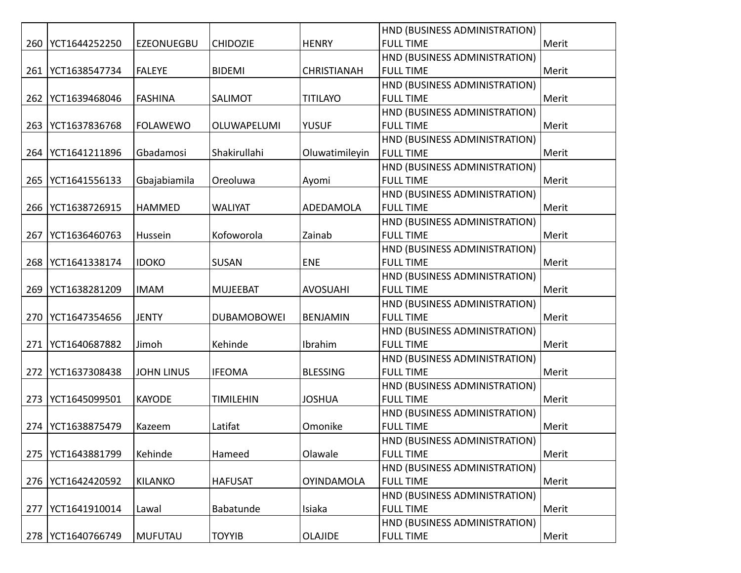| 260 | YCT1644252250 | EZEONUEGBU | CHIDOZIE | HENRY | HND (BUSINESS ADMINISTRATION) FULL TIME | Merit |
|---|---|---|---|---|---|---|
| 261 | YCT1638547734 | FALEYE | BIDEMI | CHRISTIANAH | HND (BUSINESS ADMINISTRATION) FULL TIME | Merit |
| 262 | YCT1639468046 | FASHINA | SALIMOT | TITILAYO | HND (BUSINESS ADMINISTRATION) FULL TIME | Merit |
| 263 | YCT1637836768 | FOLAWEWO | OLUWAPELUMI | YUSUF | HND (BUSINESS ADMINISTRATION) FULL TIME | Merit |
| 264 | YCT1641211896 | Gbadamosi | Shakirullahi | Oluwatimileyin | HND (BUSINESS ADMINISTRATION) FULL TIME | Merit |
| 265 | YCT1641556133 | Gbajabiamila | Oreoluwa | Ayomi | HND (BUSINESS ADMINISTRATION) FULL TIME | Merit |
| 266 | YCT1638726915 | HAMMED | WALIYAT | ADEDAMOLA | HND (BUSINESS ADMINISTRATION) FULL TIME | Merit |
| 267 | YCT1636460763 | Hussein | Kofoworola | Zainab | HND (BUSINESS ADMINISTRATION) FULL TIME | Merit |
| 268 | YCT1641338174 | IDOKO | SUSAN | ENE | HND (BUSINESS ADMINISTRATION) FULL TIME | Merit |
| 269 | YCT1638281209 | IMAM | MUJEEBAT | AVOSUAHI | HND (BUSINESS ADMINISTRATION) FULL TIME | Merit |
| 270 | YCT1647354656 | JENTY | DUBAMOBOWEI | BENJAMIN | HND (BUSINESS ADMINISTRATION) FULL TIME | Merit |
| 271 | YCT1640687882 | Jimoh | Kehinde | Ibrahim | HND (BUSINESS ADMINISTRATION) FULL TIME | Merit |
| 272 | YCT1637308438 | JOHN LINUS | IFEOMA | BLESSING | HND (BUSINESS ADMINISTRATION) FULL TIME | Merit |
| 273 | YCT1645099501 | KAYODE | TIMILEHIN | JOSHUA | HND (BUSINESS ADMINISTRATION) FULL TIME | Merit |
| 274 | YCT1638875479 | Kazeem | Latifat | Omonike | HND (BUSINESS ADMINISTRATION) FULL TIME | Merit |
| 275 | YCT1643881799 | Kehinde | Hameed | Olawale | HND (BUSINESS ADMINISTRATION) FULL TIME | Merit |
| 276 | YCT1642420592 | KILANKO | HAFUSAT | OYINDAMOLA | HND (BUSINESS ADMINISTRATION) FULL TIME | Merit |
| 277 | YCT1641910014 | Lawal | Babatunde | Isiaka | HND (BUSINESS ADMINISTRATION) FULL TIME | Merit |
| 278 | YCT1640766749 | MUFUTAU | TOYYIB | OLAJIDE | HND (BUSINESS ADMINISTRATION) FULL TIME | Merit |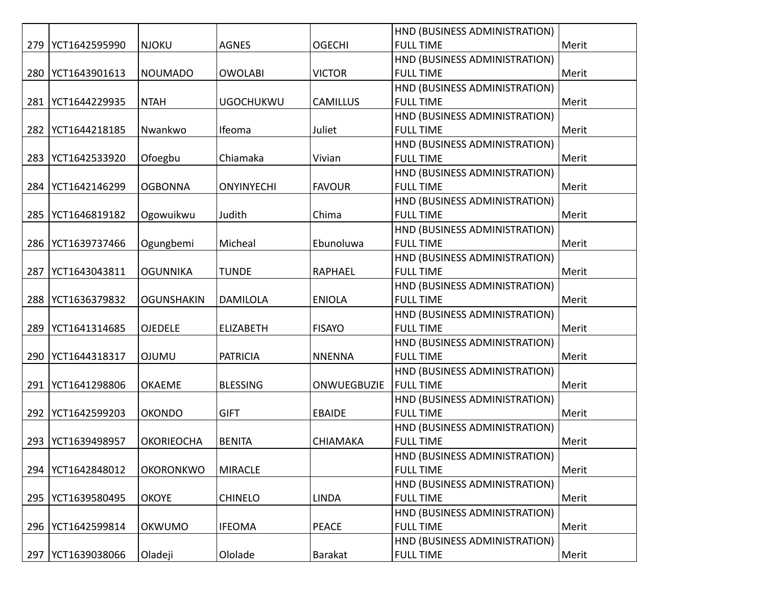| 279 | YCT1642595990 | NJOKU | AGNES | OGECHI | HND (BUSINESS ADMINISTRATION) FULL TIME | Merit |
|---|---|---|---|---|---|---|
| 280 | YCT1643901613 | NOUMADO | OWOLABI | VICTOR | HND (BUSINESS ADMINISTRATION) FULL TIME | Merit |
| 281 | YCT1644229935 | NTAH | UGOCHUKWU | CAMILLUS | HND (BUSINESS ADMINISTRATION) FULL TIME | Merit |
| 282 | YCT1644218185 | Nwankwo | Ifeoma | Juliet | HND (BUSINESS ADMINISTRATION) FULL TIME | Merit |
| 283 | YCT1642533920 | Ofoegbu | Chiamaka | Vivian | HND (BUSINESS ADMINISTRATION) FULL TIME | Merit |
| 284 | YCT1642146299 | OGBONNA | ONYINYECHI | FAVOUR | HND (BUSINESS ADMINISTRATION) FULL TIME | Merit |
| 285 | YCT1646819182 | Ogowuikwu | Judith | Chima | HND (BUSINESS ADMINISTRATION) FULL TIME | Merit |
| 286 | YCT1639737466 | Ogungbemi | Micheal | Ebunoluwa | HND (BUSINESS ADMINISTRATION) FULL TIME | Merit |
| 287 | YCT1643043811 | OGUNNIKA | TUNDE | RAPHAEL | HND (BUSINESS ADMINISTRATION) FULL TIME | Merit |
| 288 | YCT1636379832 | OGUNSHAKIN | DAMILOLA | ENIOLA | HND (BUSINESS ADMINISTRATION) FULL TIME | Merit |
| 289 | YCT1641314685 | OJEDELE | ELIZABETH | FISAYO | HND (BUSINESS ADMINISTRATION) FULL TIME | Merit |
| 290 | YCT1644318317 | OJUMU | PATRICIA | NNENNA | HND (BUSINESS ADMINISTRATION) FULL TIME | Merit |
| 291 | YCT1641298806 | OKAEME | BLESSING | ONWUEGBUZIE | HND (BUSINESS ADMINISTRATION) FULL TIME | Merit |
| 292 | YCT1642599203 | OKONDO | GIFT | EBAIDE | HND (BUSINESS ADMINISTRATION) FULL TIME | Merit |
| 293 | YCT1639498957 | OKORIEOCHA | BENITA | CHIAMAKA | HND (BUSINESS ADMINISTRATION) FULL TIME | Merit |
| 294 | YCT1642848012 | OKORONKWO | MIRACLE | | HND (BUSINESS ADMINISTRATION) FULL TIME | Merit |
| 295 | YCT1639580495 | OKOYE | CHINELO | LINDA | HND (BUSINESS ADMINISTRATION) FULL TIME | Merit |
| 296 | YCT1642599814 | OKWUMO | IFEOMA | PEACE | HND (BUSINESS ADMINISTRATION) FULL TIME | Merit |
| 297 | YCT1639038066 | Oladeji | Ololade | Barakat | HND (BUSINESS ADMINISTRATION) FULL TIME | Merit |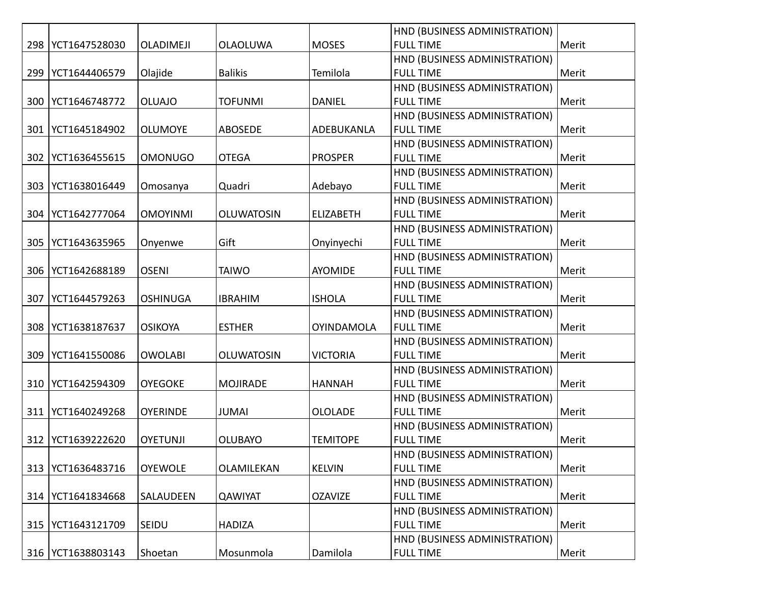| 298 | YCT1647528030 | OLADIMEJI | OLAOLUWA | MOSES | HND (BUSINESS ADMINISTRATION) FULL TIME | Merit |
|---|---|---|---|---|---|---|
| 299 | YCT1644406579 | Olajide | Balikis | Temilola | HND (BUSINESS ADMINISTRATION) FULL TIME | Merit |
| 300 | YCT1646748772 | OLUAJO | TOFUNMI | DANIEL | HND (BUSINESS ADMINISTRATION) FULL TIME | Merit |
| 301 | YCT1645184902 | OLUMOYE | ABOSEDE | ADEBUKANLA | HND (BUSINESS ADMINISTRATION) FULL TIME | Merit |
| 302 | YCT1636455615 | OMONUGO | OTEGA | PROSPER | HND (BUSINESS ADMINISTRATION) FULL TIME | Merit |
| 303 | YCT1638016449 | Omosanya | Quadri | Adebayo | HND (BUSINESS ADMINISTRATION) FULL TIME | Merit |
| 304 | YCT1642777064 | OMOYINMI | OLUWATOSIN | ELIZABETH | HND (BUSINESS ADMINISTRATION) FULL TIME | Merit |
| 305 | YCT1643635965 | Onyenwe | Gift | Onyinyechi | HND (BUSINESS ADMINISTRATION) FULL TIME | Merit |
| 306 | YCT1642688189 | OSENI | TAIWO | AYOMIDE | HND (BUSINESS ADMINISTRATION) FULL TIME | Merit |
| 307 | YCT1644579263 | OSHINUGA | IBRAHIM | ISHOLA | HND (BUSINESS ADMINISTRATION) FULL TIME | Merit |
| 308 | YCT1638187637 | OSIKOYA | ESTHER | OYINDAMOLA | HND (BUSINESS ADMINISTRATION) FULL TIME | Merit |
| 309 | YCT1641550086 | OWOLABI | OLUWATOSIN | VICTORIA | HND (BUSINESS ADMINISTRATION) FULL TIME | Merit |
| 310 | YCT1642594309 | OYEGOKE | MOJIRADE | HANNAH | HND (BUSINESS ADMINISTRATION) FULL TIME | Merit |
| 311 | YCT1640249268 | OYERINDE | JUMAI | OLOLADE | HND (BUSINESS ADMINISTRATION) FULL TIME | Merit |
| 312 | YCT1639222620 | OYETUNJI | OLUBAYO | TEMITOPE | HND (BUSINESS ADMINISTRATION) FULL TIME | Merit |
| 313 | YCT1636483716 | OYEWOLE | OLAMILEKAN | KELVIN | HND (BUSINESS ADMINISTRATION) FULL TIME | Merit |
| 314 | YCT1641834668 | SALAUDEEN | QAWIYAT | OZAVIZE | HND (BUSINESS ADMINISTRATION) FULL TIME | Merit |
| 315 | YCT1643121709 | SEIDU | HADIZA | | HND (BUSINESS ADMINISTRATION) FULL TIME | Merit |
| 316 | YCT1638803143 | Shoetan | Mosunmola | Damilola | HND (BUSINESS ADMINISTRATION) FULL TIME | Merit |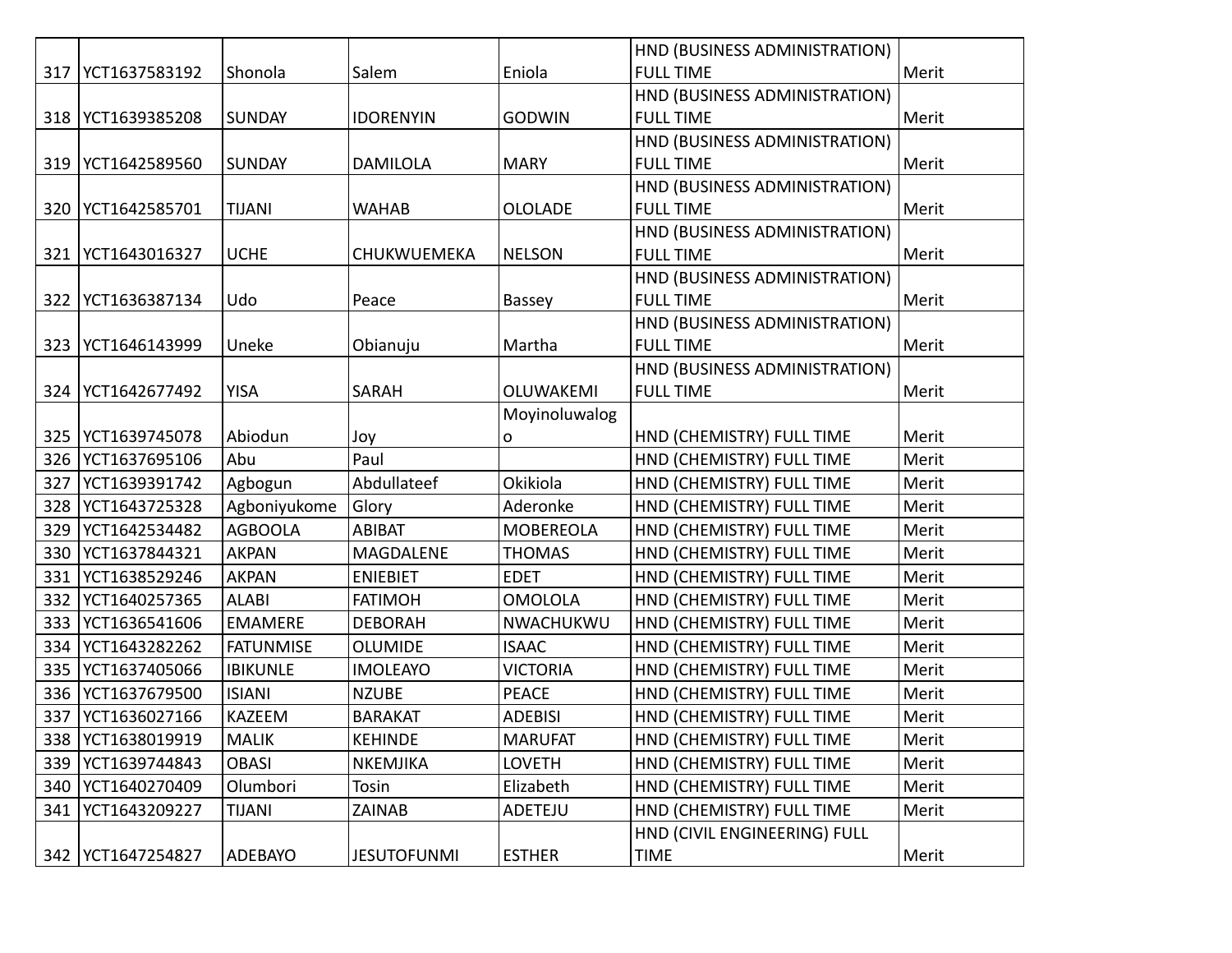| | | | | | | |
|---|---|---|---|---|---|---|
| 317 | YCT1637583192 | Shonola | Salem | Eniola | HND (BUSINESS ADMINISTRATION) FULL TIME | Merit |
| 318 | YCT1639385208 | SUNDAY | IDORENYIN | GODWIN | HND (BUSINESS ADMINISTRATION) FULL TIME | Merit |
| 319 | YCT1642589560 | SUNDAY | DAMILOLA | MARY | HND (BUSINESS ADMINISTRATION) FULL TIME | Merit |
| 320 | YCT1642585701 | TIJANI | WAHAB | OLOLADE | HND (BUSINESS ADMINISTRATION) FULL TIME | Merit |
| 321 | YCT1643016327 | UCHE | CHUKWUEMEKA | NELSON | HND (BUSINESS ADMINISTRATION) FULL TIME | Merit |
| 322 | YCT1636387134 | Udo | Peace | Bassey | HND (BUSINESS ADMINISTRATION) FULL TIME | Merit |
| 323 | YCT1646143999 | Uneke | Obianuju | Martha | HND (BUSINESS ADMINISTRATION) FULL TIME | Merit |
| 324 | YCT1642677492 | YISA | SARAH | OLUWAKEMI | HND (BUSINESS ADMINISTRATION) FULL TIME | Merit |
| 325 | YCT1639745078 | Abiodun | Joy | Moyinoluwalogo | HND (CHEMISTRY) FULL TIME | Merit |
| 326 | YCT1637695106 | Abu | Paul | | HND (CHEMISTRY) FULL TIME | Merit |
| 327 | YCT1639391742 | Agbogun | Abdullateef | Okikiola | HND (CHEMISTRY) FULL TIME | Merit |
| 328 | YCT1643725328 | Agboniyukome | Glory | Aderonke | HND (CHEMISTRY) FULL TIME | Merit |
| 329 | YCT1642534482 | AGBOOLA | ABIBAT | MOBEREOLA | HND (CHEMISTRY) FULL TIME | Merit |
| 330 | YCT1637844321 | AKPAN | MAGDALENE | THOMAS | HND (CHEMISTRY) FULL TIME | Merit |
| 331 | YCT1638529246 | AKPAN | ENIEBIET | EDET | HND (CHEMISTRY) FULL TIME | Merit |
| 332 | YCT1640257365 | ALABI | FATIMOH | OMOLOLA | HND (CHEMISTRY) FULL TIME | Merit |
| 333 | YCT1636541606 | EMAMERE | DEBORAH | NWACHUKWU | HND (CHEMISTRY) FULL TIME | Merit |
| 334 | YCT1643282262 | FATUNMISE | OLUMIDE | ISAAC | HND (CHEMISTRY) FULL TIME | Merit |
| 335 | YCT1637405066 | IBIKUNLE | IMOLEAYO | VICTORIA | HND (CHEMISTRY) FULL TIME | Merit |
| 336 | YCT1637679500 | ISIANI | NZUBE | PEACE | HND (CHEMISTRY) FULL TIME | Merit |
| 337 | YCT1636027166 | KAZEEM | BARAKAT | ADEBISI | HND (CHEMISTRY) FULL TIME | Merit |
| 338 | YCT1638019919 | MALIK | KEHINDE | MARUFAT | HND (CHEMISTRY) FULL TIME | Merit |
| 339 | YCT1639744843 | OBASI | NKEMJIKA | LOVETH | HND (CHEMISTRY) FULL TIME | Merit |
| 340 | YCT1640270409 | Olumbori | Tosin | Elizabeth | HND (CHEMISTRY) FULL TIME | Merit |
| 341 | YCT1643209227 | TIJANI | ZAINAB | ADETEJU | HND (CHEMISTRY) FULL TIME | Merit |
| 342 | YCT1647254827 | ADEBAYO | JESUTOFUNMI | ESTHER | HND (CIVIL ENGINEERING) FULL TIME | Merit |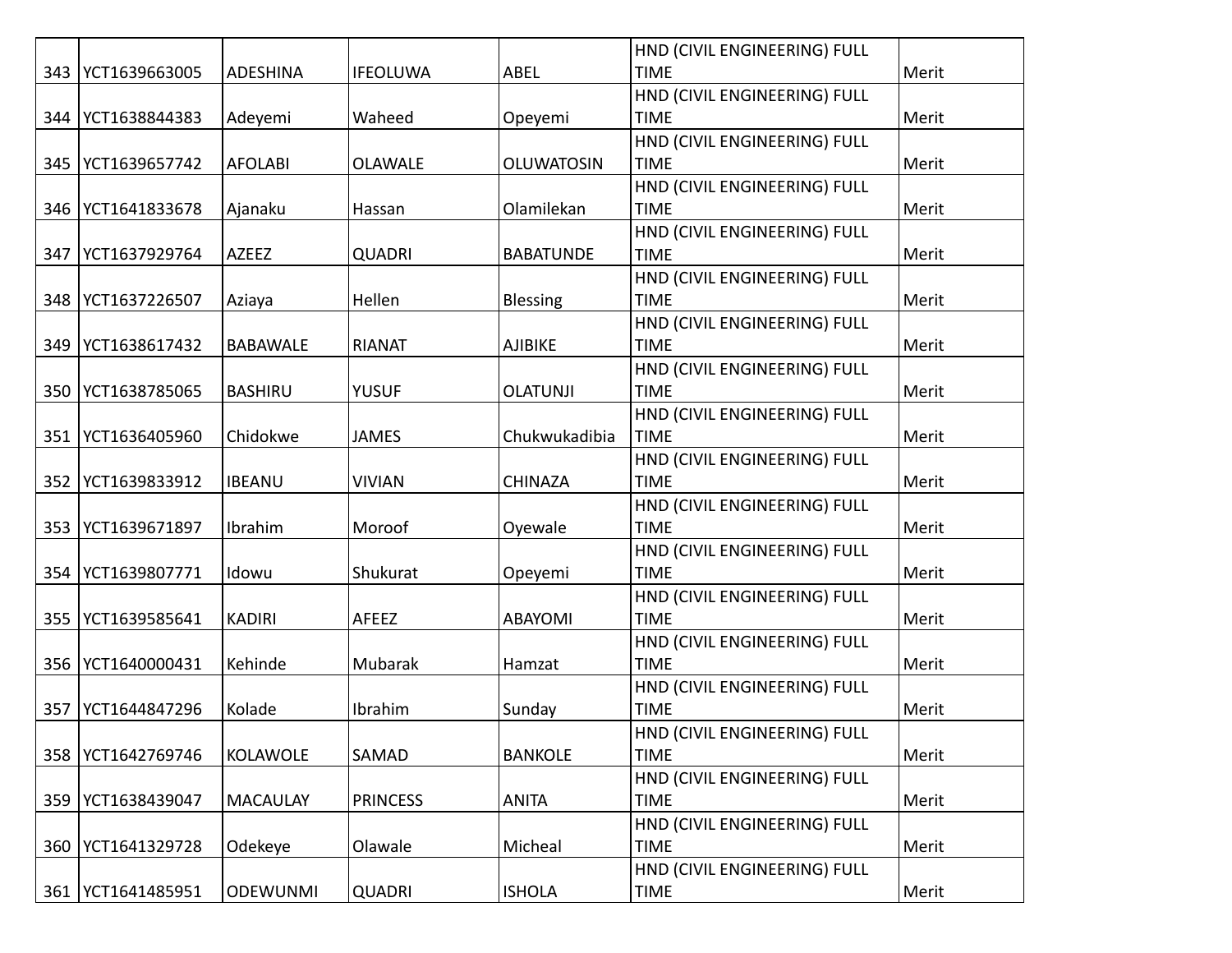| 343 | YCT1639663005 | ADESHINA | IFEOLUWA | ABEL | HND (CIVIL ENGINEERING) FULL TIME | Merit |
|---|---|---|---|---|---|---|
| 344 | YCT1638844383 | Adeyemi | Waheed | Opeyemi | HND (CIVIL ENGINEERING) FULL TIME | Merit |
| 345 | YCT1639657742 | AFOLABI | OLAWALE | OLUWATOSIN | HND (CIVIL ENGINEERING) FULL TIME | Merit |
| 346 | YCT1641833678 | Ajanaku | Hassan | Olamilekan | HND (CIVIL ENGINEERING) FULL TIME | Merit |
| 347 | YCT1637929764 | AZEEZ | QUADRI | BABATUNDE | HND (CIVIL ENGINEERING) FULL TIME | Merit |
| 348 | YCT1637226507 | Aziaya | Hellen | Blessing | HND (CIVIL ENGINEERING) FULL TIME | Merit |
| 349 | YCT1638617432 | BABAWALE | RIANAT | AJIBIKE | HND (CIVIL ENGINEERING) FULL TIME | Merit |
| 350 | YCT1638785065 | BASHIRU | YUSUF | OLATUNJI | HND (CIVIL ENGINEERING) FULL TIME | Merit |
| 351 | YCT1636405960 | Chidokwe | JAMES | Chukwukadibia | HND (CIVIL ENGINEERING) FULL TIME | Merit |
| 352 | YCT1639833912 | IBEANU | VIVIAN | CHINAZA | HND (CIVIL ENGINEERING) FULL TIME | Merit |
| 353 | YCT1639671897 | Ibrahim | Moroof | Oyewale | HND (CIVIL ENGINEERING) FULL TIME | Merit |
| 354 | YCT1639807771 | Idowu | Shukurat | Opeyemi | HND (CIVIL ENGINEERING) FULL TIME | Merit |
| 355 | YCT1639585641 | KADIRI | AFEEZ | ABAYOMI | HND (CIVIL ENGINEERING) FULL TIME | Merit |
| 356 | YCT1640000431 | Kehinde | Mubarak | Hamzat | HND (CIVIL ENGINEERING) FULL TIME | Merit |
| 357 | YCT1644847296 | Kolade | Ibrahim | Sunday | HND (CIVIL ENGINEERING) FULL TIME | Merit |
| 358 | YCT1642769746 | KOLAWOLE | SAMAD | BANKOLE | HND (CIVIL ENGINEERING) FULL TIME | Merit |
| 359 | YCT1638439047 | MACAULAY | PRINCESS | ANITA | HND (CIVIL ENGINEERING) FULL TIME | Merit |
| 360 | YCT1641329728 | Odekeye | Olawale | Micheal | HND (CIVIL ENGINEERING) FULL TIME | Merit |
| 361 | YCT1641485951 | ODEWUNMI | QUADRI | ISHOLA | HND (CIVIL ENGINEERING) FULL TIME | Merit |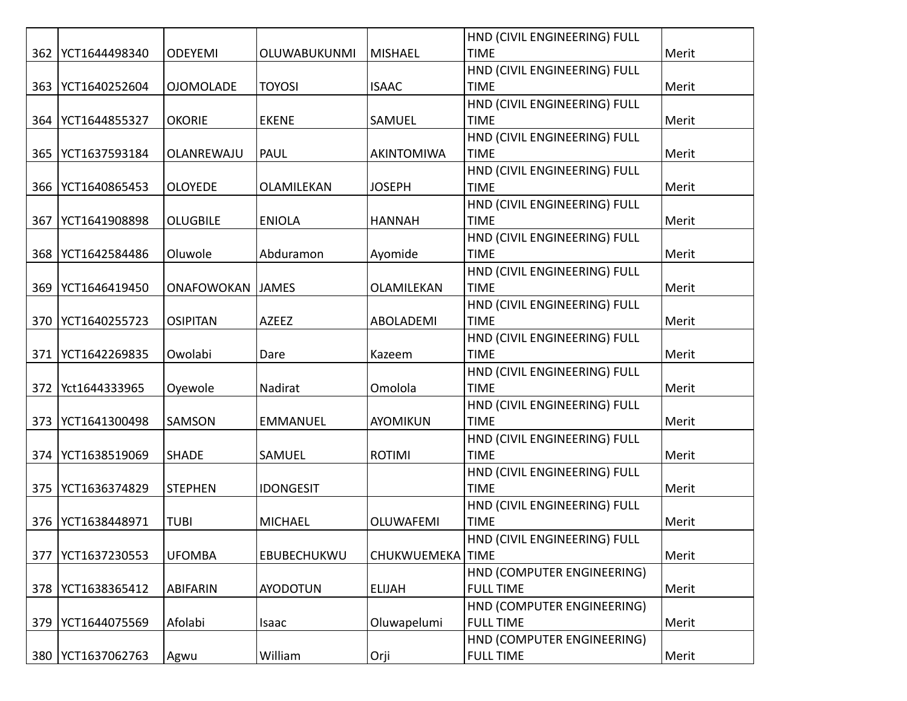| 362 | YCT1644498340 | ODEYEMI | OLUWABUKUNMI | MISHAEL | HND (CIVIL ENGINEERING) FULL TIME | Merit |
|---|---|---|---|---|---|---|
| 363 | YCT1640252604 | OJOMOLADE | TOYOSI | ISAAC | HND (CIVIL ENGINEERING) FULL TIME | Merit |
| 364 | YCT1644855327 | OKORIE | EKENE | SAMUEL | HND (CIVIL ENGINEERING) FULL TIME | Merit |
| 365 | YCT1637593184 | OLANREWAJU | PAUL | AKINTOMIWA | HND (CIVIL ENGINEERING) FULL TIME | Merit |
| 366 | YCT1640865453 | OLOYEDE | OLAMILEKAN | JOSEPH | HND (CIVIL ENGINEERING) FULL TIME | Merit |
| 367 | YCT1641908898 | OLUGBILE | ENIOLA | HANNAH | HND (CIVIL ENGINEERING) FULL TIME | Merit |
| 368 | YCT1642584486 | Oluwole | Abduramon | Ayomide | HND (CIVIL ENGINEERING) FULL TIME | Merit |
| 369 | YCT1646419450 | ONAFOWOKAN | JAMES | OLAMILEKAN | HND (CIVIL ENGINEERING) FULL TIME | Merit |
| 370 | YCT1640255723 | OSIPITAN | AZEEZ | ABOLADEMI | HND (CIVIL ENGINEERING) FULL TIME | Merit |
| 371 | YCT1642269835 | Owolabi | Dare | Kazeem | HND (CIVIL ENGINEERING) FULL TIME | Merit |
| 372 | Yct1644333965 | Oyewole | Nadirat | Omolola | HND (CIVIL ENGINEERING) FULL TIME | Merit |
| 373 | YCT1641300498 | SAMSON | EMMANUEL | AYOMIKUN | HND (CIVIL ENGINEERING) FULL TIME | Merit |
| 374 | YCT1638519069 | SHADE | SAMUEL | ROTIMI | HND (CIVIL ENGINEERING) FULL TIME | Merit |
| 375 | YCT1636374829 | STEPHEN | IDONGESIT | | HND (CIVIL ENGINEERING) FULL TIME | Merit |
| 376 | YCT1638448971 | TUBI | MICHAEL | OLUWAFEMI | HND (CIVIL ENGINEERING) FULL TIME | Merit |
| 377 | YCT1637230553 | UFOMBA | EBUBECHUKWU | CHUKWUEMEKA | HND (CIVIL ENGINEERING) FULL TIME | Merit |
| 378 | YCT1638365412 | ABIFARIN | AYODOTUN | ELIJAH | HND (COMPUTER ENGINEERING) FULL TIME | Merit |
| 379 | YCT1644075569 | Afolabi | Isaac | Oluwapelumi | HND (COMPUTER ENGINEERING) FULL TIME | Merit |
| 380 | YCT1637062763 | Agwu | William | Orji | HND (COMPUTER ENGINEERING) FULL TIME | Merit |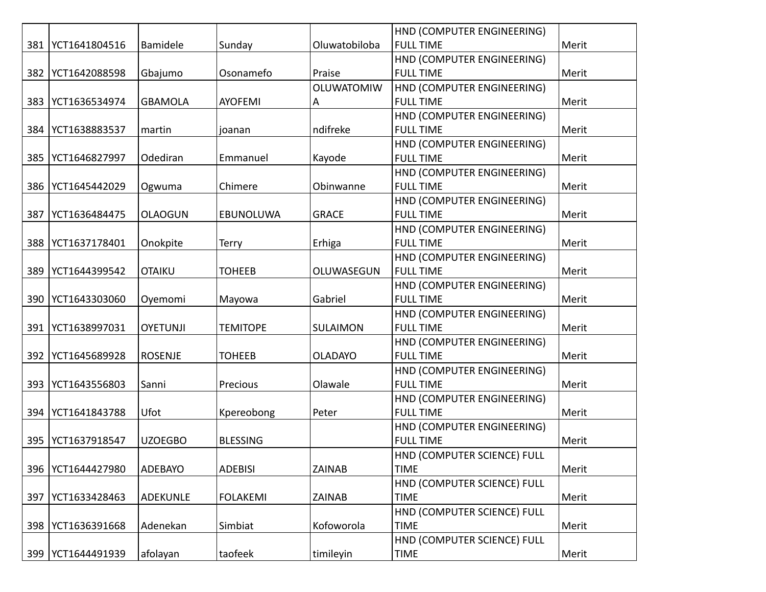| | | | | | | |
|---|---|---|---|---|---|---|
| 381 | YCT1641804516 | Bamidele | Sunday | Oluwatobiloba | HND (COMPUTER ENGINEERING) FULL TIME | Merit |
| 382 | YCT1642088598 | Gbajumo | Osonamefo | Praise | HND (COMPUTER ENGINEERING) FULL TIME | Merit |
| 383 | YCT1636534974 | GBAMOLA | AYOFEMI | OLUWATOMIWA | HND (COMPUTER ENGINEERING) FULL TIME | Merit |
| 384 | YCT1638883537 | martin | joanan | ndifreke | HND (COMPUTER ENGINEERING) FULL TIME | Merit |
| 385 | YCT1646827997 | Odediran | Emmanuel | Kayode | HND (COMPUTER ENGINEERING) FULL TIME | Merit |
| 386 | YCT1645442029 | Ogwuma | Chimere | Obinwanne | HND (COMPUTER ENGINEERING) FULL TIME | Merit |
| 387 | YCT1636484475 | OLAOGUN | EBUNOLUWA | GRACE | HND (COMPUTER ENGINEERING) FULL TIME | Merit |
| 388 | YCT1637178401 | Onokpite | Terry | Erhiga | HND (COMPUTER ENGINEERING) FULL TIME | Merit |
| 389 | YCT1644399542 | OTAIKU | TOHEEB | OLUWASEGUN | HND (COMPUTER ENGINEERING) FULL TIME | Merit |
| 390 | YCT1643303060 | Oyemomi | Mayowa | Gabriel | HND (COMPUTER ENGINEERING) FULL TIME | Merit |
| 391 | YCT1638997031 | OYETUNJI | TEMITOPE | SULAIMON | HND (COMPUTER ENGINEERING) FULL TIME | Merit |
| 392 | YCT1645689928 | ROSENJE | TOHEEB | OLADAYO | HND (COMPUTER ENGINEERING) FULL TIME | Merit |
| 393 | YCT1643556803 | Sanni | Precious | Olawale | HND (COMPUTER ENGINEERING) FULL TIME | Merit |
| 394 | YCT1641843788 | Ufot | Kpereobong | Peter | HND (COMPUTER ENGINEERING) FULL TIME | Merit |
| 395 | YCT1637918547 | UZOEGBO | BLESSING | | HND (COMPUTER ENGINEERING) FULL TIME | Merit |
| 396 | YCT1644427980 | ADEBAYO | ADEBISI | ZAINAB | HND (COMPUTER SCIENCE) FULL TIME | Merit |
| 397 | YCT1633428463 | ADEKUNLE | FOLAKEMI | ZAINAB | HND (COMPUTER SCIENCE) FULL TIME | Merit |
| 398 | YCT1636391668 | Adenekan | Simbiat | Kofoworola | HND (COMPUTER SCIENCE) FULL TIME | Merit |
| 399 | YCT1644491939 | afolayan | taofeek | timileyin | HND (COMPUTER SCIENCE) FULL TIME | Merit |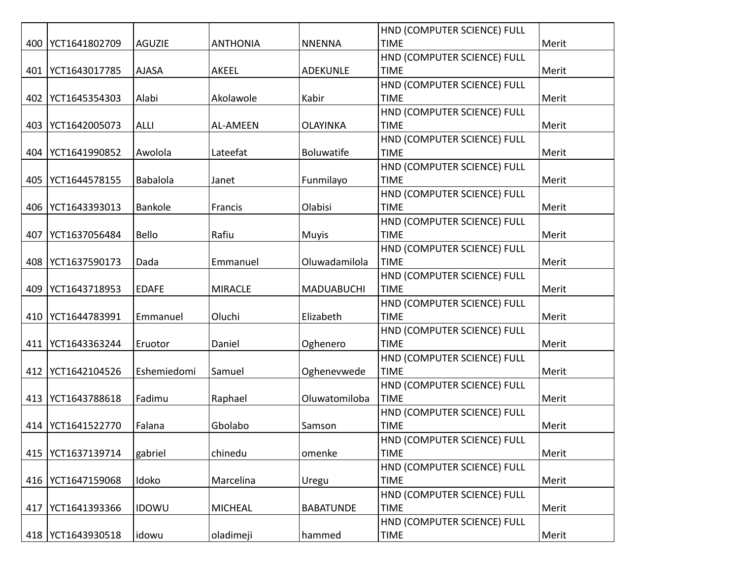| 400 | YCT1641802709 | AGUZIE | ANTHONIA | NNENNA | HND (COMPUTER SCIENCE) FULL TIME | Merit |
|---|---|---|---|---|---|---|
| 401 | YCT1643017785 | AJASA | AKEEL | ADEKUNLE | HND (COMPUTER SCIENCE) FULL TIME | Merit |
| 402 | YCT1645354303 | Alabi | Akolawole | Kabir | HND (COMPUTER SCIENCE) FULL TIME | Merit |
| 403 | YCT1642005073 | ALLI | AL-AMEEN | OLAYINKA | HND (COMPUTER SCIENCE) FULL TIME | Merit |
| 404 | YCT1641990852 | Awolola | Lateefat | Boluwatife | HND (COMPUTER SCIENCE) FULL TIME | Merit |
| 405 | YCT1644578155 | Babalola | Janet | Funmilayo | HND (COMPUTER SCIENCE) FULL TIME | Merit |
| 406 | YCT1643393013 | Bankole | Francis | Olabisi | HND (COMPUTER SCIENCE) FULL TIME | Merit |
| 407 | YCT1637056484 | Bello | Rafiu | Muyis | HND (COMPUTER SCIENCE) FULL TIME | Merit |
| 408 | YCT1637590173 | Dada | Emmanuel | Oluwadamilola | HND (COMPUTER SCIENCE) FULL TIME | Merit |
| 409 | YCT1643718953 | EDAFE | MIRACLE | MADUABUCHI | HND (COMPUTER SCIENCE) FULL TIME | Merit |
| 410 | YCT1644783991 | Emmanuel | Oluchi | Elizabeth | HND (COMPUTER SCIENCE) FULL TIME | Merit |
| 411 | YCT1643363244 | Eruotor | Daniel | Oghenero | HND (COMPUTER SCIENCE) FULL TIME | Merit |
| 412 | YCT1642104526 | Eshemiedomi | Samuel | Oghenevwede | HND (COMPUTER SCIENCE) FULL TIME | Merit |
| 413 | YCT1643788618 | Fadimu | Raphael | Oluwatomiloba | HND (COMPUTER SCIENCE) FULL TIME | Merit |
| 414 | YCT1641522770 | Falana | Gbolabo | Samson | HND (COMPUTER SCIENCE) FULL TIME | Merit |
| 415 | YCT1637139714 | gabriel | chinedu | omenke | HND (COMPUTER SCIENCE) FULL TIME | Merit |
| 416 | YCT1647159068 | Idoko | Marcelina | Uregu | HND (COMPUTER SCIENCE) FULL TIME | Merit |
| 417 | YCT1641393366 | IDOWU | MICHEAL | BABATUNDE | HND (COMPUTER SCIENCE) FULL TIME | Merit |
| 418 | YCT1643930518 | idowu | oladimeji | hammed | HND (COMPUTER SCIENCE) FULL TIME | Merit |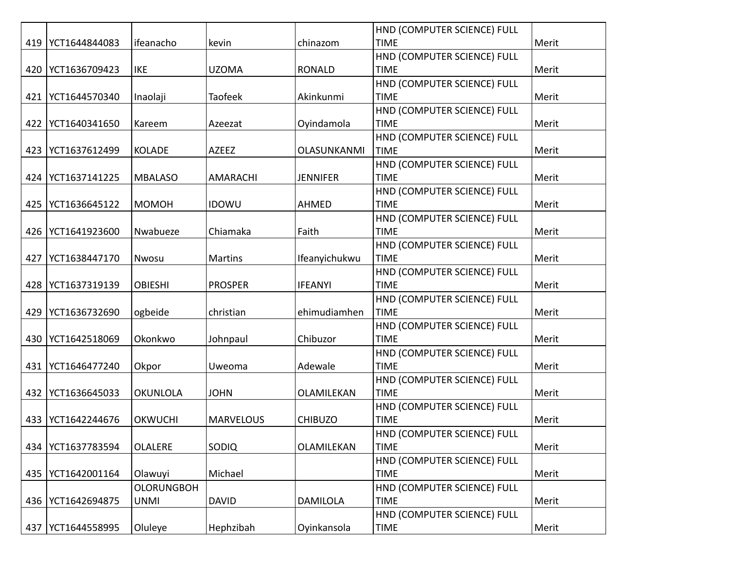| | | | | | | |
|---|---|---|---|---|---|---|
| 419 | YCT1644844083 | ifeanacho | kevin | chinazom | HND (COMPUTER SCIENCE) FULL TIME | Merit |
| 420 | YCT1636709423 | IKE | UZOMA | RONALD | HND (COMPUTER SCIENCE) FULL TIME | Merit |
| 421 | YCT1644570340 | Inaolaji | Taofeek | Akinkunmi | HND (COMPUTER SCIENCE) FULL TIME | Merit |
| 422 | YCT1640341650 | Kareem | Azeezat | Oyindamola | HND (COMPUTER SCIENCE) FULL TIME | Merit |
| 423 | YCT1637612499 | KOLADE | AZEEZ | OLASUNKANMI | HND (COMPUTER SCIENCE) FULL TIME | Merit |
| 424 | YCT1637141225 | MBALASO | AMARACHI | JENNIFER | HND (COMPUTER SCIENCE) FULL TIME | Merit |
| 425 | YCT1636645122 | MOMOH | IDOWU | AHMED | HND (COMPUTER SCIENCE) FULL TIME | Merit |
| 426 | YCT1641923600 | Nwabueze | Chiamaka | Faith | HND (COMPUTER SCIENCE) FULL TIME | Merit |
| 427 | YCT1638447170 | Nwosu | Martins | Ifeanyichukwu | HND (COMPUTER SCIENCE) FULL TIME | Merit |
| 428 | YCT1637319139 | OBIESHI | PROSPER | IFEANYI | HND (COMPUTER SCIENCE) FULL TIME | Merit |
| 429 | YCT1636732690 | ogbeide | christian | ehimudiamhen | HND (COMPUTER SCIENCE) FULL TIME | Merit |
| 430 | YCT1642518069 | Okonkwo | Johnpaul | Chibuzor | HND (COMPUTER SCIENCE) FULL TIME | Merit |
| 431 | YCT1646477240 | Okpor | Uweoma | Adewale | HND (COMPUTER SCIENCE) FULL TIME | Merit |
| 432 | YCT1636645033 | OKUNLOLA | JOHN | OLAMILEKAN | HND (COMPUTER SCIENCE) FULL TIME | Merit |
| 433 | YCT1642244676 | OKWUCHI | MARVELOUS | CHIBUZO | HND (COMPUTER SCIENCE) FULL TIME | Merit |
| 434 | YCT1637783594 | OLALERE | SODIQ | OLAMILEKAN | HND (COMPUTER SCIENCE) FULL TIME | Merit |
| 435 | YCT1642001164 | Olawuyi | Michael | | HND (COMPUTER SCIENCE) FULL TIME | Merit |
| 436 | YCT1642694875 | OLORUNGBOH UNMI | DAVID | DAMILOLA | HND (COMPUTER SCIENCE) FULL TIME | Merit |
| 437 | YCT1644558995 | Oluleye | Hephzibah | Oyinkansola | HND (COMPUTER SCIENCE) FULL TIME | Merit |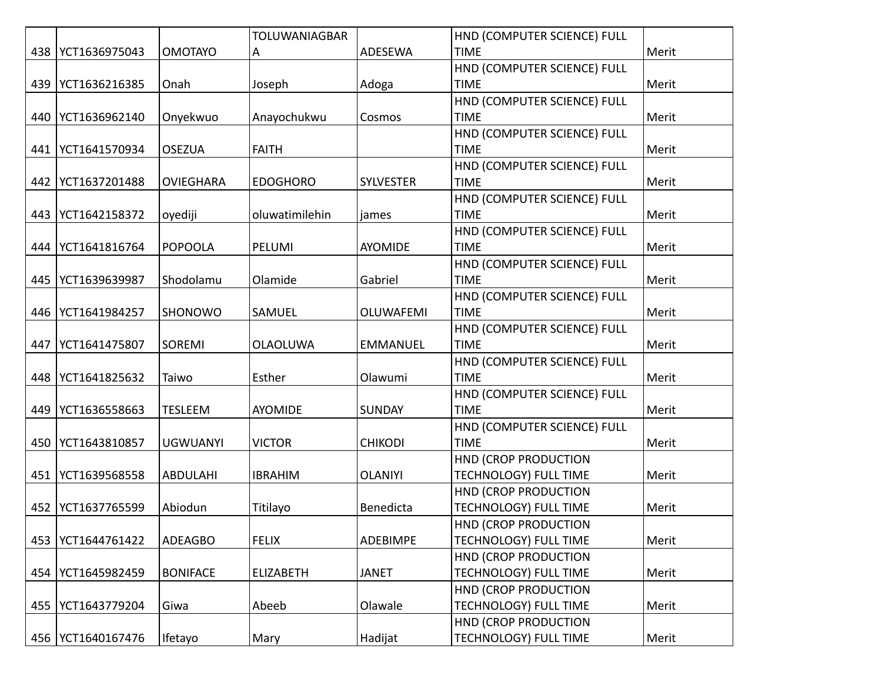| | | | | | | |
|---|---|---|---|---|---|---|
| 438 | YCT1636975043 | OMOTAYO | TOLUWANIAGBARA | ADESEWA | HND (COMPUTER SCIENCE) FULL TIME | Merit |
| 439 | YCT1636216385 | Onah | Joseph | Adoga | HND (COMPUTER SCIENCE) FULL TIME | Merit |
| 440 | YCT1636962140 | Onyekwuo | Anayochukwu | Cosmos | HND (COMPUTER SCIENCE) FULL TIME | Merit |
| 441 | YCT1641570934 | OSEZUA | FAITH | | HND (COMPUTER SCIENCE) FULL TIME | Merit |
| 442 | YCT1637201488 | OVIEGHARA | EDOGHORO | SYLVESTER | HND (COMPUTER SCIENCE) FULL TIME | Merit |
| 443 | YCT1642158372 | oyediji | oluwatimilehin | james | HND (COMPUTER SCIENCE) FULL TIME | Merit |
| 444 | YCT1641816764 | POPOOLA | PELUMI | AYOMIDE | HND (COMPUTER SCIENCE) FULL TIME | Merit |
| 445 | YCT1639639987 | Shodolamu | Olamide | Gabriel | HND (COMPUTER SCIENCE) FULL TIME | Merit |
| 446 | YCT1641984257 | SHONOWO | SAMUEL | OLUWAFEMI | HND (COMPUTER SCIENCE) FULL TIME | Merit |
| 447 | YCT1641475807 | SOREMI | OLAOLUWA | EMMANUEL | HND (COMPUTER SCIENCE) FULL TIME | Merit |
| 448 | YCT1641825632 | Taiwo | Esther | Olawumi | HND (COMPUTER SCIENCE) FULL TIME | Merit |
| 449 | YCT1636558663 | TESLEEM | AYOMIDE | SUNDAY | HND (COMPUTER SCIENCE) FULL TIME | Merit |
| 450 | YCT1643810857 | UGWUANYI | VICTOR | CHIKODI | HND (COMPUTER SCIENCE) FULL TIME | Merit |
| 451 | YCT1639568558 | ABDULAHI | IBRAHIM | OLANIYI | HND (CROP PRODUCTION TECHNOLOGY) FULL TIME | Merit |
| 452 | YCT1637765599 | Abiodun | Titilayo | Benedicta | HND (CROP PRODUCTION TECHNOLOGY) FULL TIME | Merit |
| 453 | YCT1644761422 | ADEAGBO | FELIX | ADEBIMPE | HND (CROP PRODUCTION TECHNOLOGY) FULL TIME | Merit |
| 454 | YCT1645982459 | BONIFACE | ELIZABETH | JANET | HND (CROP PRODUCTION TECHNOLOGY) FULL TIME | Merit |
| 455 | YCT1643779204 | Giwa | Abeeb | Olawale | HND (CROP PRODUCTION TECHNOLOGY) FULL TIME | Merit |
| 456 | YCT1640167476 | Ifetayo | Mary | Hadijat | HND (CROP PRODUCTION TECHNOLOGY) FULL TIME | Merit |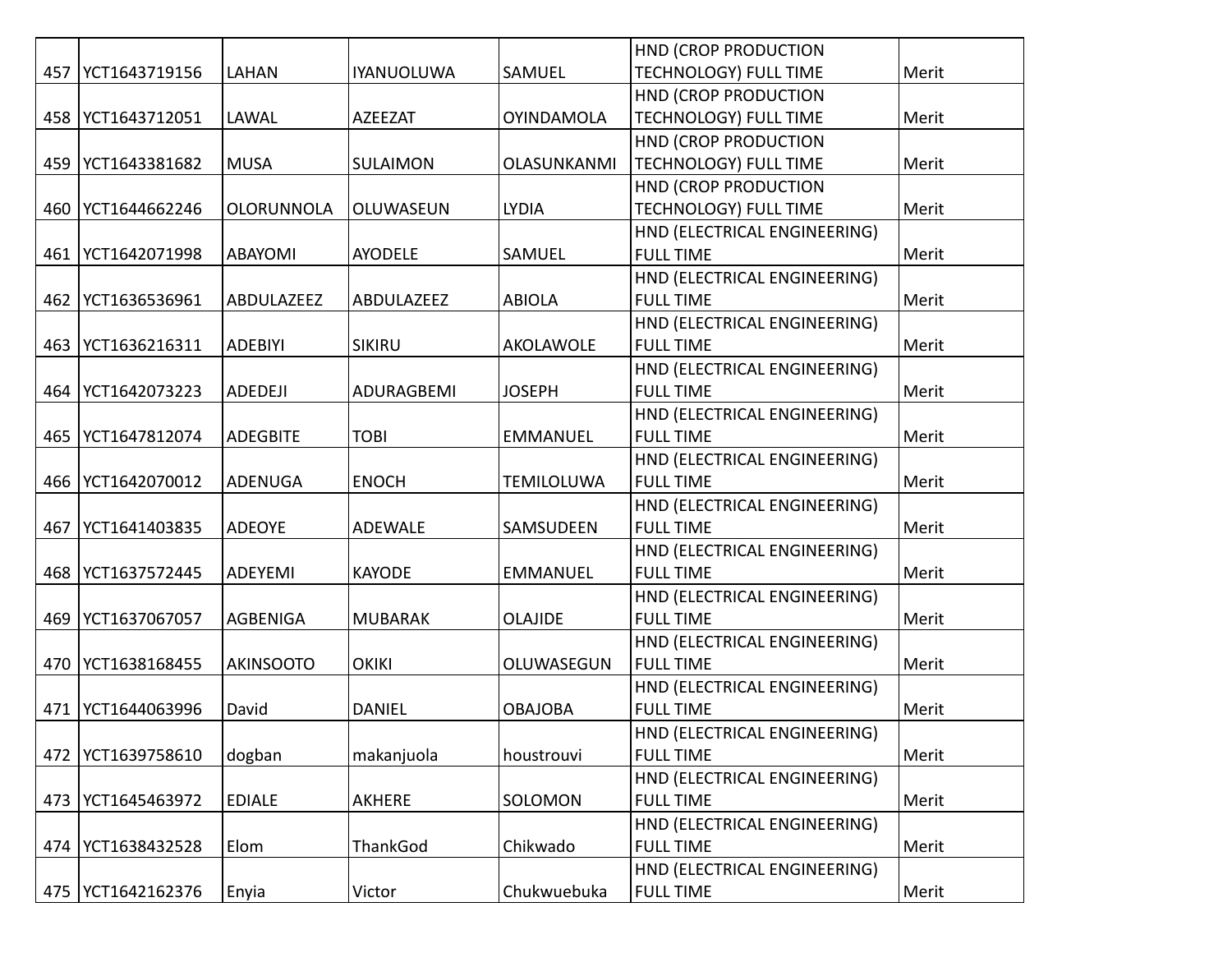| 457 | YCT1643719156 | LAHAN | IYANUOLUWA | SAMUEL | HND (CROP PRODUCTION TECHNOLOGY) FULL TIME | Merit |
|---|---|---|---|---|---|---|
| 458 | YCT1643712051 | LAWAL | AZEEZAT | OYINDAMOLA | HND (CROP PRODUCTION TECHNOLOGY) FULL TIME | Merit |
| 459 | YCT1643381682 | MUSA | SULAIMON | OLASUNKANMI | HND (CROP PRODUCTION TECHNOLOGY) FULL TIME | Merit |
| 460 | YCT1644662246 | OLORUNNOLA | OLUWASEUN | LYDIA | HND (CROP PRODUCTION TECHNOLOGY) FULL TIME | Merit |
| 461 | YCT1642071998 | ABAYOMI | AYODELE | SAMUEL | HND (ELECTRICAL ENGINEERING) FULL TIME | Merit |
| 462 | YCT1636536961 | ABDULAZEEZ | ABDULAZEEZ | ABIOLA | HND (ELECTRICAL ENGINEERING) FULL TIME | Merit |
| 463 | YCT1636216311 | ADEBIYI | SIKIRU | AKOLAWOLE | HND (ELECTRICAL ENGINEERING) FULL TIME | Merit |
| 464 | YCT1642073223 | ADEDEJI | ADURAGBEMI | JOSEPH | HND (ELECTRICAL ENGINEERING) FULL TIME | Merit |
| 465 | YCT1647812074 | ADEGBITE | TOBI | EMMANUEL | HND (ELECTRICAL ENGINEERING) FULL TIME | Merit |
| 466 | YCT1642070012 | ADENUGA | ENOCH | TEMILOLUWA | HND (ELECTRICAL ENGINEERING) FULL TIME | Merit |
| 467 | YCT1641403835 | ADEOYE | ADEWALE | SAMSUDEEN | HND (ELECTRICAL ENGINEERING) FULL TIME | Merit |
| 468 | YCT1637572445 | ADEYEMI | KAYODE | EMMANUEL | HND (ELECTRICAL ENGINEERING) FULL TIME | Merit |
| 469 | YCT1637067057 | AGBENIGA | MUBARAK | OLAJIDE | HND (ELECTRICAL ENGINEERING) FULL TIME | Merit |
| 470 | YCT1638168455 | AKINSOOTO | OKIKI | OLUWASEGUN | HND (ELECTRICAL ENGINEERING) FULL TIME | Merit |
| 471 | YCT1644063996 | David | DANIEL | OBAJOBA | HND (ELECTRICAL ENGINEERING) FULL TIME | Merit |
| 472 | YCT1639758610 | dogban | makanjuola | houstrouvi | HND (ELECTRICAL ENGINEERING) FULL TIME | Merit |
| 473 | YCT1645463972 | EDIALE | AKHERE | SOLOMON | HND (ELECTRICAL ENGINEERING) FULL TIME | Merit |
| 474 | YCT1638432528 | Elom | ThankGod | Chikwado | HND (ELECTRICAL ENGINEERING) FULL TIME | Merit |
| 475 | YCT1642162376 | Enyia | Victor | Chukwuebuka | HND (ELECTRICAL ENGINEERING) FULL TIME | Merit |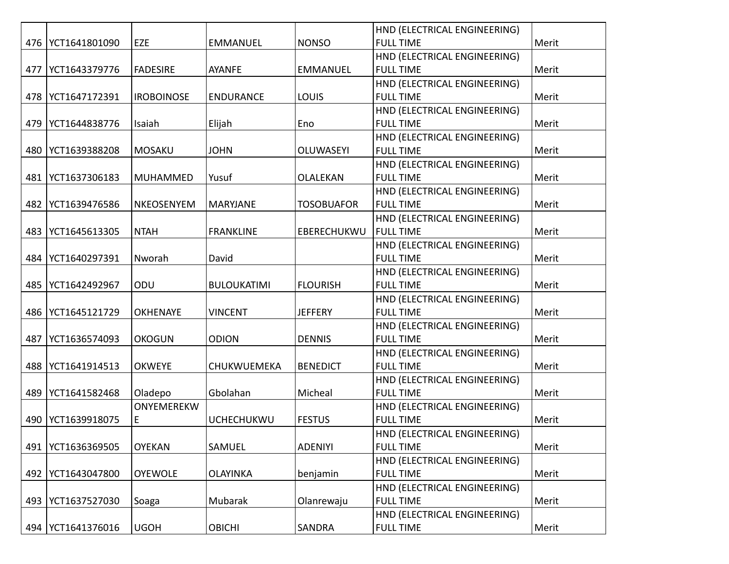| | | | | | | |
|---|---|---|---|---|---|---|
| 476 | YCT1641801090 | EZE | EMMANUEL | NONSO | HND (ELECTRICAL ENGINEERING) FULL TIME | Merit |
| 477 | YCT1643379776 | FADESIRE | AYANFE | EMMANUEL | HND (ELECTRICAL ENGINEERING) FULL TIME | Merit |
| 478 | YCT1647172391 | IROBOINOSE | ENDURANCE | LOUIS | HND (ELECTRICAL ENGINEERING) FULL TIME | Merit |
| 479 | YCT1644838776 | Isaiah | Elijah | Eno | HND (ELECTRICAL ENGINEERING) FULL TIME | Merit |
| 480 | YCT1639388208 | MOSAKU | JOHN | OLUWASEYI | HND (ELECTRICAL ENGINEERING) FULL TIME | Merit |
| 481 | YCT1637306183 | MUHAMMED | Yusuf | OLALEKAN | HND (ELECTRICAL ENGINEERING) FULL TIME | Merit |
| 482 | YCT1639476586 | NKEOSENYEM | MARYJANE | TOSOBUAFOR | HND (ELECTRICAL ENGINEERING) FULL TIME | Merit |
| 483 | YCT1645613305 | NTAH | FRANKLINE | EBERECHUKWU | HND (ELECTRICAL ENGINEERING) FULL TIME | Merit |
| 484 | YCT1640297391 | Nworah | David | | HND (ELECTRICAL ENGINEERING) FULL TIME | Merit |
| 485 | YCT1642492967 | ODU | BULOUKATIMI | FLOURISH | HND (ELECTRICAL ENGINEERING) FULL TIME | Merit |
| 486 | YCT1645121729 | OKHENAYE | VINCENT | JEFFERY | HND (ELECTRICAL ENGINEERING) FULL TIME | Merit |
| 487 | YCT1636574093 | OKOGUN | ODION | DENNIS | HND (ELECTRICAL ENGINEERING) FULL TIME | Merit |
| 488 | YCT1641914513 | OKWEYE | CHUKWUEMEKA | BENEDICT | HND (ELECTRICAL ENGINEERING) FULL TIME | Merit |
| 489 | YCT1641582468 | Oladepo | Gbolahan | Micheal | HND (ELECTRICAL ENGINEERING) FULL TIME | Merit |
| 490 | YCT1639918075 | ONYEMEREKWE | UCHECHUKWU | FESTUS | HND (ELECTRICAL ENGINEERING) FULL TIME | Merit |
| 491 | YCT1636369505 | OYEKAN | SAMUEL | ADENIYI | HND (ELECTRICAL ENGINEERING) FULL TIME | Merit |
| 492 | YCT1643047800 | OYEWOLE | OLAYINKA | benjamin | HND (ELECTRICAL ENGINEERING) FULL TIME | Merit |
| 493 | YCT1637527030 | Soaga | Mubarak | Olanrewaju | HND (ELECTRICAL ENGINEERING) FULL TIME | Merit |
| 494 | YCT1641376016 | UGOH | OBICHI | SANDRA | HND (ELECTRICAL ENGINEERING) FULL TIME | Merit |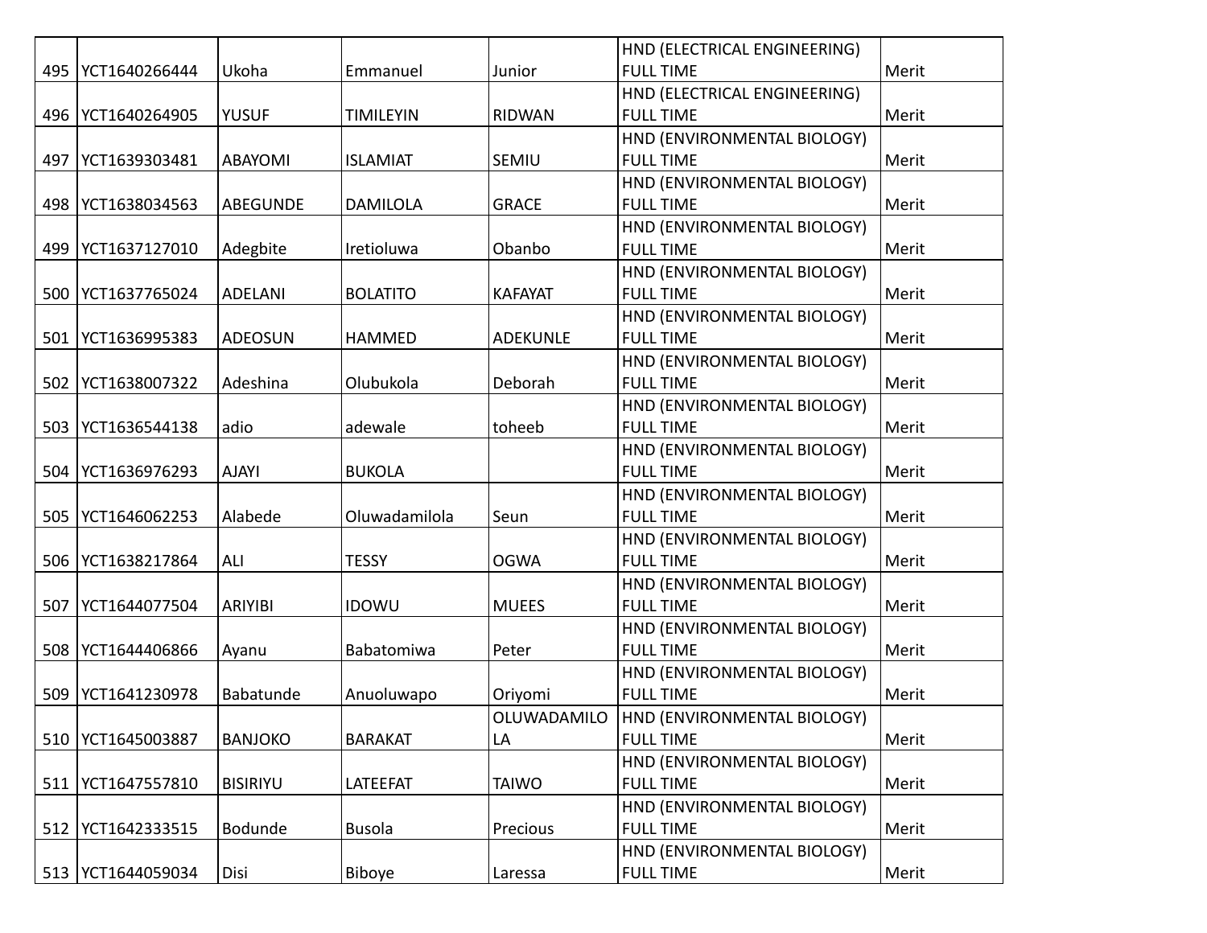| | | | | | | |
|---|---|---|---|---|---|---|
| 495 | YCT1640266444 | Ukoha | Emmanuel | Junior | HND (ELECTRICAL ENGINEERING) FULL TIME | Merit |
| 496 | YCT1640264905 | YUSUF | TIMILEYIN | RIDWAN | HND (ELECTRICAL ENGINEERING) FULL TIME | Merit |
| 497 | YCT1639303481 | ABAYOMI | ISLAMIAT | SEMIU | HND (ENVIRONMENTAL BIOLOGY) FULL TIME | Merit |
| 498 | YCT1638034563 | ABEGUNDE | DAMILOLA | GRACE | HND (ENVIRONMENTAL BIOLOGY) FULL TIME | Merit |
| 499 | YCT1637127010 | Adegbite | Iretioluwa | Obanbo | HND (ENVIRONMENTAL BIOLOGY) FULL TIME | Merit |
| 500 | YCT1637765024 | ADELANI | BOLATITO | KAFAYAT | HND (ENVIRONMENTAL BIOLOGY) FULL TIME | Merit |
| 501 | YCT1636995383 | ADEOSUN | HAMMED | ADEKUNLE | HND (ENVIRONMENTAL BIOLOGY) FULL TIME | Merit |
| 502 | YCT1638007322 | Adeshina | Olubukola | Deborah | HND (ENVIRONMENTAL BIOLOGY) FULL TIME | Merit |
| 503 | YCT1636544138 | adio | adewale | toheeb | HND (ENVIRONMENTAL BIOLOGY) FULL TIME | Merit |
| 504 | YCT1636976293 | AJAYI | BUKOLA | | HND (ENVIRONMENTAL BIOLOGY) FULL TIME | Merit |
| 505 | YCT1646062253 | Alabede | Oluwadamilola | Seun | HND (ENVIRONMENTAL BIOLOGY) FULL TIME | Merit |
| 506 | YCT1638217864 | ALI | TESSY | OGWA | HND (ENVIRONMENTAL BIOLOGY) FULL TIME | Merit |
| 507 | YCT1644077504 | ARIYIBI | IDOWU | MUEES | HND (ENVIRONMENTAL BIOLOGY) FULL TIME | Merit |
| 508 | YCT1644406866 | Ayanu | Babatomiwa | Peter | HND (ENVIRONMENTAL BIOLOGY) FULL TIME | Merit |
| 509 | YCT1641230978 | Babatunde | Anuoluwapo | Oriyomi | HND (ENVIRONMENTAL BIOLOGY) FULL TIME | Merit |
| 510 | YCT1645003887 | BANJOKO | BARAKAT | OLUWADAMILOLA | HND (ENVIRONMENTAL BIOLOGY) FULL TIME | Merit |
| 511 | YCT1647557810 | BISIRIYU | LATEEFAT | TAIWO | HND (ENVIRONMENTAL BIOLOGY) FULL TIME | Merit |
| 512 | YCT1642333515 | Bodunde | Busola | Precious | HND (ENVIRONMENTAL BIOLOGY) FULL TIME | Merit |
| 513 | YCT1644059034 | Disi | Biboye | Laressa | HND (ENVIRONMENTAL BIOLOGY) FULL TIME | Merit |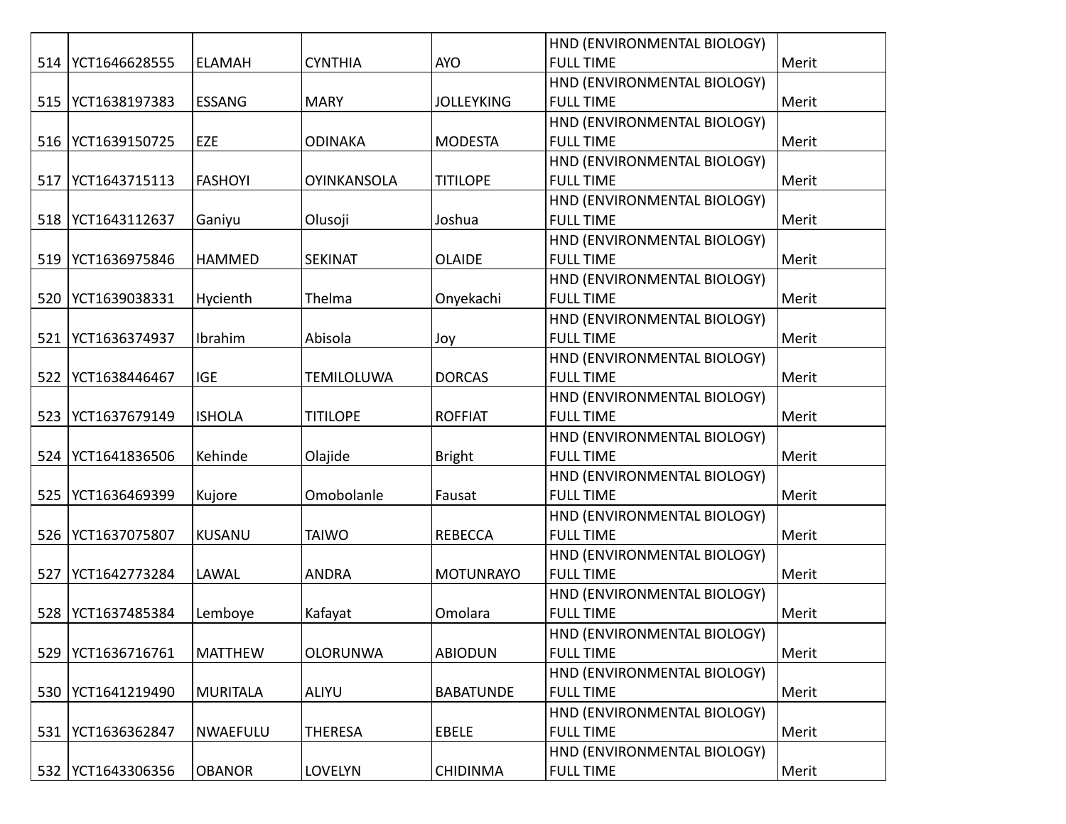| | | | | | | |
|---|---|---|---|---|---|---|
| 514 | YCT1646628555 | ELAMAH | CYNTHIA | AYO | HND (ENVIRONMENTAL BIOLOGY) FULL TIME | Merit |
| 515 | YCT1638197383 | ESSANG | MARY | JOLLEYKING | HND (ENVIRONMENTAL BIOLOGY) FULL TIME | Merit |
| 516 | YCT1639150725 | EZE | ODINAKA | MODESTA | HND (ENVIRONMENTAL BIOLOGY) FULL TIME | Merit |
| 517 | YCT1643715113 | FASHOYI | OYINKANSOLA | TITILOPE | HND (ENVIRONMENTAL BIOLOGY) FULL TIME | Merit |
| 518 | YCT1643112637 | Ganiyu | Olusoji | Joshua | HND (ENVIRONMENTAL BIOLOGY) FULL TIME | Merit |
| 519 | YCT1636975846 | HAMMED | SEKINAT | OLAIDE | HND (ENVIRONMENTAL BIOLOGY) FULL TIME | Merit |
| 520 | YCT1639038331 | Hycienth | Thelma | Onyekachi | HND (ENVIRONMENTAL BIOLOGY) FULL TIME | Merit |
| 521 | YCT1636374937 | Ibrahim | Abisola | Joy | HND (ENVIRONMENTAL BIOLOGY) FULL TIME | Merit |
| 522 | YCT1638446467 | IGE | TEMILOLUWA | DORCAS | HND (ENVIRONMENTAL BIOLOGY) FULL TIME | Merit |
| 523 | YCT1637679149 | ISHOLA | TITILOPE | ROFFIAT | HND (ENVIRONMENTAL BIOLOGY) FULL TIME | Merit |
| 524 | YCT1641836506 | Kehinde | Olajide | Bright | HND (ENVIRONMENTAL BIOLOGY) FULL TIME | Merit |
| 525 | YCT1636469399 | Kujore | Omobolanle | Fausat | HND (ENVIRONMENTAL BIOLOGY) FULL TIME | Merit |
| 526 | YCT1637075807 | KUSANU | TAIWO | REBECCA | HND (ENVIRONMENTAL BIOLOGY) FULL TIME | Merit |
| 527 | YCT1642773284 | LAWAL | ANDRA | MOTUNRAYO | HND (ENVIRONMENTAL BIOLOGY) FULL TIME | Merit |
| 528 | YCT1637485384 | Lemboye | Kafayat | Omolara | HND (ENVIRONMENTAL BIOLOGY) FULL TIME | Merit |
| 529 | YCT1636716761 | MATTHEW | OLORUNWA | ABIODUN | HND (ENVIRONMENTAL BIOLOGY) FULL TIME | Merit |
| 530 | YCT1641219490 | MURITALA | ALIYU | BABATUNDE | HND (ENVIRONMENTAL BIOLOGY) FULL TIME | Merit |
| 531 | YCT1636362847 | NWAEFULU | THERESA | EBELE | HND (ENVIRONMENTAL BIOLOGY) FULL TIME | Merit |
| 532 | YCT1643306356 | OBANOR | LOVELYN | CHIDINMA | HND (ENVIRONMENTAL BIOLOGY) FULL TIME | Merit |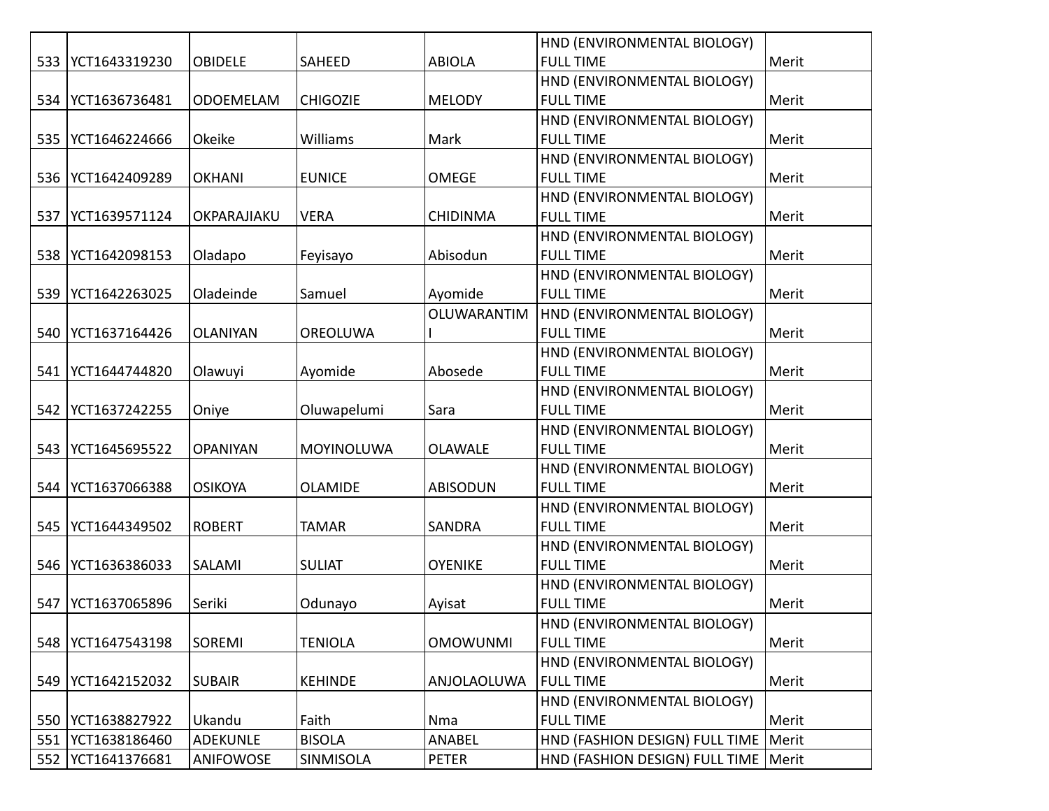| | | | | | | |
|---|---|---|---|---|---|---|
| 533 | YCT1643319230 | OBIDELE | SAHEED | ABIOLA | HND (ENVIRONMENTAL BIOLOGY) FULL TIME | Merit |
| 534 | YCT1636736481 | ODOEMELAM | CHIGOZIE | MELODY | HND (ENVIRONMENTAL BIOLOGY) FULL TIME | Merit |
| 535 | YCT1646224666 | Okeike | Williams | Mark | HND (ENVIRONMENTAL BIOLOGY) FULL TIME | Merit |
| 536 | YCT1642409289 | OKHANI | EUNICE | OMEGE | HND (ENVIRONMENTAL BIOLOGY) FULL TIME | Merit |
| 537 | YCT1639571124 | OKPARAJIAKU | VERA | CHIDINMA | HND (ENVIRONMENTAL BIOLOGY) FULL TIME | Merit |
| 538 | YCT1642098153 | Oladapo | Feyisayo | Abisodun | HND (ENVIRONMENTAL BIOLOGY) FULL TIME | Merit |
| 539 | YCT1642263025 | Oladeinde | Samuel | Ayomide | HND (ENVIRONMENTAL BIOLOGY) FULL TIME | Merit |
| 540 | YCT1637164426 | OLANIYAN | OREOLUWA | OLUWARANTIMI | HND (ENVIRONMENTAL BIOLOGY) FULL TIME | Merit |
| 541 | YCT1644744820 | Olawuyi | Ayomide | Abosede | HND (ENVIRONMENTAL BIOLOGY) FULL TIME | Merit |
| 542 | YCT1637242255 | Oniye | Oluwapelumi | Sara | HND (ENVIRONMENTAL BIOLOGY) FULL TIME | Merit |
| 543 | YCT1645695522 | OPANIYAN | MOYINOLUWA | OLAWALE | HND (ENVIRONMENTAL BIOLOGY) FULL TIME | Merit |
| 544 | YCT1637066388 | OSIKOYA | OLAMIDE | ABISODUN | HND (ENVIRONMENTAL BIOLOGY) FULL TIME | Merit |
| 545 | YCT1644349502 | ROBERT | TAMAR | SANDRA | HND (ENVIRONMENTAL BIOLOGY) FULL TIME | Merit |
| 546 | YCT1636386033 | SALAMI | SULIAT | OYENIKE | HND (ENVIRONMENTAL BIOLOGY) FULL TIME | Merit |
| 547 | YCT1637065896 | Seriki | Odunayo | Ayisat | HND (ENVIRONMENTAL BIOLOGY) FULL TIME | Merit |
| 548 | YCT1647543198 | SOREMI | TENIOLA | OMOWUNMI | HND (ENVIRONMENTAL BIOLOGY) FULL TIME | Merit |
| 549 | YCT1642152032 | SUBAIR | KEHINDE | ANJOLAOLUWA | HND (ENVIRONMENTAL BIOLOGY) FULL TIME | Merit |
| 550 | YCT1638827922 | Ukandu | Faith | Nma | HND (ENVIRONMENTAL BIOLOGY) FULL TIME | Merit |
| 551 | YCT1638186460 | ADEKUNLE | BISOLA | ANABEL | HND (FASHION DESIGN) FULL TIME | Merit |
| 552 | YCT1641376681 | ANIFOWOSE | SINMISOLA | PETER | HND (FASHION DESIGN) FULL TIME | Merit |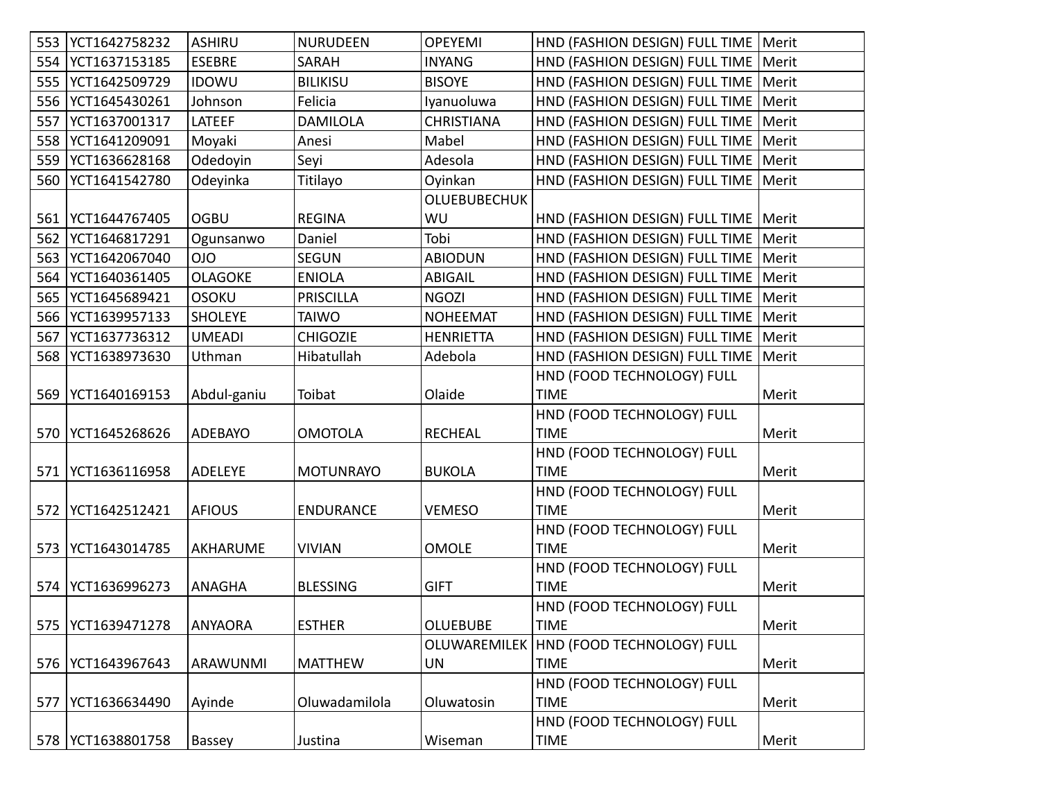| 553 | YCT1642758232 | ASHIRU | NURUDEEN | OPEYEMI | HND (FASHION DESIGN) FULL TIME | Merit |
|---|---|---|---|---|---|---|
| 554 | YCT1637153185 | ESEBRE | SARAH | INYANG | HND (FASHION DESIGN) FULL TIME | Merit |
| 555 | YCT1642509729 | IDOWU | BILIKISU | BISOYE | HND (FASHION DESIGN) FULL TIME | Merit |
| 556 | YCT1645430261 | Johnson | Felicia | Iyanuoluwa | HND (FASHION DESIGN) FULL TIME | Merit |
| 557 | YCT1637001317 | LATEEF | DAMILOLA | CHRISTIANA | HND (FASHION DESIGN) FULL TIME | Merit |
| 558 | YCT1641209091 | Moyaki | Anesi | Mabel | HND (FASHION DESIGN) FULL TIME | Merit |
| 559 | YCT1636628168 | Odedoyin | Seyi | Adesola | HND (FASHION DESIGN) FULL TIME | Merit |
| 560 | YCT1641542780 | Odeyinka | Titilayo | Oyinkan | HND (FASHION DESIGN) FULL TIME | Merit |
| 561 | YCT1644767405 | OGBU | REGINA | OLUEBUBECHUKWU | HND (FASHION DESIGN) FULL TIME | Merit |
| 562 | YCT1646817291 | Ogunsanwo | Daniel | Tobi | HND (FASHION DESIGN) FULL TIME | Merit |
| 563 | YCT1642067040 | OJO | SEGUN | ABIODUN | HND (FASHION DESIGN) FULL TIME | Merit |
| 564 | YCT1640361405 | OLAGOKE | ENIOLA | ABIGAIL | HND (FASHION DESIGN) FULL TIME | Merit |
| 565 | YCT1645689421 | OSOKU | PRISCILLA | NGOZI | HND (FASHION DESIGN) FULL TIME | Merit |
| 566 | YCT1639957133 | SHOLEYE | TAIWO | NOHEEMAT | HND (FASHION DESIGN) FULL TIME | Merit |
| 567 | YCT1637736312 | UMEADI | CHIGOZIE | HENRIETTA | HND (FASHION DESIGN) FULL TIME | Merit |
| 568 | YCT1638973630 | Uthman | Hibatullah | Adebola | HND (FASHION DESIGN) FULL TIME | Merit |
| 569 | YCT1640169153 | Abdul-ganiu | Toibat | Olaide | HND (FOOD TECHNOLOGY) FULL TIME | Merit |
| 570 | YCT1645268626 | ADEBAYO | OMOTOLA | RECHEAL | HND (FOOD TECHNOLOGY) FULL TIME | Merit |
| 571 | YCT1636116958 | ADELEYE | MOTUNRAYO | BUKOLA | HND (FOOD TECHNOLOGY) FULL TIME | Merit |
| 572 | YCT1642512421 | AFIOUS | ENDURANCE | VEMESO | HND (FOOD TECHNOLOGY) FULL TIME | Merit |
| 573 | YCT1643014785 | AKHARUME | VIVIAN | OMOLE | HND (FOOD TECHNOLOGY) FULL TIME | Merit |
| 574 | YCT1636996273 | ANAGHA | BLESSING | GIFT | HND (FOOD TECHNOLOGY) FULL TIME | Merit |
| 575 | YCT1639471278 | ANYAORA | ESTHER | OLUEBUBE | HND (FOOD TECHNOLOGY) FULL TIME | Merit |
| 576 | YCT1643967643 | ARAWUNMI | MATTHEW | OLUWAREMILEKUN | HND (FOOD TECHNOLOGY) FULL TIME | Merit |
| 577 | YCT1636634490 | Ayinde | Oluwadamilola | Oluwatosin | HND (FOOD TECHNOLOGY) FULL TIME | Merit |
| 578 | YCT1638801758 | Bassey | Justina | Wiseman | HND (FOOD TECHNOLOGY) FULL TIME | Merit |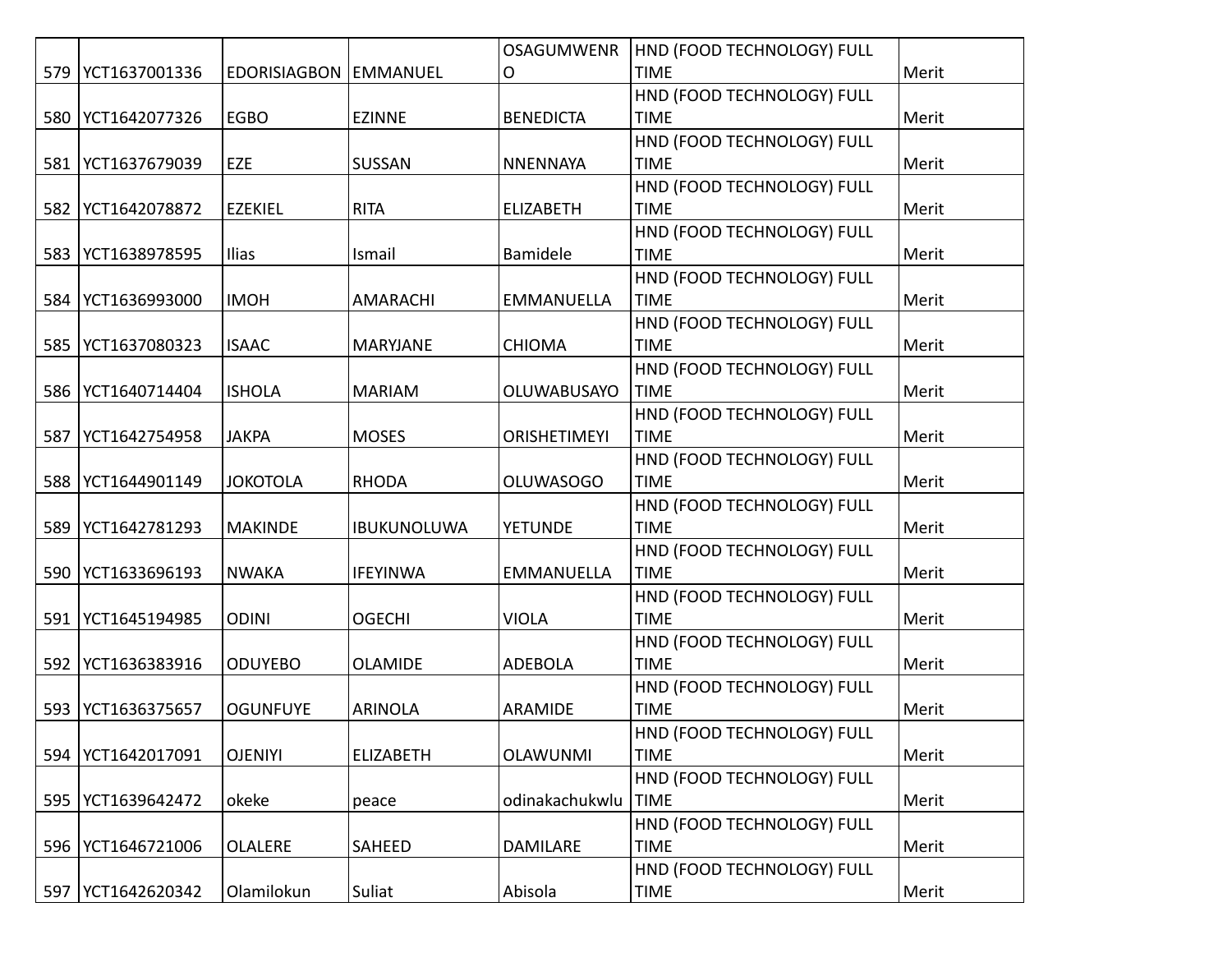| 579 | YCT1637001336 | EDORISIAGBON | EMMANUEL | OSAGUMWENRO | HND (FOOD TECHNOLOGY) FULL TIME | Merit |
|---|---|---|---|---|---|---|
| 580 | YCT1642077326 | EGBO | EZINNE | BENEDICTA | HND (FOOD TECHNOLOGY) FULL TIME | Merit |
| 581 | YCT1637679039 | EZE | SUSSAN | NNENNAYA | HND (FOOD TECHNOLOGY) FULL TIME | Merit |
| 582 | YCT1642078872 | EZEKIEL | RITA | ELIZABETH | HND (FOOD TECHNOLOGY) FULL TIME | Merit |
| 583 | YCT1638978595 | Ilias | Ismail | Bamidele | HND (FOOD TECHNOLOGY) FULL TIME | Merit |
| 584 | YCT1636993000 | IMOH | AMARACHI | EMMANUELLA | HND (FOOD TECHNOLOGY) FULL TIME | Merit |
| 585 | YCT1637080323 | ISAAC | MARYJANE | CHIOMA | HND (FOOD TECHNOLOGY) FULL TIME | Merit |
| 586 | YCT1640714404 | ISHOLA | MARIAM | OLUWABUSAYO | HND (FOOD TECHNOLOGY) FULL TIME | Merit |
| 587 | YCT1642754958 | JAKPA | MOSES | ORISHETIMEYI | HND (FOOD TECHNOLOGY) FULL TIME | Merit |
| 588 | YCT1644901149 | JOKOTOLA | RHODA | OLUWASOGO | HND (FOOD TECHNOLOGY) FULL TIME | Merit |
| 589 | YCT1642781293 | MAKINDE | IBUKUNOLUWA | YETUNDE | HND (FOOD TECHNOLOGY) FULL TIME | Merit |
| 590 | YCT1633696193 | NWAKA | IFEYINWA | EMMANUELLA | HND (FOOD TECHNOLOGY) FULL TIME | Merit |
| 591 | YCT1645194985 | ODINI | OGECHI | VIOLA | HND (FOOD TECHNOLOGY) FULL TIME | Merit |
| 592 | YCT1636383916 | ODUYEBO | OLAMIDE | ADEBOLA | HND (FOOD TECHNOLOGY) FULL TIME | Merit |
| 593 | YCT1636375657 | OGUNFUYE | ARINOLA | ARAMIDE | HND (FOOD TECHNOLOGY) FULL TIME | Merit |
| 594 | YCT1642017091 | OJENIYI | ELIZABETH | OLAWUNMI | HND (FOOD TECHNOLOGY) FULL TIME | Merit |
| 595 | YCT1639642472 | okeke | peace | odinakachukwlu | HND (FOOD TECHNOLOGY) FULL TIME | Merit |
| 596 | YCT1646721006 | OLALERE | SAHEED | DAMILARE | HND (FOOD TECHNOLOGY) FULL TIME | Merit |
| 597 | YCT1642620342 | Olamilokun | Suliat | Abisola | HND (FOOD TECHNOLOGY) FULL TIME | Merit |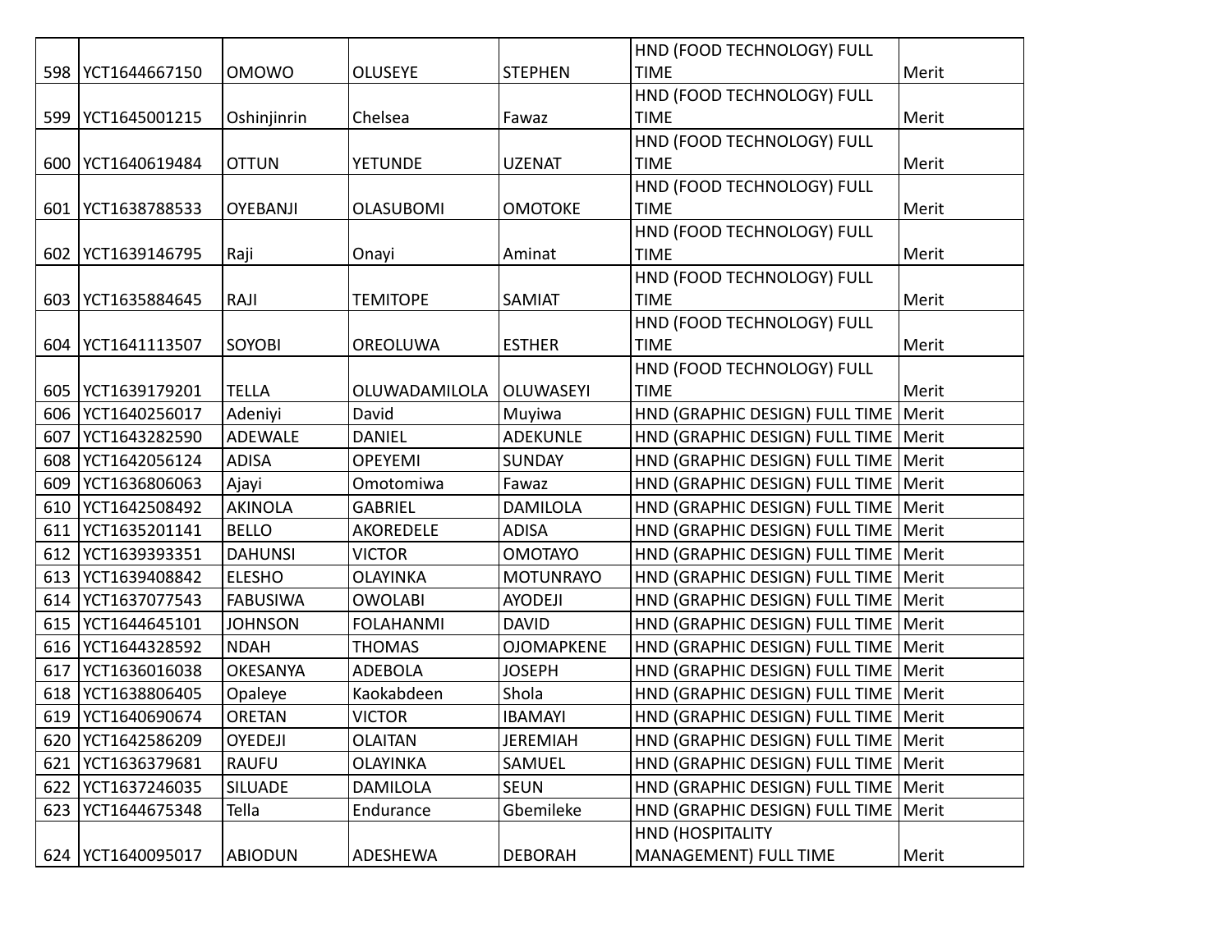| 598 | YCT1644667150 | OMOWO | OLUSEYE | STEPHEN | HND (FOOD TECHNOLOGY) FULL TIME | Merit |
|---|---|---|---|---|---|---|
| 599 | YCT1645001215 | Oshinjinrin | Chelsea | Fawaz | HND (FOOD TECHNOLOGY) FULL TIME | Merit |
| 600 | YCT1640619484 | OTTUN | YETUNDE | UZENAT | HND (FOOD TECHNOLOGY) FULL TIME | Merit |
| 601 | YCT1638788533 | OYEBANJI | OLASUBOMI | OMOTOKE | HND (FOOD TECHNOLOGY) FULL TIME | Merit |
| 602 | YCT1639146795 | Raji | Onayi | Aminat | HND (FOOD TECHNOLOGY) FULL TIME | Merit |
| 603 | YCT1635884645 | RAJI | TEMITOPE | SAMIAT | HND (FOOD TECHNOLOGY) FULL TIME | Merit |
| 604 | YCT1641113507 | SOYOBI | OREOLUWA | ESTHER | HND (FOOD TECHNOLOGY) FULL TIME | Merit |
| 605 | YCT1639179201 | TELLA | OLUWADAMILOLA | OLUWASEYI | HND (FOOD TECHNOLOGY) FULL TIME | Merit |
| 606 | YCT1640256017 | Adeniyi | David | Muyiwa | HND (GRAPHIC DESIGN) FULL TIME | Merit |
| 607 | YCT1643282590 | ADEWALE | DANIEL | ADEKUNLE | HND (GRAPHIC DESIGN) FULL TIME | Merit |
| 608 | YCT1642056124 | ADISA | OPEYEMI | SUNDAY | HND (GRAPHIC DESIGN) FULL TIME | Merit |
| 609 | YCT1636806063 | Ajayi | Omotomiwa | Fawaz | HND (GRAPHIC DESIGN) FULL TIME | Merit |
| 610 | YCT1642508492 | AKINOLA | GABRIEL | DAMILOLA | HND (GRAPHIC DESIGN) FULL TIME | Merit |
| 611 | YCT1635201141 | BELLO | AKOREDELE | ADISA | HND (GRAPHIC DESIGN) FULL TIME | Merit |
| 612 | YCT1639393351 | DAHUNSI | VICTOR | OMOTAYO | HND (GRAPHIC DESIGN) FULL TIME | Merit |
| 613 | YCT1639408842 | ELESHO | OLAYINKA | MOTUNRAYO | HND (GRAPHIC DESIGN) FULL TIME | Merit |
| 614 | YCT1637077543 | FABUSIWA | OWOLABI | AYODEJI | HND (GRAPHIC DESIGN) FULL TIME | Merit |
| 615 | YCT1644645101 | JOHNSON | FOLAHANMI | DAVID | HND (GRAPHIC DESIGN) FULL TIME | Merit |
| 616 | YCT1644328592 | NDAH | THOMAS | OJOMAPKENE | HND (GRAPHIC DESIGN) FULL TIME | Merit |
| 617 | YCT1636016038 | OKESANYA | ADEBOLA | JOSEPH | HND (GRAPHIC DESIGN) FULL TIME | Merit |
| 618 | YCT1638806405 | Opaleye | Kaokabdeen | Shola | HND (GRAPHIC DESIGN) FULL TIME | Merit |
| 619 | YCT1640690674 | ORETAN | VICTOR | IBAMAYI | HND (GRAPHIC DESIGN) FULL TIME | Merit |
| 620 | YCT1642586209 | OYEDEJI | OLAITAN | JEREMIAH | HND (GRAPHIC DESIGN) FULL TIME | Merit |
| 621 | YCT1636379681 | RAUFU | OLAYINKA | SAMUEL | HND (GRAPHIC DESIGN) FULL TIME | Merit |
| 622 | YCT1637246035 | SILUADE | DAMILOLA | SEUN | HND (GRAPHIC DESIGN) FULL TIME | Merit |
| 623 | YCT1644675348 | Tella | Endurance | Gbemileke | HND (GRAPHIC DESIGN) FULL TIME | Merit |
| 624 | YCT1640095017 | ABIODUN | ADESHEWA | DEBORAH | HND (HOSPITALITY MANAGEMENT) FULL TIME | Merit |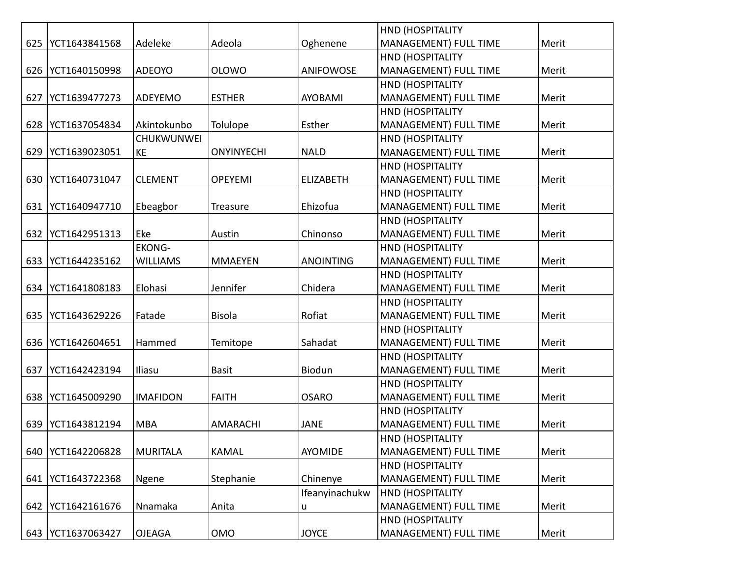| 625 | YCT1643841568 | Adeleke | Adeola | Oghenene | HND (HOSPITALITY MANAGEMENT) FULL TIME | Merit |
|---|---|---|---|---|---|---|
| 626 | YCT1640150998 | ADEOYO | OLOWO | ANIFOWOSE | HND (HOSPITALITY MANAGEMENT) FULL TIME | Merit |
| 627 | YCT1639477273 | ADEYEMO | ESTHER | AYOBAMI | HND (HOSPITALITY MANAGEMENT) FULL TIME | Merit |
| 628 | YCT1637054834 | Akintokunbo | Tolulope | Esther | HND (HOSPITALITY MANAGEMENT) FULL TIME | Merit |
| 629 | YCT1639023051 | CHUKWUNWEIKE | ONYINYECHI | NALD | HND (HOSPITALITY MANAGEMENT) FULL TIME | Merit |
| 630 | YCT1640731047 | CLEMENT | OPEYEMI | ELIZABETH | HND (HOSPITALITY MANAGEMENT) FULL TIME | Merit |
| 631 | YCT1640947710 | Ebeagbor | Treasure | Ehizofua | HND (HOSPITALITY MANAGEMENT) FULL TIME | Merit |
| 632 | YCT1642951313 | Eke | Austin | Chinonso | HND (HOSPITALITY MANAGEMENT) FULL TIME | Merit |
| 633 | YCT1644235162 | EKONG-WILLIAMS | MMAEYEN | ANOINTING | HND (HOSPITALITY MANAGEMENT) FULL TIME | Merit |
| 634 | YCT1641808183 | Elohasi | Jennifer | Chidera | HND (HOSPITALITY MANAGEMENT) FULL TIME | Merit |
| 635 | YCT1643629226 | Fatade | Bisola | Rofiat | HND (HOSPITALITY MANAGEMENT) FULL TIME | Merit |
| 636 | YCT1642604651 | Hammed | Temitope | Sahadat | HND (HOSPITALITY MANAGEMENT) FULL TIME | Merit |
| 637 | YCT1642423194 | Iliasu | Basit | Biodun | HND (HOSPITALITY MANAGEMENT) FULL TIME | Merit |
| 638 | YCT1645009290 | IMAFIDON | FAITH | OSARO | HND (HOSPITALITY MANAGEMENT) FULL TIME | Merit |
| 639 | YCT1643812194 | MBA | AMARACHI | JANE | HND (HOSPITALITY MANAGEMENT) FULL TIME | Merit |
| 640 | YCT1642206828 | MURITALA | KAMAL | AYOMIDE | HND (HOSPITALITY MANAGEMENT) FULL TIME | Merit |
| 641 | YCT1643722368 | Ngene | Stephanie | Chinenye | HND (HOSPITALITY MANAGEMENT) FULL TIME | Merit |
| 642 | YCT1642161676 | Nnamaka | Anita | Ifeanyinachukwu | HND (HOSPITALITY MANAGEMENT) FULL TIME | Merit |
| 643 | YCT1637063427 | OJEAGA | OMO | JOYCE | HND (HOSPITALITY MANAGEMENT) FULL TIME | Merit |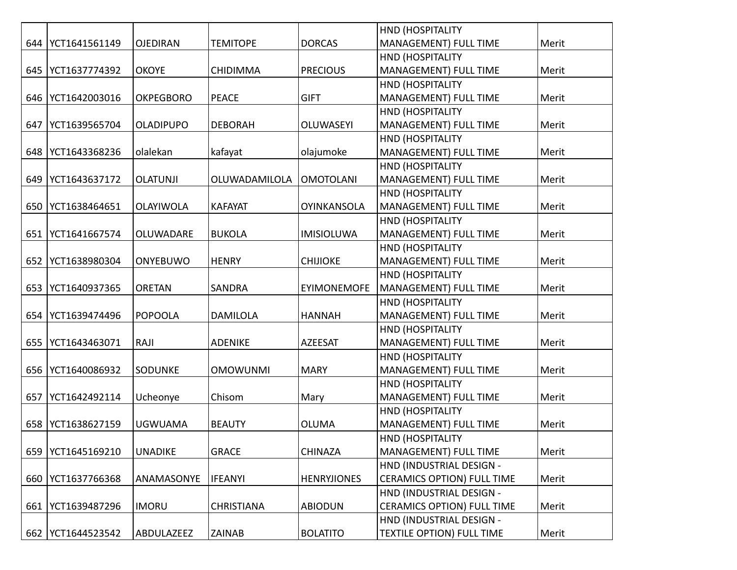| 644 | YCT1641561149 | OJEDIRAN | TEMITOPE | DORCAS | HND (HOSPITALITY MANAGEMENT) FULL TIME | Merit |
|---|---|---|---|---|---|---|
| 645 | YCT1637774392 | OKOYE | CHIDIMMA | PRECIOUS | HND (HOSPITALITY MANAGEMENT) FULL TIME | Merit |
| 646 | YCT1642003016 | OKPEGBORO | PEACE | GIFT | HND (HOSPITALITY MANAGEMENT) FULL TIME | Merit |
| 647 | YCT1639565704 | OLADIPUPO | DEBORAH | OLUWASEYI | HND (HOSPITALITY MANAGEMENT) FULL TIME | Merit |
| 648 | YCT1643368236 | olalekan | kafayat | olajumoke | HND (HOSPITALITY MANAGEMENT) FULL TIME | Merit |
| 649 | YCT1643637172 | OLATUNJI | OLUWADAMILOLA | OMOTOLANI | HND (HOSPITALITY MANAGEMENT) FULL TIME | Merit |
| 650 | YCT1638464651 | OLAYIWOLA | KAFAYAT | OYINKANSOLA | HND (HOSPITALITY MANAGEMENT) FULL TIME | Merit |
| 651 | YCT1641667574 | OLUWADARE | BUKOLA | IMISIOLUWA | HND (HOSPITALITY MANAGEMENT) FULL TIME | Merit |
| 652 | YCT1638980304 | ONYEBUWO | HENRY | CHIJIOKE | HND (HOSPITALITY MANAGEMENT) FULL TIME | Merit |
| 653 | YCT1640937365 | ORETAN | SANDRA | EYIMONEMOFE | HND (HOSPITALITY MANAGEMENT) FULL TIME | Merit |
| 654 | YCT1639474496 | POPOOLA | DAMILOLA | HANNAH | HND (HOSPITALITY MANAGEMENT) FULL TIME | Merit |
| 655 | YCT1643463071 | RAJI | ADENIKE | AZEESAT | HND (HOSPITALITY MANAGEMENT) FULL TIME | Merit |
| 656 | YCT1640086932 | SODUNKE | OMOWUNMI | MARY | HND (HOSPITALITY MANAGEMENT) FULL TIME | Merit |
| 657 | YCT1642492114 | Ucheonye | Chisom | Mary | HND (HOSPITALITY MANAGEMENT) FULL TIME | Merit |
| 658 | YCT1638627159 | UGWUAMA | BEAUTY | OLUMA | HND (HOSPITALITY MANAGEMENT) FULL TIME | Merit |
| 659 | YCT1645169210 | UNADIKE | GRACE | CHINAZA | HND (HOSPITALITY MANAGEMENT) FULL TIME | Merit |
| 660 | YCT1637766368 | ANAMASONYE | IFEANYI | HENRYJIONES | HND (INDUSTRIAL DESIGN - CERAMICS OPTION) FULL TIME | Merit |
| 661 | YCT1639487296 | IMORU | CHRISTIANA | ABIODUN | HND (INDUSTRIAL DESIGN - CERAMICS OPTION) FULL TIME | Merit |
| 662 | YCT1644523542 | ABDULAZEEZ | ZAINAB | BOLATITO | HND (INDUSTRIAL DESIGN - TEXTILE OPTION) FULL TIME | Merit |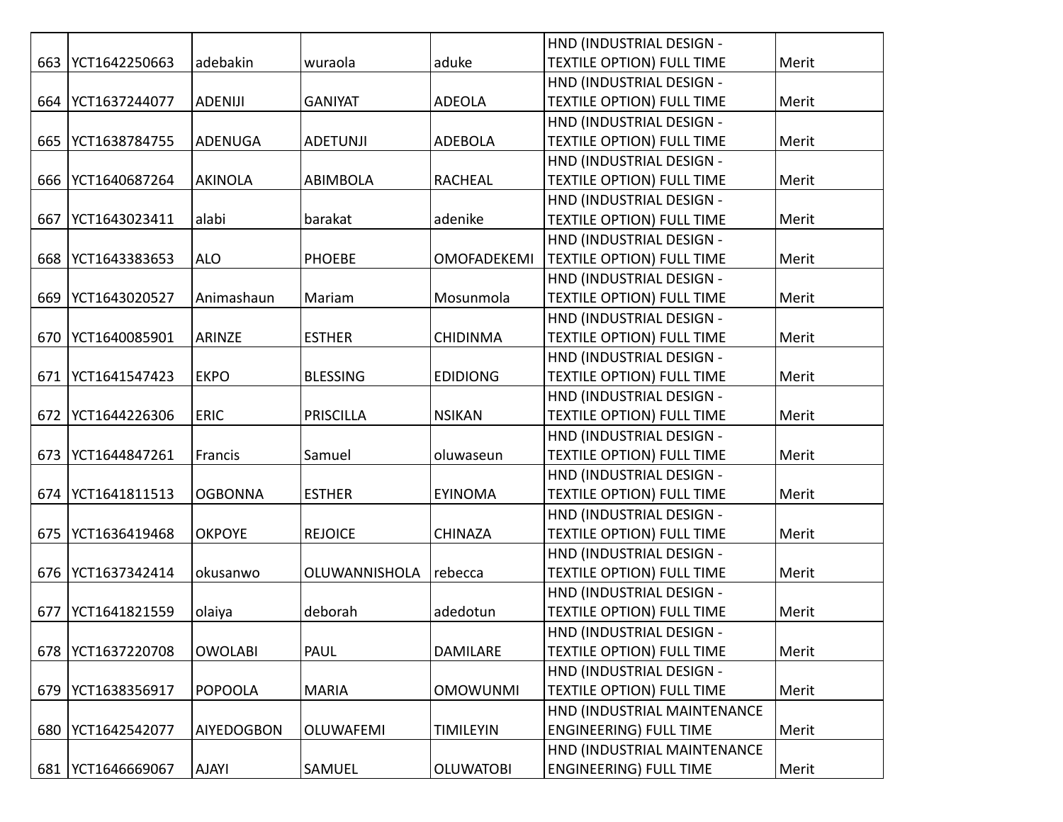| | | | | | | |
|---|---|---|---|---|---|---|
| 663 | YCT1642250663 | adebakin | wuraola | aduke | HND (INDUSTRIAL DESIGN - TEXTILE OPTION) FULL TIME | Merit |
| 664 | YCT1637244077 | ADENIJI | GANIYAT | ADEOLA | HND (INDUSTRIAL DESIGN - TEXTILE OPTION) FULL TIME | Merit |
| 665 | YCT1638784755 | ADENUGA | ADETUNJI | ADEBOLA | HND (INDUSTRIAL DESIGN - TEXTILE OPTION) FULL TIME | Merit |
| 666 | YCT1640687264 | AKINOLA | ABIMBOLA | RACHEAL | HND (INDUSTRIAL DESIGN - TEXTILE OPTION) FULL TIME | Merit |
| 667 | YCT1643023411 | alabi | barakat | adenike | HND (INDUSTRIAL DESIGN - TEXTILE OPTION) FULL TIME | Merit |
| 668 | YCT1643383653 | ALO | PHOEBE | OMOFADEKEMI | HND (INDUSTRIAL DESIGN - TEXTILE OPTION) FULL TIME | Merit |
| 669 | YCT1643020527 | Animashaun | Mariam | Mosunmola | HND (INDUSTRIAL DESIGN - TEXTILE OPTION) FULL TIME | Merit |
| 670 | YCT1640085901 | ARINZE | ESTHER | CHIDINMA | HND (INDUSTRIAL DESIGN - TEXTILE OPTION) FULL TIME | Merit |
| 671 | YCT1641547423 | EKPO | BLESSING | EDIDIONG | HND (INDUSTRIAL DESIGN - TEXTILE OPTION) FULL TIME | Merit |
| 672 | YCT1644226306 | ERIC | PRISCILLA | NSIKAN | HND (INDUSTRIAL DESIGN - TEXTILE OPTION) FULL TIME | Merit |
| 673 | YCT1644847261 | Francis | Samuel | oluwaseun | HND (INDUSTRIAL DESIGN - TEXTILE OPTION) FULL TIME | Merit |
| 674 | YCT1641811513 | OGBONNA | ESTHER | EYINOMA | HND (INDUSTRIAL DESIGN - TEXTILE OPTION) FULL TIME | Merit |
| 675 | YCT1636419468 | OKPOYE | REJOICE | CHINAZA | HND (INDUSTRIAL DESIGN - TEXTILE OPTION) FULL TIME | Merit |
| 676 | YCT1637342414 | okusanwo | OLUWANNISHOLA | rebecca | HND (INDUSTRIAL DESIGN - TEXTILE OPTION) FULL TIME | Merit |
| 677 | YCT1641821559 | olaiya | deborah | adedotun | HND (INDUSTRIAL DESIGN - TEXTILE OPTION) FULL TIME | Merit |
| 678 | YCT1637220708 | OWOLABI | PAUL | DAMILARE | HND (INDUSTRIAL DESIGN - TEXTILE OPTION) FULL TIME | Merit |
| 679 | YCT1638356917 | POPOOLA | MARIA | OMOWUNMI | HND (INDUSTRIAL DESIGN - TEXTILE OPTION) FULL TIME | Merit |
| 680 | YCT1642542077 | AIYEDOGBON | OLUWAFEMI | TIMILEYIN | HND (INDUSTRIAL MAINTENANCE ENGINEERING) FULL TIME | Merit |
| 681 | YCT1646669067 | AJAYI | SAMUEL | OLUWATOBI | HND (INDUSTRIAL MAINTENANCE ENGINEERING) FULL TIME | Merit |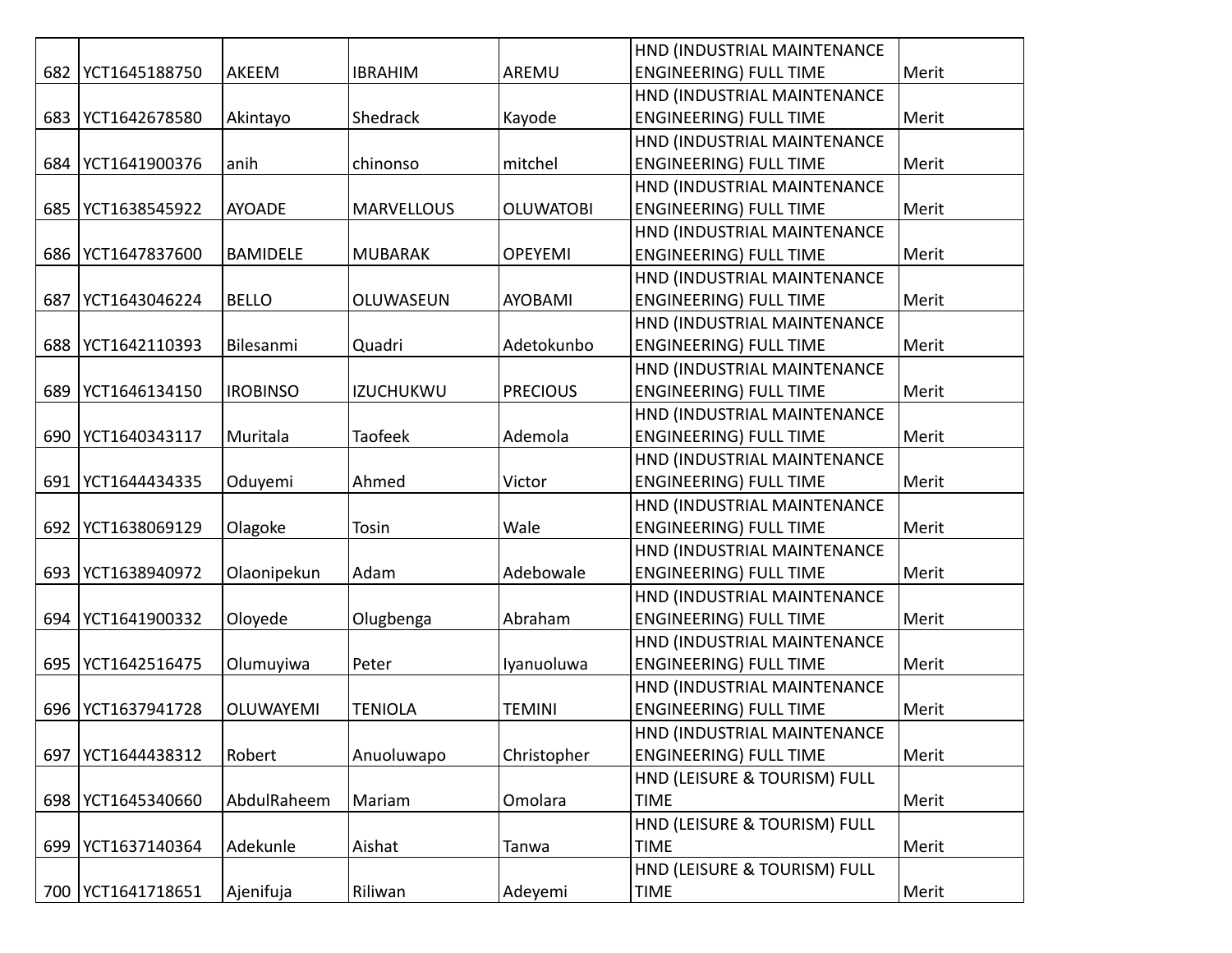| 682 | YCT1645188750 | AKEEM | IBRAHIM | AREMU | HND (INDUSTRIAL MAINTENANCE ENGINEERING) FULL TIME | Merit |
|---|---|---|---|---|---|---|
| 683 | YCT1642678580 | Akintayo | Shedrack | Kayode | HND (INDUSTRIAL MAINTENANCE ENGINEERING) FULL TIME | Merit |
| 684 | YCT1641900376 | anih | chinonso | mitchel | HND (INDUSTRIAL MAINTENANCE ENGINEERING) FULL TIME | Merit |
| 685 | YCT1638545922 | AYOADE | MARVELLOUS | OLUWATOBI | HND (INDUSTRIAL MAINTENANCE ENGINEERING) FULL TIME | Merit |
| 686 | YCT1647837600 | BAMIDELE | MUBARAK | OPEYEMI | HND (INDUSTRIAL MAINTENANCE ENGINEERING) FULL TIME | Merit |
| 687 | YCT1643046224 | BELLO | OLUWASEUN | AYOBAMI | HND (INDUSTRIAL MAINTENANCE ENGINEERING) FULL TIME | Merit |
| 688 | YCT1642110393 | Bilesanmi | Quadri | Adetokunbo | HND (INDUSTRIAL MAINTENANCE ENGINEERING) FULL TIME | Merit |
| 689 | YCT1646134150 | IROBINSO | IZUCHUKWU | PRECIOUS | HND (INDUSTRIAL MAINTENANCE ENGINEERING) FULL TIME | Merit |
| 690 | YCT1640343117 | Muritala | Taofeek | Ademola | HND (INDUSTRIAL MAINTENANCE ENGINEERING) FULL TIME | Merit |
| 691 | YCT1644434335 | Oduyemi | Ahmed | Victor | HND (INDUSTRIAL MAINTENANCE ENGINEERING) FULL TIME | Merit |
| 692 | YCT1638069129 | Olagoke | Tosin | Wale | HND (INDUSTRIAL MAINTENANCE ENGINEERING) FULL TIME | Merit |
| 693 | YCT1638940972 | Olaonipekun | Adam | Adebowale | HND (INDUSTRIAL MAINTENANCE ENGINEERING) FULL TIME | Merit |
| 694 | YCT1641900332 | Oloyede | Olugbenga | Abraham | HND (INDUSTRIAL MAINTENANCE ENGINEERING) FULL TIME | Merit |
| 695 | YCT1642516475 | Olumuyiwa | Peter | Iyanuoluwa | HND (INDUSTRIAL MAINTENANCE ENGINEERING) FULL TIME | Merit |
| 696 | YCT1637941728 | OLUWAYEMI | TENIOLA | TEMINI | HND (INDUSTRIAL MAINTENANCE ENGINEERING) FULL TIME | Merit |
| 697 | YCT1644438312 | Robert | Anuoluwapo | Christopher | HND (INDUSTRIAL MAINTENANCE ENGINEERING) FULL TIME | Merit |
| 698 | YCT1645340660 | AbdulRaheem | Mariam | Omolara | HND (LEISURE & TOURISM) FULL TIME | Merit |
| 699 | YCT1637140364 | Adekunle | Aishat | Tanwa | HND (LEISURE & TOURISM) FULL TIME | Merit |
| 700 | YCT1641718651 | Ajenifuja | Riliwan | Adeyemi | HND (LEISURE & TOURISM) FULL TIME | Merit |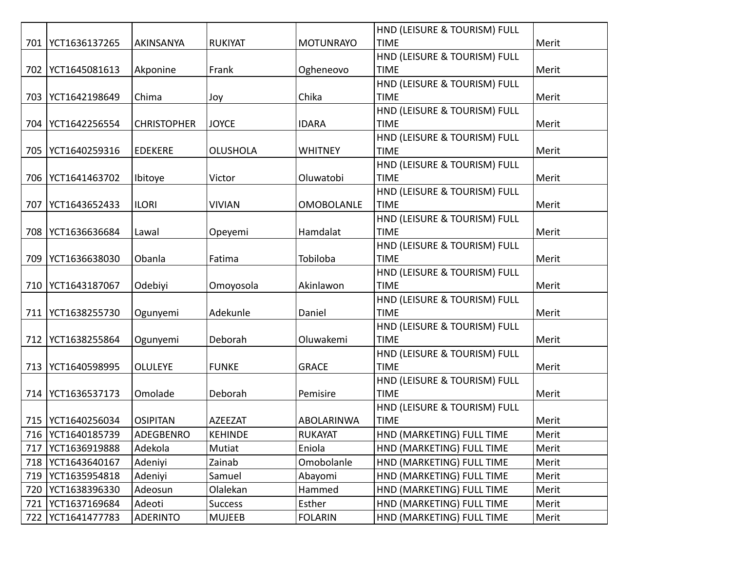| | | | | | | |
|---|---|---|---|---|---|---|
| 701 | YCT1636137265 | AKINSANYA | RUKIYAT | MOTUNRAYO | HND (LEISURE & TOURISM) FULL TIME | Merit |
| 702 | YCT1645081613 | Akponine | Frank | Ogheneovo | HND (LEISURE & TOURISM) FULL TIME | Merit |
| 703 | YCT1642198649 | Chima | Joy | Chika | HND (LEISURE & TOURISM) FULL TIME | Merit |
| 704 | YCT1642256554 | CHRISTOPHER | JOYCE | IDARA | HND (LEISURE & TOURISM) FULL TIME | Merit |
| 705 | YCT1640259316 | EDEKERE | OLUSHOLA | WHITNEY | HND (LEISURE & TOURISM) FULL TIME | Merit |
| 706 | YCT1641463702 | Ibitoye | Victor | Oluwatobi | HND (LEISURE & TOURISM) FULL TIME | Merit |
| 707 | YCT1643652433 | ILORI | VIVIAN | OMOBOLANLE | HND (LEISURE & TOURISM) FULL TIME | Merit |
| 708 | YCT1636636684 | Lawal | Opeyemi | Hamdalat | HND (LEISURE & TOURISM) FULL TIME | Merit |
| 709 | YCT1636638030 | Obanla | Fatima | Tobiloba | HND (LEISURE & TOURISM) FULL TIME | Merit |
| 710 | YCT1643187067 | Odebiyi | Omoyosola | Akinlawon | HND (LEISURE & TOURISM) FULL TIME | Merit |
| 711 | YCT1638255730 | Ogunyemi | Adekunle | Daniel | HND (LEISURE & TOURISM) FULL TIME | Merit |
| 712 | YCT1638255864 | Ogunyemi | Deborah | Oluwakemi | HND (LEISURE & TOURISM) FULL TIME | Merit |
| 713 | YCT1640598995 | OLULEYE | FUNKE | GRACE | HND (LEISURE & TOURISM) FULL TIME | Merit |
| 714 | YCT1636537173 | Omolade | Deborah | Pemisire | HND (LEISURE & TOURISM) FULL TIME | Merit |
| 715 | YCT1640256034 | OSIPITAN | AZEEZAT | ABOLARINWA | HND (LEISURE & TOURISM) FULL TIME | Merit |
| 716 | YCT1640185739 | ADEGBENRO | KEHINDE | RUKAYAT | HND (MARKETING) FULL TIME | Merit |
| 717 | YCT1636919888 | Adekola | Mutiat | Eniola | HND (MARKETING) FULL TIME | Merit |
| 718 | YCT1643640167 | Adeniyi | Zainab | Omobolanle | HND (MARKETING) FULL TIME | Merit |
| 719 | YCT1635954818 | Adeniyi | Samuel | Abayomi | HND (MARKETING) FULL TIME | Merit |
| 720 | YCT1638396330 | Adeosun | Olalekan | Hammed | HND (MARKETING) FULL TIME | Merit |
| 721 | YCT1637169684 | Adeoti | Success | Esther | HND (MARKETING) FULL TIME | Merit |
| 722 | YCT1641477783 | ADERINTO | MUJEEB | FOLARIN | HND (MARKETING) FULL TIME | Merit |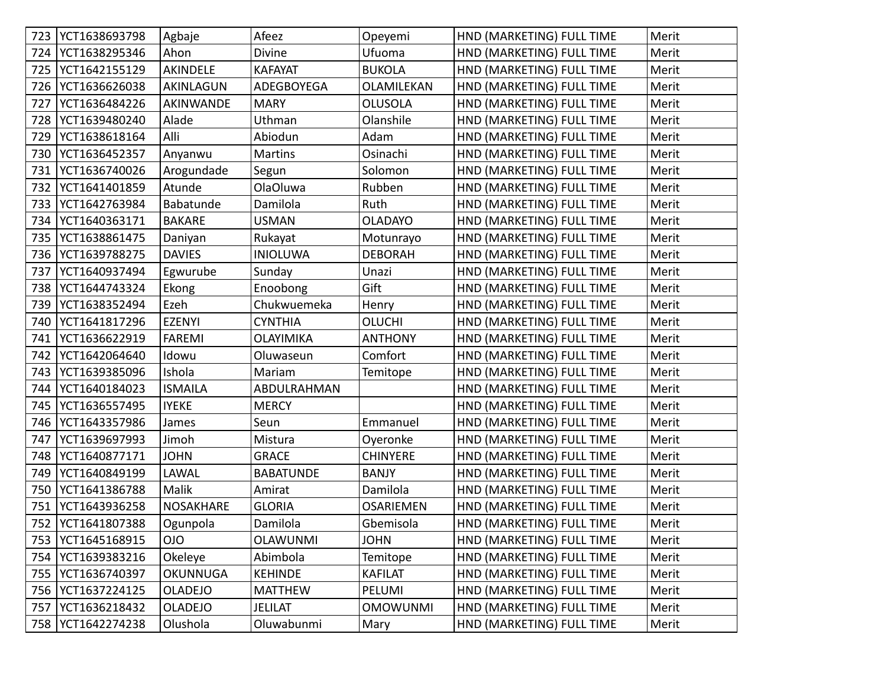| 723 | YCT1638693798 | Agbaje | Afeez | Opeyemi | HND (MARKETING) FULL TIME | Merit |
|---|---|---|---|---|---|---|
| 724 | YCT1638295346 | Ahon | Divine | Ufuoma | HND (MARKETING) FULL TIME | Merit |
| 725 | YCT1642155129 | AKINDELE | KAFAYAT | BUKOLA | HND (MARKETING) FULL TIME | Merit |
| 726 | YCT1636626038 | AKINLAGUN | ADEGBOYEGA | OLAMILEKAN | HND (MARKETING) FULL TIME | Merit |
| 727 | YCT1636484226 | AKINWANDE | MARY | OLUSOLA | HND (MARKETING) FULL TIME | Merit |
| 728 | YCT1639480240 | Alade | Uthman | Olanshile | HND (MARKETING) FULL TIME | Merit |
| 729 | YCT1638618164 | Alli | Abiodun | Adam | HND (MARKETING) FULL TIME | Merit |
| 730 | YCT1636452357 | Anyanwu | Martins | Osinachi | HND (MARKETING) FULL TIME | Merit |
| 731 | YCT1636740026 | Arogundade | Segun | Solomon | HND (MARKETING) FULL TIME | Merit |
| 732 | YCT1641401859 | Atunde | OlaOluwa | Rubben | HND (MARKETING) FULL TIME | Merit |
| 733 | YCT1642763984 | Babatunde | Damilola | Ruth | HND (MARKETING) FULL TIME | Merit |
| 734 | YCT1640363171 | BAKARE | USMAN | OLADAYO | HND (MARKETING) FULL TIME | Merit |
| 735 | YCT1638861475 | Daniyan | Rukayat | Motunrayo | HND (MARKETING) FULL TIME | Merit |
| 736 | YCT1639788275 | DAVIES | INIOLUWA | DEBORAH | HND (MARKETING) FULL TIME | Merit |
| 737 | YCT1640937494 | Egwurube | Sunday | Unazi | HND (MARKETING) FULL TIME | Merit |
| 738 | YCT1644743324 | Ekong | Enoobong | Gift | HND (MARKETING) FULL TIME | Merit |
| 739 | YCT1638352494 | Ezeh | Chukwuemeka | Henry | HND (MARKETING) FULL TIME | Merit |
| 740 | YCT1641817296 | EZENYI | CYNTHIA | OLUCHI | HND (MARKETING) FULL TIME | Merit |
| 741 | YCT1636622919 | FAREMI | OLAYIMIKA | ANTHONY | HND (MARKETING) FULL TIME | Merit |
| 742 | YCT1642064640 | Idowu | Oluwaseun | Comfort | HND (MARKETING) FULL TIME | Merit |
| 743 | YCT1639385096 | Ishola | Mariam | Temitope | HND (MARKETING) FULL TIME | Merit |
| 744 | YCT1640184023 | ISMAILA | ABDULRAHMAN | | HND (MARKETING) FULL TIME | Merit |
| 745 | YCT1636557495 | IYEKE | MERCY | | HND (MARKETING) FULL TIME | Merit |
| 746 | YCT1643357986 | James | Seun | Emmanuel | HND (MARKETING) FULL TIME | Merit |
| 747 | YCT1639697993 | Jimoh | Mistura | Oyeronke | HND (MARKETING) FULL TIME | Merit |
| 748 | YCT1640877171 | JOHN | GRACE | CHINYERE | HND (MARKETING) FULL TIME | Merit |
| 749 | YCT1640849199 | LAWAL | BABATUNDE | BANJY | HND (MARKETING) FULL TIME | Merit |
| 750 | YCT1641386788 | Malik | Amirat | Damilola | HND (MARKETING) FULL TIME | Merit |
| 751 | YCT1643936258 | NOSAKHARE | GLORIA | OSARIEMEN | HND (MARKETING) FULL TIME | Merit |
| 752 | YCT1641807388 | Ogunpola | Damilola | Gbemisola | HND (MARKETING) FULL TIME | Merit |
| 753 | YCT1645168915 | OJO | OLAWUNMI | JOHN | HND (MARKETING) FULL TIME | Merit |
| 754 | YCT1639383216 | Okeleye | Abimbola | Temitope | HND (MARKETING) FULL TIME | Merit |
| 755 | YCT1636740397 | OKUNNUGA | KEHINDE | KAFILAT | HND (MARKETING) FULL TIME | Merit |
| 756 | YCT1637224125 | OLADEJO | MATTHEW | PELUMI | HND (MARKETING) FULL TIME | Merit |
| 757 | YCT1636218432 | OLADEJO | JELILAT | OMOWUNMI | HND (MARKETING) FULL TIME | Merit |
| 758 | YCT1642274238 | Olushola | Oluwabunmi | Mary | HND (MARKETING) FULL TIME | Merit |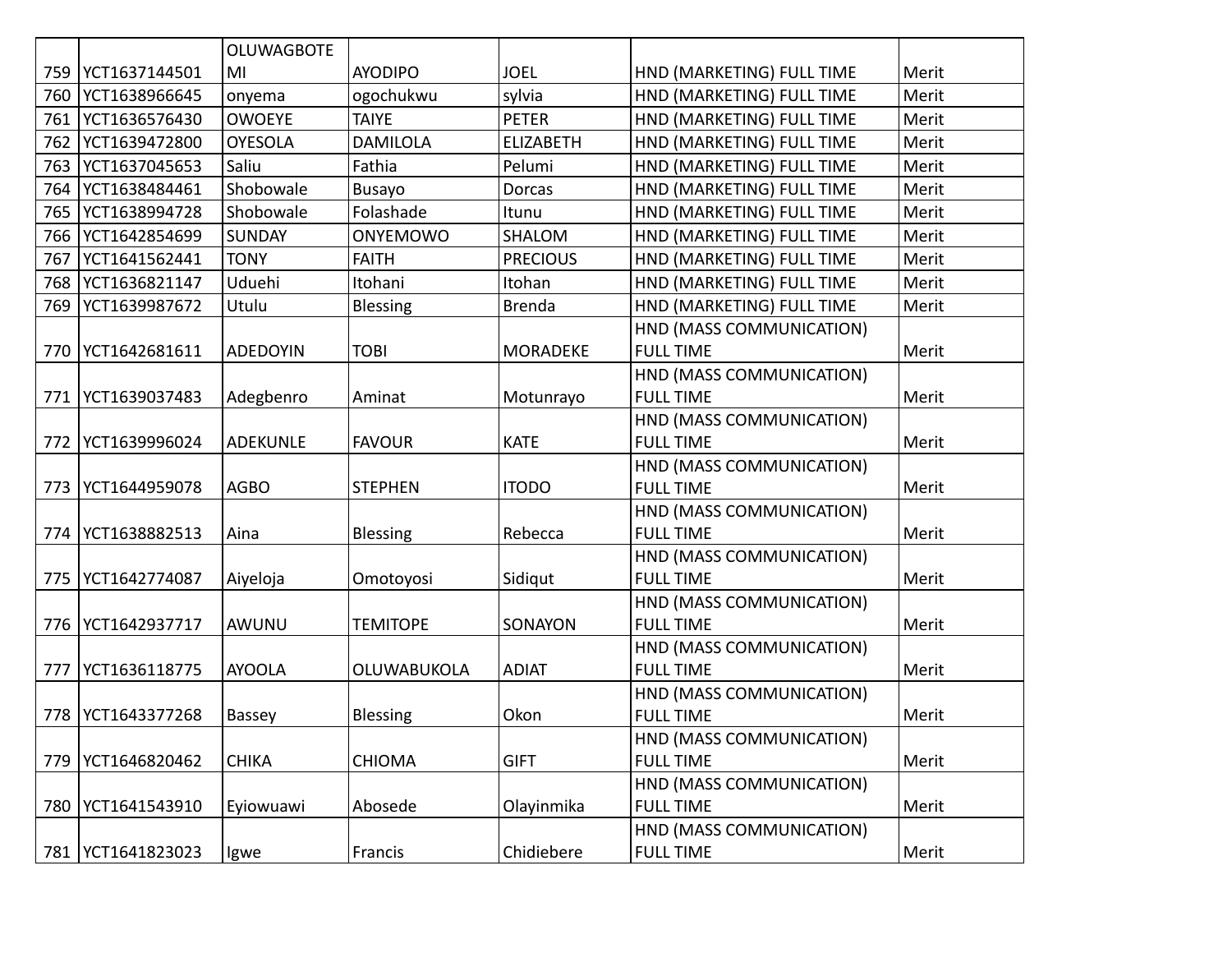| | | | | | | |
|---|---|---|---|---|---|---|
| 759 | YCT1637144501 | OLUWAGBOTEMI | AYODIPO | JOEL | HND (MARKETING) FULL TIME | Merit |
| 760 | YCT1638966645 | onyema | ogochukwu | sylvia | HND (MARKETING) FULL TIME | Merit |
| 761 | YCT1636576430 | OWOEYE | TAIYE | PETER | HND (MARKETING) FULL TIME | Merit |
| 762 | YCT1639472800 | OYESOLA | DAMILOLA | ELIZABETH | HND (MARKETING) FULL TIME | Merit |
| 763 | YCT1637045653 | Saliu | Fathia | Pelumi | HND (MARKETING) FULL TIME | Merit |
| 764 | YCT1638484461 | Shobowale | Busayo | Dorcas | HND (MARKETING) FULL TIME | Merit |
| 765 | YCT1638994728 | Shobowale | Folashade | Itunu | HND (MARKETING) FULL TIME | Merit |
| 766 | YCT1642854699 | SUNDAY | ONYEMOWO | SHALOM | HND (MARKETING) FULL TIME | Merit |
| 767 | YCT1641562441 | TONY | FAITH | PRECIOUS | HND (MARKETING) FULL TIME | Merit |
| 768 | YCT1636821147 | Uduehi | Itohani | Itohan | HND (MARKETING) FULL TIME | Merit |
| 769 | YCT1639987672 | Utulu | Blessing | Brenda | HND (MARKETING) FULL TIME | Merit |
| 770 | YCT1642681611 | ADEDOYIN | TOBI | MORADEKE | HND (MASS COMMUNICATION) FULL TIME | Merit |
| 771 | YCT1639037483 | Adegbenro | Aminat | Motunrayo | HND (MASS COMMUNICATION) FULL TIME | Merit |
| 772 | YCT1639996024 | ADEKUNLE | FAVOUR | KATE | HND (MASS COMMUNICATION) FULL TIME | Merit |
| 773 | YCT1644959078 | AGBO | STEPHEN | ITODO | HND (MASS COMMUNICATION) FULL TIME | Merit |
| 774 | YCT1638882513 | Aina | Blessing | Rebecca | HND (MASS COMMUNICATION) FULL TIME | Merit |
| 775 | YCT1642774087 | Aiyeloja | Omotoyosi | Sidiqut | HND (MASS COMMUNICATION) FULL TIME | Merit |
| 776 | YCT1642937717 | AWUNU | TEMITOPE | SONAYON | HND (MASS COMMUNICATION) FULL TIME | Merit |
| 777 | YCT1636118775 | AYOOLA | OLUWABUKOLA | ADIAT | HND (MASS COMMUNICATION) FULL TIME | Merit |
| 778 | YCT1643377268 | Bassey | Blessing | Okon | HND (MASS COMMUNICATION) FULL TIME | Merit |
| 779 | YCT1646820462 | CHIKA | CHIOMA | GIFT | HND (MASS COMMUNICATION) FULL TIME | Merit |
| 780 | YCT1641543910 | Eyiowuawi | Abosede | Olayinmika | HND (MASS COMMUNICATION) FULL TIME | Merit |
| 781 | YCT1641823023 | Igwe | Francis | Chidiebere | HND (MASS COMMUNICATION) FULL TIME | Merit |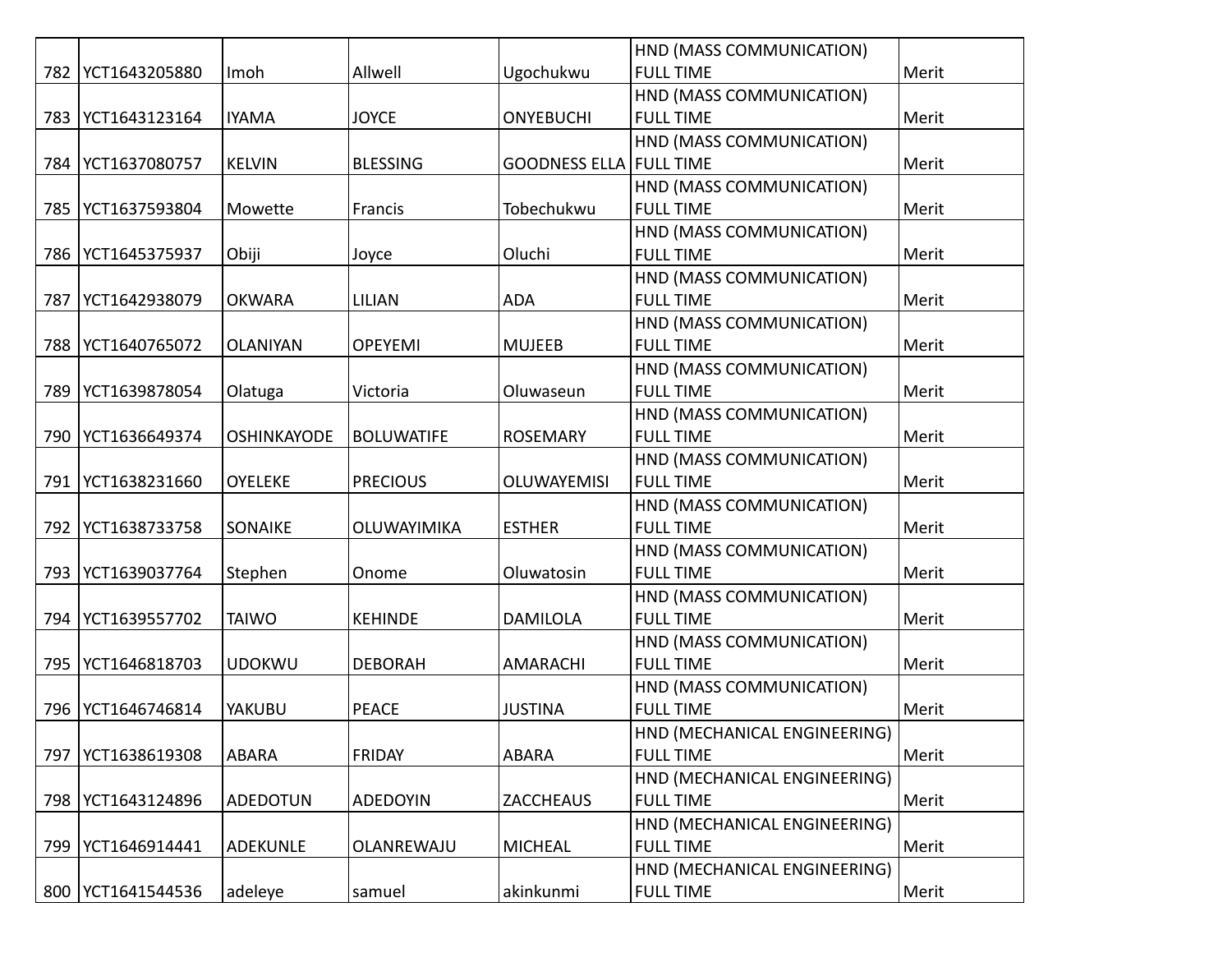| | | | | | | |
|---|---|---|---|---|---|---|
| 782 | YCT1643205880 | Imoh | Allwell | Ugochukwu | HND (MASS COMMUNICATION) FULL TIME | Merit |
| 783 | YCT1643123164 | IYAMA | JOYCE | ONYEBUCHI | HND (MASS COMMUNICATION) FULL TIME | Merit |
| 784 | YCT1637080757 | KELVIN | BLESSING | GOODNESS ELLA | HND (MASS COMMUNICATION) FULL TIME | Merit |
| 785 | YCT1637593804 | Mowette | Francis | Tobechukwu | HND (MASS COMMUNICATION) FULL TIME | Merit |
| 786 | YCT1645375937 | Obiji | Joyce | Oluchi | HND (MASS COMMUNICATION) FULL TIME | Merit |
| 787 | YCT1642938079 | OKWARA | LILIAN | ADA | HND (MASS COMMUNICATION) FULL TIME | Merit |
| 788 | YCT1640765072 | OLANIYAN | OPEYEMI | MUJEEB | HND (MASS COMMUNICATION) FULL TIME | Merit |
| 789 | YCT1639878054 | Olatuga | Victoria | Oluwaseun | HND (MASS COMMUNICATION) FULL TIME | Merit |
| 790 | YCT1636649374 | OSHINKAYODE | BOLUWATIFE | ROSEMARY | HND (MASS COMMUNICATION) FULL TIME | Merit |
| 791 | YCT1638231660 | OYELEKE | PRECIOUS | OLUWAYEMISI | HND (MASS COMMUNICATION) FULL TIME | Merit |
| 792 | YCT1638733758 | SONAIKE | OLUWAYIMIKA | ESTHER | HND (MASS COMMUNICATION) FULL TIME | Merit |
| 793 | YCT1639037764 | Stephen | Onome | Oluwatosin | HND (MASS COMMUNICATION) FULL TIME | Merit |
| 794 | YCT1639557702 | TAIWO | KEHINDE | DAMILOLA | HND (MASS COMMUNICATION) FULL TIME | Merit |
| 795 | YCT1646818703 | UDOKWU | DEBORAH | AMARACHI | HND (MASS COMMUNICATION) FULL TIME | Merit |
| 796 | YCT1646746814 | YAKUBU | PEACE | JUSTINA | HND (MASS COMMUNICATION) FULL TIME | Merit |
| 797 | YCT1638619308 | ABARA | FRIDAY | ABARA | HND (MECHANICAL ENGINEERING) FULL TIME | Merit |
| 798 | YCT1643124896 | ADEDOTUN | ADEDOYIN | ZACCHEAUS | HND (MECHANICAL ENGINEERING) FULL TIME | Merit |
| 799 | YCT1646914441 | ADEKUNLE | OLANREWAJU | MICHEAL | HND (MECHANICAL ENGINEERING) FULL TIME | Merit |
| 800 | YCT1641544536 | adeleye | samuel | akinkunmi | HND (MECHANICAL ENGINEERING) FULL TIME | Merit |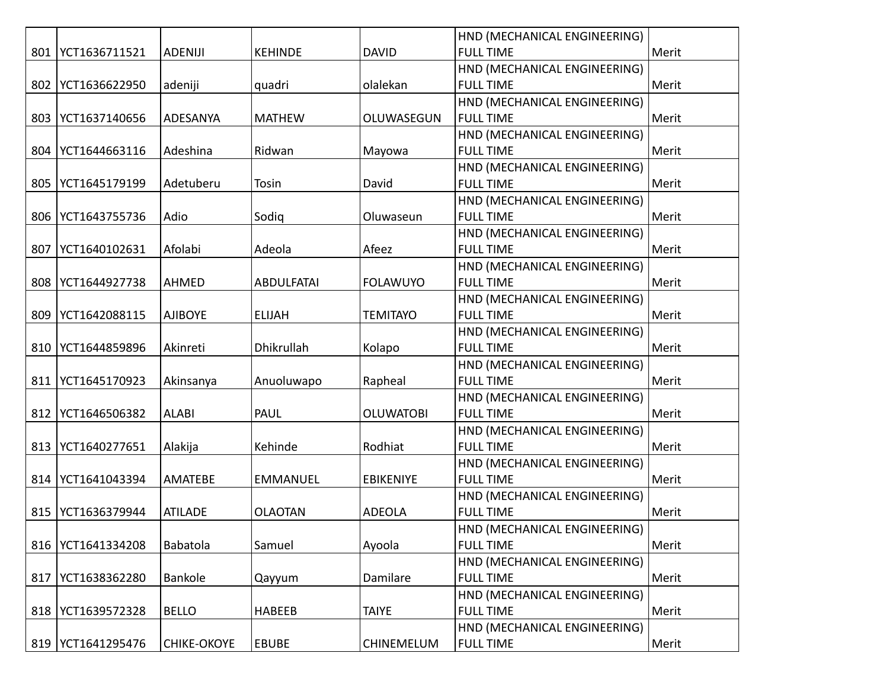| | | | | | | |
|---|---|---|---|---|---|---|
| 801 | YCT1636711521 | ADENIJI | KEHINDE | DAVID | HND (MECHANICAL ENGINEERING) FULL TIME | Merit |
| 802 | YCT1636622950 | adeniji | quadri | olalekan | HND (MECHANICAL ENGINEERING) FULL TIME | Merit |
| 803 | YCT1637140656 | ADESANYA | MATHEW | OLUWASEGUN | HND (MECHANICAL ENGINEERING) FULL TIME | Merit |
| 804 | YCT1644663116 | Adeshina | Ridwan | Mayowa | HND (MECHANICAL ENGINEERING) FULL TIME | Merit |
| 805 | YCT1645179199 | Adetuberu | Tosin | David | HND (MECHANICAL ENGINEERING) FULL TIME | Merit |
| 806 | YCT1643755736 | Adio | Sodiq | Oluwaseun | HND (MECHANICAL ENGINEERING) FULL TIME | Merit |
| 807 | YCT1640102631 | Afolabi | Adeola | Afeez | HND (MECHANICAL ENGINEERING) FULL TIME | Merit |
| 808 | YCT1644927738 | AHMED | ABDULFATAI | FOLAWUYO | HND (MECHANICAL ENGINEERING) FULL TIME | Merit |
| 809 | YCT1642088115 | AJIBOYE | ELIJAH | TEMITAYO | HND (MECHANICAL ENGINEERING) FULL TIME | Merit |
| 810 | YCT1644859896 | Akinreti | Dhikrullah | Kolapo | HND (MECHANICAL ENGINEERING) FULL TIME | Merit |
| 811 | YCT1645170923 | Akinsanya | Anuoluwapo | Rapheal | HND (MECHANICAL ENGINEERING) FULL TIME | Merit |
| 812 | YCT1646506382 | ALABI | PAUL | OLUWATOBI | HND (MECHANICAL ENGINEERING) FULL TIME | Merit |
| 813 | YCT1640277651 | Alakija | Kehinde | Rodhiat | HND (MECHANICAL ENGINEERING) FULL TIME | Merit |
| 814 | YCT1641043394 | AMATEBE | EMMANUEL | EBIKENIYE | HND (MECHANICAL ENGINEERING) FULL TIME | Merit |
| 815 | YCT1636379944 | ATILADE | OLAOTAN | ADEOLA | HND (MECHANICAL ENGINEERING) FULL TIME | Merit |
| 816 | YCT1641334208 | Babatola | Samuel | Ayoola | HND (MECHANICAL ENGINEERING) FULL TIME | Merit |
| 817 | YCT1638362280 | Bankole | Qayyum | Damilare | HND (MECHANICAL ENGINEERING) FULL TIME | Merit |
| 818 | YCT1639572328 | BELLO | HABEEB | TAIYE | HND (MECHANICAL ENGINEERING) FULL TIME | Merit |
| 819 | YCT1641295476 | CHIKE-OKOYE | EBUBE | CHINEMELUM | HND (MECHANICAL ENGINEERING) FULL TIME | Merit |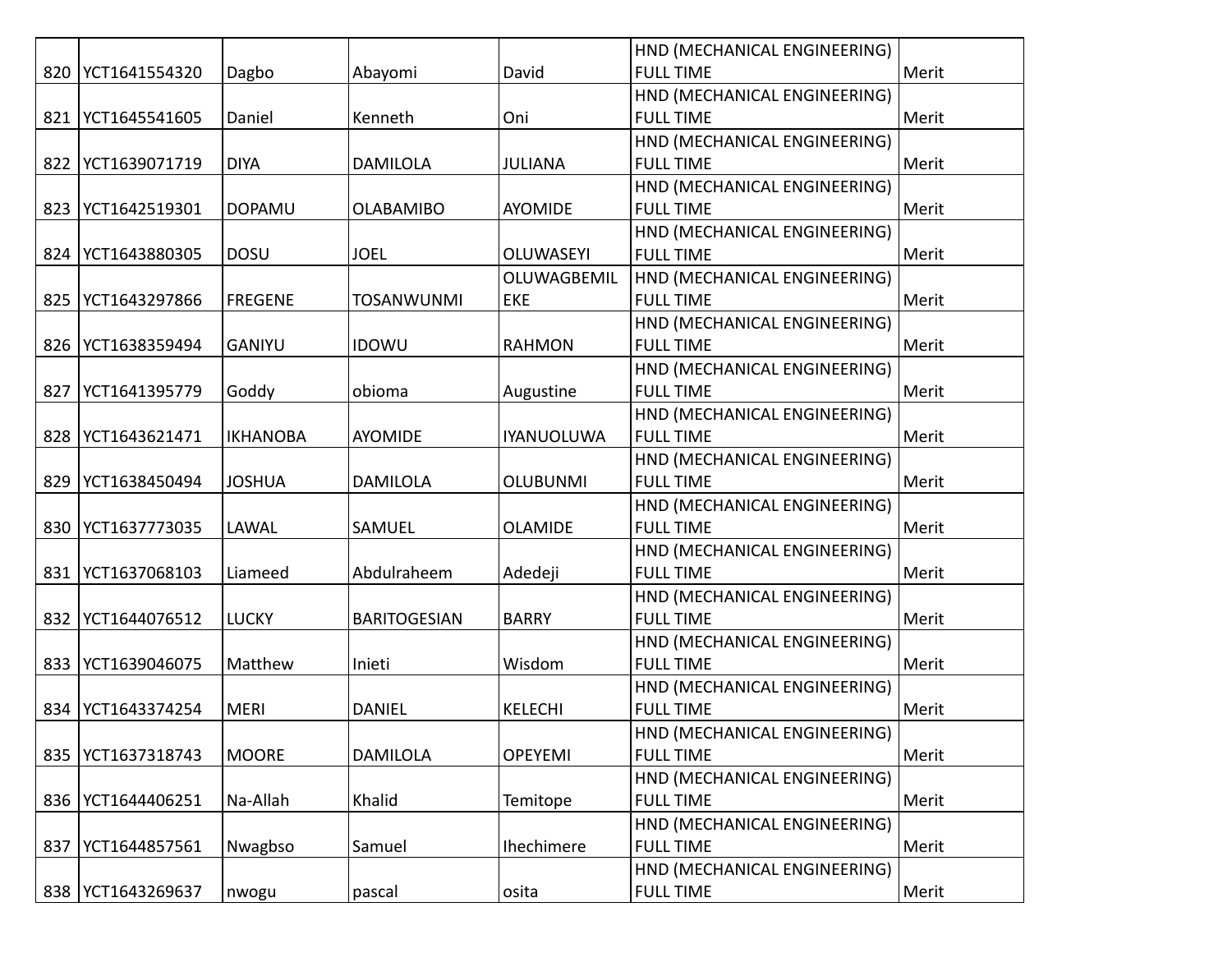| 820 | YCT1641554320 | Dagbo | Abayomi | David | HND (MECHANICAL ENGINEERING) FULL TIME | Merit |
|---|---|---|---|---|---|---|
| 821 | YCT1645541605 | Daniel | Kenneth | Oni | HND (MECHANICAL ENGINEERING) FULL TIME | Merit |
| 822 | YCT1639071719 | DIYA | DAMILOLA | JULIANA | HND (MECHANICAL ENGINEERING) FULL TIME | Merit |
| 823 | YCT1642519301 | DOPAMU | OLABAMIBO | AYOMIDE | HND (MECHANICAL ENGINEERING) FULL TIME | Merit |
| 824 | YCT1643880305 | DOSU | JOEL | OLUWASEYI | HND (MECHANICAL ENGINEERING) FULL TIME | Merit |
| 825 | YCT1643297866 | FREGENE | TOSANWUNMI | OLUWAGBEMILEKE | HND (MECHANICAL ENGINEERING) FULL TIME | Merit |
| 826 | YCT1638359494 | GANIYU | IDOWU | RAHMON | HND (MECHANICAL ENGINEERING) FULL TIME | Merit |
| 827 | YCT1641395779 | Goddy | obioma | Augustine | HND (MECHANICAL ENGINEERING) FULL TIME | Merit |
| 828 | YCT1643621471 | IKHANOBA | AYOMIDE | IYANUOLUWA | HND (MECHANICAL ENGINEERING) FULL TIME | Merit |
| 829 | YCT1638450494 | JOSHUA | DAMILOLA | OLUBUNMI | HND (MECHANICAL ENGINEERING) FULL TIME | Merit |
| 830 | YCT1637773035 | LAWAL | SAMUEL | OLAMIDE | HND (MECHANICAL ENGINEERING) FULL TIME | Merit |
| 831 | YCT1637068103 | Liameed | Abdulraheem | Adedeji | HND (MECHANICAL ENGINEERING) FULL TIME | Merit |
| 832 | YCT1644076512 | LUCKY | BARITOGESIAN | BARRY | HND (MECHANICAL ENGINEERING) FULL TIME | Merit |
| 833 | YCT1639046075 | Matthew | Inieti | Wisdom | HND (MECHANICAL ENGINEERING) FULL TIME | Merit |
| 834 | YCT1643374254 | MERI | DANIEL | KELECHI | HND (MECHANICAL ENGINEERING) FULL TIME | Merit |
| 835 | YCT1637318743 | MOORE | DAMILOLA | OPEYEMI | HND (MECHANICAL ENGINEERING) FULL TIME | Merit |
| 836 | YCT1644406251 | Na-Allah | Khalid | Temitope | HND (MECHANICAL ENGINEERING) FULL TIME | Merit |
| 837 | YCT1644857561 | Nwagbso | Samuel | Ihechimere | HND (MECHANICAL ENGINEERING) FULL TIME | Merit |
| 838 | YCT1643269637 | nwogu | pascal | osita | HND (MECHANICAL ENGINEERING) FULL TIME | Merit |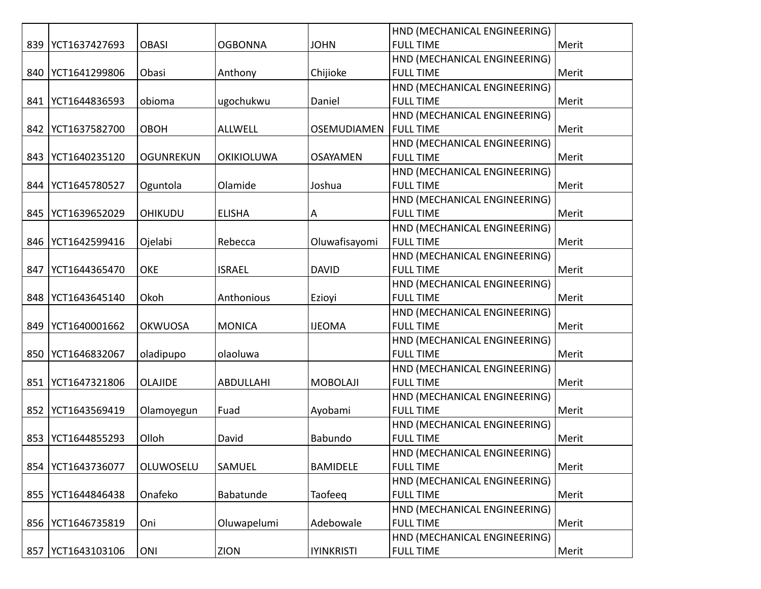| | | | | | | |
|---|---|---|---|---|---|---|
| 839 | YCT1637427693 | OBASI | OGBONNA | JOHN | HND (MECHANICAL ENGINEERING) FULL TIME | Merit |
| 840 | YCT1641299806 | Obasi | Anthony | Chijioke | HND (MECHANICAL ENGINEERING) FULL TIME | Merit |
| 841 | YCT1644836593 | obioma | ugochukwu | Daniel | HND (MECHANICAL ENGINEERING) FULL TIME | Merit |
| 842 | YCT1637582700 | OBOH | ALLWELL | OSEMUDIAMEN | HND (MECHANICAL ENGINEERING) FULL TIME | Merit |
| 843 | YCT1640235120 | OGUNREKUN | OKIKIOLUWA | OSAYAMEN | HND (MECHANICAL ENGINEERING) FULL TIME | Merit |
| 844 | YCT1645780527 | Oguntola | Olamide | Joshua | HND (MECHANICAL ENGINEERING) FULL TIME | Merit |
| 845 | YCT1639652029 | OHIKUDU | ELISHA | A | HND (MECHANICAL ENGINEERING) FULL TIME | Merit |
| 846 | YCT1642599416 | Ojelabi | Rebecca | Oluwafisayomi | HND (MECHANICAL ENGINEERING) FULL TIME | Merit |
| 847 | YCT1644365470 | OKE | ISRAEL | DAVID | HND (MECHANICAL ENGINEERING) FULL TIME | Merit |
| 848 | YCT1643645140 | Okoh | Anthonious | Ezioyi | HND (MECHANICAL ENGINEERING) FULL TIME | Merit |
| 849 | YCT1640001662 | OKWUOSA | MONICA | IJEOMA | HND (MECHANICAL ENGINEERING) FULL TIME | Merit |
| 850 | YCT1646832067 | oladipupo | olaoluwa | | HND (MECHANICAL ENGINEERING) FULL TIME | Merit |
| 851 | YCT1647321806 | OLAJIDE | ABDULLAHI | MOBOLAJI | HND (MECHANICAL ENGINEERING) FULL TIME | Merit |
| 852 | YCT1643569419 | Olamoyegun | Fuad | Ayobami | HND (MECHANICAL ENGINEERING) FULL TIME | Merit |
| 853 | YCT1644855293 | Olloh | David | Babundo | HND (MECHANICAL ENGINEERING) FULL TIME | Merit |
| 854 | YCT1643736077 | OLUWOSELU | SAMUEL | BAMIDELE | HND (MECHANICAL ENGINEERING) FULL TIME | Merit |
| 855 | YCT1644846438 | Onafeko | Babatunde | Taofeeq | HND (MECHANICAL ENGINEERING) FULL TIME | Merit |
| 856 | YCT1646735819 | Oni | Oluwapelumi | Adebowale | HND (MECHANICAL ENGINEERING) FULL TIME | Merit |
| 857 | YCT1643103106 | ONI | ZION | IYINKRISTI | HND (MECHANICAL ENGINEERING) FULL TIME | Merit |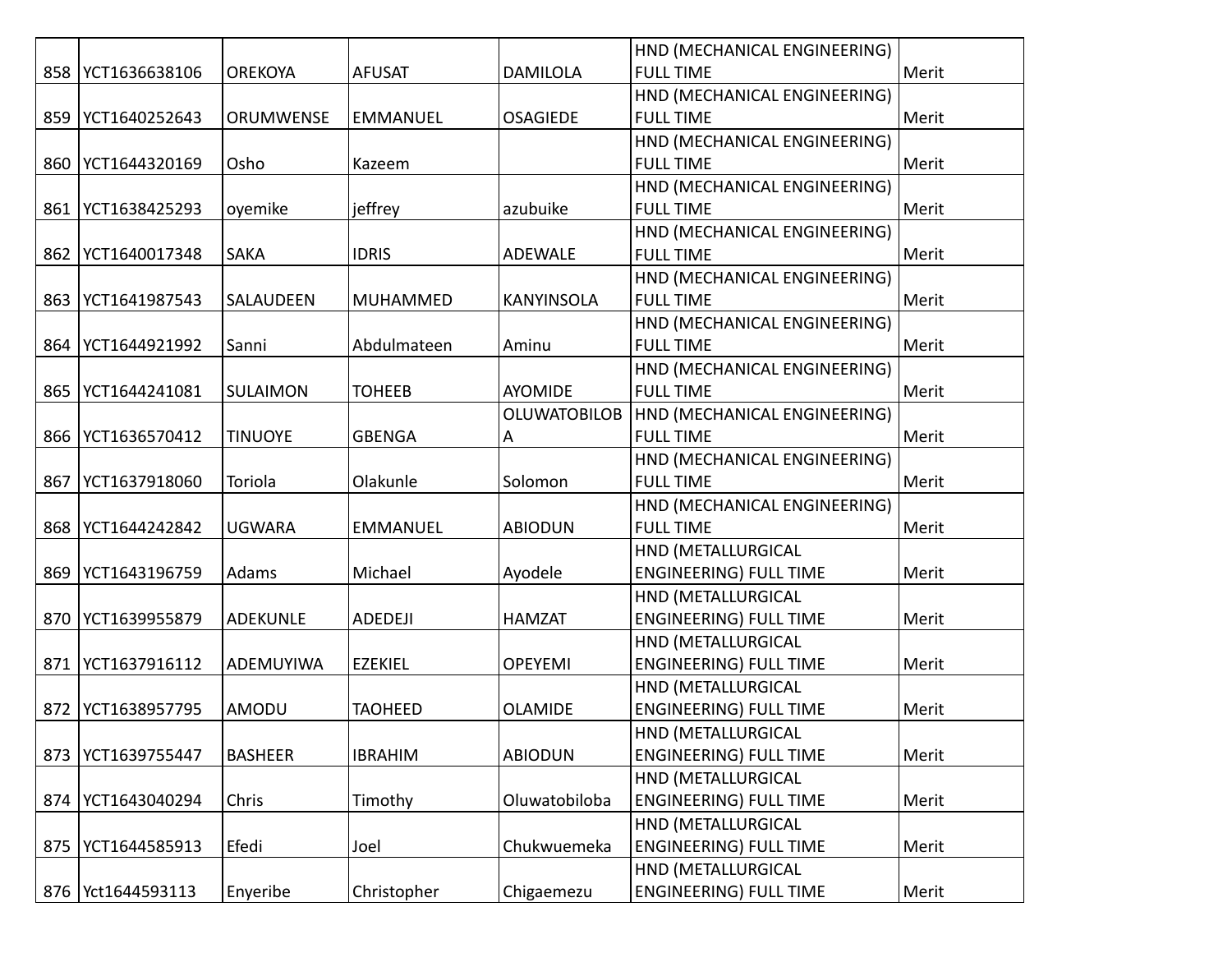| 858 | YCT1636638106 | OREKOYA | AFUSAT | DAMILOLA | HND (MECHANICAL ENGINEERING) FULL TIME | Merit |
|---|---|---|---|---|---|---|
| 859 | YCT1640252643 | ORUMWENSE | EMMANUEL | OSAGIEDE | HND (MECHANICAL ENGINEERING) FULL TIME | Merit |
| 860 | YCT1644320169 | Osho | Kazeem | | HND (MECHANICAL ENGINEERING) FULL TIME | Merit |
| 861 | YCT1638425293 | oyemike | jeffrey | azubuike | HND (MECHANICAL ENGINEERING) FULL TIME | Merit |
| 862 | YCT1640017348 | SAKA | IDRIS | ADEWALE | HND (MECHANICAL ENGINEERING) FULL TIME | Merit |
| 863 | YCT1641987543 | SALAUDEEN | MUHAMMED | KANYINSOLA | HND (MECHANICAL ENGINEERING) FULL TIME | Merit |
| 864 | YCT1644921992 | Sanni | Abdulmateen | Aminu | HND (MECHANICAL ENGINEERING) FULL TIME | Merit |
| 865 | YCT1644241081 | SULAIMON | TOHEEB | AYOMIDE | HND (MECHANICAL ENGINEERING) FULL TIME | Merit |
| 866 | YCT1636570412 | TINUOYE | GBENGA | OLUWATOBILOBA | HND (MECHANICAL ENGINEERING) FULL TIME | Merit |
| 867 | YCT1637918060 | Toriola | Olakunle | Solomon | HND (MECHANICAL ENGINEERING) FULL TIME | Merit |
| 868 | YCT1644242842 | UGWARA | EMMANUEL | ABIODUN | HND (MECHANICAL ENGINEERING) FULL TIME | Merit |
| 869 | YCT1643196759 | Adams | Michael | Ayodele | HND (METALLURGICAL ENGINEERING) FULL TIME | Merit |
| 870 | YCT1639955879 | ADEKUNLE | ADEDEJI | HAMZAT | HND (METALLURGICAL ENGINEERING) FULL TIME | Merit |
| 871 | YCT1637916112 | ADEMUYIWA | EZEKIEL | OPEYEMI | HND (METALLURGICAL ENGINEERING) FULL TIME | Merit |
| 872 | YCT1638957795 | AMODU | TAOHEED | OLAMIDE | HND (METALLURGICAL ENGINEERING) FULL TIME | Merit |
| 873 | YCT1639755447 | BASHEER | IBRAHIM | ABIODUN | HND (METALLURGICAL ENGINEERING) FULL TIME | Merit |
| 874 | YCT1643040294 | Chris | Timothy | Oluwatobiloba | HND (METALLURGICAL ENGINEERING) FULL TIME | Merit |
| 875 | YCT1644585913 | Efedi | Joel | Chukwuemeka | HND (METALLURGICAL ENGINEERING) FULL TIME | Merit |
| 876 | Yct1644593113 | Enyeribe | Christopher | Chigaemezu | HND (METALLURGICAL ENGINEERING) FULL TIME | Merit |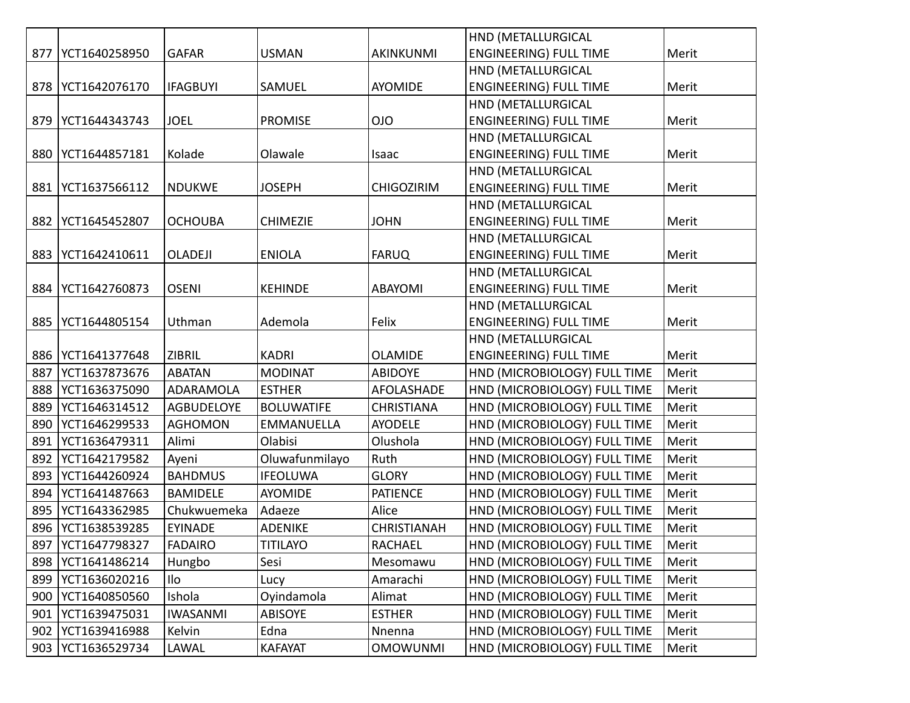| 877 | YCT1640258950 | GAFAR | USMAN | AKINKUNMI | HND (METALLURGICAL ENGINEERING) FULL TIME | Merit |
|---|---|---|---|---|---|---|
| 878 | YCT1642076170 | IFAGBUYI | SAMUEL | AYOMIDE | HND (METALLURGICAL ENGINEERING) FULL TIME | Merit |
| 879 | YCT1644343743 | JOEL | PROMISE | OJO | HND (METALLURGICAL ENGINEERING) FULL TIME | Merit |
| 880 | YCT1644857181 | Kolade | Olawale | Isaac | HND (METALLURGICAL ENGINEERING) FULL TIME | Merit |
| 881 | YCT1637566112 | NDUKWE | JOSEPH | CHIGOZIRIM | HND (METALLURGICAL ENGINEERING) FULL TIME | Merit |
| 882 | YCT1645452807 | OCHOUBA | CHIMEZIE | JOHN | HND (METALLURGICAL ENGINEERING) FULL TIME | Merit |
| 883 | YCT1642410611 | OLADEJI | ENIOLA | FARUQ | HND (METALLURGICAL ENGINEERING) FULL TIME | Merit |
| 884 | YCT1642760873 | OSENI | KEHINDE | ABAYOMI | HND (METALLURGICAL ENGINEERING) FULL TIME | Merit |
| 885 | YCT1644805154 | Uthman | Ademola | Felix | HND (METALLURGICAL ENGINEERING) FULL TIME | Merit |
| 886 | YCT1641377648 | ZIBRIL | KADRI | OLAMIDE | HND (METALLURGICAL ENGINEERING) FULL TIME | Merit |
| 887 | YCT1637873676 | ABATAN | MODINAT | ABIDOYE | HND (MICROBIOLOGY) FULL TIME | Merit |
| 888 | YCT1636375090 | ADARAMOLA | ESTHER | AFOLASHADE | HND (MICROBIOLOGY) FULL TIME | Merit |
| 889 | YCT1646314512 | AGBUDELOYE | BOLUWATIFE | CHRISTIANA | HND (MICROBIOLOGY) FULL TIME | Merit |
| 890 | YCT1646299533 | AGHOMON | EMMANUELLA | AYODELE | HND (MICROBIOLOGY) FULL TIME | Merit |
| 891 | YCT1636479311 | Alimi | Olabisi | Olushola | HND (MICROBIOLOGY) FULL TIME | Merit |
| 892 | YCT1642179582 | Ayeni | Oluwafunmilayo | Ruth | HND (MICROBIOLOGY) FULL TIME | Merit |
| 893 | YCT1644260924 | BAHDMUS | IFEOLUWA | GLORY | HND (MICROBIOLOGY) FULL TIME | Merit |
| 894 | YCT1641487663 | BAMIDELE | AYOMIDE | PATIENCE | HND (MICROBIOLOGY) FULL TIME | Merit |
| 895 | YCT1643362985 | Chukwuemeka | Adaeze | Alice | HND (MICROBIOLOGY) FULL TIME | Merit |
| 896 | YCT1638539285 | EYINADE | ADENIKE | CHRISTIANAH | HND (MICROBIOLOGY) FULL TIME | Merit |
| 897 | YCT1647798327 | FADAIRO | TITILAYO | RACHAEL | HND (MICROBIOLOGY) FULL TIME | Merit |
| 898 | YCT1641486214 | Hungbo | Sesi | Mesomawu | HND (MICROBIOLOGY) FULL TIME | Merit |
| 899 | YCT1636020216 | Ilo | Lucy | Amarachi | HND (MICROBIOLOGY) FULL TIME | Merit |
| 900 | YCT1640850560 | Ishola | Oyindamola | Alimat | HND (MICROBIOLOGY) FULL TIME | Merit |
| 901 | YCT1639475031 | IWASANMI | ABISOYE | ESTHER | HND (MICROBIOLOGY) FULL TIME | Merit |
| 902 | YCT1639416988 | Kelvin | Edna | Nnenna | HND (MICROBIOLOGY) FULL TIME | Merit |
| 903 | YCT1636529734 | LAWAL | KAFAYAT | OMOWUNMI | HND (MICROBIOLOGY) FULL TIME | Merit |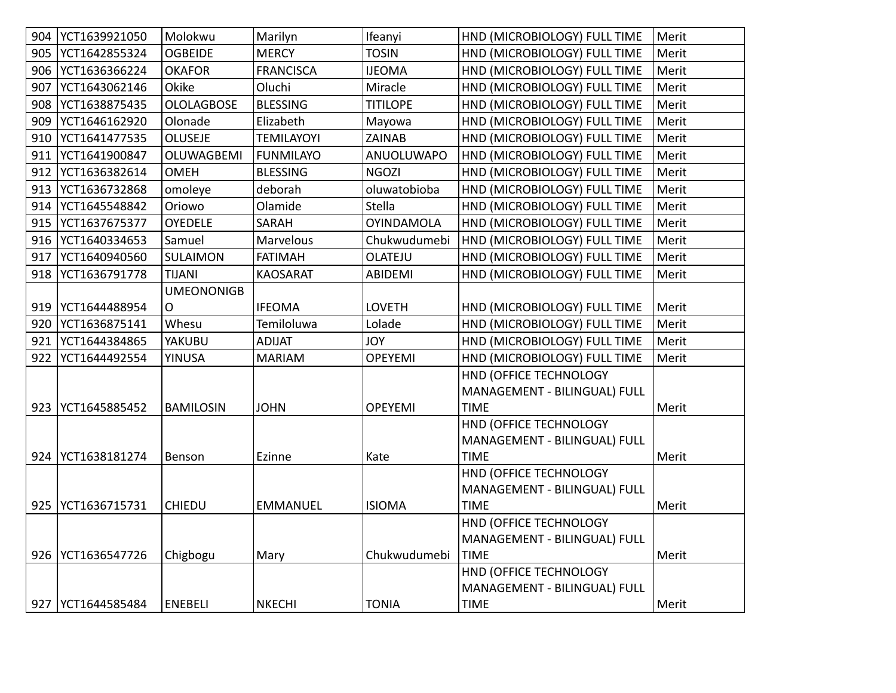| 904 | YCT1639921050 | Molokwu | Marilyn | Ifeanyi | HND (MICROBIOLOGY) FULL TIME | Merit |
|---|---|---|---|---|---|---|
| 905 | YCT1642855324 | OGBEIDE | MERCY | TOSIN | HND (MICROBIOLOGY) FULL TIME | Merit |
| 906 | YCT1636366224 | OKAFOR | FRANCISCA | IJEOMA | HND (MICROBIOLOGY) FULL TIME | Merit |
| 907 | YCT1643062146 | Okike | Oluchi | Miracle | HND (MICROBIOLOGY) FULL TIME | Merit |
| 908 | YCT1638875435 | OLOLAGBOSE | BLESSING | TITILOPE | HND (MICROBIOLOGY) FULL TIME | Merit |
| 909 | YCT1646162920 | Olonade | Elizabeth | Mayowa | HND (MICROBIOLOGY) FULL TIME | Merit |
| 910 | YCT1641477535 | OLUSEJE | TEMILAYOYI | ZAINAB | HND (MICROBIOLOGY) FULL TIME | Merit |
| 911 | YCT1641900847 | OLUWAGBEMI | FUNMILAYO | ANUOLUWAPO | HND (MICROBIOLOGY) FULL TIME | Merit |
| 912 | YCT1636382614 | OMEH | BLESSING | NGOZI | HND (MICROBIOLOGY) FULL TIME | Merit |
| 913 | YCT1636732868 | omoleye | deborah | oluwatobioba | HND (MICROBIOLOGY) FULL TIME | Merit |
| 914 | YCT1645548842 | Oriowo | Olamide | Stella | HND (MICROBIOLOGY) FULL TIME | Merit |
| 915 | YCT1637675377 | OYEDELE | SARAH | OYINDAMOLA | HND (MICROBIOLOGY) FULL TIME | Merit |
| 916 | YCT1640334653 | Samuel | Marvelous | Chukwudumebi | HND (MICROBIOLOGY) FULL TIME | Merit |
| 917 | YCT1640940560 | SULAIMON | FATIMAH | OLATEJU | HND (MICROBIOLOGY) FULL TIME | Merit |
| 918 | YCT1636791778 | TIJANI | KAOSARAT | ABIDEMI | HND (MICROBIOLOGY) FULL TIME | Merit |
| 919 | YCT1644488954 | UMEONONIGBO | IFEOMA | LOVETH | HND (MICROBIOLOGY) FULL TIME | Merit |
| 920 | YCT1636875141 | Whesu | Temiloluwa | Lolade | HND (MICROBIOLOGY) FULL TIME | Merit |
| 921 | YCT1644384865 | YAKUBU | ADIJAT | JOY | HND (MICROBIOLOGY) FULL TIME | Merit |
| 922 | YCT1644492554 | YINUSA | MARIAM | OPEYEMI | HND (MICROBIOLOGY) FULL TIME | Merit |
| 923 | YCT1645885452 | BAMILOSIN | JOHN | OPEYEMI | HND (OFFICE TECHNOLOGY MANAGEMENT - BILINGUAL) FULL TIME | Merit |
| 924 | YCT1638181274 | Benson | Ezinne | Kate | HND (OFFICE TECHNOLOGY MANAGEMENT - BILINGUAL) FULL TIME | Merit |
| 925 | YCT1636715731 | CHIEDU | EMMANUEL | ISIOMA | HND (OFFICE TECHNOLOGY MANAGEMENT - BILINGUAL) FULL TIME | Merit |
| 926 | YCT1636547726 | Chigbogu | Mary | Chukwudumebi | HND (OFFICE TECHNOLOGY MANAGEMENT - BILINGUAL) FULL TIME | Merit |
| 927 | YCT1644585484 | ENEBELI | NKECHI | TONIA | HND (OFFICE TECHNOLOGY MANAGEMENT - BILINGUAL) FULL TIME | Merit |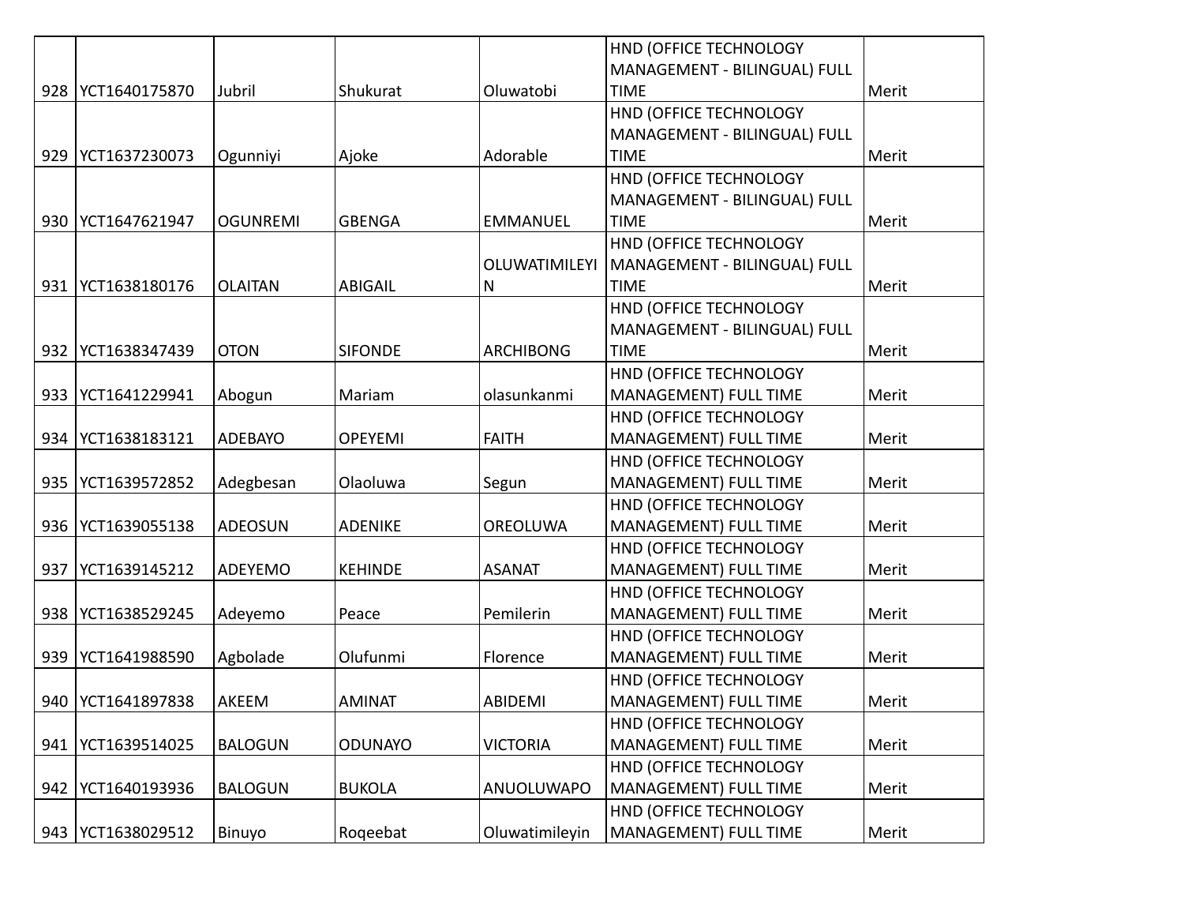| | | | | | | |
|---|---|---|---|---|---|---|
| 928 | YCT1640175870 | Jubril | Shukurat | Oluwatobi | HND (OFFICE TECHNOLOGY MANAGEMENT - BILINGUAL) FULL TIME | Merit |
| 929 | YCT1637230073 | Ogunniyi | Ajoke | Adorable | HND (OFFICE TECHNOLOGY MANAGEMENT - BILINGUAL) FULL TIME | Merit |
| 930 | YCT1647621947 | OGUNREMI | GBENGA | EMMANUEL | HND (OFFICE TECHNOLOGY MANAGEMENT - BILINGUAL) FULL TIME | Merit |
| 931 | YCT1638180176 | OLAITAN | ABIGAIL | OLUWATIMILEYIN | HND (OFFICE TECHNOLOGY MANAGEMENT - BILINGUAL) FULL TIME | Merit |
| 932 | YCT1638347439 | OTON | SIFONDE | ARCHIBONG | HND (OFFICE TECHNOLOGY MANAGEMENT - BILINGUAL) FULL TIME | Merit |
| 933 | YCT1641229941 | Abogun | Mariam | olasunkanmi | HND (OFFICE TECHNOLOGY MANAGEMENT) FULL TIME | Merit |
| 934 | YCT1638183121 | ADEBAYO | OPEYEMI | FAITH | HND (OFFICE TECHNOLOGY MANAGEMENT) FULL TIME | Merit |
| 935 | YCT1639572852 | Adegbesan | Olaoluwa | Segun | HND (OFFICE TECHNOLOGY MANAGEMENT) FULL TIME | Merit |
| 936 | YCT1639055138 | ADEOSUN | ADENIKE | OREOLUWA | HND (OFFICE TECHNOLOGY MANAGEMENT) FULL TIME | Merit |
| 937 | YCT1639145212 | ADEYEMO | KEHINDE | ASANAT | HND (OFFICE TECHNOLOGY MANAGEMENT) FULL TIME | Merit |
| 938 | YCT1638529245 | Adeyemo | Peace | Pemilerin | HND (OFFICE TECHNOLOGY MANAGEMENT) FULL TIME | Merit |
| 939 | YCT1641988590 | Agbolade | Olufunmi | Florence | HND (OFFICE TECHNOLOGY MANAGEMENT) FULL TIME | Merit |
| 940 | YCT1641897838 | AKEEM | AMINAT | ABIDEMI | HND (OFFICE TECHNOLOGY MANAGEMENT) FULL TIME | Merit |
| 941 | YCT1639514025 | BALOGUN | ODUNAYO | VICTORIA | HND (OFFICE TECHNOLOGY MANAGEMENT) FULL TIME | Merit |
| 942 | YCT1640193936 | BALOGUN | BUKOLA | ANUOLUWAPO | HND (OFFICE TECHNOLOGY MANAGEMENT) FULL TIME | Merit |
| 943 | YCT1638029512 | Binuyo | Roqeebat | Oluwatimileyin | HND (OFFICE TECHNOLOGY MANAGEMENT) FULL TIME | Merit |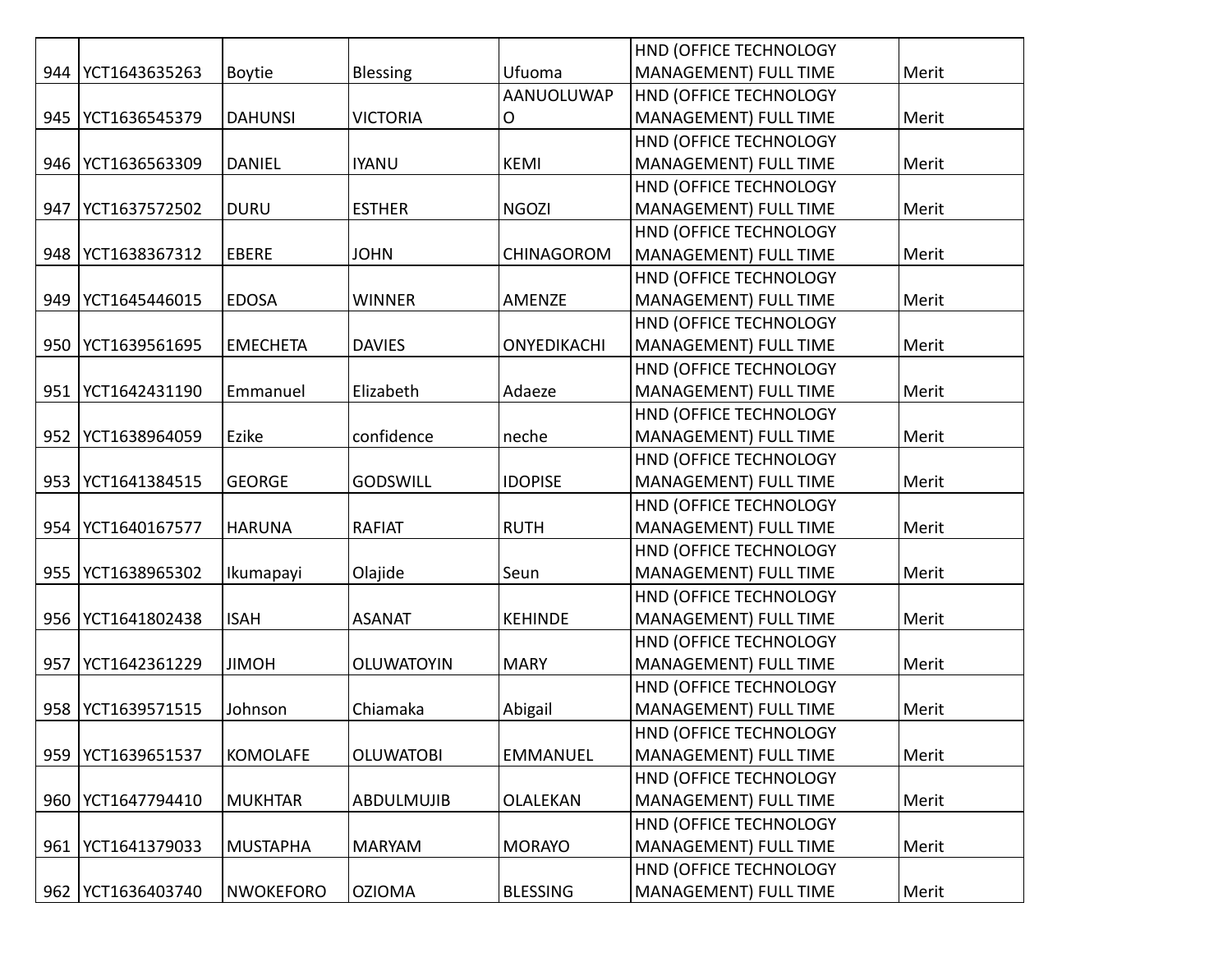| 944 | YCT1643635263 | Boytie | Blessing | Ufuoma | HND (OFFICE TECHNOLOGY MANAGEMENT) FULL TIME | Merit |
|---|---|---|---|---|---|---|
| 945 | YCT1636545379 | DAHUNSI | VICTORIA | AANUOLUWAPO | HND (OFFICE TECHNOLOGY MANAGEMENT) FULL TIME | Merit |
| 946 | YCT1636563309 | DANIEL | IYANU | KEMI | HND (OFFICE TECHNOLOGY MANAGEMENT) FULL TIME | Merit |
| 947 | YCT1637572502 | DURU | ESTHER | NGOZI | HND (OFFICE TECHNOLOGY MANAGEMENT) FULL TIME | Merit |
| 948 | YCT1638367312 | EBERE | JOHN | CHINAGOROM | HND (OFFICE TECHNOLOGY MANAGEMENT) FULL TIME | Merit |
| 949 | YCT1645446015 | EDOSA | WINNER | AMENZE | HND (OFFICE TECHNOLOGY MANAGEMENT) FULL TIME | Merit |
| 950 | YCT1639561695 | EMECHETA | DAVIES | ONYEDIKACHI | HND (OFFICE TECHNOLOGY MANAGEMENT) FULL TIME | Merit |
| 951 | YCT1642431190 | Emmanuel | Elizabeth | Adaeze | HND (OFFICE TECHNOLOGY MANAGEMENT) FULL TIME | Merit |
| 952 | YCT1638964059 | Ezike | confidence | neche | HND (OFFICE TECHNOLOGY MANAGEMENT) FULL TIME | Merit |
| 953 | YCT1641384515 | GEORGE | GODSWILL | IDOPISE | HND (OFFICE TECHNOLOGY MANAGEMENT) FULL TIME | Merit |
| 954 | YCT1640167577 | HARUNA | RAFIAT | RUTH | HND (OFFICE TECHNOLOGY MANAGEMENT) FULL TIME | Merit |
| 955 | YCT1638965302 | Ikumapayi | Olajide | Seun | HND (OFFICE TECHNOLOGY MANAGEMENT) FULL TIME | Merit |
| 956 | YCT1641802438 | ISAH | ASANAT | KEHINDE | HND (OFFICE TECHNOLOGY MANAGEMENT) FULL TIME | Merit |
| 957 | YCT1642361229 | JIMOH | OLUWATOYIN | MARY | HND (OFFICE TECHNOLOGY MANAGEMENT) FULL TIME | Merit |
| 958 | YCT1639571515 | Johnson | Chiamaka | Abigail | HND (OFFICE TECHNOLOGY MANAGEMENT) FULL TIME | Merit |
| 959 | YCT1639651537 | KOMOLAFE | OLUWATOBI | EMMANUEL | HND (OFFICE TECHNOLOGY MANAGEMENT) FULL TIME | Merit |
| 960 | YCT1647794410 | MUKHTAR | ABDULMUJIB | OLALEKAN | HND (OFFICE TECHNOLOGY MANAGEMENT) FULL TIME | Merit |
| 961 | YCT1641379033 | MUSTAPHA | MARYAM | MORAYO | HND (OFFICE TECHNOLOGY MANAGEMENT) FULL TIME | Merit |
| 962 | YCT1636403740 | NWOKEFORO | OZIOMA | BLESSING | HND (OFFICE TECHNOLOGY MANAGEMENT) FULL TIME | Merit |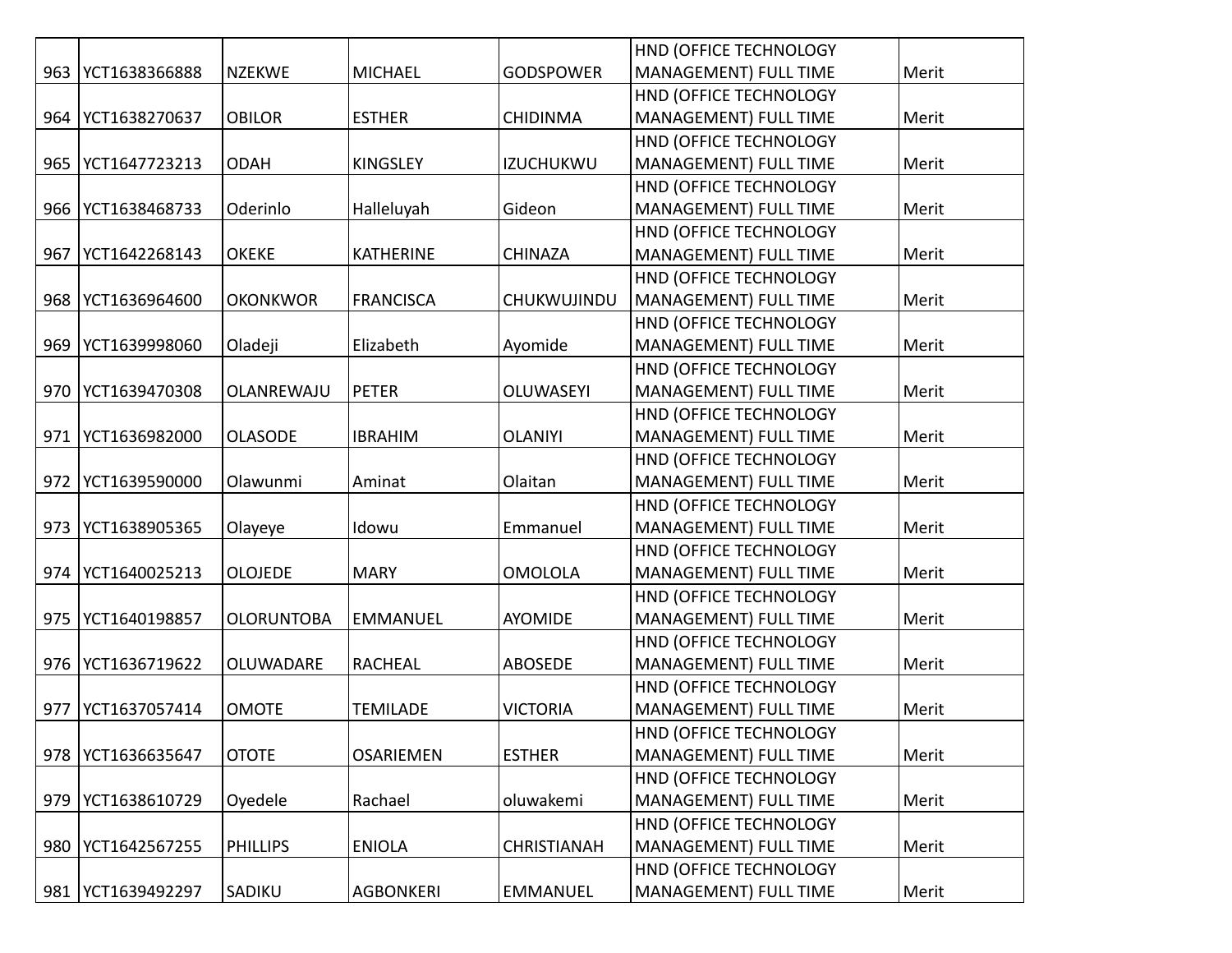| 963 | YCT1638366888 | NZEKWE | MICHAEL | GODSPOWER | HND (OFFICE TECHNOLOGY MANAGEMENT) FULL TIME | Merit |
|---|---|---|---|---|---|---|
| 964 | YCT1638270637 | OBILOR | ESTHER | CHIDINMA | HND (OFFICE TECHNOLOGY MANAGEMENT) FULL TIME | Merit |
| 965 | YCT1647723213 | ODAH | KINGSLEY | IZUCHUKWU | HND (OFFICE TECHNOLOGY MANAGEMENT) FULL TIME | Merit |
| 966 | YCT1638468733 | Oderinlo | Halleluyah | Gideon | HND (OFFICE TECHNOLOGY MANAGEMENT) FULL TIME | Merit |
| 967 | YCT1642268143 | OKEKE | KATHERINE | CHINAZA | HND (OFFICE TECHNOLOGY MANAGEMENT) FULL TIME | Merit |
| 968 | YCT1636964600 | OKONKWOR | FRANCISCA | CHUKWUJINDU | HND (OFFICE TECHNOLOGY MANAGEMENT) FULL TIME | Merit |
| 969 | YCT1639998060 | Oladeji | Elizabeth | Ayomide | HND (OFFICE TECHNOLOGY MANAGEMENT) FULL TIME | Merit |
| 970 | YCT1639470308 | OLANREWAJU | PETER | OLUWASEYI | HND (OFFICE TECHNOLOGY MANAGEMENT) FULL TIME | Merit |
| 971 | YCT1636982000 | OLASODE | IBRAHIM | OLANIYI | HND (OFFICE TECHNOLOGY MANAGEMENT) FULL TIME | Merit |
| 972 | YCT1639590000 | Olawunmi | Aminat | Olaitan | HND (OFFICE TECHNOLOGY MANAGEMENT) FULL TIME | Merit |
| 973 | YCT1638905365 | Olayeye | Idowu | Emmanuel | HND (OFFICE TECHNOLOGY MANAGEMENT) FULL TIME | Merit |
| 974 | YCT1640025213 | OLOJEDE | MARY | OMOLOLA | HND (OFFICE TECHNOLOGY MANAGEMENT) FULL TIME | Merit |
| 975 | YCT1640198857 | OLORUNTOBA | EMMANUEL | AYOMIDE | HND (OFFICE TECHNOLOGY MANAGEMENT) FULL TIME | Merit |
| 976 | YCT1636719622 | OLUWADARE | RACHEAL | ABOSEDE | HND (OFFICE TECHNOLOGY MANAGEMENT) FULL TIME | Merit |
| 977 | YCT1637057414 | OMOTE | TEMILADE | VICTORIA | HND (OFFICE TECHNOLOGY MANAGEMENT) FULL TIME | Merit |
| 978 | YCT1636635647 | OTOTE | OSARIEMEN | ESTHER | HND (OFFICE TECHNOLOGY MANAGEMENT) FULL TIME | Merit |
| 979 | YCT1638610729 | Oyedele | Rachael | oluwakemi | HND (OFFICE TECHNOLOGY MANAGEMENT) FULL TIME | Merit |
| 980 | YCT1642567255 | PHILLIPS | ENIOLA | CHRISTIANAH | HND (OFFICE TECHNOLOGY MANAGEMENT) FULL TIME | Merit |
| 981 | YCT1639492297 | SADIKU | AGBONKERI | EMMANUEL | HND (OFFICE TECHNOLOGY MANAGEMENT) FULL TIME | Merit |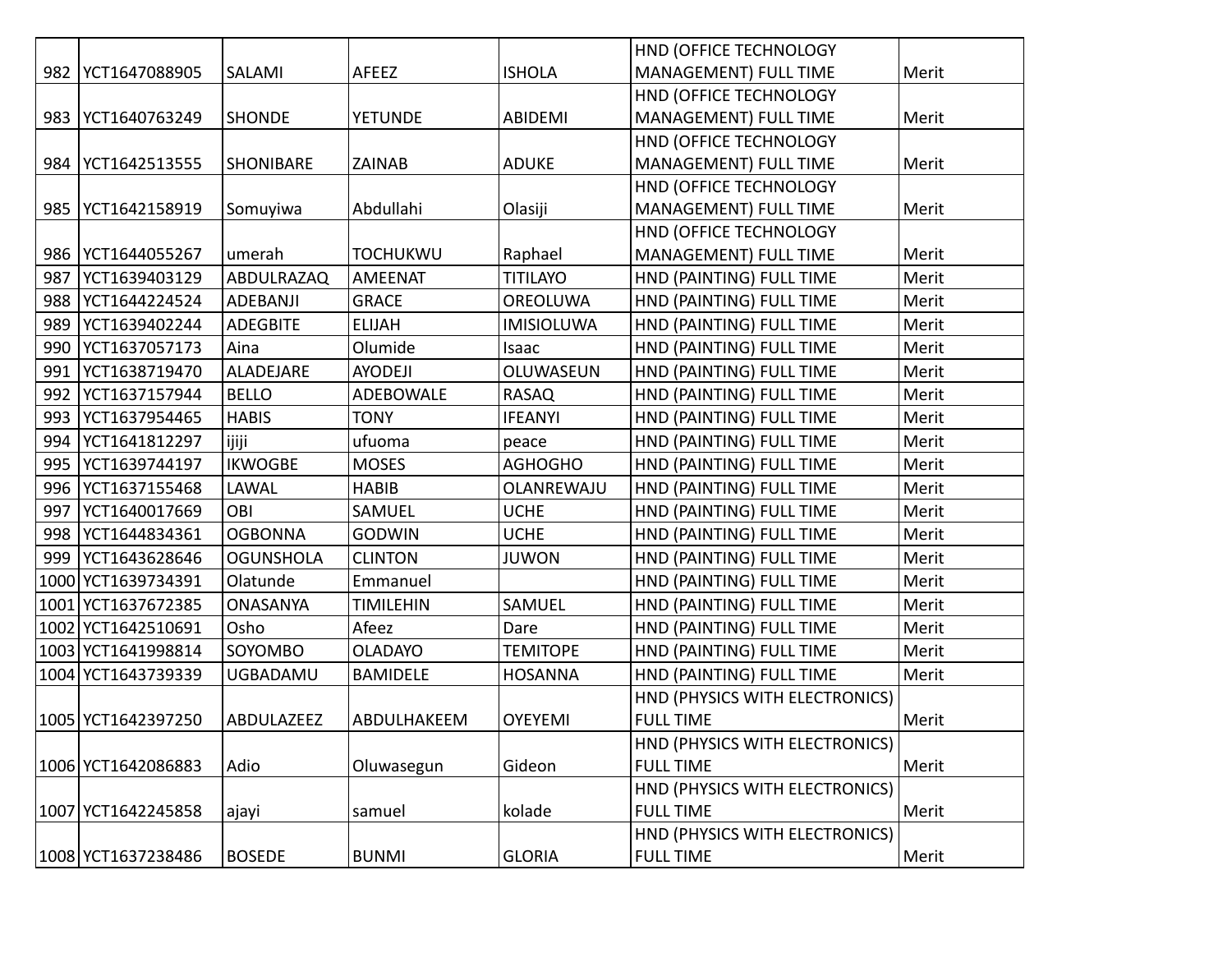| 982 | YCT1647088905 | SALAMI | AFEEZ | ISHOLA | HND (OFFICE TECHNOLOGY MANAGEMENT) FULL TIME | Merit |
|---|---|---|---|---|---|---|
| 983 | YCT1640763249 | SHONDE | YETUNDE | ABIDEMI | HND (OFFICE TECHNOLOGY MANAGEMENT) FULL TIME | Merit |
| 984 | YCT1642513555 | SHONIBARE | ZAINAB | ADUKE | HND (OFFICE TECHNOLOGY MANAGEMENT) FULL TIME | Merit |
| 985 | YCT1642158919 | Somuyiwa | Abdullahi | Olasiji | HND (OFFICE TECHNOLOGY MANAGEMENT) FULL TIME | Merit |
| 986 | YCT1644055267 | umerah | TOCHUKWU | Raphael | HND (OFFICE TECHNOLOGY MANAGEMENT) FULL TIME | Merit |
| 987 | YCT1639403129 | ABDULRAZAQ | AMEENAT | TITILAYO | HND (PAINTING) FULL TIME | Merit |
| 988 | YCT1644224524 | ADEBANJI | GRACE | OREOLUWA | HND (PAINTING) FULL TIME | Merit |
| 989 | YCT1639402244 | ADEGBITE | ELIJAH | IMISIOLUWA | HND (PAINTING) FULL TIME | Merit |
| 990 | YCT1637057173 | Aina | Olumide | Isaac | HND (PAINTING) FULL TIME | Merit |
| 991 | YCT1638719470 | ALADEJARE | AYODEJI | OLUWASEUN | HND (PAINTING) FULL TIME | Merit |
| 992 | YCT1637157944 | BELLO | ADEBOWALE | RASAQ | HND (PAINTING) FULL TIME | Merit |
| 993 | YCT1637954465 | HABIS | TONY | IFEANYI | HND (PAINTING) FULL TIME | Merit |
| 994 | YCT1641812297 | ijiji | ufuoma | peace | HND (PAINTING) FULL TIME | Merit |
| 995 | YCT1639744197 | IKWOGBE | MOSES | AGHOGHO | HND (PAINTING) FULL TIME | Merit |
| 996 | YCT1637155468 | LAWAL | HABIB | OLANREWAJU | HND (PAINTING) FULL TIME | Merit |
| 997 | YCT1640017669 | OBI | SAMUEL | UCHE | HND (PAINTING) FULL TIME | Merit |
| 998 | YCT1644834361 | OGBONNA | GODWIN | UCHE | HND (PAINTING) FULL TIME | Merit |
| 999 | YCT1643628646 | OGUNSHOLA | CLINTON | JUWON | HND (PAINTING) FULL TIME | Merit |
| 1000 | YCT1639734391 | Olatunde | Emmanuel | | HND (PAINTING) FULL TIME | Merit |
| 1001 | YCT1637672385 | ONASANYA | TIMILEHIN | SAMUEL | HND (PAINTING) FULL TIME | Merit |
| 1002 | YCT1642510691 | Osho | Afeez | Dare | HND (PAINTING) FULL TIME | Merit |
| 1003 | YCT1641998814 | SOYOMBO | OLADAYO | TEMITOPE | HND (PAINTING) FULL TIME | Merit |
| 1004 | YCT1643739339 | UGBADAMU | BAMIDELE | HOSANNA | HND (PAINTING) FULL TIME | Merit |
| 1005 | YCT1642397250 | ABDULAZEEZ | ABDULHAKEEM | OYEYEMI | HND (PHYSICS WITH ELECTRONICS) FULL TIME | Merit |
| 1006 | YCT1642086883 | Adio | Oluwasegun | Gideon | HND (PHYSICS WITH ELECTRONICS) FULL TIME | Merit |
| 1007 | YCT1642245858 | ajayi | samuel | kolade | HND (PHYSICS WITH ELECTRONICS) FULL TIME | Merit |
| 1008 | YCT1637238486 | BOSEDE | BUNMI | GLORIA | HND (PHYSICS WITH ELECTRONICS) FULL TIME | Merit |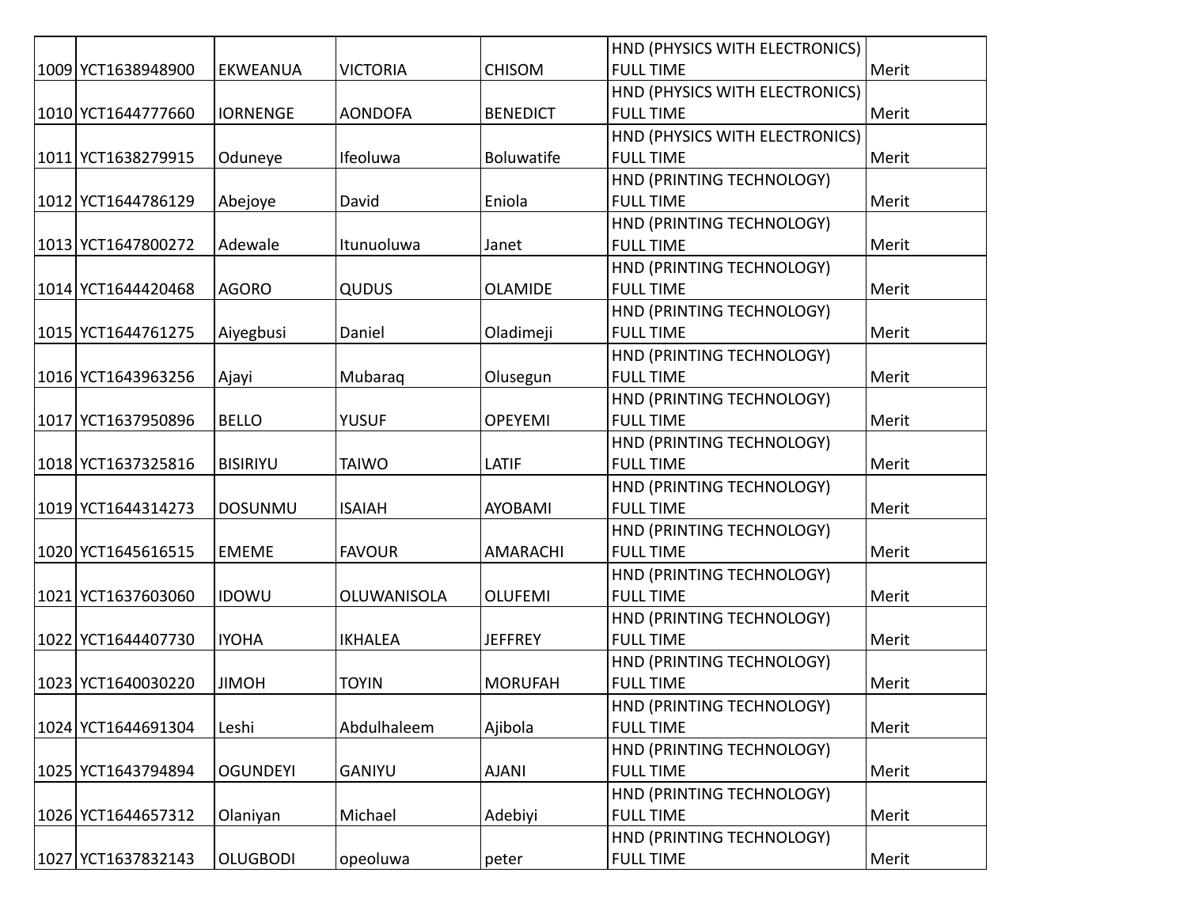| 1009 | YCT1638948900 | EKWEANUA | VICTORIA | CHISOM | HND (PHYSICS WITH ELECTRONICS) FULL TIME | Merit |
|---|---|---|---|---|---|---|
| 1010 | YCT1644777660 | IORNENGE | AONDOFA | BENEDICT | HND (PHYSICS WITH ELECTRONICS) FULL TIME | Merit |
| 1011 | YCT1638279915 | Oduneye | Ifeoluwa | Boluwatife | HND (PHYSICS WITH ELECTRONICS) FULL TIME | Merit |
| 1012 | YCT1644786129 | Abejoye | David | Eniola | HND (PRINTING TECHNOLOGY) FULL TIME | Merit |
| 1013 | YCT1647800272 | Adewale | Itunuoluwa | Janet | HND (PRINTING TECHNOLOGY) FULL TIME | Merit |
| 1014 | YCT1644420468 | AGORO | QUDUS | OLAMIDE | HND (PRINTING TECHNOLOGY) FULL TIME | Merit |
| 1015 | YCT1644761275 | Aiyegbusi | Daniel | Oladimeji | HND (PRINTING TECHNOLOGY) FULL TIME | Merit |
| 1016 | YCT1643963256 | Ajayi | Mubaraq | Olusegun | HND (PRINTING TECHNOLOGY) FULL TIME | Merit |
| 1017 | YCT1637950896 | BELLO | YUSUF | OPEYEMI | HND (PRINTING TECHNOLOGY) FULL TIME | Merit |
| 1018 | YCT1637325816 | BISIRIYU | TAIWO | LATIF | HND (PRINTING TECHNOLOGY) FULL TIME | Merit |
| 1019 | YCT1644314273 | DOSUNMU | ISAIAH | AYOBAMI | HND (PRINTING TECHNOLOGY) FULL TIME | Merit |
| 1020 | YCT1645616515 | EMEME | FAVOUR | AMARACHI | HND (PRINTING TECHNOLOGY) FULL TIME | Merit |
| 1021 | YCT1637603060 | IDOWU | OLUWANISOLA | OLUFEMI | HND (PRINTING TECHNOLOGY) FULL TIME | Merit |
| 1022 | YCT1644407730 | IYOHA | IKHALEA | JEFFREY | HND (PRINTING TECHNOLOGY) FULL TIME | Merit |
| 1023 | YCT1640030220 | JIMOH | TOYIN | MORUFAH | HND (PRINTING TECHNOLOGY) FULL TIME | Merit |
| 1024 | YCT1644691304 | Leshi | Abdulhaleem | Ajibola | HND (PRINTING TECHNOLOGY) FULL TIME | Merit |
| 1025 | YCT1643794894 | OGUNDEYI | GANIYU | AJANI | HND (PRINTING TECHNOLOGY) FULL TIME | Merit |
| 1026 | YCT1644657312 | Olaniyan | Michael | Adebiyi | HND (PRINTING TECHNOLOGY) FULL TIME | Merit |
| 1027 | YCT1637832143 | OLUGBODI | opeoluwa | peter | HND (PRINTING TECHNOLOGY) FULL TIME | Merit |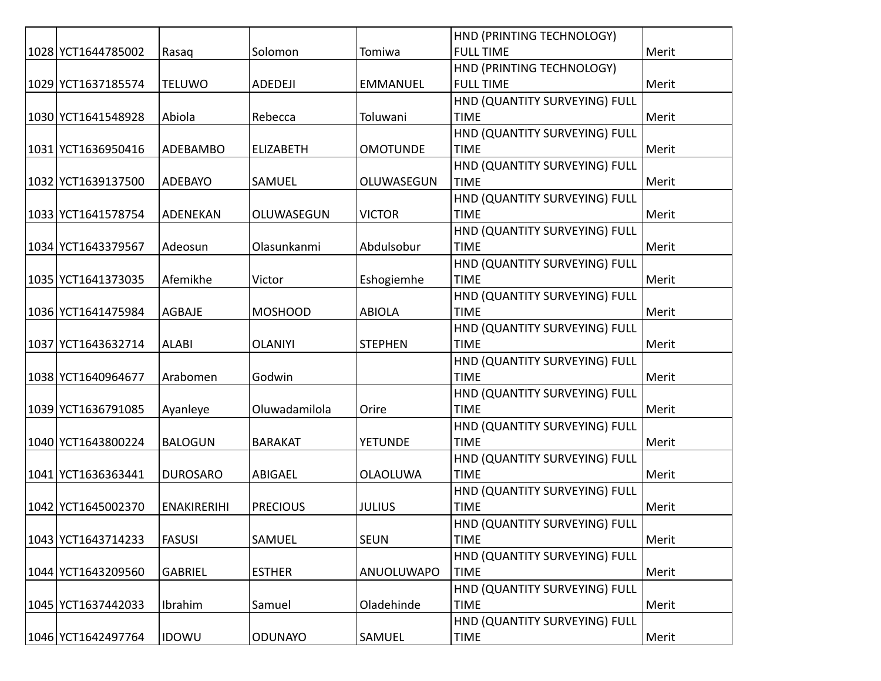| | | | | | | |
|---|---|---|---|---|---|---|
| 1028 | YCT1644785002 | Rasaq | Solomon | Tomiwa | HND (PRINTING TECHNOLOGY) FULL TIME | Merit |
| 1029 | YCT1637185574 | TELUWO | ADEDEJI | EMMANUEL | HND (PRINTING TECHNOLOGY) FULL TIME | Merit |
| 1030 | YCT1641548928 | Abiola | Rebecca | Toluwani | HND (QUANTITY SURVEYING) FULL TIME | Merit |
| 1031 | YCT1636950416 | ADEBAMBO | ELIZABETH | OMOTUNDE | HND (QUANTITY SURVEYING) FULL TIME | Merit |
| 1032 | YCT1639137500 | ADEBAYO | SAMUEL | OLUWASEGUN | HND (QUANTITY SURVEYING) FULL TIME | Merit |
| 1033 | YCT1641578754 | ADENEKAN | OLUWASEGUN | VICTOR | HND (QUANTITY SURVEYING) FULL TIME | Merit |
| 1034 | YCT1643379567 | Adeosun | Olasunkanmi | Abdulsobur | HND (QUANTITY SURVEYING) FULL TIME | Merit |
| 1035 | YCT1641373035 | Afemikhe | Victor | Eshogiemhe | HND (QUANTITY SURVEYING) FULL TIME | Merit |
| 1036 | YCT1641475984 | AGBAJE | MOSHOOD | ABIOLA | HND (QUANTITY SURVEYING) FULL TIME | Merit |
| 1037 | YCT1643632714 | ALABI | OLANIYI | STEPHEN | HND (QUANTITY SURVEYING) FULL TIME | Merit |
| 1038 | YCT1640964677 | Arabomen | Godwin | | HND (QUANTITY SURVEYING) FULL TIME | Merit |
| 1039 | YCT1636791085 | Ayanleye | Oluwadamilola | Orire | HND (QUANTITY SURVEYING) FULL TIME | Merit |
| 1040 | YCT1643800224 | BALOGUN | BARAKAT | YETUNDE | HND (QUANTITY SURVEYING) FULL TIME | Merit |
| 1041 | YCT1636363441 | DUROSARO | ABIGAEL | OLAOLUWA | HND (QUANTITY SURVEYING) FULL TIME | Merit |
| 1042 | YCT1645002370 | ENAKIRERIHI | PRECIOUS | JULIUS | HND (QUANTITY SURVEYING) FULL TIME | Merit |
| 1043 | YCT1643714233 | FASUSI | SAMUEL | SEUN | HND (QUANTITY SURVEYING) FULL TIME | Merit |
| 1044 | YCT1643209560 | GABRIEL | ESTHER | ANUOLUWAPO | HND (QUANTITY SURVEYING) FULL TIME | Merit |
| 1045 | YCT1637442033 | Ibrahim | Samuel | Oladehinde | HND (QUANTITY SURVEYING) FULL TIME | Merit |
| 1046 | YCT1642497764 | IDOWU | ODUNAYO | SAMUEL | HND (QUANTITY SURVEYING) FULL TIME | Merit |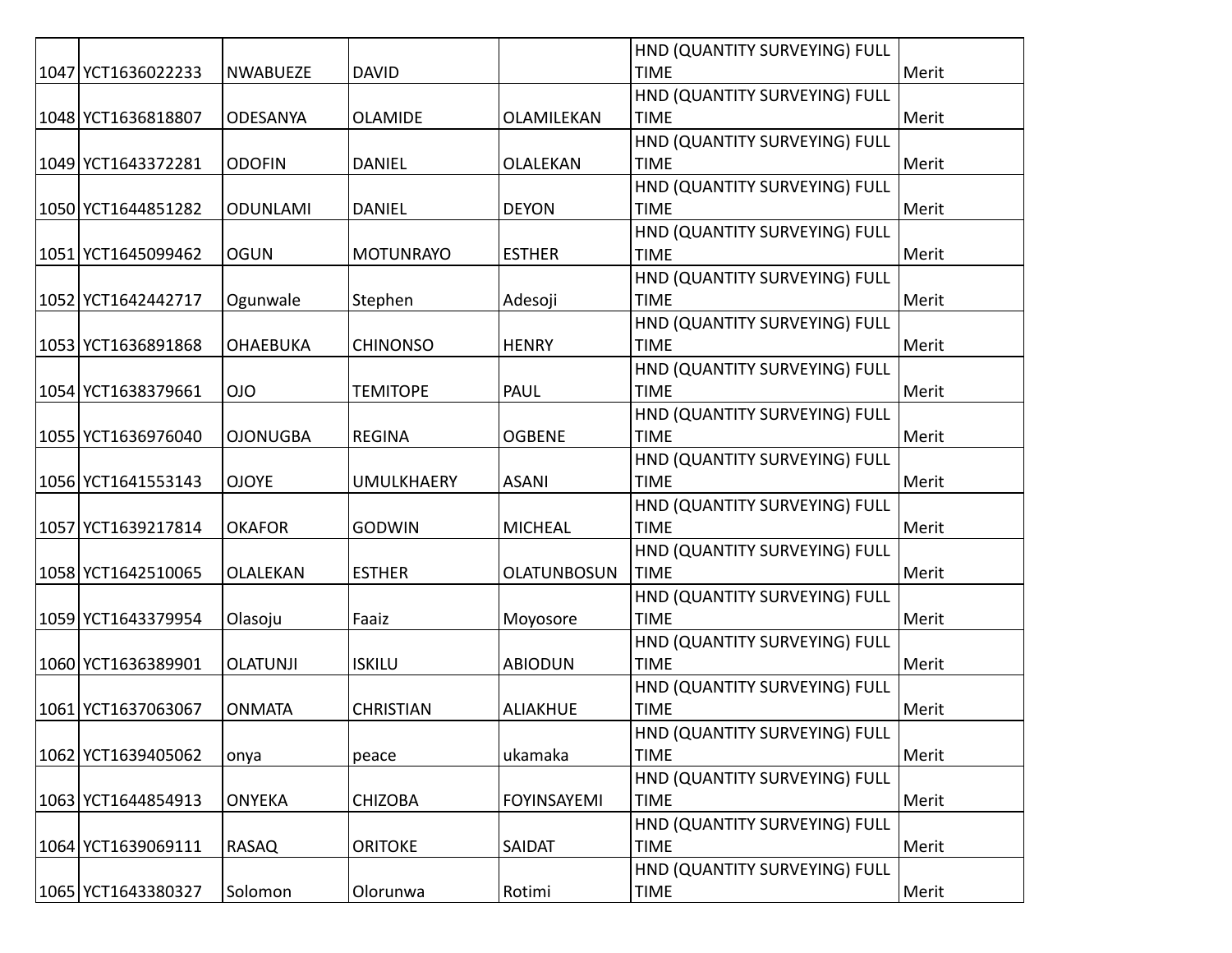| | | | | | | |
|---|---|---|---|---|---|---|
| 1047 | YCT1636022233 | NWABUEZE | DAVID | | HND (QUANTITY SURVEYING) FULL TIME | Merit |
| 1048 | YCT1636818807 | ODESANYA | OLAMIDE | OLAMILEKAN | HND (QUANTITY SURVEYING) FULL TIME | Merit |
| 1049 | YCT1643372281 | ODOFIN | DANIEL | OLALEKAN | HND (QUANTITY SURVEYING) FULL TIME | Merit |
| 1050 | YCT1644851282 | ODUNLAMI | DANIEL | DEYON | HND (QUANTITY SURVEYING) FULL TIME | Merit |
| 1051 | YCT1645099462 | OGUN | MOTUNRAYO | ESTHER | HND (QUANTITY SURVEYING) FULL TIME | Merit |
| 1052 | YCT1642442717 | Ogunwale | Stephen | Adesoji | HND (QUANTITY SURVEYING) FULL TIME | Merit |
| 1053 | YCT1636891868 | OHAEBUKA | CHINONSO | HENRY | HND (QUANTITY SURVEYING) FULL TIME | Merit |
| 1054 | YCT1638379661 | OJO | TEMITOPE | PAUL | HND (QUANTITY SURVEYING) FULL TIME | Merit |
| 1055 | YCT1636976040 | OJONUGBA | REGINA | OGBENE | HND (QUANTITY SURVEYING) FULL TIME | Merit |
| 1056 | YCT1641553143 | OJOYE | UMULKHAERY | ASANI | HND (QUANTITY SURVEYING) FULL TIME | Merit |
| 1057 | YCT1639217814 | OKAFOR | GODWIN | MICHEAL | HND (QUANTITY SURVEYING) FULL TIME | Merit |
| 1058 | YCT1642510065 | OLALEKAN | ESTHER | OLATUNBOSUN | HND (QUANTITY SURVEYING) FULL TIME | Merit |
| 1059 | YCT1643379954 | Olasoju | Faaiz | Moyosore | HND (QUANTITY SURVEYING) FULL TIME | Merit |
| 1060 | YCT1636389901 | OLATUNJI | ISKILU | ABIODUN | HND (QUANTITY SURVEYING) FULL TIME | Merit |
| 1061 | YCT1637063067 | ONMATA | CHRISTIAN | ALIAKHUE | HND (QUANTITY SURVEYING) FULL TIME | Merit |
| 1062 | YCT1639405062 | onya | peace | ukamaka | HND (QUANTITY SURVEYING) FULL TIME | Merit |
| 1063 | YCT1644854913 | ONYEKA | CHIZOBA | FOYINSAYEMI | HND (QUANTITY SURVEYING) FULL TIME | Merit |
| 1064 | YCT1639069111 | RASAQ | ORITOKE | SAIDAT | HND (QUANTITY SURVEYING) FULL TIME | Merit |
| 1065 | YCT1643380327 | Solomon | Olorunwa | Rotimi | HND (QUANTITY SURVEYING) FULL TIME | Merit |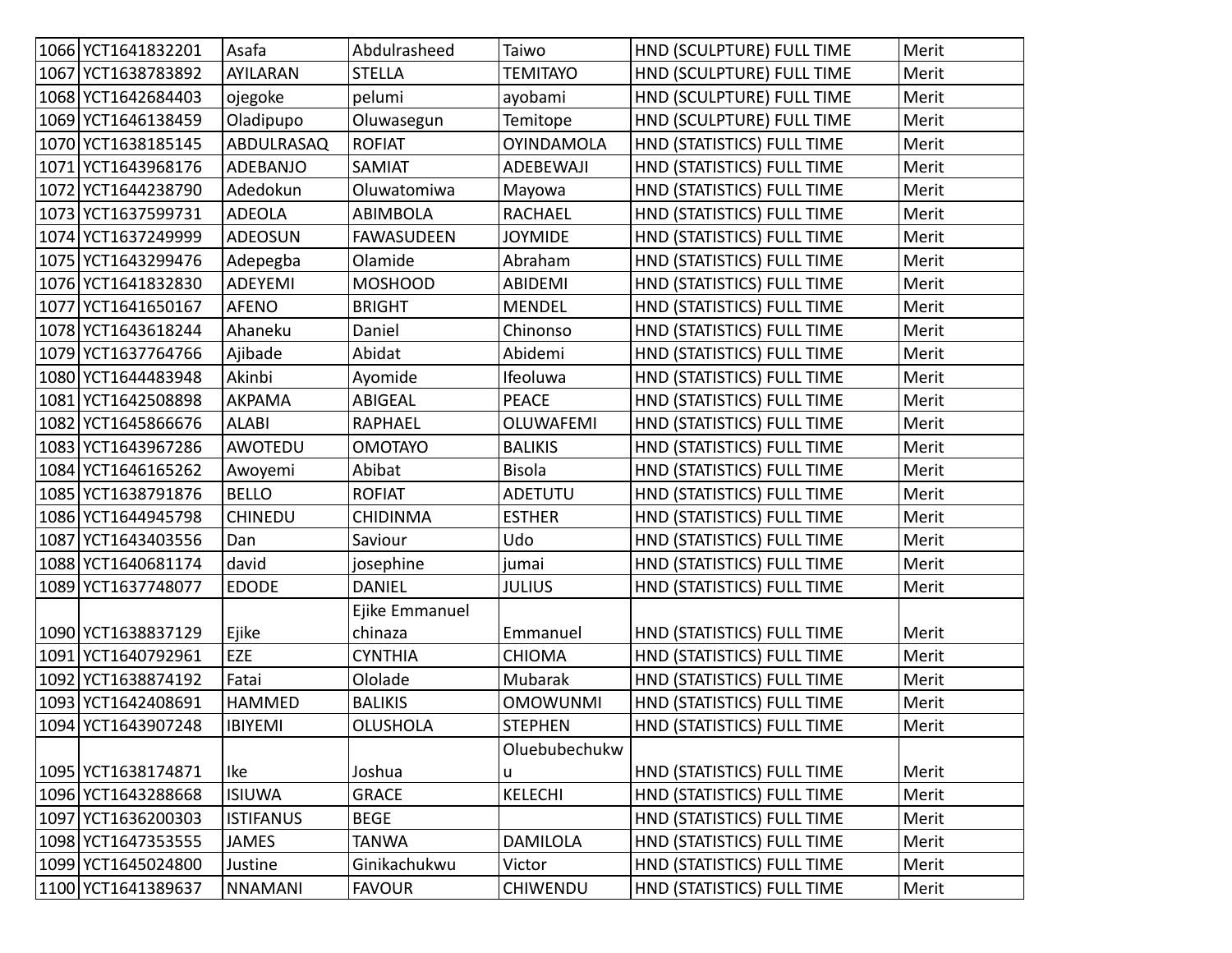| | | | | | | |
|---|---|---|---|---|---|---|
| 1066 | YCT1641832201 | Asafa | Abdulrasheed | Taiwo | HND (SCULPTURE) FULL TIME | Merit |
| 1067 | YCT1638783892 | AYILARAN | STELLA | TEMITAYO | HND (SCULPTURE) FULL TIME | Merit |
| 1068 | YCT1642684403 | ojegoke | pelumi | ayobami | HND (SCULPTURE) FULL TIME | Merit |
| 1069 | YCT1646138459 | Oladipupo | Oluwasegun | Temitope | HND (SCULPTURE) FULL TIME | Merit |
| 1070 | YCT1638185145 | ABDULRASAQ | ROFIAT | OYINDAMOLA | HND (STATISTICS) FULL TIME | Merit |
| 1071 | YCT1643968176 | ADEBANJO | SAMIAT | ADEBEWAJI | HND (STATISTICS) FULL TIME | Merit |
| 1072 | YCT1644238790 | Adedokun | Oluwatomiwa | Mayowa | HND (STATISTICS) FULL TIME | Merit |
| 1073 | YCT1637599731 | ADEOLA | ABIMBOLA | RACHAEL | HND (STATISTICS) FULL TIME | Merit |
| 1074 | YCT1637249999 | ADEOSUN | FAWASUDEEN | JOYMIDE | HND (STATISTICS) FULL TIME | Merit |
| 1075 | YCT1643299476 | Adepegba | Olamide | Abraham | HND (STATISTICS) FULL TIME | Merit |
| 1076 | YCT1641832830 | ADEYEMI | MOSHOOD | ABIDEMI | HND (STATISTICS) FULL TIME | Merit |
| 1077 | YCT1641650167 | AFENO | BRIGHT | MENDEL | HND (STATISTICS) FULL TIME | Merit |
| 1078 | YCT1643618244 | Ahaneku | Daniel | Chinonso | HND (STATISTICS) FULL TIME | Merit |
| 1079 | YCT1637764766 | Ajibade | Abidat | Abidemi | HND (STATISTICS) FULL TIME | Merit |
| 1080 | YCT1644483948 | Akinbi | Ayomide | Ifeoluwa | HND (STATISTICS) FULL TIME | Merit |
| 1081 | YCT1642508898 | AKPAMA | ABIGEAL | PEACE | HND (STATISTICS) FULL TIME | Merit |
| 1082 | YCT1645866676 | ALABI | RAPHAEL | OLUWAFEMI | HND (STATISTICS) FULL TIME | Merit |
| 1083 | YCT1643967286 | AWOTEDU | OMOTAYO | BALIKIS | HND (STATISTICS) FULL TIME | Merit |
| 1084 | YCT1646165262 | Awoyemi | Abibat | Bisola | HND (STATISTICS) FULL TIME | Merit |
| 1085 | YCT1638791876 | BELLO | ROFIAT | ADETUTU | HND (STATISTICS) FULL TIME | Merit |
| 1086 | YCT1644945798 | CHINEDU | CHIDINMA | ESTHER | HND (STATISTICS) FULL TIME | Merit |
| 1087 | YCT1643403556 | Dan | Saviour | Udo | HND (STATISTICS) FULL TIME | Merit |
| 1088 | YCT1640681174 | david | josephine | jumai | HND (STATISTICS) FULL TIME | Merit |
| 1089 | YCT1637748077 | EDODE | DANIEL | JULIUS | HND (STATISTICS) FULL TIME | Merit |
| 1090 | YCT1638837129 | Ejike | Ejike Emmanuel chinaza | Emmanuel | HND (STATISTICS) FULL TIME | Merit |
| 1091 | YCT1640792961 | EZE | CYNTHIA | CHIOMA | HND (STATISTICS) FULL TIME | Merit |
| 1092 | YCT1638874192 | Fatai | Ololade | Mubarak | HND (STATISTICS) FULL TIME | Merit |
| 1093 | YCT1642408691 | HAMMED | BALIKIS | OMOWUNMI | HND (STATISTICS) FULL TIME | Merit |
| 1094 | YCT1643907248 | IBIYEMI | OLUSHOLA | STEPHEN | HND (STATISTICS) FULL TIME | Merit |
| 1095 | YCT1638174871 | Ike | Joshua | Oluebubechukwu | HND (STATISTICS) FULL TIME | Merit |
| 1096 | YCT1643288668 | ISIUWA | GRACE | KELECHI | HND (STATISTICS) FULL TIME | Merit |
| 1097 | YCT1636200303 | ISTIFANUS | BEGE | | HND (STATISTICS) FULL TIME | Merit |
| 1098 | YCT1647353555 | JAMES | TANWA | DAMILOLA | HND (STATISTICS) FULL TIME | Merit |
| 1099 | YCT1645024800 | Justine | Ginikachukwu | Victor | HND (STATISTICS) FULL TIME | Merit |
| 1100 | YCT1641389637 | NNAMANI | FAVOUR | CHIWENDU | HND (STATISTICS) FULL TIME | Merit |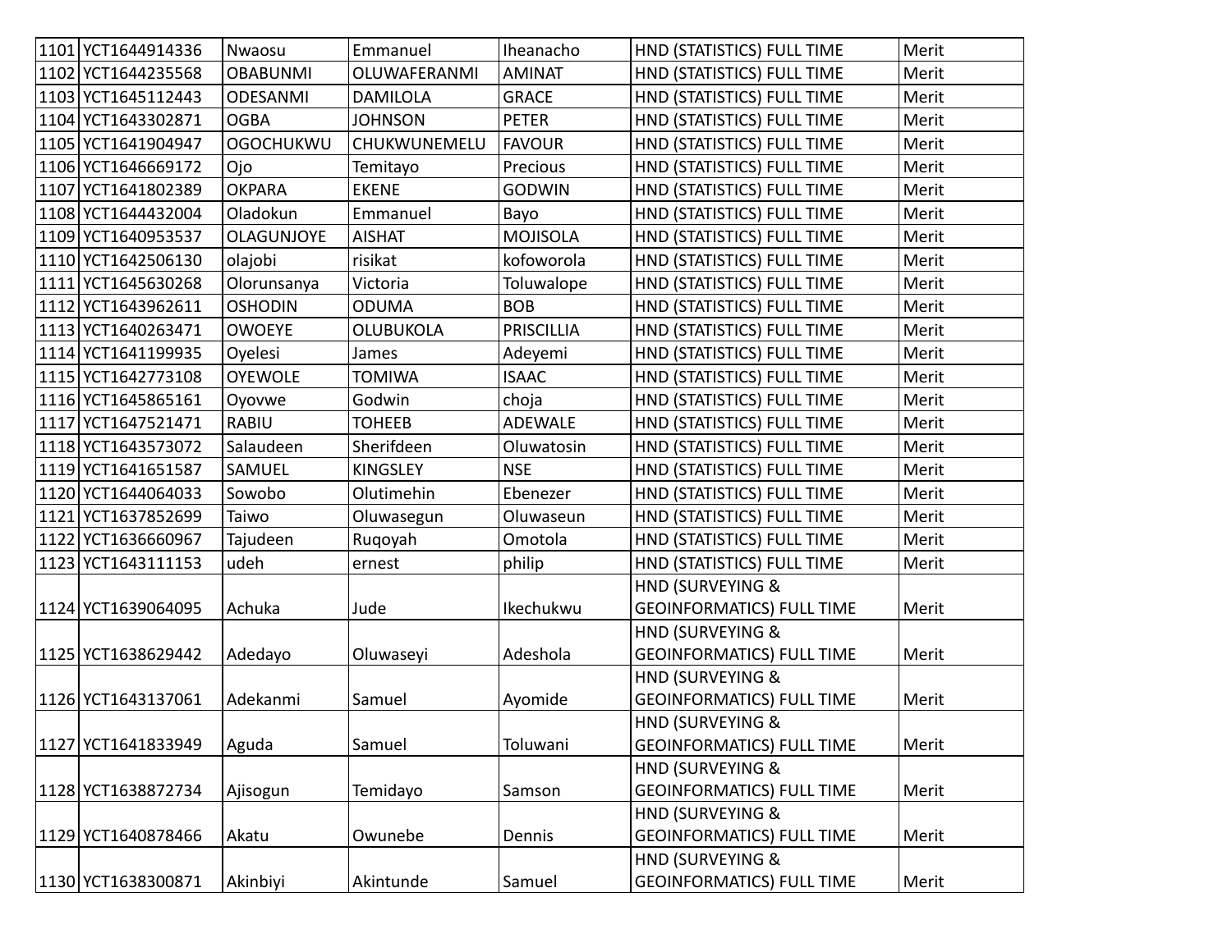| 1101 | YCT1644914336 | Nwaosu | Emmanuel | Iheanacho | HND (STATISTICS) FULL TIME | Merit |
|---|---|---|---|---|---|---|
| 1102 | YCT1644235568 | OBABUNMI | OLUWAFERANMI | AMINAT | HND (STATISTICS) FULL TIME | Merit |
| 1103 | YCT1645112443 | ODESANMI | DAMILOLA | GRACE | HND (STATISTICS) FULL TIME | Merit |
| 1104 | YCT1643302871 | OGBA | JOHNSON | PETER | HND (STATISTICS) FULL TIME | Merit |
| 1105 | YCT1641904947 | OGOCHUKWU | CHUKWUNEMELU | FAVOUR | HND (STATISTICS) FULL TIME | Merit |
| 1106 | YCT1646669172 | Ojo | Temitayo | Precious | HND (STATISTICS) FULL TIME | Merit |
| 1107 | YCT1641802389 | OKPARA | EKENE | GODWIN | HND (STATISTICS) FULL TIME | Merit |
| 1108 | YCT1644432004 | Oladokun | Emmanuel | Bayo | HND (STATISTICS) FULL TIME | Merit |
| 1109 | YCT1640953537 | OLAGUNJOYE | AISHAT | MOJISOLA | HND (STATISTICS) FULL TIME | Merit |
| 1110 | YCT1642506130 | olajobi | risikat | kofoworola | HND (STATISTICS) FULL TIME | Merit |
| 1111 | YCT1645630268 | Olorunsanya | Victoria | Toluwalope | HND (STATISTICS) FULL TIME | Merit |
| 1112 | YCT1643962611 | OSHODIN | ODUMA | BOB | HND (STATISTICS) FULL TIME | Merit |
| 1113 | YCT1640263471 | OWOEYE | OLUBUKOLA | PRISCILLIA | HND (STATISTICS) FULL TIME | Merit |
| 1114 | YCT1641199935 | Oyelesi | James | Adeyemi | HND (STATISTICS) FULL TIME | Merit |
| 1115 | YCT1642773108 | OYEWOLE | TOMIWA | ISAAC | HND (STATISTICS) FULL TIME | Merit |
| 1116 | YCT1645865161 | Oyovwe | Godwin | choja | HND (STATISTICS) FULL TIME | Merit |
| 1117 | YCT1647521471 | RABIU | TOHEEB | ADEWALE | HND (STATISTICS) FULL TIME | Merit |
| 1118 | YCT1643573072 | Salaudeen | Sherifdeen | Oluwatosin | HND (STATISTICS) FULL TIME | Merit |
| 1119 | YCT1641651587 | SAMUEL | KINGSLEY | NSE | HND (STATISTICS) FULL TIME | Merit |
| 1120 | YCT1644064033 | Sowobo | Olutimehin | Ebenezer | HND (STATISTICS) FULL TIME | Merit |
| 1121 | YCT1637852699 | Taiwo | Oluwasegun | Oluwaseun | HND (STATISTICS) FULL TIME | Merit |
| 1122 | YCT1636660967 | Tajudeen | Ruqoyah | Omotola | HND (STATISTICS) FULL TIME | Merit |
| 1123 | YCT1643111153 | udeh | ernest | philip | HND (STATISTICS) FULL TIME | Merit |
| 1124 | YCT1639064095 | Achuka | Jude | Ikechukwu | HND (SURVEYING & GEOINFORMATICS) FULL TIME | Merit |
| 1125 | YCT1638629442 | Adedayo | Oluwaseyi | Adeshola | HND (SURVEYING & GEOINFORMATICS) FULL TIME | Merit |
| 1126 | YCT1643137061 | Adekanmi | Samuel | Ayomide | HND (SURVEYING & GEOINFORMATICS) FULL TIME | Merit |
| 1127 | YCT1641833949 | Aguda | Samuel | Toluwani | HND (SURVEYING & GEOINFORMATICS) FULL TIME | Merit |
| 1128 | YCT1638872734 | Ajisogun | Temidayo | Samson | HND (SURVEYING & GEOINFORMATICS) FULL TIME | Merit |
| 1129 | YCT1640878466 | Akatu | Owunebe | Dennis | HND (SURVEYING & GEOINFORMATICS) FULL TIME | Merit |
| 1130 | YCT1638300871 | Akinbiyi | Akintunde | Samuel | HND (SURVEYING & GEOINFORMATICS) FULL TIME | Merit |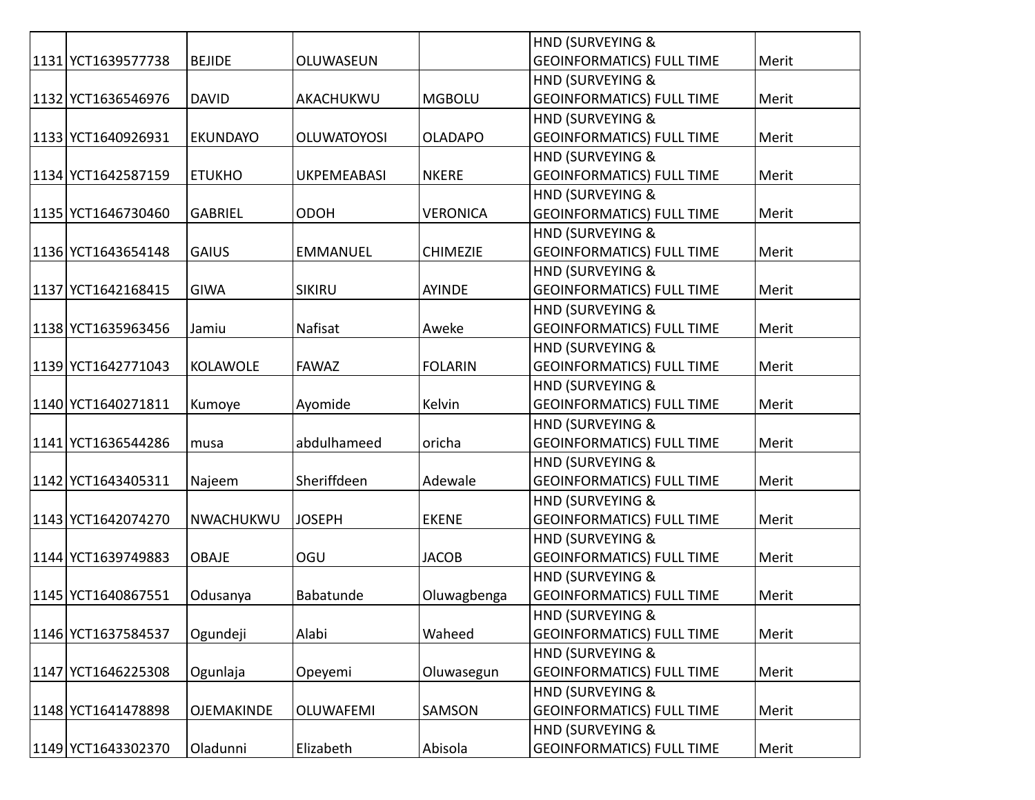| | | | | | | |
|---|---|---|---|---|---|---|
| 1131 | YCT1639577738 | BEJIDE | OLUWASEUN | | HND (SURVEYING & GEOINFORMATICS) FULL TIME | Merit |
| 1132 | YCT1636546976 | DAVID | AKACHUKWU | MGBOLU | HND (SURVEYING & GEOINFORMATICS) FULL TIME | Merit |
| 1133 | YCT1640926931 | EKUNDAYO | OLUWATOYOSI | OLADAPO | HND (SURVEYING & GEOINFORMATICS) FULL TIME | Merit |
| 1134 | YCT1642587159 | ETUKHO | UKPEMEABASI | NKERE | HND (SURVEYING & GEOINFORMATICS) FULL TIME | Merit |
| 1135 | YCT1646730460 | GABRIEL | ODOH | VERONICA | HND (SURVEYING & GEOINFORMATICS) FULL TIME | Merit |
| 1136 | YCT1643654148 | GAIUS | EMMANUEL | CHIMEZIE | HND (SURVEYING & GEOINFORMATICS) FULL TIME | Merit |
| 1137 | YCT1642168415 | GIWA | SIKIRU | AYINDE | HND (SURVEYING & GEOINFORMATICS) FULL TIME | Merit |
| 1138 | YCT1635963456 | Jamiu | Nafisat | Aweke | HND (SURVEYING & GEOINFORMATICS) FULL TIME | Merit |
| 1139 | YCT1642771043 | KOLAWOLE | FAWAZ | FOLARIN | HND (SURVEYING & GEOINFORMATICS) FULL TIME | Merit |
| 1140 | YCT1640271811 | Kumoye | Ayomide | Kelvin | HND (SURVEYING & GEOINFORMATICS) FULL TIME | Merit |
| 1141 | YCT1636544286 | musa | abdulhameed | oricha | HND (SURVEYING & GEOINFORMATICS) FULL TIME | Merit |
| 1142 | YCT1643405311 | Najeem | Sheriffdeen | Adewale | HND (SURVEYING & GEOINFORMATICS) FULL TIME | Merit |
| 1143 | YCT1642074270 | NWACHUKWU | JOSEPH | EKENE | HND (SURVEYING & GEOINFORMATICS) FULL TIME | Merit |
| 1144 | YCT1639749883 | OBAJE | OGU | JACOB | HND (SURVEYING & GEOINFORMATICS) FULL TIME | Merit |
| 1145 | YCT1640867551 | Odusanya | Babatunde | Oluwagbenga | HND (SURVEYING & GEOINFORMATICS) FULL TIME | Merit |
| 1146 | YCT1637584537 | Ogundeji | Alabi | Waheed | HND (SURVEYING & GEOINFORMATICS) FULL TIME | Merit |
| 1147 | YCT1646225308 | Ogunlaja | Opeyemi | Oluwasegun | HND (SURVEYING & GEOINFORMATICS) FULL TIME | Merit |
| 1148 | YCT1641478898 | OJEMAKINDE | OLUWAFEMI | SAMSON | HND (SURVEYING & GEOINFORMATICS) FULL TIME | Merit |
| 1149 | YCT1643302370 | Oladunni | Elizabeth | Abisola | HND (SURVEYING & GEOINFORMATICS) FULL TIME | Merit |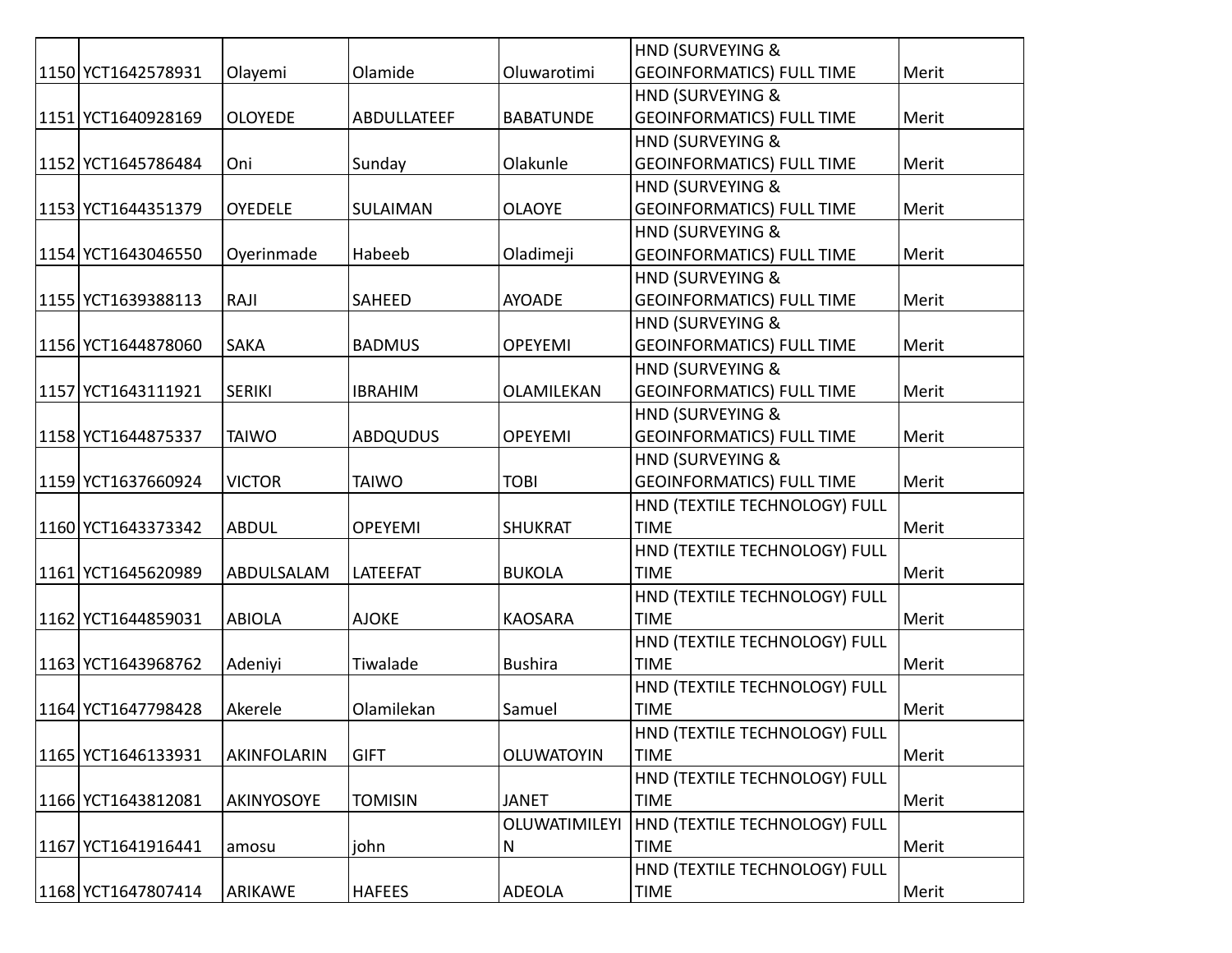| | | | | | | |
|---|---|---|---|---|---|---|
| 1150 | YCT1642578931 | Olayemi | Olamide | Oluwarotimi | HND (SURVEYING & GEOINFORMATICS) FULL TIME | Merit |
| 1151 | YCT1640928169 | OLOYEDE | ABDULLATEEF | BABATUNDE | HND (SURVEYING & GEOINFORMATICS) FULL TIME | Merit |
| 1152 | YCT1645786484 | Oni | Sunday | Olakunle | HND (SURVEYING & GEOINFORMATICS) FULL TIME | Merit |
| 1153 | YCT1644351379 | OYEDELE | SULAIMAN | OLAOYE | HND (SURVEYING & GEOINFORMATICS) FULL TIME | Merit |
| 1154 | YCT1643046550 | Oyerinmade | Habeeb | Oladimeji | HND (SURVEYING & GEOINFORMATICS) FULL TIME | Merit |
| 1155 | YCT1639388113 | RAJI | SAHEED | AYOADE | HND (SURVEYING & GEOINFORMATICS) FULL TIME | Merit |
| 1156 | YCT1644878060 | SAKA | BADMUS | OPEYEMI | HND (SURVEYING & GEOINFORMATICS) FULL TIME | Merit |
| 1157 | YCT1643111921 | SERIKI | IBRAHIM | OLAMILEKAN | HND (SURVEYING & GEOINFORMATICS) FULL TIME | Merit |
| 1158 | YCT1644875337 | TAIWO | ABDQUDUS | OPEYEMI | HND (SURVEYING & GEOINFORMATICS) FULL TIME | Merit |
| 1159 | YCT1637660924 | VICTOR | TAIWO | TOBI | HND (SURVEYING & GEOINFORMATICS) FULL TIME | Merit |
| 1160 | YCT1643373342 | ABDUL | OPEYEMI | SHUKRAT | HND (TEXTILE TECHNOLOGY) FULL TIME | Merit |
| 1161 | YCT1645620989 | ABDULSALAM | LATEEFAT | BUKOLA | HND (TEXTILE TECHNOLOGY) FULL TIME | Merit |
| 1162 | YCT1644859031 | ABIOLA | AJOKE | KAOSARA | HND (TEXTILE TECHNOLOGY) FULL TIME | Merit |
| 1163 | YCT1643968762 | Adeniyi | Tiwalade | Bushira | HND (TEXTILE TECHNOLOGY) FULL TIME | Merit |
| 1164 | YCT1647798428 | Akerele | Olamilekan | Samuel | HND (TEXTILE TECHNOLOGY) FULL TIME | Merit |
| 1165 | YCT1646133931 | AKINFOLARIN | GIFT | OLUWATOYIN | HND (TEXTILE TECHNOLOGY) FULL TIME | Merit |
| 1166 | YCT1643812081 | AKINYOSOYE | TOMISIN | JANET | HND (TEXTILE TECHNOLOGY) FULL TIME | Merit |
| 1167 | YCT1641916441 | amosu | john | OLUWATIMILEYIN | HND (TEXTILE TECHNOLOGY) FULL TIME | Merit |
| 1168 | YCT1647807414 | ARIKAWE | HAFEES | ADEOLA | HND (TEXTILE TECHNOLOGY) FULL TIME | Merit |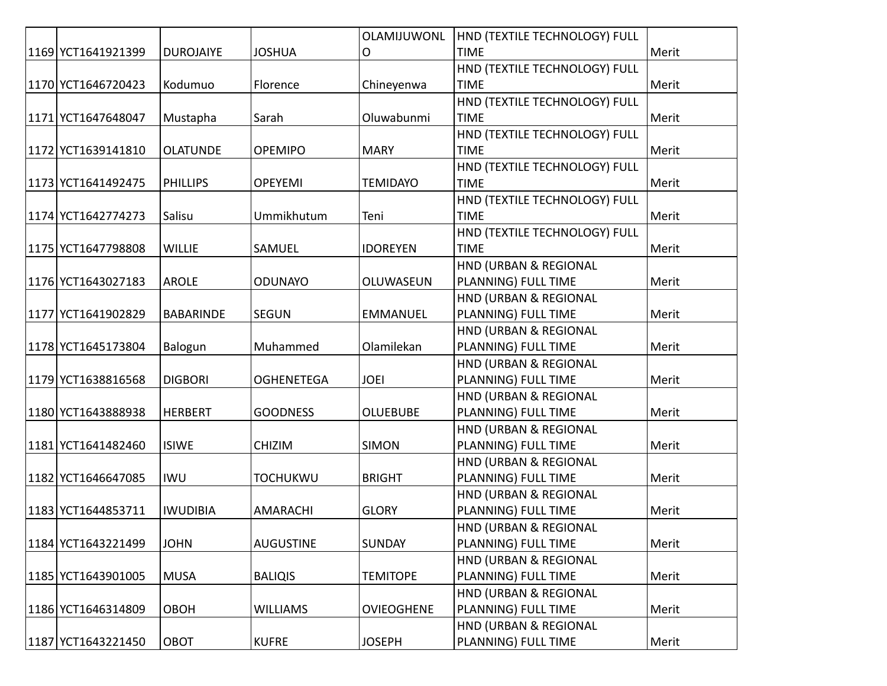| | | | | | | |
|---|---|---|---|---|---|---|
| 1169 | YCT1641921399 | DUROJAIYE | JOSHUA | OLAMIJUWONLO | HND (TEXTILE TECHNOLOGY) FULL TIME | Merit |
| 1170 | YCT1646720423 | Kodumuo | Florence | Chineyenwa | HND (TEXTILE TECHNOLOGY) FULL TIME | Merit |
| 1171 | YCT1647648047 | Mustapha | Sarah | Oluwabunmi | HND (TEXTILE TECHNOLOGY) FULL TIME | Merit |
| 1172 | YCT1639141810 | OLATUNDE | OPEMIPO | MARY | HND (TEXTILE TECHNOLOGY) FULL TIME | Merit |
| 1173 | YCT1641492475 | PHILLIPS | OPEYEMI | TEMIDAYO | HND (TEXTILE TECHNOLOGY) FULL TIME | Merit |
| 1174 | YCT1642774273 | Salisu | Ummikhutum | Teni | HND (TEXTILE TECHNOLOGY) FULL TIME | Merit |
| 1175 | YCT1647798808 | WILLIE | SAMUEL | IDOREYEN | HND (TEXTILE TECHNOLOGY) FULL TIME | Merit |
| 1176 | YCT1643027183 | AROLE | ODUNAYO | OLUWASEUN | HND (URBAN & REGIONAL PLANNING) FULL TIME | Merit |
| 1177 | YCT1641902829 | BABARINDE | SEGUN | EMMANUEL | HND (URBAN & REGIONAL PLANNING) FULL TIME | Merit |
| 1178 | YCT1645173804 | Balogun | Muhammed | Olamilekan | HND (URBAN & REGIONAL PLANNING) FULL TIME | Merit |
| 1179 | YCT1638816568 | DIGBORI | OGHENETEGA | JOEI | HND (URBAN & REGIONAL PLANNING) FULL TIME | Merit |
| 1180 | YCT1643888938 | HERBERT | GOODNESS | OLUEBUBE | HND (URBAN & REGIONAL PLANNING) FULL TIME | Merit |
| 1181 | YCT1641482460 | ISIWE | CHIZIM | SIMON | HND (URBAN & REGIONAL PLANNING) FULL TIME | Merit |
| 1182 | YCT1646647085 | IWU | TOCHUKWU | BRIGHT | HND (URBAN & REGIONAL PLANNING) FULL TIME | Merit |
| 1183 | YCT1644853711 | IWUDIBIA | AMARACHI | GLORY | HND (URBAN & REGIONAL PLANNING) FULL TIME | Merit |
| 1184 | YCT1643221499 | JOHN | AUGUSTINE | SUNDAY | HND (URBAN & REGIONAL PLANNING) FULL TIME | Merit |
| 1185 | YCT1643901005 | MUSA | BALIQIS | TEMITOPE | HND (URBAN & REGIONAL PLANNING) FULL TIME | Merit |
| 1186 | YCT1646314809 | OBOH | WILLIAMS | OVIEOGHENE | HND (URBAN & REGIONAL PLANNING) FULL TIME | Merit |
| 1187 | YCT1643221450 | OBOT | KUFRE | JOSEPH | HND (URBAN & REGIONAL PLANNING) FULL TIME | Merit |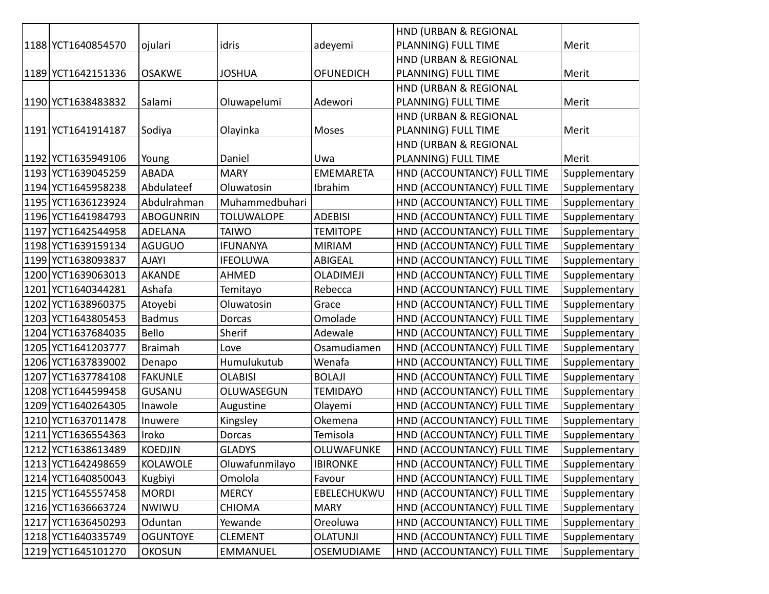| | | | | | | |
|---|---|---|---|---|---|---|
| 1188 | YCT1640854570 | ojulari | idris | adeyemi | HND (URBAN & REGIONAL PLANNING) FULL TIME | Merit |
| 1189 | YCT1642151336 | OSAKWE | JOSHUA | OFUNEDICH | HND (URBAN & REGIONAL PLANNING) FULL TIME | Merit |
| 1190 | YCT1638483832 | Salami | Oluwapelumi | Adewori | HND (URBAN & REGIONAL PLANNING) FULL TIME | Merit |
| 1191 | YCT1641914187 | Sodiya | Olayinka | Moses | HND (URBAN & REGIONAL PLANNING) FULL TIME | Merit |
| 1192 | YCT1635949106 | Young | Daniel | Uwa | HND (URBAN & REGIONAL PLANNING) FULL TIME | Merit |
| 1193 | YCT1639045259 | ABADA | MARY | EMEMARETA | HND (ACCOUNTANCY) FULL TIME | Supplementary |
| 1194 | YCT1645958238 | Abdulateef | Oluwatosin | Ibrahim | HND (ACCOUNTANCY) FULL TIME | Supplementary |
| 1195 | YCT1636123924 | Abdulrahman | Muhammedbuhari | | HND (ACCOUNTANCY) FULL TIME | Supplementary |
| 1196 | YCT1641984793 | ABOGUNRIN | TOLUWALOPE | ADEBISI | HND (ACCOUNTANCY) FULL TIME | Supplementary |
| 1197 | YCT1642544958 | ADELANA | TAIWO | TEMITOPE | HND (ACCOUNTANCY) FULL TIME | Supplementary |
| 1198 | YCT1639159134 | AGUGUO | IFUNANYA | MIRIAM | HND (ACCOUNTANCY) FULL TIME | Supplementary |
| 1199 | YCT1638093837 | AJAYI | IFEOLUWA | ABIGEAL | HND (ACCOUNTANCY) FULL TIME | Supplementary |
| 1200 | YCT1639063013 | AKANDE | AHMED | OLADIMEJI | HND (ACCOUNTANCY) FULL TIME | Supplementary |
| 1201 | YCT1640344281 | Ashafa | Temitayo | Rebecca | HND (ACCOUNTANCY) FULL TIME | Supplementary |
| 1202 | YCT1638960375 | Atoyebi | Oluwatosin | Grace | HND (ACCOUNTANCY) FULL TIME | Supplementary |
| 1203 | YCT1643805453 | Badmus | Dorcas | Omolade | HND (ACCOUNTANCY) FULL TIME | Supplementary |
| 1204 | YCT1637684035 | Bello | Sherif | Adewale | HND (ACCOUNTANCY) FULL TIME | Supplementary |
| 1205 | YCT1641203777 | Braimah | Love | Osamudiamen | HND (ACCOUNTANCY) FULL TIME | Supplementary |
| 1206 | YCT1637839002 | Denapo | Humulukutub | Wenafa | HND (ACCOUNTANCY) FULL TIME | Supplementary |
| 1207 | YCT1637784108 | FAKUNLE | OLABISI | BOLAJI | HND (ACCOUNTANCY) FULL TIME | Supplementary |
| 1208 | YCT1644599458 | GUSANU | OLUWASEGUN | TEMIDAYO | HND (ACCOUNTANCY) FULL TIME | Supplementary |
| 1209 | YCT1640264305 | Inawole | Augustine | Olayemi | HND (ACCOUNTANCY) FULL TIME | Supplementary |
| 1210 | YCT1637011478 | Inuwere | Kingsley | Okemena | HND (ACCOUNTANCY) FULL TIME | Supplementary |
| 1211 | YCT1636554363 | Iroko | Dorcas | Temisola | HND (ACCOUNTANCY) FULL TIME | Supplementary |
| 1212 | YCT1638613489 | KOEDJIN | GLADYS | OLUWAFUNKE | HND (ACCOUNTANCY) FULL TIME | Supplementary |
| 1213 | YCT1642498659 | KOLAWOLE | Oluwafunmilayo | IBIRONKE | HND (ACCOUNTANCY) FULL TIME | Supplementary |
| 1214 | YCT1640850043 | Kugbiyi | Omolola | Favour | HND (ACCOUNTANCY) FULL TIME | Supplementary |
| 1215 | YCT1645557458 | MORDI | MERCY | EBELECHUKWU | HND (ACCOUNTANCY) FULL TIME | Supplementary |
| 1216 | YCT1636663724 | NWIWU | CHIOMA | MARY | HND (ACCOUNTANCY) FULL TIME | Supplementary |
| 1217 | YCT1636450293 | Oduntan | Yewande | Oreoluwa | HND (ACCOUNTANCY) FULL TIME | Supplementary |
| 1218 | YCT1640335749 | OGUNTOYE | CLEMENT | OLATUNJI | HND (ACCOUNTANCY) FULL TIME | Supplementary |
| 1219 | YCT1645101270 | OKOSUN | EMMANUEL | OSEMUDIAME | HND (ACCOUNTANCY) FULL TIME | Supplementary |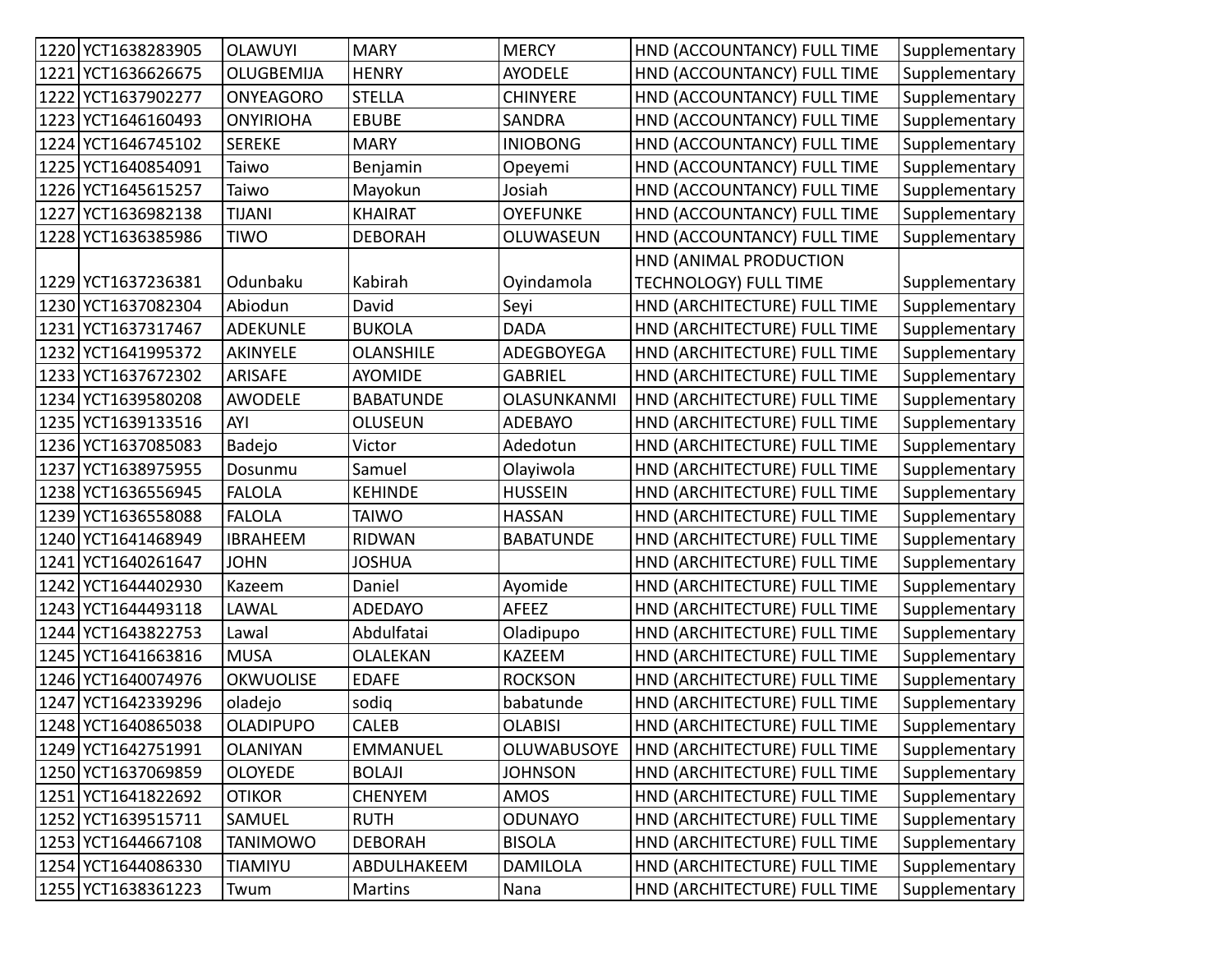| | | | | | | |
|---|---|---|---|---|---|---|
| 1220 | YCT1638283905 | OLAWUYI | MARY | MERCY | HND (ACCOUNTANCY) FULL TIME | Supplementary |
| 1221 | YCT1636626675 | OLUGBEMIJA | HENRY | AYODELE | HND (ACCOUNTANCY) FULL TIME | Supplementary |
| 1222 | YCT1637902277 | ONYEAGORO | STELLA | CHINYERE | HND (ACCOUNTANCY) FULL TIME | Supplementary |
| 1223 | YCT1646160493 | ONYIRIOHA | EBUBE | SANDRA | HND (ACCOUNTANCY) FULL TIME | Supplementary |
| 1224 | YCT1646745102 | SEREKE | MARY | INIOBONG | HND (ACCOUNTANCY) FULL TIME | Supplementary |
| 1225 | YCT1640854091 | Taiwo | Benjamin | Opeyemi | HND (ACCOUNTANCY) FULL TIME | Supplementary |
| 1226 | YCT1645615257 | Taiwo | Mayokun | Josiah | HND (ACCOUNTANCY) FULL TIME | Supplementary |
| 1227 | YCT1636982138 | TIJANI | KHAIRAT | OYEFUNKE | HND (ACCOUNTANCY) FULL TIME | Supplementary |
| 1228 | YCT1636385986 | TIWO | DEBORAH | OLUWASEUN | HND (ACCOUNTANCY) FULL TIME | Supplementary |
| 1229 | YCT1637236381 | Odunbaku | Kabirah | Oyindamola | HND (ANIMAL PRODUCTION TECHNOLOGY) FULL TIME | Supplementary |
| 1230 | YCT1637082304 | Abiodun | David | Seyi | HND (ARCHITECTURE) FULL TIME | Supplementary |
| 1231 | YCT1637317467 | ADEKUNLE | BUKOLA | DADA | HND (ARCHITECTURE) FULL TIME | Supplementary |
| 1232 | YCT1641995372 | AKINYELE | OLANSHILE | ADEGBOYEGA | HND (ARCHITECTURE) FULL TIME | Supplementary |
| 1233 | YCT1637672302 | ARISAFE | AYOMIDE | GABRIEL | HND (ARCHITECTURE) FULL TIME | Supplementary |
| 1234 | YCT1639580208 | AWODELE | BABATUNDE | OLASUNKANMI | HND (ARCHITECTURE) FULL TIME | Supplementary |
| 1235 | YCT1639133516 | AYI | OLUSEUN | ADEBAYO | HND (ARCHITECTURE) FULL TIME | Supplementary |
| 1236 | YCT1637085083 | Badejo | Victor | Adedotun | HND (ARCHITECTURE) FULL TIME | Supplementary |
| 1237 | YCT1638975955 | Dosunmu | Samuel | Olayiwola | HND (ARCHITECTURE) FULL TIME | Supplementary |
| 1238 | YCT1636556945 | FALOLA | KEHINDE | HUSSEIN | HND (ARCHITECTURE) FULL TIME | Supplementary |
| 1239 | YCT1636558088 | FALOLA | TAIWO | HASSAN | HND (ARCHITECTURE) FULL TIME | Supplementary |
| 1240 | YCT1641468949 | IBRAHEEM | RIDWAN | BABATUNDE | HND (ARCHITECTURE) FULL TIME | Supplementary |
| 1241 | YCT1640261647 | JOHN | JOSHUA | | HND (ARCHITECTURE) FULL TIME | Supplementary |
| 1242 | YCT1644402930 | Kazeem | Daniel | Ayomide | HND (ARCHITECTURE) FULL TIME | Supplementary |
| 1243 | YCT1644493118 | LAWAL | ADEDAYO | AFEEZ | HND (ARCHITECTURE) FULL TIME | Supplementary |
| 1244 | YCT1643822753 | Lawal | Abdulfatai | Oladipupo | HND (ARCHITECTURE) FULL TIME | Supplementary |
| 1245 | YCT1641663816 | MUSA | OLALEKAN | KAZEEM | HND (ARCHITECTURE) FULL TIME | Supplementary |
| 1246 | YCT1640074976 | OKWUOLISE | EDAFE | ROCKSON | HND (ARCHITECTURE) FULL TIME | Supplementary |
| 1247 | YCT1642339296 | oladejo | sodiq | babatunde | HND (ARCHITECTURE) FULL TIME | Supplementary |
| 1248 | YCT1640865038 | OLADIPUPO | CALEB | OLABISI | HND (ARCHITECTURE) FULL TIME | Supplementary |
| 1249 | YCT1642751991 | OLANIYAN | EMMANUEL | OLUWABUSOYE | HND (ARCHITECTURE) FULL TIME | Supplementary |
| 1250 | YCT1637069859 | OLOYEDE | BOLAJI | JOHNSON | HND (ARCHITECTURE) FULL TIME | Supplementary |
| 1251 | YCT1641822692 | OTIKOR | CHENYEM | AMOS | HND (ARCHITECTURE) FULL TIME | Supplementary |
| 1252 | YCT1639515711 | SAMUEL | RUTH | ODUNAYO | HND (ARCHITECTURE) FULL TIME | Supplementary |
| 1253 | YCT1644667108 | TANIMOWO | DEBORAH | BISOLA | HND (ARCHITECTURE) FULL TIME | Supplementary |
| 1254 | YCT1644086330 | TIAMIYU | ABDULHAKEEM | DAMILOLA | HND (ARCHITECTURE) FULL TIME | Supplementary |
| 1255 | YCT1638361223 | Twum | Martins | Nana | HND (ARCHITECTURE) FULL TIME | Supplementary |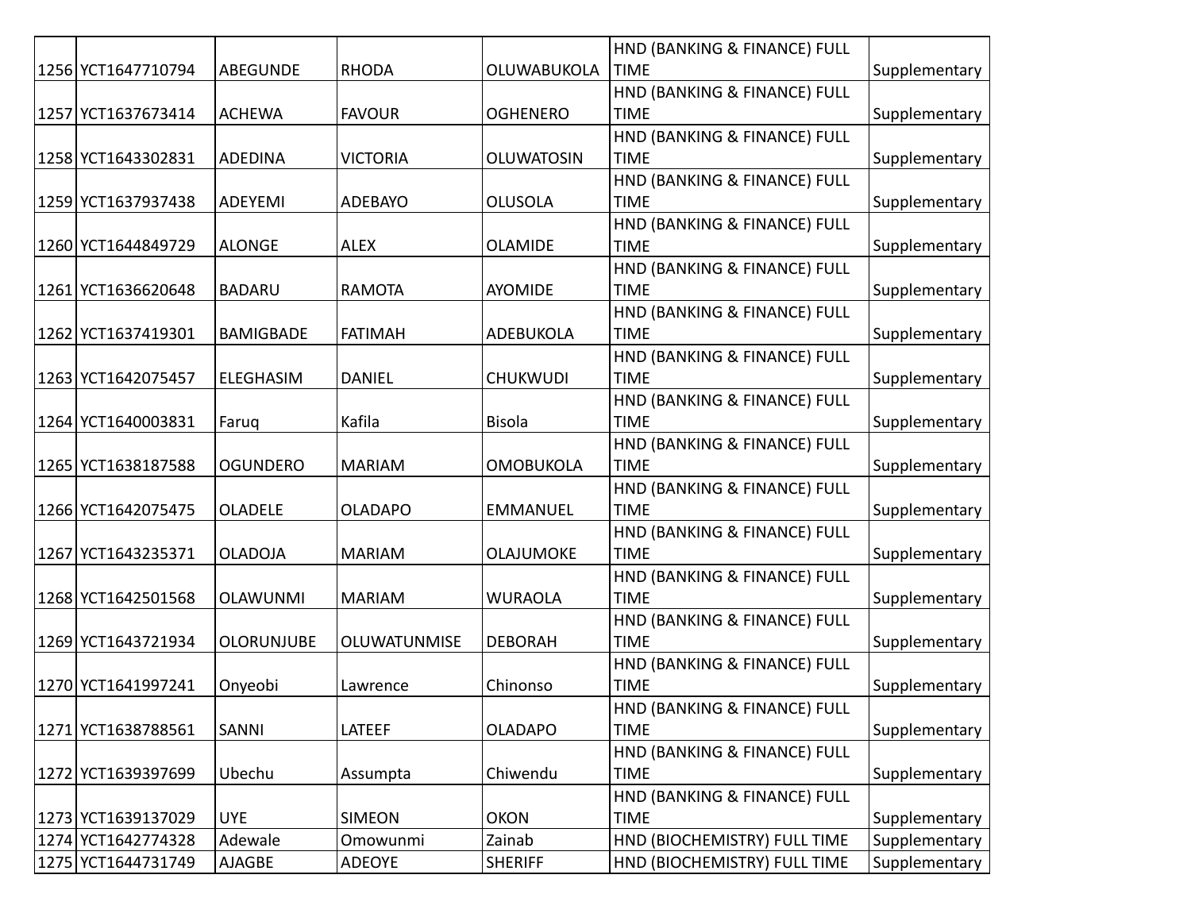| | | | | | | |
|---|---|---|---|---|---|---|
| 1256 | YCT1647710794 | ABEGUNDE | RHODA | OLUWABUKOLA | HND (BANKING & FINANCE) FULL TIME | Supplementary |
| 1257 | YCT1637673414 | ACHEWA | FAVOUR | OGHENERO | HND (BANKING & FINANCE) FULL TIME | Supplementary |
| 1258 | YCT1643302831 | ADEDINA | VICTORIA | OLUWATOSIN | HND (BANKING & FINANCE) FULL TIME | Supplementary |
| 1259 | YCT1637937438 | ADEYEMI | ADEBAYO | OLUSOLA | HND (BANKING & FINANCE) FULL TIME | Supplementary |
| 1260 | YCT1644849729 | ALONGE | ALEX | OLAMIDE | HND (BANKING & FINANCE) FULL TIME | Supplementary |
| 1261 | YCT1636620648 | BADARU | RAMOTA | AYOMIDE | HND (BANKING & FINANCE) FULL TIME | Supplementary |
| 1262 | YCT1637419301 | BAMIGBADE | FATIMAH | ADEBUKOLA | HND (BANKING & FINANCE) FULL TIME | Supplementary |
| 1263 | YCT1642075457 | ELEGHASIM | DANIEL | CHUKWUDI | HND (BANKING & FINANCE) FULL TIME | Supplementary |
| 1264 | YCT1640003831 | Faruq | Kafila | Bisola | HND (BANKING & FINANCE) FULL TIME | Supplementary |
| 1265 | YCT1638187588 | OGUNDERO | MARIAM | OMOBUKOLA | HND (BANKING & FINANCE) FULL TIME | Supplementary |
| 1266 | YCT1642075475 | OLADELE | OLADAPO | EMMANUEL | HND (BANKING & FINANCE) FULL TIME | Supplementary |
| 1267 | YCT1643235371 | OLADOJA | MARIAM | OLAJUMOKE | HND (BANKING & FINANCE) FULL TIME | Supplementary |
| 1268 | YCT1642501568 | OLAWUNMI | MARIAM | WURAOLA | HND (BANKING & FINANCE) FULL TIME | Supplementary |
| 1269 | YCT1643721934 | OLORUNJUBE | OLUWATUNMISE | DEBORAH | HND (BANKING & FINANCE) FULL TIME | Supplementary |
| 1270 | YCT1641997241 | Onyeobi | Lawrence | Chinonso | HND (BANKING & FINANCE) FULL TIME | Supplementary |
| 1271 | YCT1638788561 | SANNI | LATEEF | OLADAPO | HND (BANKING & FINANCE) FULL TIME | Supplementary |
| 1272 | YCT1639397699 | Ubechu | Assumpta | Chiwendu | HND (BANKING & FINANCE) FULL TIME | Supplementary |
| 1273 | YCT1639137029 | UYE | SIMEON | OKON | HND (BANKING & FINANCE) FULL TIME | Supplementary |
| 1274 | YCT1642774328 | Adewale | Omowunmi | Zainab | HND (BIOCHEMISTRY) FULL TIME | Supplementary |
| 1275 | YCT1644731749 | AJAGBE | ADEOYE | SHERIFF | HND (BIOCHEMISTRY) FULL TIME | Supplementary |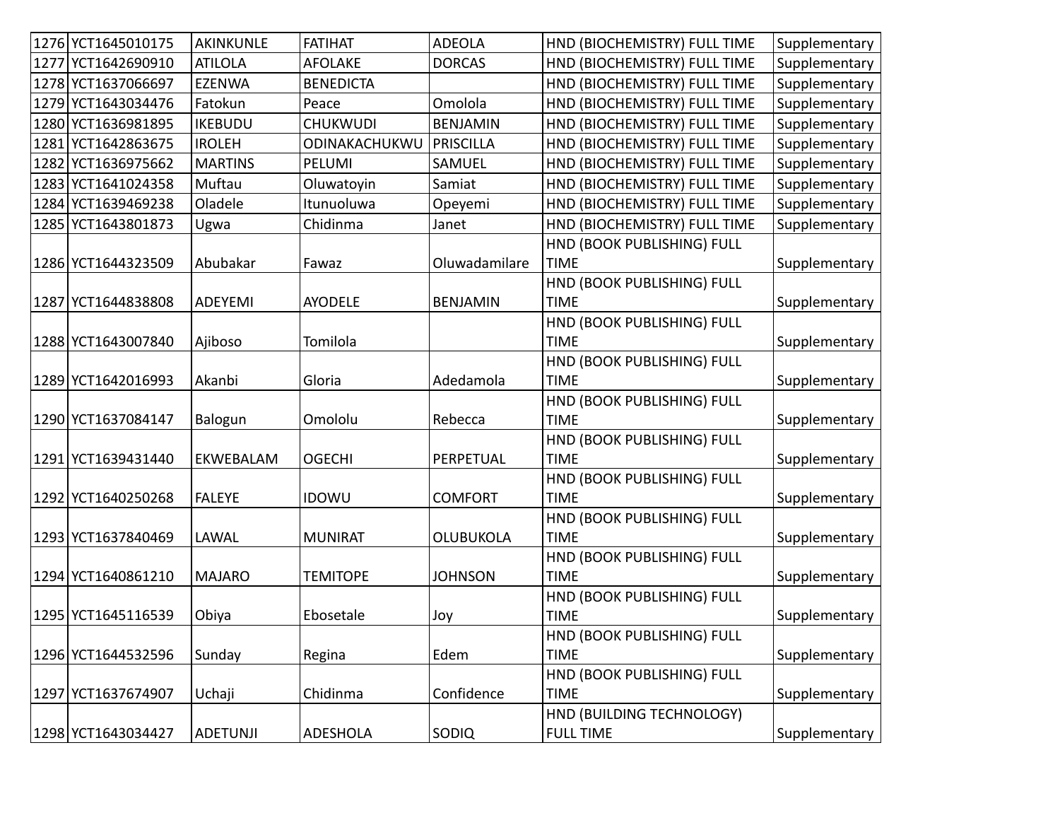| 1276 | YCT1645010175 | AKINKUNLE | FATIHAT | ADEOLA | HND (BIOCHEMISTRY) FULL TIME | Supplementary |
|---|---|---|---|---|---|---|
| 1277 | YCT1642690910 | ATILOLA | AFOLAKE | DORCAS | HND (BIOCHEMISTRY) FULL TIME | Supplementary |
| 1278 | YCT1637066697 | EZENWA | BENEDICTA | | HND (BIOCHEMISTRY) FULL TIME | Supplementary |
| 1279 | YCT1643034476 | Fatokun | Peace | Omolola | HND (BIOCHEMISTRY) FULL TIME | Supplementary |
| 1280 | YCT1636981895 | IKEBUDU | CHUKWUDI | BENJAMIN | HND (BIOCHEMISTRY) FULL TIME | Supplementary |
| 1281 | YCT1642863675 | IROLEH | ODINAKACHUKWU | PRISCILLA | HND (BIOCHEMISTRY) FULL TIME | Supplementary |
| 1282 | YCT1636975662 | MARTINS | PELUMI | SAMUEL | HND (BIOCHEMISTRY) FULL TIME | Supplementary |
| 1283 | YCT1641024358 | Muftau | Oluwatoyin | Samiat | HND (BIOCHEMISTRY) FULL TIME | Supplementary |
| 1284 | YCT1639469238 | Oladele | Itunuoluwa | Opeyemi | HND (BIOCHEMISTRY) FULL TIME | Supplementary |
| 1285 | YCT1643801873 | Ugwa | Chidinma | Janet | HND (BIOCHEMISTRY) FULL TIME | Supplementary |
| 1286 | YCT1644323509 | Abubakar | Fawaz | Oluwadamilare | HND (BOOK PUBLISHING) FULL TIME | Supplementary |
| 1287 | YCT1644838808 | ADEYEMI | AYODELE | BENJAMIN | HND (BOOK PUBLISHING) FULL TIME | Supplementary |
| 1288 | YCT1643007840 | Ajiboso | Tomilola | | HND (BOOK PUBLISHING) FULL TIME | Supplementary |
| 1289 | YCT1642016993 | Akanbi | Gloria | Adedamola | HND (BOOK PUBLISHING) FULL TIME | Supplementary |
| 1290 | YCT1637084147 | Balogun | Omololu | Rebecca | HND (BOOK PUBLISHING) FULL TIME | Supplementary |
| 1291 | YCT1639431440 | EKWEBALAM | OGECHI | PERPETUAL | HND (BOOK PUBLISHING) FULL TIME | Supplementary |
| 1292 | YCT1640250268 | FALEYE | IDOWU | COMFORT | HND (BOOK PUBLISHING) FULL TIME | Supplementary |
| 1293 | YCT1637840469 | LAWAL | MUNIRAT | OLUBUKOLA | HND (BOOK PUBLISHING) FULL TIME | Supplementary |
| 1294 | YCT1640861210 | MAJARO | TEMITOPE | JOHNSON | HND (BOOK PUBLISHING) FULL TIME | Supplementary |
| 1295 | YCT1645116539 | Obiya | Ebosetale | Joy | HND (BOOK PUBLISHING) FULL TIME | Supplementary |
| 1296 | YCT1644532596 | Sunday | Regina | Edem | HND (BOOK PUBLISHING) FULL TIME | Supplementary |
| 1297 | YCT1637674907 | Uchaji | Chidinma | Confidence | HND (BOOK PUBLISHING) FULL TIME | Supplementary |
| 1298 | YCT1643034427 | ADETUNJI | ADESHOLA | SODIQ | HND (BUILDING TECHNOLOGY) FULL TIME | Supplementary |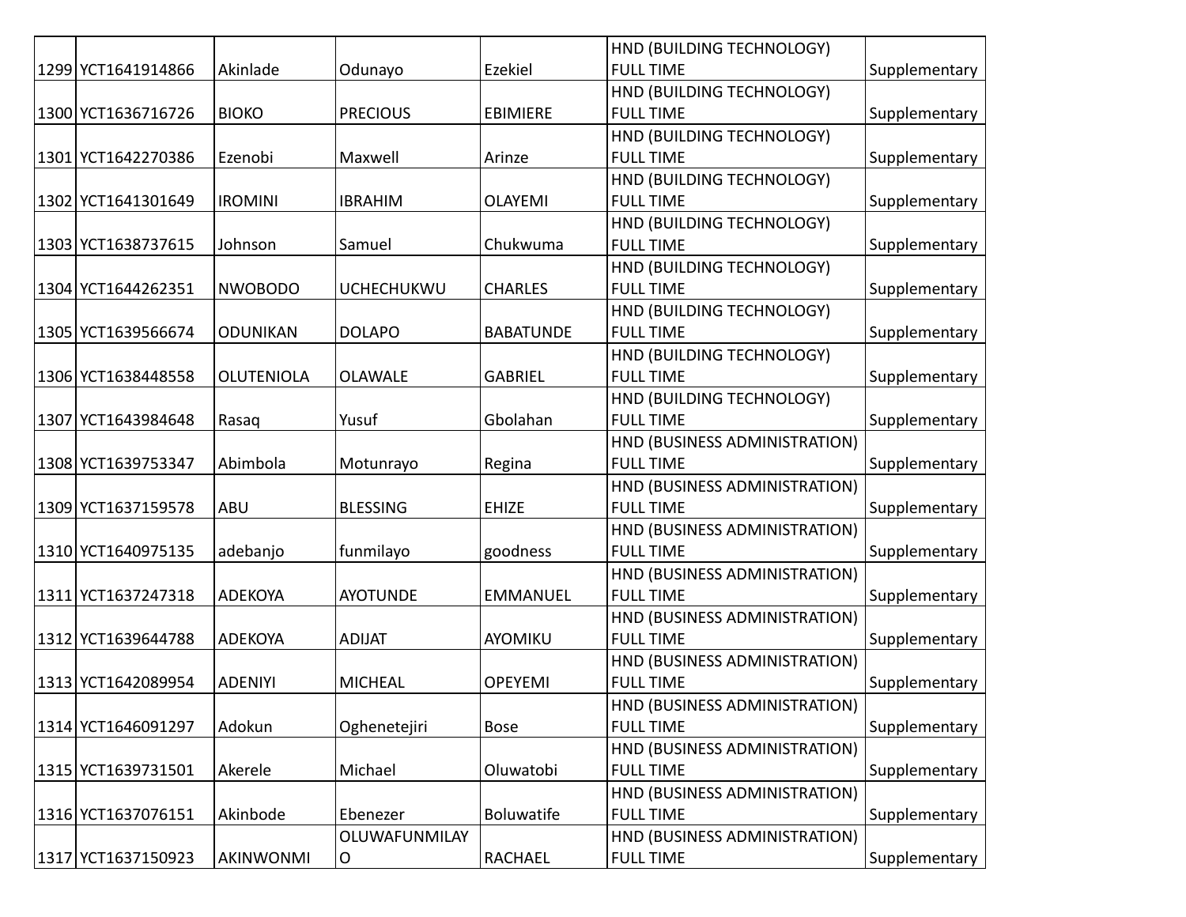| | | | | | | |
|---|---|---|---|---|---|---|
| 1299 | YCT1641914866 | Akinlade | Odunayo | Ezekiel | HND (BUILDING TECHNOLOGY) FULL TIME | Supplementary |
| 1300 | YCT1636716726 | BIOKO | PRECIOUS | EBIMIERE | HND (BUILDING TECHNOLOGY) FULL TIME | Supplementary |
| 1301 | YCT1642270386 | Ezenobi | Maxwell | Arinze | HND (BUILDING TECHNOLOGY) FULL TIME | Supplementary |
| 1302 | YCT1641301649 | IROMINI | IBRAHIM | OLAYEMI | HND (BUILDING TECHNOLOGY) FULL TIME | Supplementary |
| 1303 | YCT1638737615 | Johnson | Samuel | Chukwuma | HND (BUILDING TECHNOLOGY) FULL TIME | Supplementary |
| 1304 | YCT1644262351 | NWOBODO | UCHECHUKWU | CHARLES | HND (BUILDING TECHNOLOGY) FULL TIME | Supplementary |
| 1305 | YCT1639566674 | ODUNIKAN | DOLAPO | BABATUNDE | HND (BUILDING TECHNOLOGY) FULL TIME | Supplementary |
| 1306 | YCT1638448558 | OLUTENIOLA | OLAWALE | GABRIEL | HND (BUILDING TECHNOLOGY) FULL TIME | Supplementary |
| 1307 | YCT1643984648 | Rasaq | Yusuf | Gbolahan | HND (BUILDING TECHNOLOGY) FULL TIME | Supplementary |
| 1308 | YCT1639753347 | Abimbola | Motunrayo | Regina | HND (BUSINESS ADMINISTRATION) FULL TIME | Supplementary |
| 1309 | YCT1637159578 | ABU | BLESSING | EHIZE | HND (BUSINESS ADMINISTRATION) FULL TIME | Supplementary |
| 1310 | YCT1640975135 | adebanjo | funmilayo | goodness | HND (BUSINESS ADMINISTRATION) FULL TIME | Supplementary |
| 1311 | YCT1637247318 | ADEKOYA | AYOTUNDE | EMMANUEL | HND (BUSINESS ADMINISTRATION) FULL TIME | Supplementary |
| 1312 | YCT1639644788 | ADEKOYA | ADIJAT | AYOMIKU | HND (BUSINESS ADMINISTRATION) FULL TIME | Supplementary |
| 1313 | YCT1642089954 | ADENIYI | MICHEAL | OPEYEMI | HND (BUSINESS ADMINISTRATION) FULL TIME | Supplementary |
| 1314 | YCT1646091297 | Adokun | Oghenetejiri | Bose | HND (BUSINESS ADMINISTRATION) FULL TIME | Supplementary |
| 1315 | YCT1639731501 | Akerele | Michael | Oluwatobi | HND (BUSINESS ADMINISTRATION) FULL TIME | Supplementary |
| 1316 | YCT1637076151 | Akinbode | Ebenezer | Boluwatife | HND (BUSINESS ADMINISTRATION) FULL TIME | Supplementary |
| 1317 | YCT1637150923 | AKINWONMI | OLUWAFUNMILAYO | RACHAEL | HND (BUSINESS ADMINISTRATION) FULL TIME | Supplementary |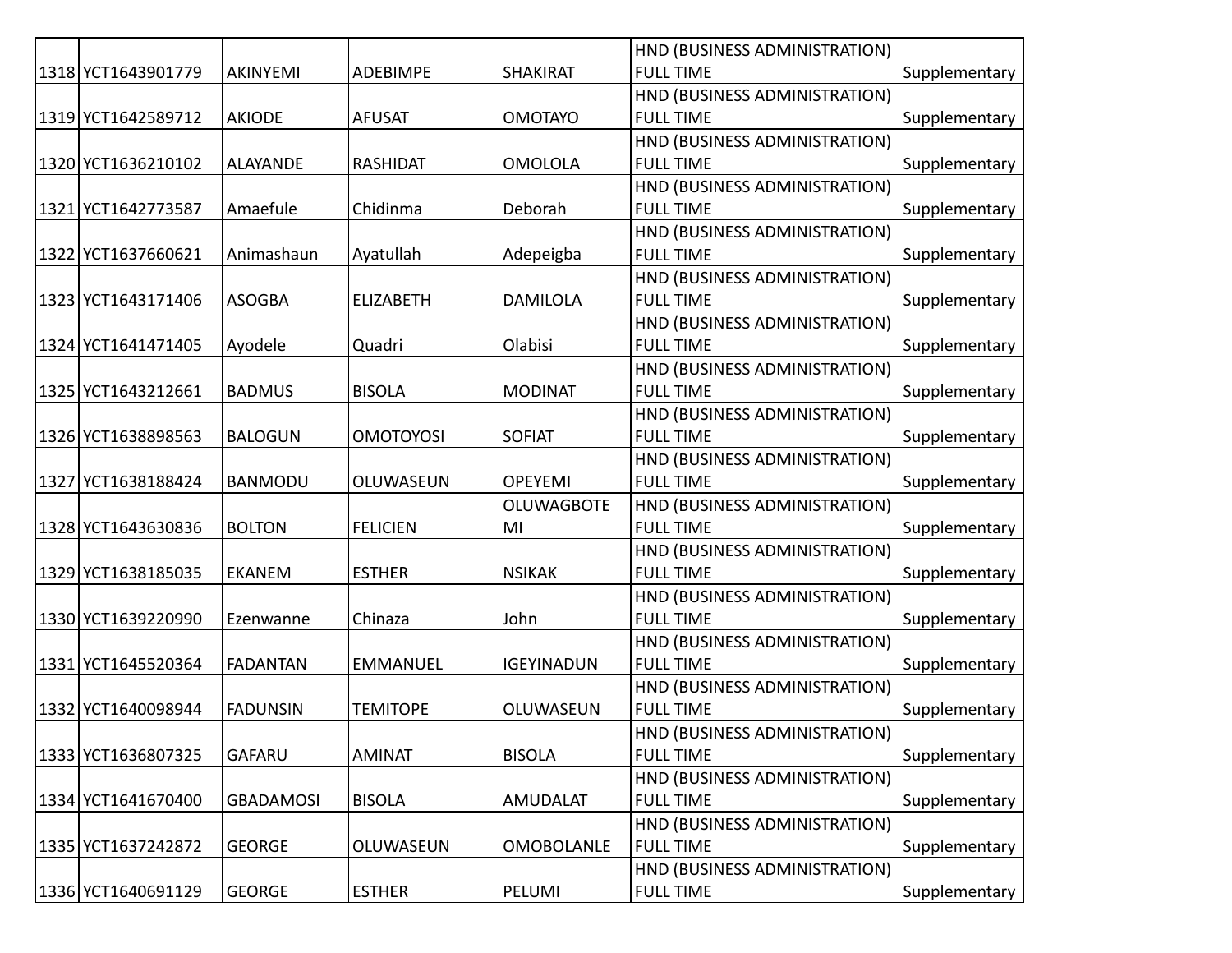| | | | | | | |
|---|---|---|---|---|---|---|
| 1318 | YCT1643901779 | AKINYEMI | ADEBIMPE | SHAKIRAT | HND (BUSINESS ADMINISTRATION) FULL TIME | Supplementary |
| 1319 | YCT1642589712 | AKIODE | AFUSAT | OMOTAYO | HND (BUSINESS ADMINISTRATION) FULL TIME | Supplementary |
| 1320 | YCT1636210102 | ALAYANDE | RASHIDAT | OMOLOLA | HND (BUSINESS ADMINISTRATION) FULL TIME | Supplementary |
| 1321 | YCT1642773587 | Amaefule | Chidinma | Deborah | HND (BUSINESS ADMINISTRATION) FULL TIME | Supplementary |
| 1322 | YCT1637660621 | Animashaun | Ayatullah | Adepeigba | HND (BUSINESS ADMINISTRATION) FULL TIME | Supplementary |
| 1323 | YCT1643171406 | ASOGBA | ELIZABETH | DAMILOLA | HND (BUSINESS ADMINISTRATION) FULL TIME | Supplementary |
| 1324 | YCT1641471405 | Ayodele | Quadri | Olabisi | HND (BUSINESS ADMINISTRATION) FULL TIME | Supplementary |
| 1325 | YCT1643212661 | BADMUS | BISOLA | MODINAT | HND (BUSINESS ADMINISTRATION) FULL TIME | Supplementary |
| 1326 | YCT1638898563 | BALOGUN | OMOTOYOSI | SOFIAT | HND (BUSINESS ADMINISTRATION) FULL TIME | Supplementary |
| 1327 | YCT1638188424 | BANMODU | OLUWASEUN | OPEYEMI | HND (BUSINESS ADMINISTRATION) FULL TIME | Supplementary |
| 1328 | YCT1643630836 | BOLTON | FELICIEN | OLUWAGBOTEMI | HND (BUSINESS ADMINISTRATION) FULL TIME | Supplementary |
| 1329 | YCT1638185035 | EKANEM | ESTHER | NSIKAK | HND (BUSINESS ADMINISTRATION) FULL TIME | Supplementary |
| 1330 | YCT1639220990 | Ezenwanne | Chinaza | John | HND (BUSINESS ADMINISTRATION) FULL TIME | Supplementary |
| 1331 | YCT1645520364 | FADANTAN | EMMANUEL | IGEYINADUN | HND (BUSINESS ADMINISTRATION) FULL TIME | Supplementary |
| 1332 | YCT1640098944 | FADUNSIN | TEMITOPE | OLUWASEUN | HND (BUSINESS ADMINISTRATION) FULL TIME | Supplementary |
| 1333 | YCT1636807325 | GAFARU | AMINAT | BISOLA | HND (BUSINESS ADMINISTRATION) FULL TIME | Supplementary |
| 1334 | YCT1641670400 | GBADAMOSI | BISOLA | AMUDALAT | HND (BUSINESS ADMINISTRATION) FULL TIME | Supplementary |
| 1335 | YCT1637242872 | GEORGE | OLUWASEUN | OMOBOLANLE | HND (BUSINESS ADMINISTRATION) FULL TIME | Supplementary |
| 1336 | YCT1640691129 | GEORGE | ESTHER | PELUMI | HND (BUSINESS ADMINISTRATION) FULL TIME | Supplementary |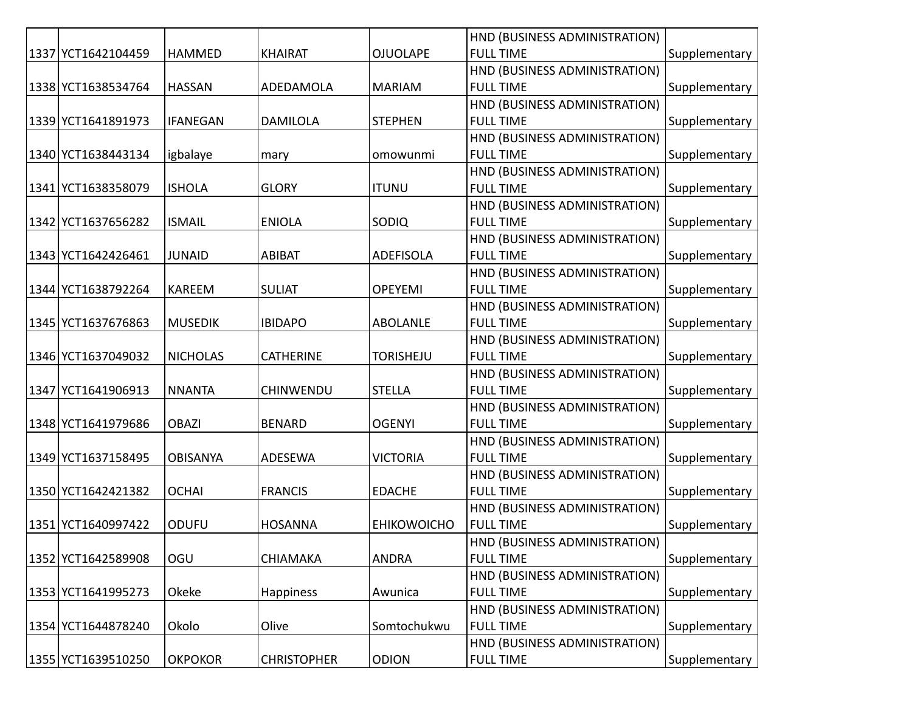| | | | | | | |
|---|---|---|---|---|---|---|
| 1337 | YCT1642104459 | HAMMED | KHAIRAT | OJUOLAPE | HND (BUSINESS ADMINISTRATION) FULL TIME | Supplementary |
| 1338 | YCT1638534764 | HASSAN | ADEDAMOLA | MARIAM | HND (BUSINESS ADMINISTRATION) FULL TIME | Supplementary |
| 1339 | YCT1641891973 | IFANEGAN | DAMILOLA | STEPHEN | HND (BUSINESS ADMINISTRATION) FULL TIME | Supplementary |
| 1340 | YCT1638443134 | igbalaye | mary | omowunmi | HND (BUSINESS ADMINISTRATION) FULL TIME | Supplementary |
| 1341 | YCT1638358079 | ISHOLA | GLORY | ITUNU | HND (BUSINESS ADMINISTRATION) FULL TIME | Supplementary |
| 1342 | YCT1637656282 | ISMAIL | ENIOLA | SODIQ | HND (BUSINESS ADMINISTRATION) FULL TIME | Supplementary |
| 1343 | YCT1642426461 | JUNAID | ABIBAT | ADEFISOLA | HND (BUSINESS ADMINISTRATION) FULL TIME | Supplementary |
| 1344 | YCT1638792264 | KAREEM | SULIAT | OPEYEMI | HND (BUSINESS ADMINISTRATION) FULL TIME | Supplementary |
| 1345 | YCT1637676863 | MUSEDIK | IBIDAPO | ABOLANLE | HND (BUSINESS ADMINISTRATION) FULL TIME | Supplementary |
| 1346 | YCT1637049032 | NICHOLAS | CATHERINE | TORISHEJU | HND (BUSINESS ADMINISTRATION) FULL TIME | Supplementary |
| 1347 | YCT1641906913 | NNANTA | CHINWENDU | STELLA | HND (BUSINESS ADMINISTRATION) FULL TIME | Supplementary |
| 1348 | YCT1641979686 | OBAZI | BENARD | OGENYI | HND (BUSINESS ADMINISTRATION) FULL TIME | Supplementary |
| 1349 | YCT1637158495 | OBISANYA | ADESEWA | VICTORIA | HND (BUSINESS ADMINISTRATION) FULL TIME | Supplementary |
| 1350 | YCT1642421382 | OCHAI | FRANCIS | EDACHE | HND (BUSINESS ADMINISTRATION) FULL TIME | Supplementary |
| 1351 | YCT1640997422 | ODUFU | HOSANNA | EHIKOWOICHO | HND (BUSINESS ADMINISTRATION) FULL TIME | Supplementary |
| 1352 | YCT1642589908 | OGU | CHIAMAKA | ANDRA | HND (BUSINESS ADMINISTRATION) FULL TIME | Supplementary |
| 1353 | YCT1641995273 | Okeke | Happiness | Awunica | HND (BUSINESS ADMINISTRATION) FULL TIME | Supplementary |
| 1354 | YCT1644878240 | Okolo | Olive | Somtochukwu | HND (BUSINESS ADMINISTRATION) FULL TIME | Supplementary |
| 1355 | YCT1639510250 | OKPOKOR | CHRISTOPHER | ODION | HND (BUSINESS ADMINISTRATION) FULL TIME | Supplementary |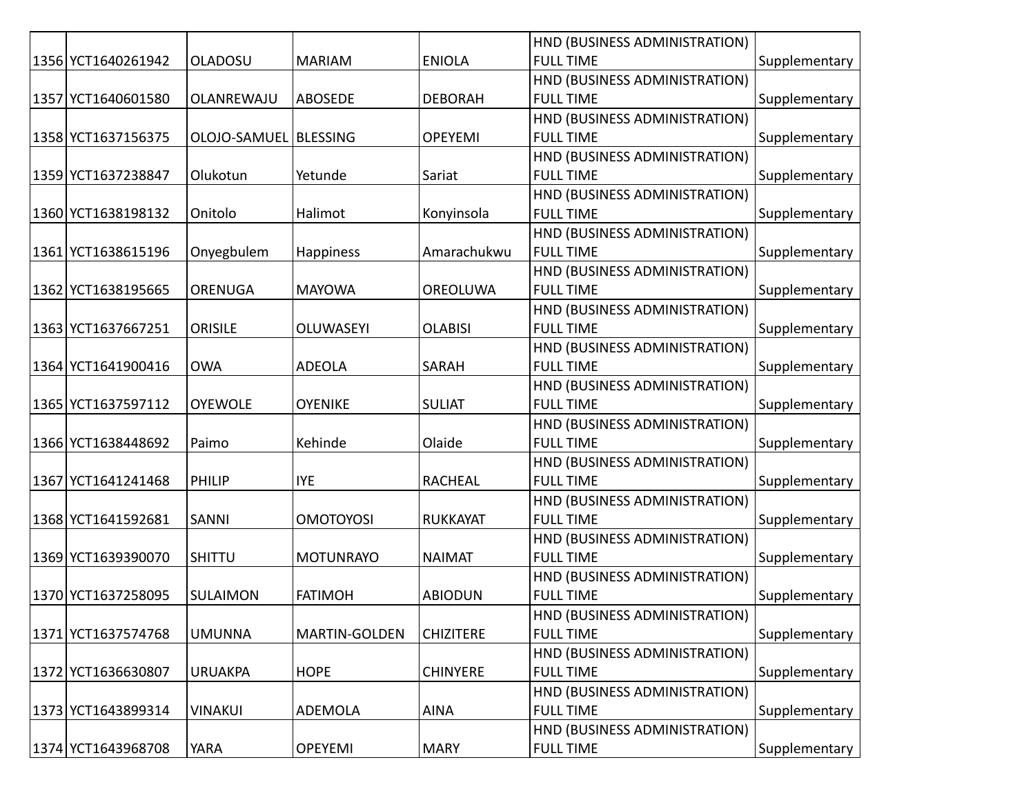| | | | | | | |
|---|---|---|---|---|---|---|
| 1356 | YCT1640261942 | OLADOSU | MARIAM | ENIOLA | HND (BUSINESS ADMINISTRATION) FULL TIME | Supplementary |
| 1357 | YCT1640601580 | OLANREWAJU | ABOSEDE | DEBORAH | HND (BUSINESS ADMINISTRATION) FULL TIME | Supplementary |
| 1358 | YCT1637156375 | OLOJO-SAMUEL | BLESSING | OPEYEMI | HND (BUSINESS ADMINISTRATION) FULL TIME | Supplementary |
| 1359 | YCT1637238847 | Olukotun | Yetunde | Sariat | HND (BUSINESS ADMINISTRATION) FULL TIME | Supplementary |
| 1360 | YCT1638198132 | Onitolo | Halimot | Konyinsola | HND (BUSINESS ADMINISTRATION) FULL TIME | Supplementary |
| 1361 | YCT1638615196 | Onyegbulem | Happiness | Amarachukwu | HND (BUSINESS ADMINISTRATION) FULL TIME | Supplementary |
| 1362 | YCT1638195665 | ORENUGA | MAYOWA | OREOLUWA | HND (BUSINESS ADMINISTRATION) FULL TIME | Supplementary |
| 1363 | YCT1637667251 | ORISILE | OLUWASEYI | OLABISI | HND (BUSINESS ADMINISTRATION) FULL TIME | Supplementary |
| 1364 | YCT1641900416 | OWA | ADEOLA | SARAH | HND (BUSINESS ADMINISTRATION) FULL TIME | Supplementary |
| 1365 | YCT1637597112 | OYEWOLE | OYENIKE | SULIAT | HND (BUSINESS ADMINISTRATION) FULL TIME | Supplementary |
| 1366 | YCT1638448692 | Paimo | Kehinde | Olaide | HND (BUSINESS ADMINISTRATION) FULL TIME | Supplementary |
| 1367 | YCT1641241468 | PHILIP | IYE | RACHEAL | HND (BUSINESS ADMINISTRATION) FULL TIME | Supplementary |
| 1368 | YCT1641592681 | SANNI | OMOTOYOSI | RUKKAYAT | HND (BUSINESS ADMINISTRATION) FULL TIME | Supplementary |
| 1369 | YCT1639390070 | SHITTU | MOTUNRAYO | NAIMAT | HND (BUSINESS ADMINISTRATION) FULL TIME | Supplementary |
| 1370 | YCT1637258095 | SULAIMON | FATIMOH | ABIODUN | HND (BUSINESS ADMINISTRATION) FULL TIME | Supplementary |
| 1371 | YCT1637574768 | UMUNNA | MARTIN-GOLDEN | CHIZITERE | HND (BUSINESS ADMINISTRATION) FULL TIME | Supplementary |
| 1372 | YCT1636630807 | URUAKPA | HOPE | CHINYERE | HND (BUSINESS ADMINISTRATION) FULL TIME | Supplementary |
| 1373 | YCT1643899314 | VINAKUI | ADEMOLA | AINA | HND (BUSINESS ADMINISTRATION) FULL TIME | Supplementary |
| 1374 | YCT1643968708 | YARA | OPEYEMI | MARY | HND (BUSINESS ADMINISTRATION) FULL TIME | Supplementary |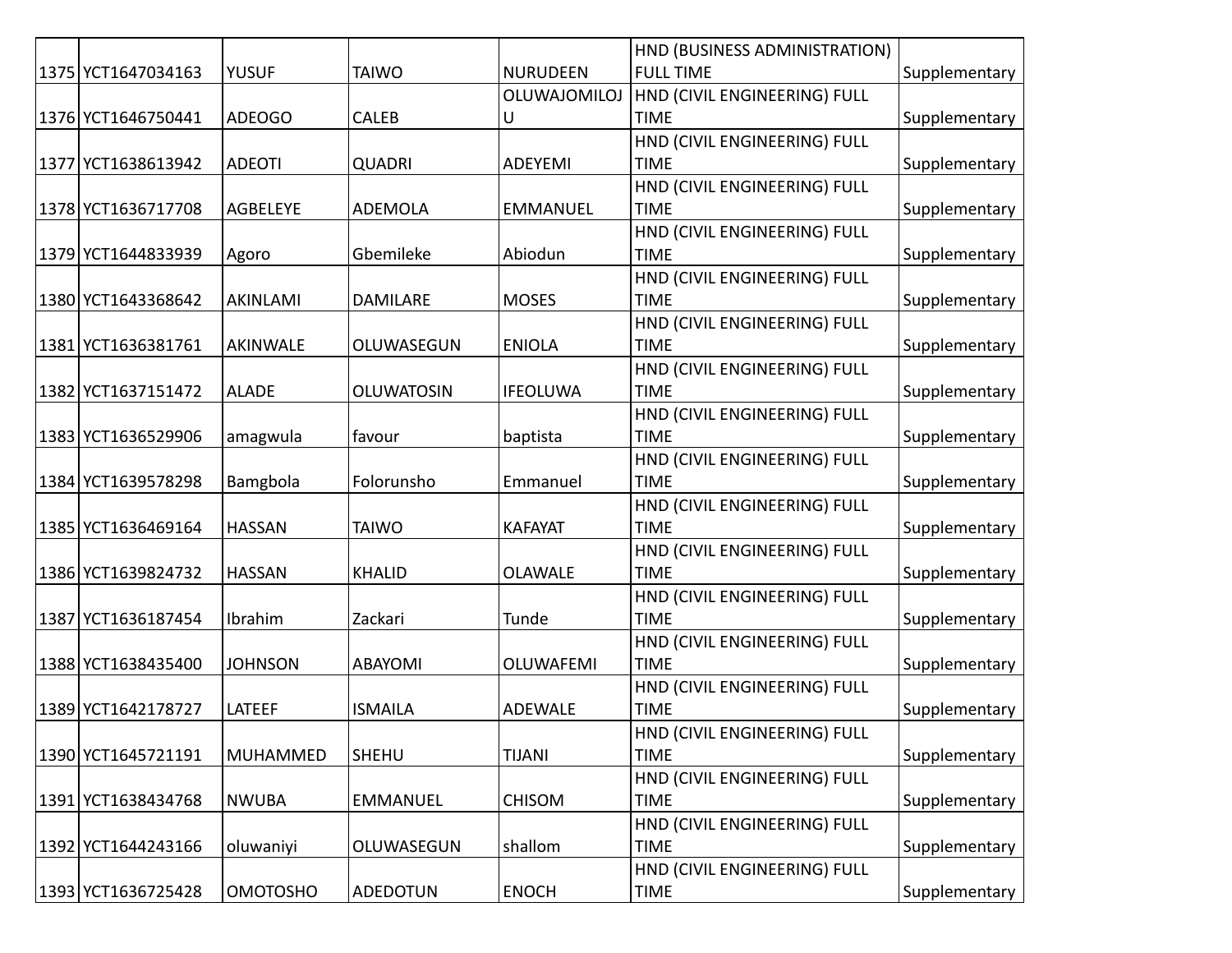| | | | | | | |
|---|---|---|---|---|---|---|
| 1375 | YCT1647034163 | YUSUF | TAIWO | NURUDEEN | HND (BUSINESS ADMINISTRATION) FULL TIME | Supplementary |
| 1376 | YCT1646750441 | ADEOGO | CALEB | OLUWAJOMILOJU | HND (CIVIL ENGINEERING) FULL TIME | Supplementary |
| 1377 | YCT1638613942 | ADEOTI | QUADRI | ADEYEMI | HND (CIVIL ENGINEERING) FULL TIME | Supplementary |
| 1378 | YCT1636717708 | AGBELEYE | ADEMOLA | EMMANUEL | HND (CIVIL ENGINEERING) FULL TIME | Supplementary |
| 1379 | YCT1644833939 | Agoro | Gbemileke | Abiodun | HND (CIVIL ENGINEERING) FULL TIME | Supplementary |
| 1380 | YCT1643368642 | AKINLAMI | DAMILARE | MOSES | HND (CIVIL ENGINEERING) FULL TIME | Supplementary |
| 1381 | YCT1636381761 | AKINWALE | OLUWASEGUN | ENIOLA | HND (CIVIL ENGINEERING) FULL TIME | Supplementary |
| 1382 | YCT1637151472 | ALADE | OLUWATOSIN | IFEOLUWA | HND (CIVIL ENGINEERING) FULL TIME | Supplementary |
| 1383 | YCT1636529906 | amagwula | favour | baptista | HND (CIVIL ENGINEERING) FULL TIME | Supplementary |
| 1384 | YCT1639578298 | Bamgbola | Folorunsho | Emmanuel | HND (CIVIL ENGINEERING) FULL TIME | Supplementary |
| 1385 | YCT1636469164 | HASSAN | TAIWO | KAFAYAT | HND (CIVIL ENGINEERING) FULL TIME | Supplementary |
| 1386 | YCT1639824732 | HASSAN | KHALID | OLAWALE | HND (CIVIL ENGINEERING) FULL TIME | Supplementary |
| 1387 | YCT1636187454 | Ibrahim | Zackari | Tunde | HND (CIVIL ENGINEERING) FULL TIME | Supplementary |
| 1388 | YCT1638435400 | JOHNSON | ABAYOMI | OLUWAFEMI | HND (CIVIL ENGINEERING) FULL TIME | Supplementary |
| 1389 | YCT1642178727 | LATEEF | ISMAILA | ADEWALE | HND (CIVIL ENGINEERING) FULL TIME | Supplementary |
| 1390 | YCT1645721191 | MUHAMMED | SHEHU | TIJANI | HND (CIVIL ENGINEERING) FULL TIME | Supplementary |
| 1391 | YCT1638434768 | NWUBA | EMMANUEL | CHISOM | HND (CIVIL ENGINEERING) FULL TIME | Supplementary |
| 1392 | YCT1644243166 | oluwaniyi | OLUWASEGUN | shallom | HND (CIVIL ENGINEERING) FULL TIME | Supplementary |
| 1393 | YCT1636725428 | OMOTOSHO | ADEDOTUN | ENOCH | HND (CIVIL ENGINEERING) FULL TIME | Supplementary |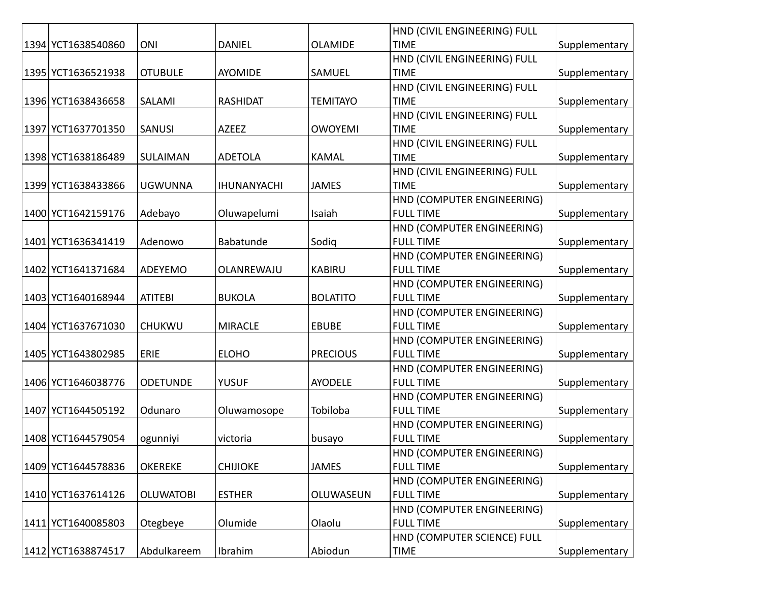| 1394 | YCT1638540860 | ONI | DANIEL | OLAMIDE | HND (CIVIL ENGINEERING) FULL TIME | Supplementary |
|---|---|---|---|---|---|---|
| 1395 | YCT1636521938 | OTUBULE | AYOMIDE | SAMUEL | HND (CIVIL ENGINEERING) FULL TIME | Supplementary |
| 1396 | YCT1638436658 | SALAMI | RASHIDAT | TEMITAYO | HND (CIVIL ENGINEERING) FULL TIME | Supplementary |
| 1397 | YCT1637701350 | SANUSI | AZEEZ | OWOYEMI | HND (CIVIL ENGINEERING) FULL TIME | Supplementary |
| 1398 | YCT1638186489 | SULAIMAN | ADETOLA | KAMAL | HND (CIVIL ENGINEERING) FULL TIME | Supplementary |
| 1399 | YCT1638433866 | UGWUNNA | IHUNANYACHI | JAMES | HND (CIVIL ENGINEERING) FULL TIME | Supplementary |
| 1400 | YCT1642159176 | Adebayo | Oluwapelumi | Isaiah | HND (COMPUTER ENGINEERING) FULL TIME | Supplementary |
| 1401 | YCT1636341419 | Adenowo | Babatunde | Sodiq | HND (COMPUTER ENGINEERING) FULL TIME | Supplementary |
| 1402 | YCT1641371684 | ADEYEMO | OLANREWAJU | KABIRU | HND (COMPUTER ENGINEERING) FULL TIME | Supplementary |
| 1403 | YCT1640168944 | ATITEBI | BUKOLA | BOLATITO | HND (COMPUTER ENGINEERING) FULL TIME | Supplementary |
| 1404 | YCT1637671030 | CHUKWU | MIRACLE | EBUBE | HND (COMPUTER ENGINEERING) FULL TIME | Supplementary |
| 1405 | YCT1643802985 | ERIE | ELOHO | PRECIOUS | HND (COMPUTER ENGINEERING) FULL TIME | Supplementary |
| 1406 | YCT1646038776 | ODETUNDE | YUSUF | AYODELE | HND (COMPUTER ENGINEERING) FULL TIME | Supplementary |
| 1407 | YCT1644505192 | Odunaro | Oluwamosope | Tobiloba | HND (COMPUTER ENGINEERING) FULL TIME | Supplementary |
| 1408 | YCT1644579054 | ogunniyi | victoria | busayo | HND (COMPUTER ENGINEERING) FULL TIME | Supplementary |
| 1409 | YCT1644578836 | OKEREKE | CHIJIOKE | JAMES | HND (COMPUTER ENGINEERING) FULL TIME | Supplementary |
| 1410 | YCT1637614126 | OLUWATOBI | ESTHER | OLUWASEUN | HND (COMPUTER ENGINEERING) FULL TIME | Supplementary |
| 1411 | YCT1640085803 | Otegbeye | Olumide | Olaolu | HND (COMPUTER ENGINEERING) FULL TIME | Supplementary |
| 1412 | YCT1638874517 | Abdulkareem | Ibrahim | Abiodun | HND (COMPUTER SCIENCE) FULL TIME | Supplementary |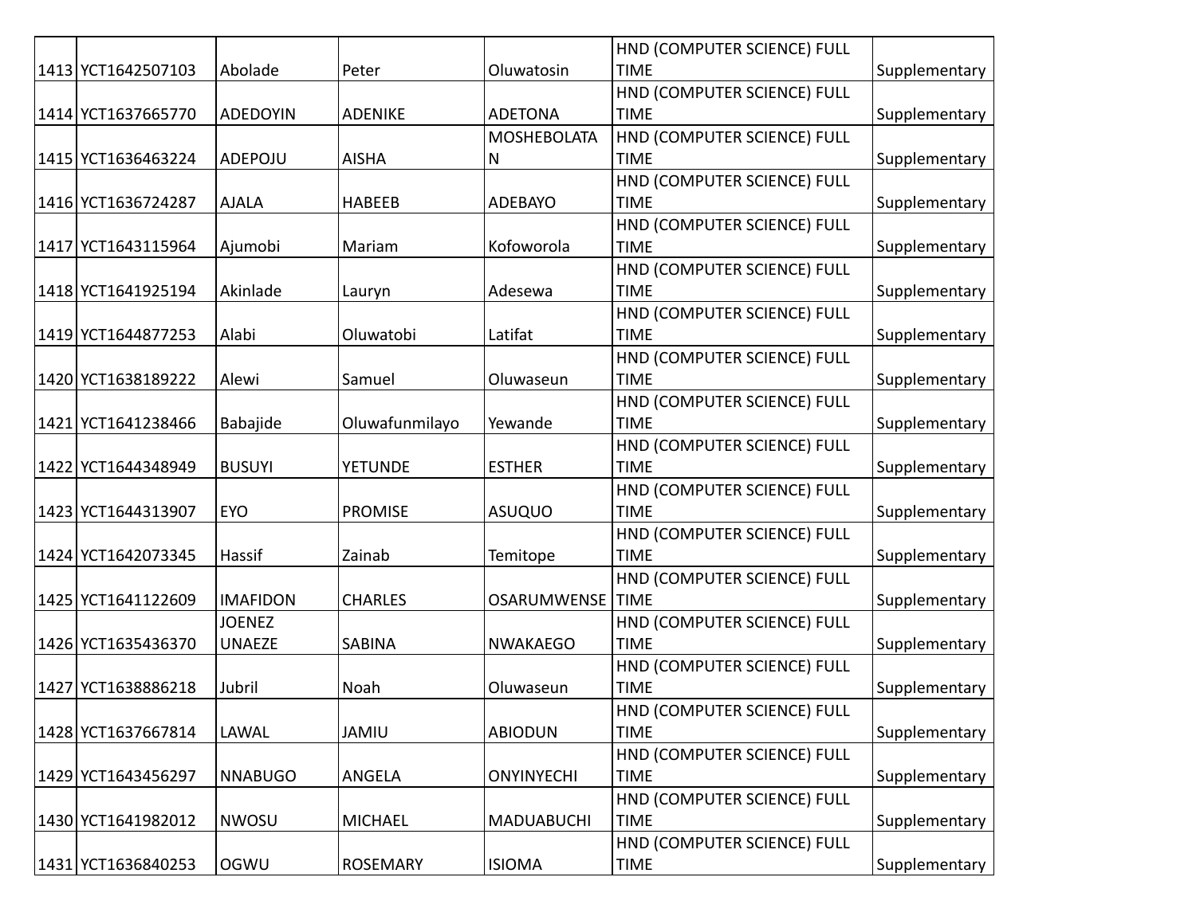| | | | | | | |
|---|---|---|---|---|---|---|
| 1413 | YCT1642507103 | Abolade | Peter | Oluwatosin | HND (COMPUTER SCIENCE) FULL TIME | Supplementary |
| 1414 | YCT1637665770 | ADEDOYIN | ADENIKE | ADETONA | HND (COMPUTER SCIENCE) FULL TIME | Supplementary |
| 1415 | YCT1636463224 | ADEPOJU | AISHA | MOSHEBOLATAN | HND (COMPUTER SCIENCE) FULL TIME | Supplementary |
| 1416 | YCT1636724287 | AJALA | HABEEB | ADEBAYO | HND (COMPUTER SCIENCE) FULL TIME | Supplementary |
| 1417 | YCT1643115964 | Ajumobi | Mariam | Kofoworola | HND (COMPUTER SCIENCE) FULL TIME | Supplementary |
| 1418 | YCT1641925194 | Akinlade | Lauryn | Adesewa | HND (COMPUTER SCIENCE) FULL TIME | Supplementary |
| 1419 | YCT1644877253 | Alabi | Oluwatobi | Latifat | HND (COMPUTER SCIENCE) FULL TIME | Supplementary |
| 1420 | YCT1638189222 | Alewi | Samuel | Oluwaseun | HND (COMPUTER SCIENCE) FULL TIME | Supplementary |
| 1421 | YCT1641238466 | Babajide | Oluwafunmilayo | Yewande | HND (COMPUTER SCIENCE) FULL TIME | Supplementary |
| 1422 | YCT1644348949 | BUSUYI | YETUNDE | ESTHER | HND (COMPUTER SCIENCE) FULL TIME | Supplementary |
| 1423 | YCT1644313907 | EYO | PROMISE | ASUQUO | HND (COMPUTER SCIENCE) FULL TIME | Supplementary |
| 1424 | YCT1642073345 | Hassif | Zainab | Temitope | HND (COMPUTER SCIENCE) FULL TIME | Supplementary |
| 1425 | YCT1641122609 | IMAFIDON | CHARLES | OSARUMWENSE | HND (COMPUTER SCIENCE) FULL TIME | Supplementary |
| 1426 | YCT1635436370 | JOENEZ UNAEZE | SABINA | NWAKAEGO | HND (COMPUTER SCIENCE) FULL TIME | Supplementary |
| 1427 | YCT1638886218 | Jubril | Noah | Oluwaseun | HND (COMPUTER SCIENCE) FULL TIME | Supplementary |
| 1428 | YCT1637667814 | LAWAL | JAMIU | ABIODUN | HND (COMPUTER SCIENCE) FULL TIME | Supplementary |
| 1429 | YCT1643456297 | NNABUGO | ANGELA | ONYINYECHI | HND (COMPUTER SCIENCE) FULL TIME | Supplementary |
| 1430 | YCT1641982012 | NWOSU | MICHAEL | MADUABUCHI | HND (COMPUTER SCIENCE) FULL TIME | Supplementary |
| 1431 | YCT1636840253 | OGWU | ROSEMARY | ISIOMA | HND (COMPUTER SCIENCE) FULL TIME | Supplementary |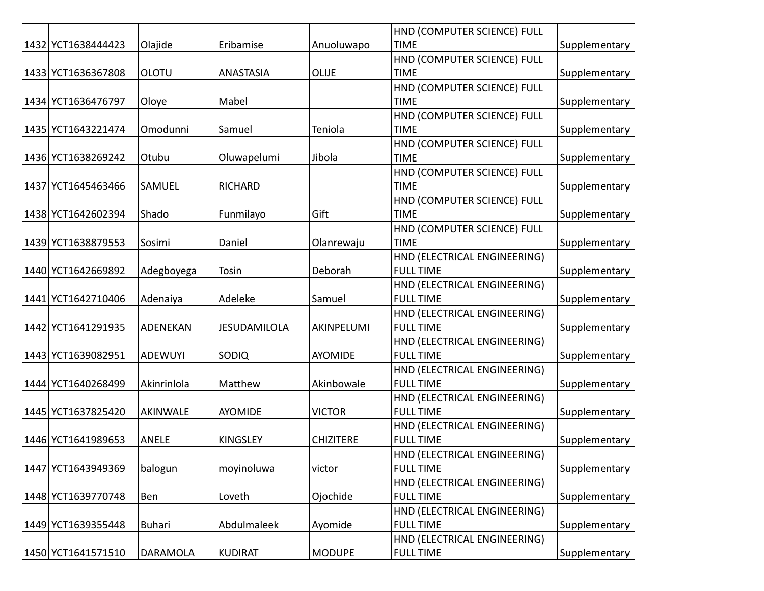| | | | | | | |
|---|---|---|---|---|---|---|
| 1432 | YCT1638444423 | Olajide | Eribamise | Anuoluwapo | HND (COMPUTER SCIENCE) FULL TIME | Supplementary |
| 1433 | YCT1636367808 | OLOTU | ANASTASIA | OLIJE | HND (COMPUTER SCIENCE) FULL TIME | Supplementary |
| 1434 | YCT1636476797 | Oloye | Mabel | | HND (COMPUTER SCIENCE) FULL TIME | Supplementary |
| 1435 | YCT1643221474 | Omodunni | Samuel | Teniola | HND (COMPUTER SCIENCE) FULL TIME | Supplementary |
| 1436 | YCT1638269242 | Otubu | Oluwapelumi | Jibola | HND (COMPUTER SCIENCE) FULL TIME | Supplementary |
| 1437 | YCT1645463466 | SAMUEL | RICHARD | | HND (COMPUTER SCIENCE) FULL TIME | Supplementary |
| 1438 | YCT1642602394 | Shado | Funmilayo | Gift | HND (COMPUTER SCIENCE) FULL TIME | Supplementary |
| 1439 | YCT1638879553 | Sosimi | Daniel | Olanrewaju | HND (COMPUTER SCIENCE) FULL TIME | Supplementary |
| 1440 | YCT1642669892 | Adegboyega | Tosin | Deborah | HND (ELECTRICAL ENGINEERING) FULL TIME | Supplementary |
| 1441 | YCT1642710406 | Adenaiya | Adeleke | Samuel | HND (ELECTRICAL ENGINEERING) FULL TIME | Supplementary |
| 1442 | YCT1641291935 | ADENEKAN | JESUDAMILOLA | AKINPELUMI | HND (ELECTRICAL ENGINEERING) FULL TIME | Supplementary |
| 1443 | YCT1639082951 | ADEWUYI | SODIQ | AYOMIDE | HND (ELECTRICAL ENGINEERING) FULL TIME | Supplementary |
| 1444 | YCT1640268499 | Akinrinlola | Matthew | Akinbowale | HND (ELECTRICAL ENGINEERING) FULL TIME | Supplementary |
| 1445 | YCT1637825420 | AKINWALE | AYOMIDE | VICTOR | HND (ELECTRICAL ENGINEERING) FULL TIME | Supplementary |
| 1446 | YCT1641989653 | ANELE | KINGSLEY | CHIZITERE | HND (ELECTRICAL ENGINEERING) FULL TIME | Supplementary |
| 1447 | YCT1643949369 | balogun | moyinoluwa | victor | HND (ELECTRICAL ENGINEERING) FULL TIME | Supplementary |
| 1448 | YCT1639770748 | Ben | Loveth | Ojochide | HND (ELECTRICAL ENGINEERING) FULL TIME | Supplementary |
| 1449 | YCT1639355448 | Buhari | Abdulmaleek | Ayomide | HND (ELECTRICAL ENGINEERING) FULL TIME | Supplementary |
| 1450 | YCT1641571510 | DARAMOLA | KUDIRAT | MODUPE | HND (ELECTRICAL ENGINEERING) FULL TIME | Supplementary |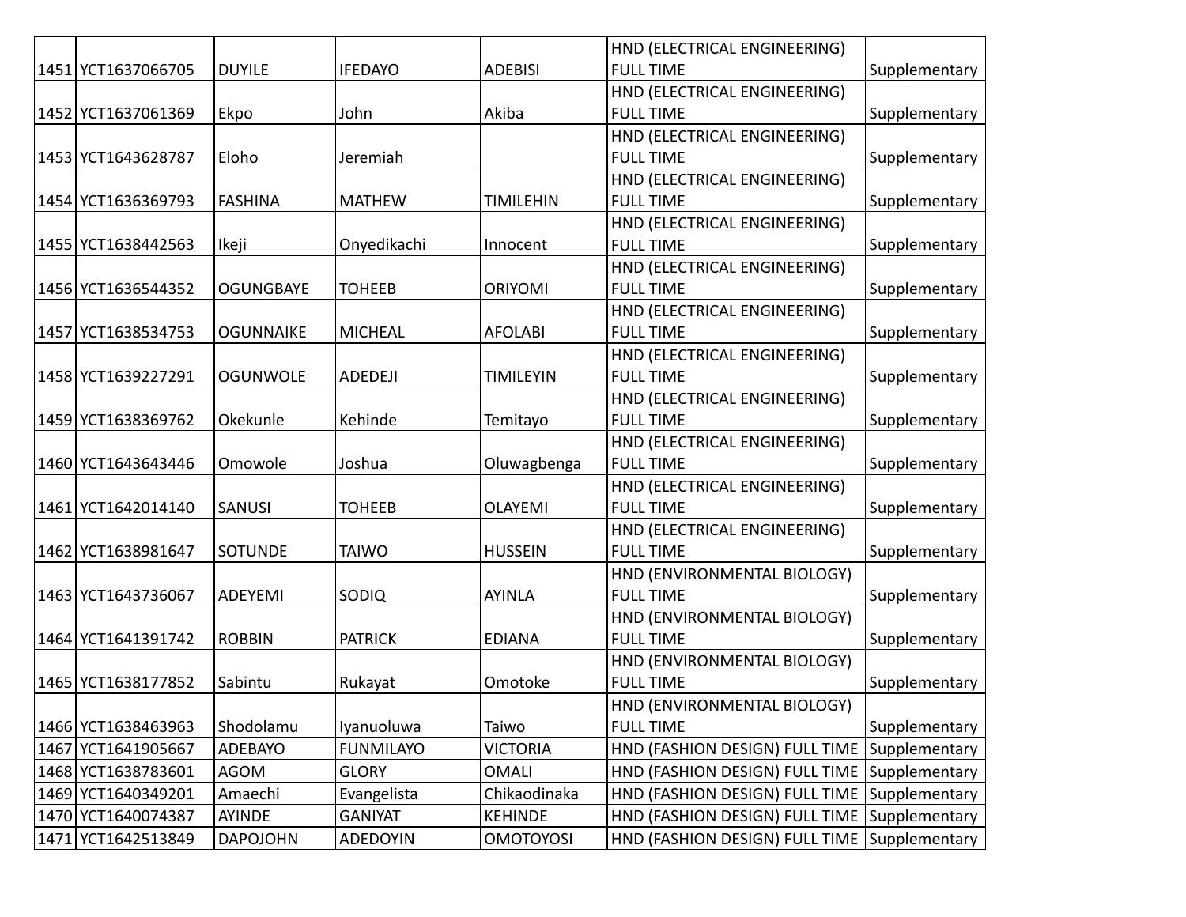| 1451 | YCT1637066705 | DUYILE | IFEDAYO | ADEBISI | HND (ELECTRICAL ENGINEERING) FULL TIME | Supplementary |
|---|---|---|---|---|---|---|
| 1452 | YCT1637061369 | Ekpo | John | Akiba | HND (ELECTRICAL ENGINEERING) FULL TIME | Supplementary |
| 1453 | YCT1643628787 | Eloho | Jeremiah | | HND (ELECTRICAL ENGINEERING) FULL TIME | Supplementary |
| 1454 | YCT1636369793 | FASHINA | MATHEW | TIMILEHIN | HND (ELECTRICAL ENGINEERING) FULL TIME | Supplementary |
| 1455 | YCT1638442563 | Ikeji | Onyedikachi | Innocent | HND (ELECTRICAL ENGINEERING) FULL TIME | Supplementary |
| 1456 | YCT1636544352 | OGUNGBAYE | TOHEEB | ORIYOMI | HND (ELECTRICAL ENGINEERING) FULL TIME | Supplementary |
| 1457 | YCT1638534753 | OGUNNAIKE | MICHEAL | AFOLABI | HND (ELECTRICAL ENGINEERING) FULL TIME | Supplementary |
| 1458 | YCT1639227291 | OGUNWOLE | ADEDEJI | TIMILEYIN | HND (ELECTRICAL ENGINEERING) FULL TIME | Supplementary |
| 1459 | YCT1638369762 | Okekunle | Kehinde | Temitayo | HND (ELECTRICAL ENGINEERING) FULL TIME | Supplementary |
| 1460 | YCT1643643446 | Omowole | Joshua | Oluwagbenga | HND (ELECTRICAL ENGINEERING) FULL TIME | Supplementary |
| 1461 | YCT1642014140 | SANUSI | TOHEEB | OLAYEMI | HND (ELECTRICAL ENGINEERING) FULL TIME | Supplementary |
| 1462 | YCT1638981647 | SOTUNDE | TAIWO | HUSSEIN | HND (ELECTRICAL ENGINEERING) FULL TIME | Supplementary |
| 1463 | YCT1643736067 | ADEYEMI | SODIQ | AYINLA | HND (ENVIRONMENTAL BIOLOGY) FULL TIME | Supplementary |
| 1464 | YCT1641391742 | ROBBIN | PATRICK | EDIANA | HND (ENVIRONMENTAL BIOLOGY) FULL TIME | Supplementary |
| 1465 | YCT1638177852 | Sabintu | Rukayat | Omotoke | HND (ENVIRONMENTAL BIOLOGY) FULL TIME | Supplementary |
| 1466 | YCT1638463963 | Shodolamu | Iyanuoluwa | Taiwo | HND (ENVIRONMENTAL BIOLOGY) FULL TIME | Supplementary |
| 1467 | YCT1641905667 | ADEBAYO | FUNMILAYO | VICTORIA | HND (FASHION DESIGN) FULL TIME | Supplementary |
| 1468 | YCT1638783601 | AGOM | GLORY | OMALI | HND (FASHION DESIGN) FULL TIME | Supplementary |
| 1469 | YCT1640349201 | Amaechi | Evangelista | Chikaodinaka | HND (FASHION DESIGN) FULL TIME | Supplementary |
| 1470 | YCT1640074387 | AYINDE | GANIYAT | KEHINDE | HND (FASHION DESIGN) FULL TIME | Supplementary |
| 1471 | YCT1642513849 | DAPOJOHN | ADEDOYIN | OMOTOYOSI | HND (FASHION DESIGN) FULL TIME | Supplementary |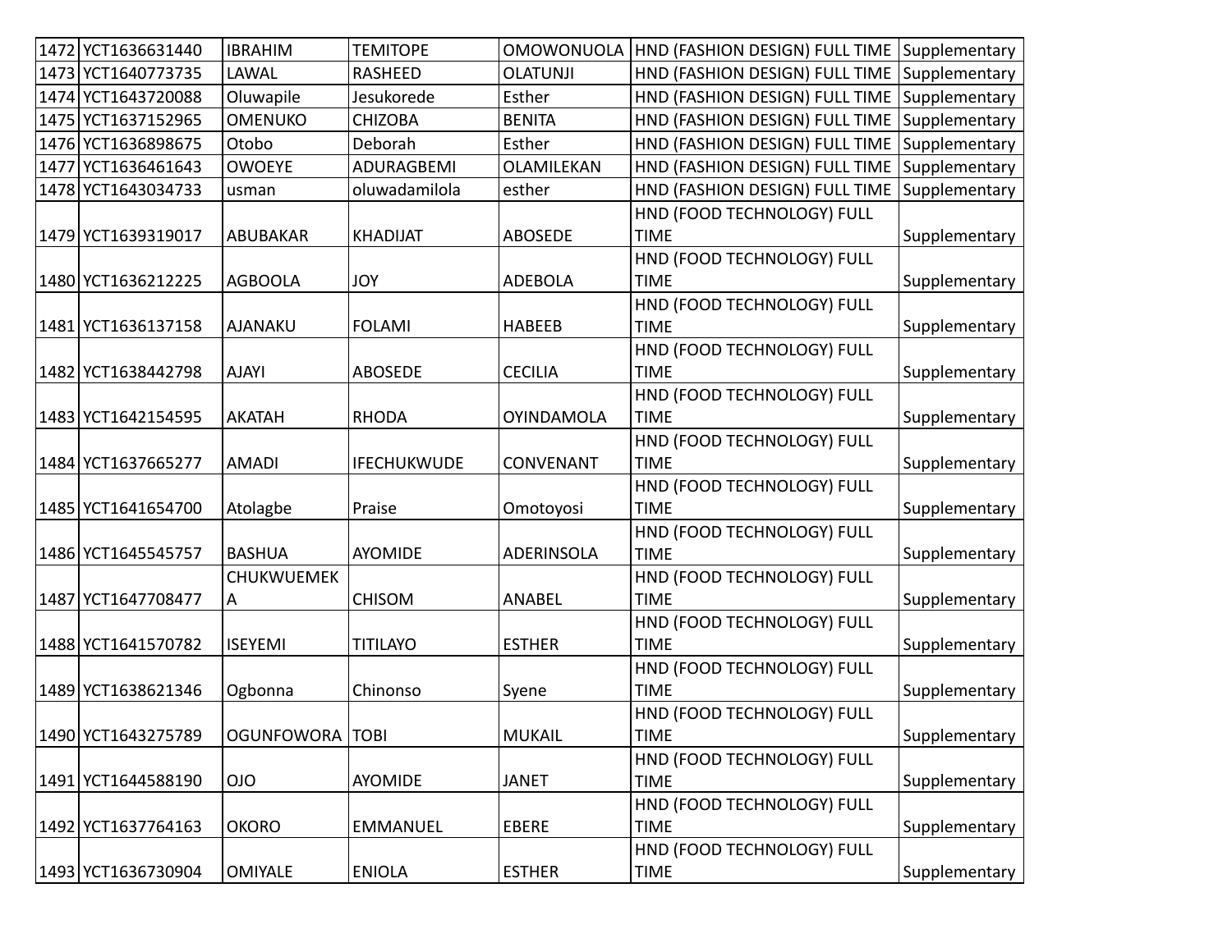| 1472 | YCT1636631440 | IBRAHIM | TEMITOPE | OMOWONUOLA | HND (FASHION DESIGN) FULL TIME | Supplementary |
|---|---|---|---|---|---|---|
| 1473 | YCT1640773735 | LAWAL | RASHEED | OLATUNJI | HND (FASHION DESIGN) FULL TIME | Supplementary |
| 1474 | YCT1643720088 | Oluwapile | Jesukorede | Esther | HND (FASHION DESIGN) FULL TIME | Supplementary |
| 1475 | YCT1637152965 | OMENUKO | CHIZOBA | BENITA | HND (FASHION DESIGN) FULL TIME | Supplementary |
| 1476 | YCT1636898675 | Otobo | Deborah | Esther | HND (FASHION DESIGN) FULL TIME | Supplementary |
| 1477 | YCT1636461643 | OWOEYE | ADURAGBEMI | OLAMILEKAN | HND (FASHION DESIGN) FULL TIME | Supplementary |
| 1478 | YCT1643034733 | usman | oluwadamilola | esther | HND (FASHION DESIGN) FULL TIME | Supplementary |
| 1479 | YCT1639319017 | ABUBAKAR | KHADIJAT | ABOSEDE | HND (FOOD TECHNOLOGY) FULL TIME | Supplementary |
| 1480 | YCT1636212225 | AGBOOLA | JOY | ADEBOLA | HND (FOOD TECHNOLOGY) FULL TIME | Supplementary |
| 1481 | YCT1636137158 | AJANAKU | FOLAMI | HABEEB | HND (FOOD TECHNOLOGY) FULL TIME | Supplementary |
| 1482 | YCT1638442798 | AJAYI | ABOSEDE | CECILIA | HND (FOOD TECHNOLOGY) FULL TIME | Supplementary |
| 1483 | YCT1642154595 | AKATAH | RHODA | OYINDAMOLA | HND (FOOD TECHNOLOGY) FULL TIME | Supplementary |
| 1484 | YCT1637665277 | AMADI | IFECHUKWUDE | CONVENANT | HND (FOOD TECHNOLOGY) FULL TIME | Supplementary |
| 1485 | YCT1641654700 | Atolagbe | Praise | Omotoyosi | HND (FOOD TECHNOLOGY) FULL TIME | Supplementary |
| 1486 | YCT1645545757 | BASHUA | AYOMIDE | ADERINSOLA | HND (FOOD TECHNOLOGY) FULL TIME | Supplementary |
| 1487 | YCT1647708477 | CHUKWUEMEKA | CHISOM | ANABEL | HND (FOOD TECHNOLOGY) FULL TIME | Supplementary |
| 1488 | YCT1641570782 | ISEYEMI | TITILAYO | ESTHER | HND (FOOD TECHNOLOGY) FULL TIME | Supplementary |
| 1489 | YCT1638621346 | Ogbonna | Chinonso | Syene | HND (FOOD TECHNOLOGY) FULL TIME | Supplementary |
| 1490 | YCT1643275789 | OGUNFOWORA | TOBI | MUKAIL | HND (FOOD TECHNOLOGY) FULL TIME | Supplementary |
| 1491 | YCT1644588190 | OJO | AYOMIDE | JANET | HND (FOOD TECHNOLOGY) FULL TIME | Supplementary |
| 1492 | YCT1637764163 | OKORO | EMMANUEL | EBERE | HND (FOOD TECHNOLOGY) FULL TIME | Supplementary |
| 1493 | YCT1636730904 | OMIYALE | ENIOLA | ESTHER | HND (FOOD TECHNOLOGY) FULL TIME | Supplementary |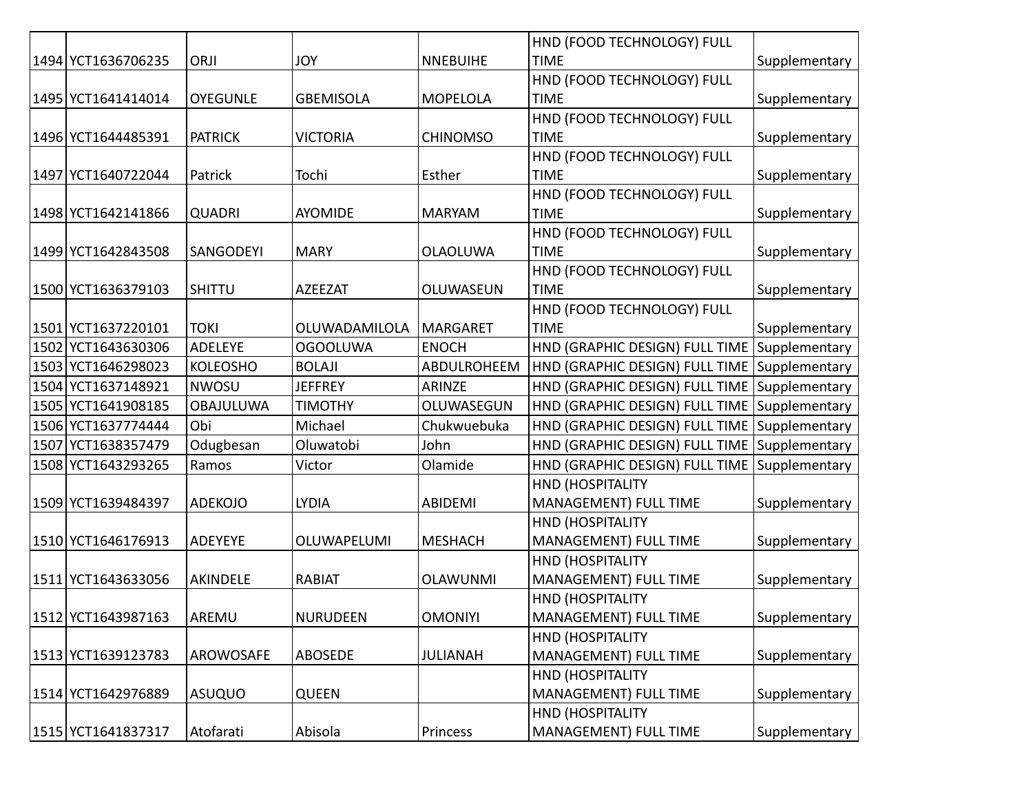| 1494 | YCT1636706235 | ORJI | JOY | NNEBUIHE | HND (FOOD TECHNOLOGY) FULL TIME | Supplementary |
|---|---|---|---|---|---|---|
| 1495 | YCT1641414014 | OYEGUNLE | GBEMISOLA | MOPELOLA | HND (FOOD TECHNOLOGY) FULL TIME | Supplementary |
| 1496 | YCT1644485391 | PATRICK | VICTORIA | CHINOMSO | HND (FOOD TECHNOLOGY) FULL TIME | Supplementary |
| 1497 | YCT1640722044 | Patrick | Tochi | Esther | HND (FOOD TECHNOLOGY) FULL TIME | Supplementary |
| 1498 | YCT1642141866 | QUADRI | AYOMIDE | MARYAM | HND (FOOD TECHNOLOGY) FULL TIME | Supplementary |
| 1499 | YCT1642843508 | SANGODEYI | MARY | OLAOLUWA | HND (FOOD TECHNOLOGY) FULL TIME | Supplementary |
| 1500 | YCT1636379103 | SHITTU | AZEEZAT | OLUWASEUN | HND (FOOD TECHNOLOGY) FULL TIME | Supplementary |
| 1501 | YCT1637220101 | TOKI | OLUWADAMILOLA | MARGARET | HND (FOOD TECHNOLOGY) FULL TIME | Supplementary |
| 1502 | YCT1643630306 | ADELEYE | OGOOLUWA | ENOCH | HND (GRAPHIC DESIGN) FULL TIME | Supplementary |
| 1503 | YCT1646298023 | KOLEOSHO | BOLAJI | ABDULROHEEM | HND (GRAPHIC DESIGN) FULL TIME | Supplementary |
| 1504 | YCT1637148921 | NWOSU | JEFFREY | ARINZE | HND (GRAPHIC DESIGN) FULL TIME | Supplementary |
| 1505 | YCT1641908185 | OBAJULUWA | TIMOTHY | OLUWASEGUN | HND (GRAPHIC DESIGN) FULL TIME | Supplementary |
| 1506 | YCT1637774444 | Obi | Michael | Chukwuebuka | HND (GRAPHIC DESIGN) FULL TIME | Supplementary |
| 1507 | YCT1638357479 | Odugbesan | Oluwatobi | John | HND (GRAPHIC DESIGN) FULL TIME | Supplementary |
| 1508 | YCT1643293265 | Ramos | Victor | Olamide | HND (GRAPHIC DESIGN) FULL TIME | Supplementary |
| 1509 | YCT1639484397 | ADEKOJO | LYDIA | ABIDEMI | HND (HOSPITALITY MANAGEMENT) FULL TIME | Supplementary |
| 1510 | YCT1646176913 | ADEYEYE | OLUWAPELUMI | MESHACH | HND (HOSPITALITY MANAGEMENT) FULL TIME | Supplementary |
| 1511 | YCT1643633056 | AKINDELE | RABIAT | OLAWUNMI | HND (HOSPITALITY MANAGEMENT) FULL TIME | Supplementary |
| 1512 | YCT1643987163 | AREMU | NURUDEEN | OMONIYI | HND (HOSPITALITY MANAGEMENT) FULL TIME | Supplementary |
| 1513 | YCT1639123783 | AROWOSAFE | ABOSEDE | JULIANAH | HND (HOSPITALITY MANAGEMENT) FULL TIME | Supplementary |
| 1514 | YCT1642976889 | ASUQUO | QUEEN | | HND (HOSPITALITY MANAGEMENT) FULL TIME | Supplementary |
| 1515 | YCT1641837317 | Atofarati | Abisola | Princess | HND (HOSPITALITY MANAGEMENT) FULL TIME | Supplementary |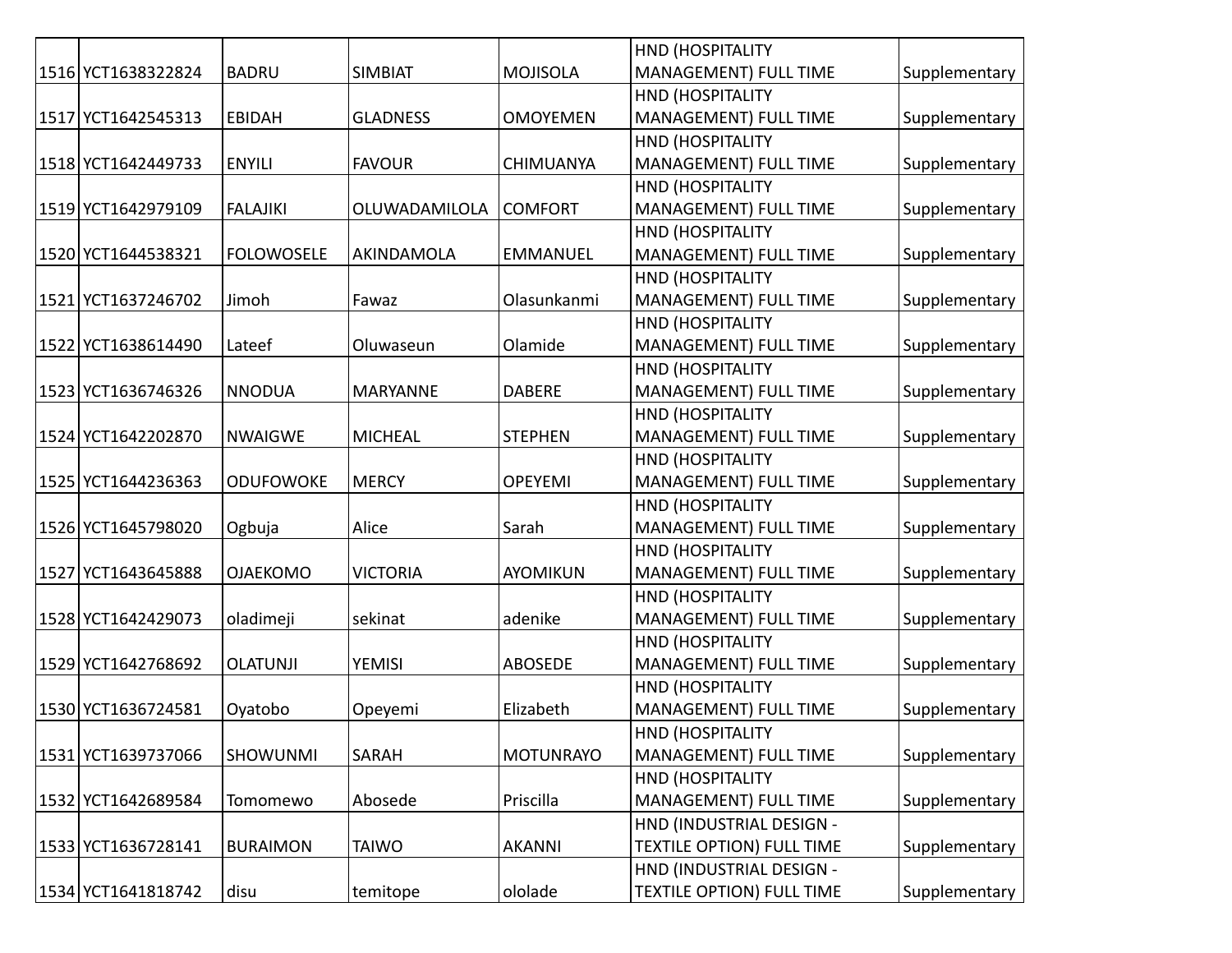| | | | | | | |
|---|---|---|---|---|---|---|
| 1516 | YCT1638322824 | BADRU | SIMBIAT | MOJISOLA | HND (HOSPITALITY MANAGEMENT) FULL TIME | Supplementary |
| 1517 | YCT1642545313 | EBIDAH | GLADNESS | OMOYEMEN | HND (HOSPITALITY MANAGEMENT) FULL TIME | Supplementary |
| 1518 | YCT1642449733 | ENYILI | FAVOUR | CHIMUANYA | HND (HOSPITALITY MANAGEMENT) FULL TIME | Supplementary |
| 1519 | YCT1642979109 | FALAJIKI | OLUWADAMILOLA | COMFORT | HND (HOSPITALITY MANAGEMENT) FULL TIME | Supplementary |
| 1520 | YCT1644538321 | FOLOWOSELE | AKINDAMOLA | EMMANUEL | HND (HOSPITALITY MANAGEMENT) FULL TIME | Supplementary |
| 1521 | YCT1637246702 | Jimoh | Fawaz | Olasunkanmi | HND (HOSPITALITY MANAGEMENT) FULL TIME | Supplementary |
| 1522 | YCT1638614490 | Lateef | Oluwaseun | Olamide | HND (HOSPITALITY MANAGEMENT) FULL TIME | Supplementary |
| 1523 | YCT1636746326 | NNODUA | MARYANNE | DABERE | HND (HOSPITALITY MANAGEMENT) FULL TIME | Supplementary |
| 1524 | YCT1642202870 | NWAIGWE | MICHEAL | STEPHEN | HND (HOSPITALITY MANAGEMENT) FULL TIME | Supplementary |
| 1525 | YCT1644236363 | ODUFOWOKE | MERCY | OPEYEMI | HND (HOSPITALITY MANAGEMENT) FULL TIME | Supplementary |
| 1526 | YCT1645798020 | Ogbuja | Alice | Sarah | HND (HOSPITALITY MANAGEMENT) FULL TIME | Supplementary |
| 1527 | YCT1643645888 | OJAEKOMO | VICTORIA | AYOMIKUN | HND (HOSPITALITY MANAGEMENT) FULL TIME | Supplementary |
| 1528 | YCT1642429073 | oladimeji | sekinat | adenike | HND (HOSPITALITY MANAGEMENT) FULL TIME | Supplementary |
| 1529 | YCT1642768692 | OLATUNJI | YEMISI | ABOSEDE | HND (HOSPITALITY MANAGEMENT) FULL TIME | Supplementary |
| 1530 | YCT1636724581 | Oyatobo | Opeyemi | Elizabeth | HND (HOSPITALITY MANAGEMENT) FULL TIME | Supplementary |
| 1531 | YCT1639737066 | SHOWUNMI | SARAH | MOTUNRAYO | HND (HOSPITALITY MANAGEMENT) FULL TIME | Supplementary |
| 1532 | YCT1642689584 | Tomomewo | Abosede | Priscilla | HND (HOSPITALITY MANAGEMENT) FULL TIME | Supplementary |
| 1533 | YCT1636728141 | BURAIMON | TAIWO | AKANNI | HND (INDUSTRIAL DESIGN - TEXTILE OPTION) FULL TIME | Supplementary |
| 1534 | YCT1641818742 | disu | temitope | ololade | HND (INDUSTRIAL DESIGN - TEXTILE OPTION) FULL TIME | Supplementary |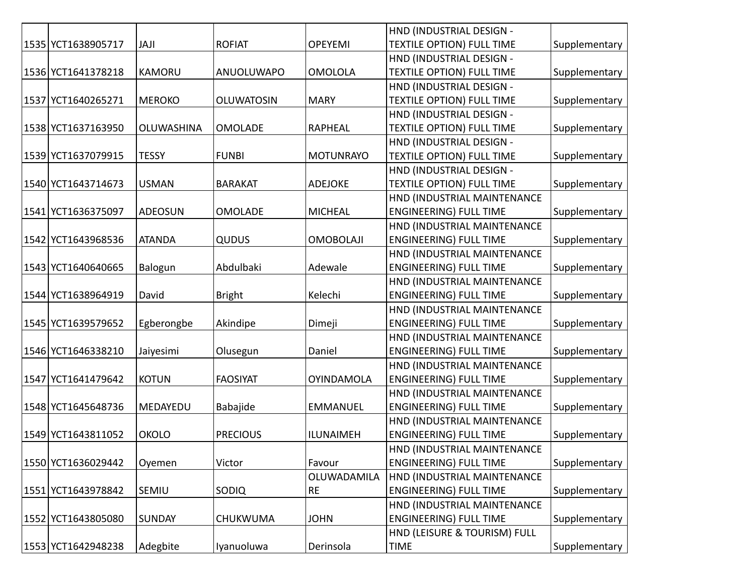| 1535 | YCT1638905717 | JAJI | ROFIAT | OPEYEMI | HND (INDUSTRIAL DESIGN - TEXTILE OPTION) FULL TIME | Supplementary |
|---|---|---|---|---|---|---|
| 1536 | YCT1641378218 | KAMORU | ANUOLUWAPO | OMOLOLA | HND (INDUSTRIAL DESIGN - TEXTILE OPTION) FULL TIME | Supplementary |
| 1537 | YCT1640265271 | MEROKO | OLUWATOSIN | MARY | HND (INDUSTRIAL DESIGN - TEXTILE OPTION) FULL TIME | Supplementary |
| 1538 | YCT1637163950 | OLUWASHINA | OMOLADE | RAPHEAL | HND (INDUSTRIAL DESIGN - TEXTILE OPTION) FULL TIME | Supplementary |
| 1539 | YCT1637079915 | TESSY | FUNBI | MOTUNRAYO | HND (INDUSTRIAL DESIGN - TEXTILE OPTION) FULL TIME | Supplementary |
| 1540 | YCT1643714673 | USMAN | BARAKAT | ADEJOKE | HND (INDUSTRIAL DESIGN - TEXTILE OPTION) FULL TIME | Supplementary |
| 1541 | YCT1636375097 | ADEOSUN | OMOLADE | MICHEAL | HND (INDUSTRIAL MAINTENANCE ENGINEERING) FULL TIME | Supplementary |
| 1542 | YCT1643968536 | ATANDA | QUDUS | OMOBOLAJI | HND (INDUSTRIAL MAINTENANCE ENGINEERING) FULL TIME | Supplementary |
| 1543 | YCT1640640665 | Balogun | Abdulbaki | Adewale | HND (INDUSTRIAL MAINTENANCE ENGINEERING) FULL TIME | Supplementary |
| 1544 | YCT1638964919 | David | Bright | Kelechi | HND (INDUSTRIAL MAINTENANCE ENGINEERING) FULL TIME | Supplementary |
| 1545 | YCT1639579652 | Egberongbe | Akindipe | Dimeji | HND (INDUSTRIAL MAINTENANCE ENGINEERING) FULL TIME | Supplementary |
| 1546 | YCT1646338210 | Jaiyesimi | Olusegun | Daniel | HND (INDUSTRIAL MAINTENANCE ENGINEERING) FULL TIME | Supplementary |
| 1547 | YCT1641479642 | KOTUN | FAOSIYAT | OYINDAMOLA | HND (INDUSTRIAL MAINTENANCE ENGINEERING) FULL TIME | Supplementary |
| 1548 | YCT1645648736 | MEDAYEDU | Babajide | EMMANUEL | HND (INDUSTRIAL MAINTENANCE ENGINEERING) FULL TIME | Supplementary |
| 1549 | YCT1643811052 | OKOLO | PRECIOUS | ILUNAIMEH | HND (INDUSTRIAL MAINTENANCE ENGINEERING) FULL TIME | Supplementary |
| 1550 | YCT1636029442 | Oyemen | Victor | Favour | HND (INDUSTRIAL MAINTENANCE ENGINEERING) FULL TIME | Supplementary |
| 1551 | YCT1643978842 | SEMIU | SODIQ | OLUWADAMILARE | HND (INDUSTRIAL MAINTENANCE ENGINEERING) FULL TIME | Supplementary |
| 1552 | YCT1643805080 | SUNDAY | CHUKWUMA | JOHN | HND (INDUSTRIAL MAINTENANCE ENGINEERING) FULL TIME | Supplementary |
| 1553 | YCT1642948238 | Adegbite | Iyanuoluwa | Derinsola | HND (LEISURE & TOURISM) FULL TIME | Supplementary |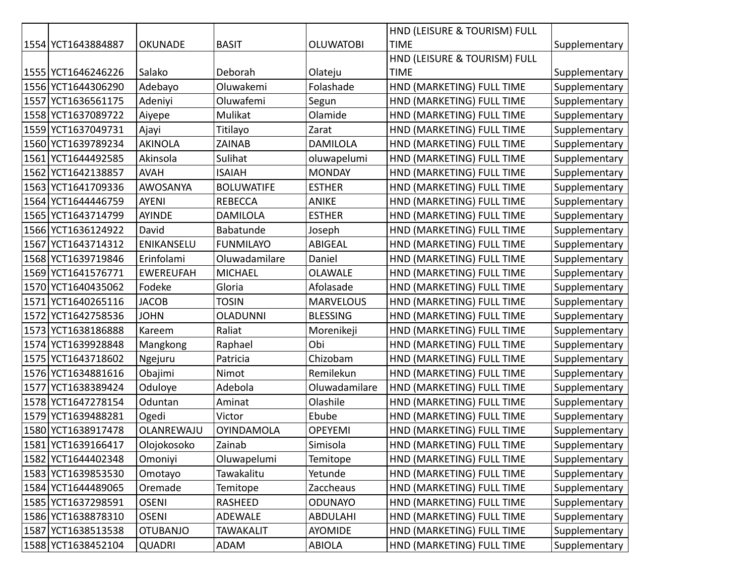| 1554 | YCT1643884887 | OKUNADE | BASIT | OLUWATOBI | HND (LEISURE & TOURISM) FULL TIME | Supplementary |
|---|---|---|---|---|---|---|
| 1555 | YCT1646246226 | Salako | Deborah | Olateju | HND (LEISURE & TOURISM) FULL TIME | Supplementary |
| 1556 | YCT1644306290 | Adebayo | Oluwakemi | Folashade | HND (MARKETING) FULL TIME | Supplementary |
| 1557 | YCT1636561175 | Adeniyi | Oluwafemi | Segun | HND (MARKETING) FULL TIME | Supplementary |
| 1558 | YCT1637089722 | Aiyepe | Mulikat | Olamide | HND (MARKETING) FULL TIME | Supplementary |
| 1559 | YCT1637049731 | Ajayi | Titilayo | Zarat | HND (MARKETING) FULL TIME | Supplementary |
| 1560 | YCT1639789234 | AKINOLA | ZAINAB | DAMILOLA | HND (MARKETING) FULL TIME | Supplementary |
| 1561 | YCT1644492585 | Akinsola | Sulihat | oluwapelumi | HND (MARKETING) FULL TIME | Supplementary |
| 1562 | YCT1642138857 | AVAH | ISAIAH | MONDAY | HND (MARKETING) FULL TIME | Supplementary |
| 1563 | YCT1641709336 | AWOSANYA | BOLUWATIFE | ESTHER | HND (MARKETING) FULL TIME | Supplementary |
| 1564 | YCT1644446759 | AYENI | REBECCA | ANIKE | HND (MARKETING) FULL TIME | Supplementary |
| 1565 | YCT1643714799 | AYINDE | DAMILOLA | ESTHER | HND (MARKETING) FULL TIME | Supplementary |
| 1566 | YCT1636124922 | David | Babatunde | Joseph | HND (MARKETING) FULL TIME | Supplementary |
| 1567 | YCT1643714312 | ENIKANSELU | FUNMILAYO | ABIGEAL | HND (MARKETING) FULL TIME | Supplementary |
| 1568 | YCT1639719846 | Erinfolami | Oluwadamilare | Daniel | HND (MARKETING) FULL TIME | Supplementary |
| 1569 | YCT1641576771 | EWEREUFAH | MICHAEL | OLAWALE | HND (MARKETING) FULL TIME | Supplementary |
| 1570 | YCT1640435062 | Fodeke | Gloria | Afolasade | HND (MARKETING) FULL TIME | Supplementary |
| 1571 | YCT1640265116 | JACOB | TOSIN | MARVELOUS | HND (MARKETING) FULL TIME | Supplementary |
| 1572 | YCT1642758536 | JOHN | OLADUNNI | BLESSING | HND (MARKETING) FULL TIME | Supplementary |
| 1573 | YCT1638186888 | Kareem | Raliat | Morenikeji | HND (MARKETING) FULL TIME | Supplementary |
| 1574 | YCT1639928848 | Mangkong | Raphael | Obi | HND (MARKETING) FULL TIME | Supplementary |
| 1575 | YCT1643718602 | Ngejuru | Patricia | Chizobam | HND (MARKETING) FULL TIME | Supplementary |
| 1576 | YCT1634881616 | Obajimi | Nimot | Remilekun | HND (MARKETING) FULL TIME | Supplementary |
| 1577 | YCT1638389424 | Oduloye | Adebola | Oluwadamilare | HND (MARKETING) FULL TIME | Supplementary |
| 1578 | YCT1647278154 | Oduntan | Aminat | Olashile | HND (MARKETING) FULL TIME | Supplementary |
| 1579 | YCT1639488281 | Ogedi | Victor | Ebube | HND (MARKETING) FULL TIME | Supplementary |
| 1580 | YCT1638917478 | OLANREWAJU | OYINDAMOLA | OPEYEMI | HND (MARKETING) FULL TIME | Supplementary |
| 1581 | YCT1639166417 | Olojokosoko | Zainab | Simisola | HND (MARKETING) FULL TIME | Supplementary |
| 1582 | YCT1644402348 | Omoniyi | Oluwapelumi | Temitope | HND (MARKETING) FULL TIME | Supplementary |
| 1583 | YCT1639853530 | Omotayo | Tawakalitu | Yetunde | HND (MARKETING) FULL TIME | Supplementary |
| 1584 | YCT1644489065 | Oremade | Temitope | Zaccheaus | HND (MARKETING) FULL TIME | Supplementary |
| 1585 | YCT1637298591 | OSENI | RASHEED | ODUNAYO | HND (MARKETING) FULL TIME | Supplementary |
| 1586 | YCT1638878310 | OSENI | ADEWALE | ABDULAHI | HND (MARKETING) FULL TIME | Supplementary |
| 1587 | YCT1638513538 | OTUBANJO | TAWAKALIT | AYOMIDE | HND (MARKETING) FULL TIME | Supplementary |
| 1588 | YCT1638452104 | QUADRI | ADAM | ABIOLA | HND (MARKETING) FULL TIME | Supplementary |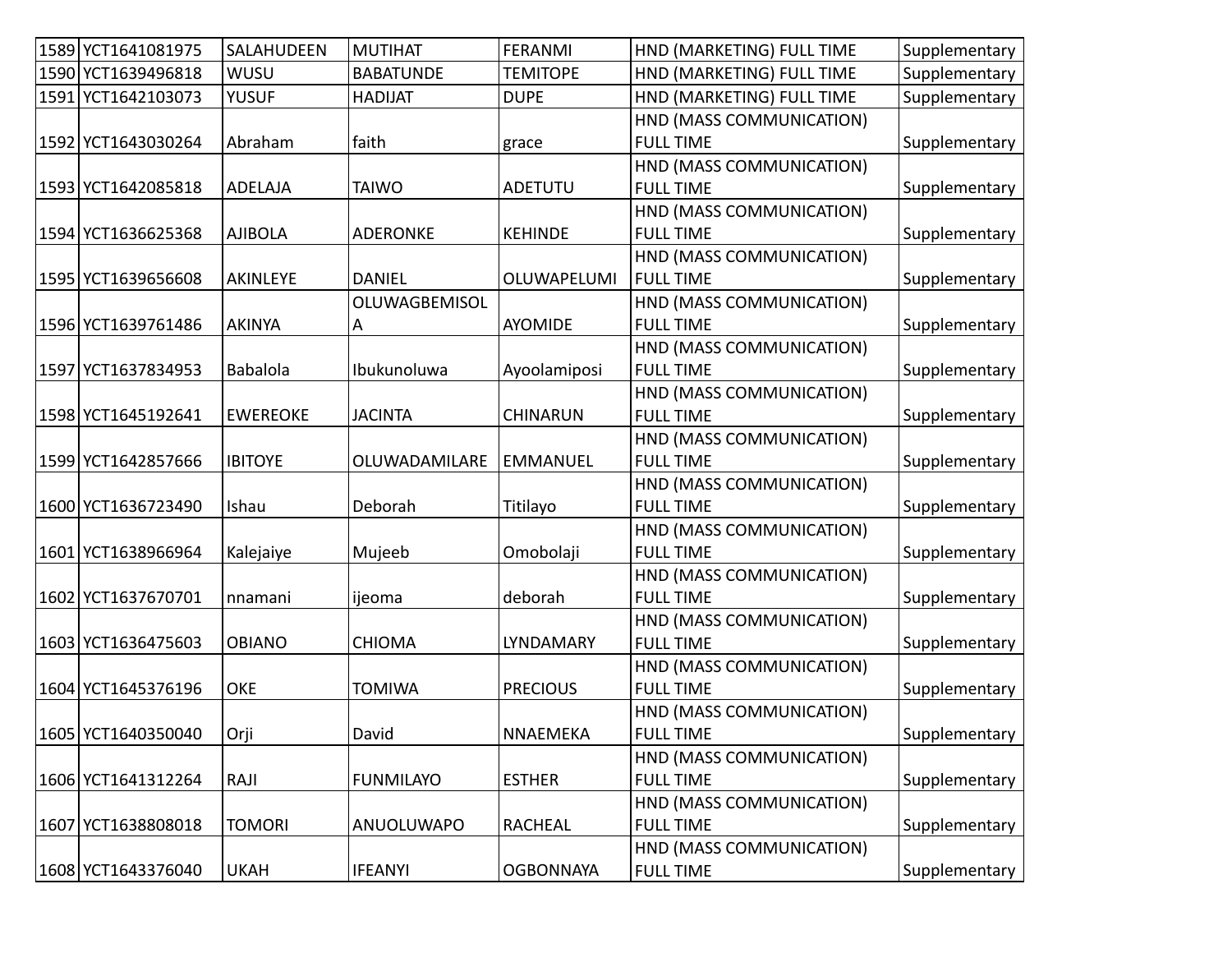| 1589 | YCT1641081975 | SALAHUDEEN | MUTIHAT | FERANMI | HND (MARKETING) FULL TIME | Supplementary |
|---|---|---|---|---|---|---|
| 1590 | YCT1639496818 | WUSU | BABATUNDE | TEMITOPE | HND (MARKETING) FULL TIME | Supplementary |
| 1591 | YCT1642103073 | YUSUF | HADIJAT | DUPE | HND (MARKETING) FULL TIME | Supplementary |
| 1592 | YCT1643030264 | Abraham | faith | grace | HND (MASS COMMUNICATION) FULL TIME | Supplementary |
| 1593 | YCT1642085818 | ADELAJA | TAIWO | ADETUTU | HND (MASS COMMUNICATION) FULL TIME | Supplementary |
| 1594 | YCT1636625368 | AJIBOLA | ADERONKE | KEHINDE | HND (MASS COMMUNICATION) FULL TIME | Supplementary |
| 1595 | YCT1639656608 | AKINLEYE | DANIEL | OLUWAPELUMI | HND (MASS COMMUNICATION) FULL TIME | Supplementary |
| 1596 | YCT1639761486 | AKINYA | OLUWAGBEMISOLA | AYOMIDE | HND (MASS COMMUNICATION) FULL TIME | Supplementary |
| 1597 | YCT1637834953 | Babalola | Ibukunoluwa | Ayoolamiposi | HND (MASS COMMUNICATION) FULL TIME | Supplementary |
| 1598 | YCT1645192641 | EWEREOKE | JACINTA | CHINARUN | HND (MASS COMMUNICATION) FULL TIME | Supplementary |
| 1599 | YCT1642857666 | IBITOYE | OLUWADAMILARE | EMMANUEL | HND (MASS COMMUNICATION) FULL TIME | Supplementary |
| 1600 | YCT1636723490 | Ishau | Deborah | Titilayo | HND (MASS COMMUNICATION) FULL TIME | Supplementary |
| 1601 | YCT1638966964 | Kalejaiye | Mujeeb | Omobolaji | HND (MASS COMMUNICATION) FULL TIME | Supplementary |
| 1602 | YCT1637670701 | nnamani | ijeoma | deborah | HND (MASS COMMUNICATION) FULL TIME | Supplementary |
| 1603 | YCT1636475603 | OBIANO | CHIOMA | LYNDAMARY | HND (MASS COMMUNICATION) FULL TIME | Supplementary |
| 1604 | YCT1645376196 | OKE | TOMIWA | PRECIOUS | HND (MASS COMMUNICATION) FULL TIME | Supplementary |
| 1605 | YCT1640350040 | Orji | David | NNAEMEKA | HND (MASS COMMUNICATION) FULL TIME | Supplementary |
| 1606 | YCT1641312264 | RAJI | FUNMILAYO | ESTHER | HND (MASS COMMUNICATION) FULL TIME | Supplementary |
| 1607 | YCT1638808018 | TOMORI | ANUOLUWAPO | RACHEAL | HND (MASS COMMUNICATION) FULL TIME | Supplementary |
| 1608 | YCT1643376040 | UKAH | IFEANYI | OGBONNAYA | HND (MASS COMMUNICATION) FULL TIME | Supplementary |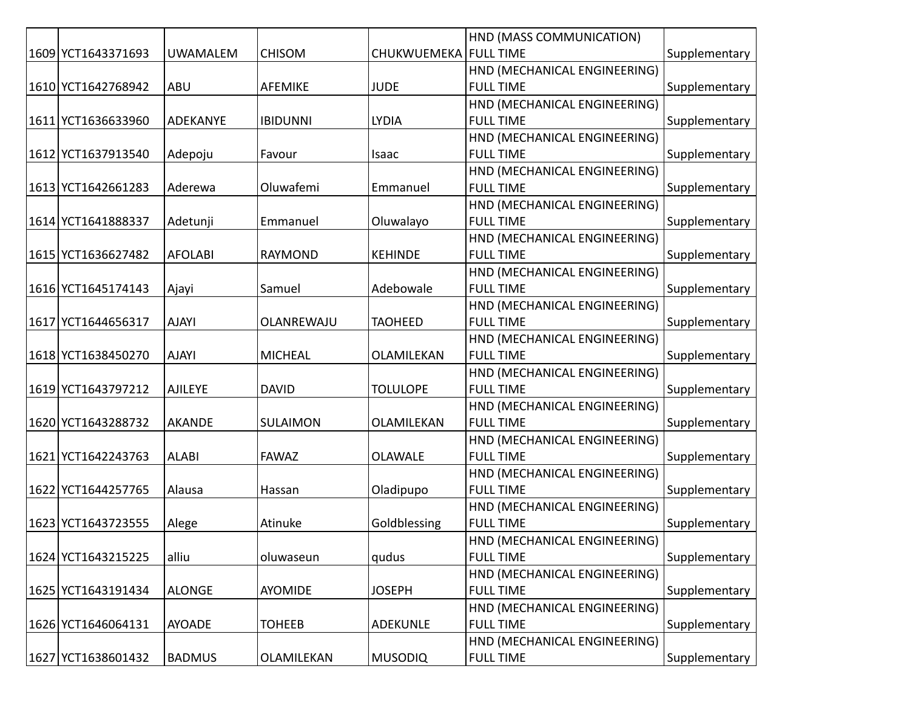| | | | | | | |
|---|---|---|---|---|---|---|
| 1609 | YCT1643371693 | UWAMALEM | CHISOM | CHUKWUEMEKA | HND (MASS COMMUNICATION) FULL TIME | Supplementary |
| 1610 | YCT1642768942 | ABU | AFEMIKE | JUDE | HND (MECHANICAL ENGINEERING) FULL TIME | Supplementary |
| 1611 | YCT1636633960 | ADEKANYE | IBIDUNNI | LYDIA | HND (MECHANICAL ENGINEERING) FULL TIME | Supplementary |
| 1612 | YCT1637913540 | Adepoju | Favour | Isaac | HND (MECHANICAL ENGINEERING) FULL TIME | Supplementary |
| 1613 | YCT1642661283 | Aderewa | Oluwafemi | Emmanuel | HND (MECHANICAL ENGINEERING) FULL TIME | Supplementary |
| 1614 | YCT1641888337 | Adetunji | Emmanuel | Oluwalayo | HND (MECHANICAL ENGINEERING) FULL TIME | Supplementary |
| 1615 | YCT1636627482 | AFOLABI | RAYMOND | KEHINDE | HND (MECHANICAL ENGINEERING) FULL TIME | Supplementary |
| 1616 | YCT1645174143 | Ajayi | Samuel | Adebowale | HND (MECHANICAL ENGINEERING) FULL TIME | Supplementary |
| 1617 | YCT1644656317 | AJAYI | OLANREWAJU | TAOHEED | HND (MECHANICAL ENGINEERING) FULL TIME | Supplementary |
| 1618 | YCT1638450270 | AJAYI | MICHEAL | OLAMILEKAN | HND (MECHANICAL ENGINEERING) FULL TIME | Supplementary |
| 1619 | YCT1643797212 | AJILEYE | DAVID | TOLULOPE | HND (MECHANICAL ENGINEERING) FULL TIME | Supplementary |
| 1620 | YCT1643288732 | AKANDE | SULAIMON | OLAMILEKAN | HND (MECHANICAL ENGINEERING) FULL TIME | Supplementary |
| 1621 | YCT1642243763 | ALABI | FAWAZ | OLAWALE | HND (MECHANICAL ENGINEERING) FULL TIME | Supplementary |
| 1622 | YCT1644257765 | Alausa | Hassan | Oladipupo | HND (MECHANICAL ENGINEERING) FULL TIME | Supplementary |
| 1623 | YCT1643723555 | Alege | Atinuke | Goldblessing | HND (MECHANICAL ENGINEERING) FULL TIME | Supplementary |
| 1624 | YCT1643215225 | alliu | oluwaseun | qudus | HND (MECHANICAL ENGINEERING) FULL TIME | Supplementary |
| 1625 | YCT1643191434 | ALONGE | AYOMIDE | JOSEPH | HND (MECHANICAL ENGINEERING) FULL TIME | Supplementary |
| 1626 | YCT1646064131 | AYOADE | TOHEEB | ADEKUNLE | HND (MECHANICAL ENGINEERING) FULL TIME | Supplementary |
| 1627 | YCT1638601432 | BADMUS | OLAMILEKAN | MUSODIQ | HND (MECHANICAL ENGINEERING) FULL TIME | Supplementary |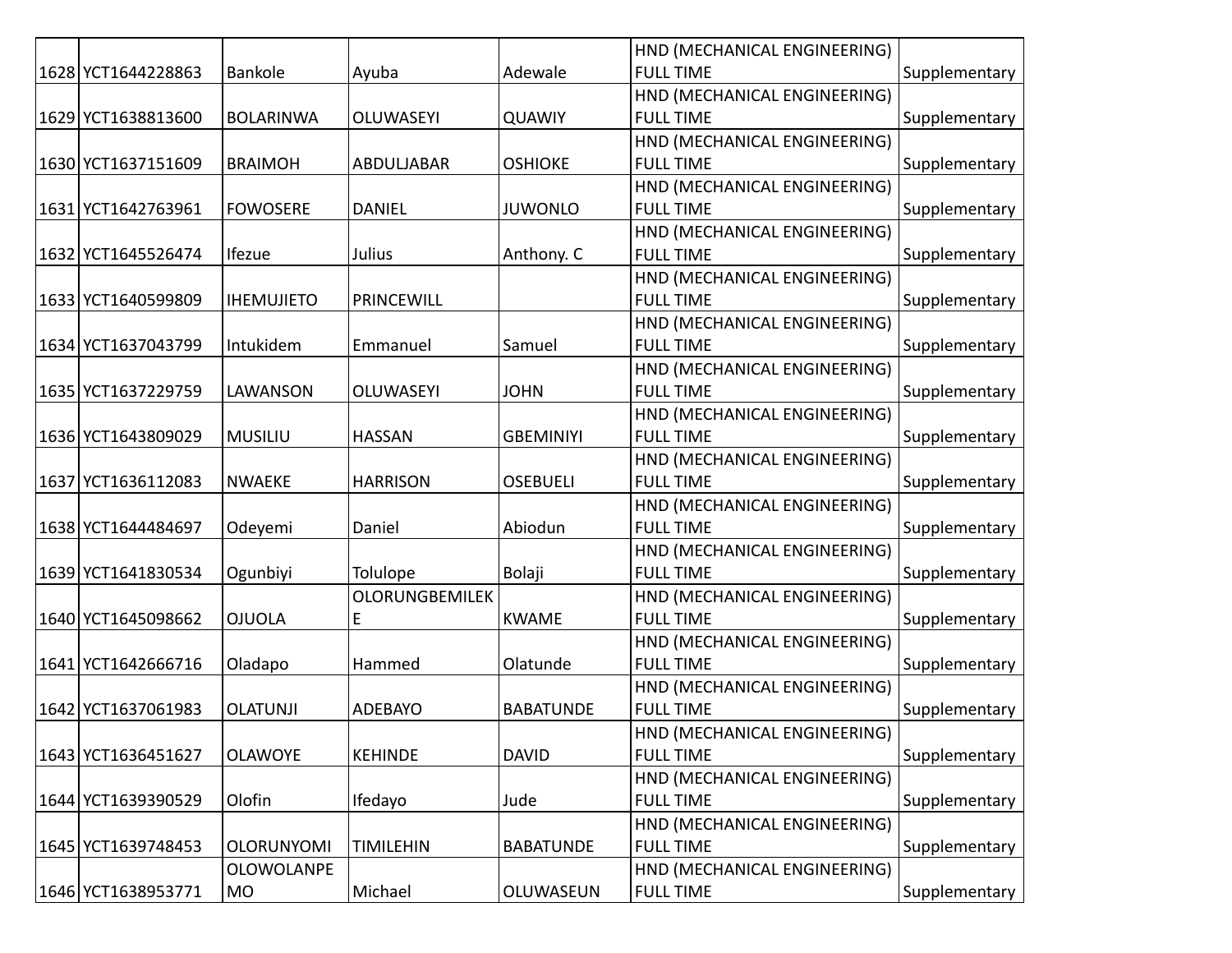| 1628 | YCT1644228863 | Bankole | Ayuba | Adewale | HND (MECHANICAL ENGINEERING) FULL TIME | Supplementary |
|---|---|---|---|---|---|---|
| 1629 | YCT1638813600 | BOLARINWA | OLUWASEYI | QUAWIY | HND (MECHANICAL ENGINEERING) FULL TIME | Supplementary |
| 1630 | YCT1637151609 | BRAIMOH | ABDULJABAR | OSHIOKE | HND (MECHANICAL ENGINEERING) FULL TIME | Supplementary |
| 1631 | YCT1642763961 | FOWOSERE | DANIEL | JUWONLO | HND (MECHANICAL ENGINEERING) FULL TIME | Supplementary |
| 1632 | YCT1645526474 | Ifezue | Julius | Anthony. C | HND (MECHANICAL ENGINEERING) FULL TIME | Supplementary |
| 1633 | YCT1640599809 | IHEMUJIETO | PRINCEWILL | | HND (MECHANICAL ENGINEERING) FULL TIME | Supplementary |
| 1634 | YCT1637043799 | Intukidem | Emmanuel | Samuel | HND (MECHANICAL ENGINEERING) FULL TIME | Supplementary |
| 1635 | YCT1637229759 | LAWANSON | OLUWASEYI | JOHN | HND (MECHANICAL ENGINEERING) FULL TIME | Supplementary |
| 1636 | YCT1643809029 | MUSILIU | HASSAN | GBEMINIYI | HND (MECHANICAL ENGINEERING) FULL TIME | Supplementary |
| 1637 | YCT1636112083 | NWAEKE | HARRISON | OSEBUELI | HND (MECHANICAL ENGINEERING) FULL TIME | Supplementary |
| 1638 | YCT1644484697 | Odeyemi | Daniel | Abiodun | HND (MECHANICAL ENGINEERING) FULL TIME | Supplementary |
| 1639 | YCT1641830534 | Ogunbiyi | Tolulope | Bolaji | HND (MECHANICAL ENGINEERING) FULL TIME | Supplementary |
| 1640 | YCT1645098662 | OJUOLA | OLORUNGBEMILEKE | KWAME | HND (MECHANICAL ENGINEERING) FULL TIME | Supplementary |
| 1641 | YCT1642666716 | Oladapo | Hammed | Olatunde | HND (MECHANICAL ENGINEERING) FULL TIME | Supplementary |
| 1642 | YCT1637061983 | OLATUNJI | ADEBAYO | BABATUNDE | HND (MECHANICAL ENGINEERING) FULL TIME | Supplementary |
| 1643 | YCT1636451627 | OLAWOYE | KEHINDE | DAVID | HND (MECHANICAL ENGINEERING) FULL TIME | Supplementary |
| 1644 | YCT1639390529 | Olofin | Ifedayo | Jude | HND (MECHANICAL ENGINEERING) FULL TIME | Supplementary |
| 1645 | YCT1639748453 | OLORUNYOMI | TIMILEHIN | BABATUNDE | HND (MECHANICAL ENGINEERING) FULL TIME | Supplementary |
| 1646 | YCT1638953771 | OLOWOLANPEMO | Michael | OLUWASEUN | HND (MECHANICAL ENGINEERING) FULL TIME | Supplementary |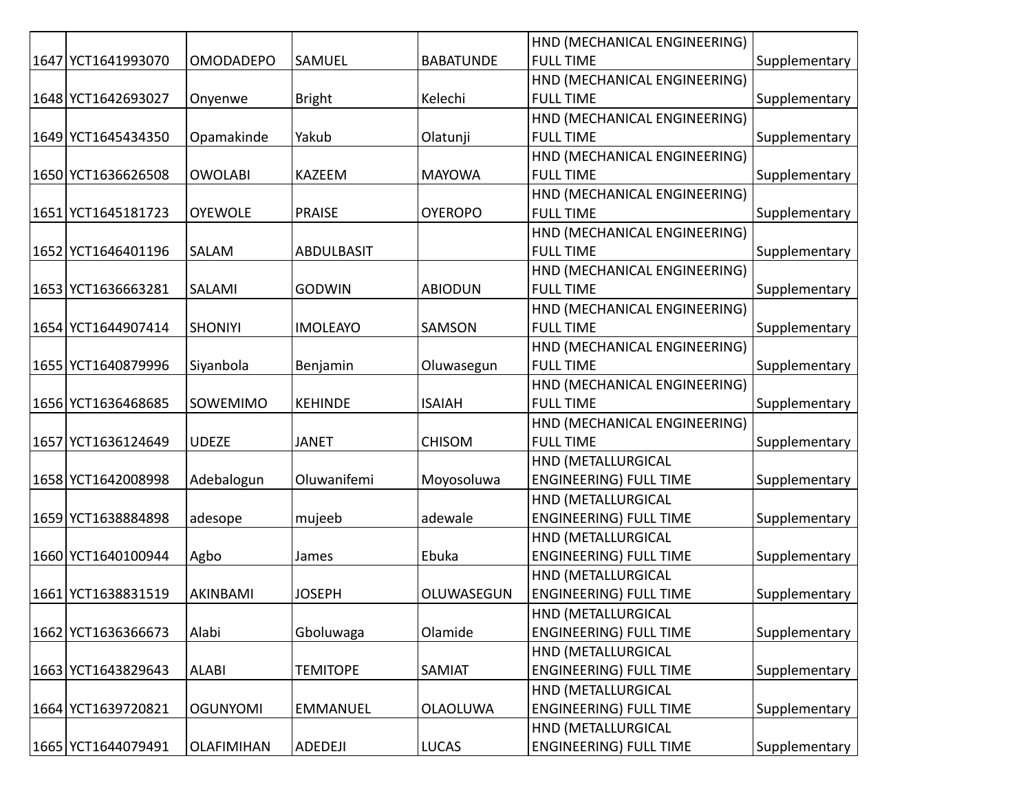| | | | | | | |
|---|---|---|---|---|---|---|
| 1647 | YCT1641993070 | OMODADEPO | SAMUEL | BABATUNDE | HND (MECHANICAL ENGINEERING) FULL TIME | Supplementary |
| 1648 | YCT1642693027 | Onyenwe | Bright | Kelechi | HND (MECHANICAL ENGINEERING) FULL TIME | Supplementary |
| 1649 | YCT1645434350 | Opamakinde | Yakub | Olatunji | HND (MECHANICAL ENGINEERING) FULL TIME | Supplementary |
| 1650 | YCT1636626508 | OWOLABI | KAZEEM | MAYOWA | HND (MECHANICAL ENGINEERING) FULL TIME | Supplementary |
| 1651 | YCT1645181723 | OYEWOLE | PRAISE | OYEROPO | HND (MECHANICAL ENGINEERING) FULL TIME | Supplementary |
| 1652 | YCT1646401196 | SALAM | ABDULBASIT | | HND (MECHANICAL ENGINEERING) FULL TIME | Supplementary |
| 1653 | YCT1636663281 | SALAMI | GODWIN | ABIODUN | HND (MECHANICAL ENGINEERING) FULL TIME | Supplementary |
| 1654 | YCT1644907414 | SHONIYI | IMOLEAYO | SAMSON | HND (MECHANICAL ENGINEERING) FULL TIME | Supplementary |
| 1655 | YCT1640879996 | Siyanbola | Benjamin | Oluwasegun | HND (MECHANICAL ENGINEERING) FULL TIME | Supplementary |
| 1656 | YCT1636468685 | SOWEMIMO | KEHINDE | ISAIAH | HND (MECHANICAL ENGINEERING) FULL TIME | Supplementary |
| 1657 | YCT1636124649 | UDEZE | JANET | CHISOM | HND (MECHANICAL ENGINEERING) FULL TIME | Supplementary |
| 1658 | YCT1642008998 | Adebalogun | Oluwanifemi | Moyosoluwa | HND (METALLURGICAL ENGINEERING) FULL TIME | Supplementary |
| 1659 | YCT1638884898 | adesope | mujeeb | adewale | HND (METALLURGICAL ENGINEERING) FULL TIME | Supplementary |
| 1660 | YCT1640100944 | Agbo | James | Ebuka | HND (METALLURGICAL ENGINEERING) FULL TIME | Supplementary |
| 1661 | YCT1638831519 | AKINBAMI | JOSEPH | OLUWASEGUN | HND (METALLURGICAL ENGINEERING) FULL TIME | Supplementary |
| 1662 | YCT1636366673 | Alabi | Gboluwaga | Olamide | HND (METALLURGICAL ENGINEERING) FULL TIME | Supplementary |
| 1663 | YCT1643829643 | ALABI | TEMITOPE | SAMIAT | HND (METALLURGICAL ENGINEERING) FULL TIME | Supplementary |
| 1664 | YCT1639720821 | OGUNYOMI | EMMANUEL | OLAOLUWA | HND (METALLURGICAL ENGINEERING) FULL TIME | Supplementary |
| 1665 | YCT1644079491 | OLAFIMIHAN | ADEDEJI | LUCAS | HND (METALLURGICAL ENGINEERING) FULL TIME | Supplementary |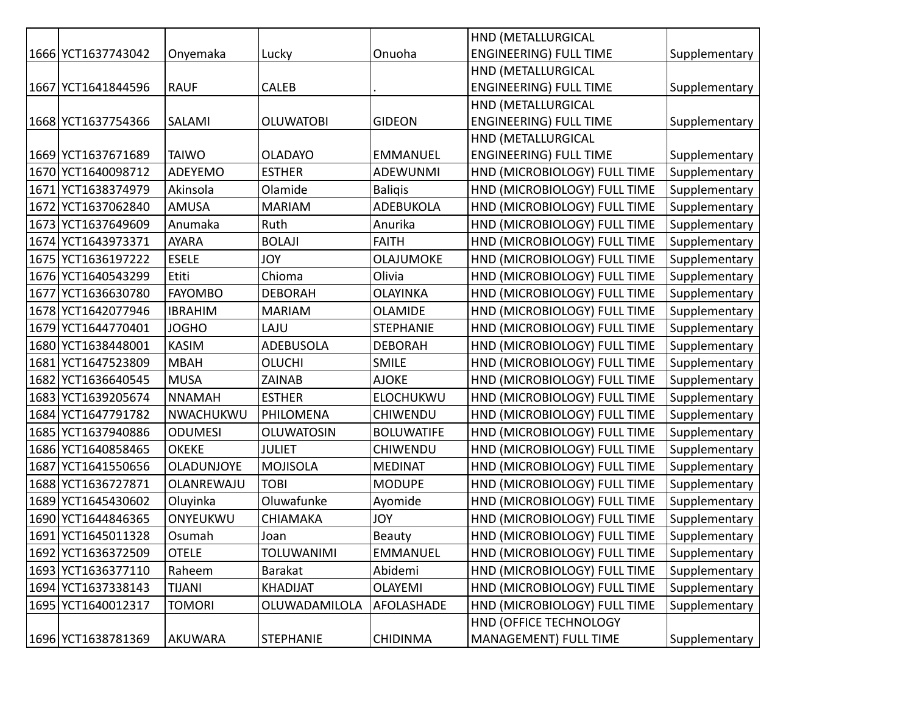| | | | | | | |
|---|---|---|---|---|---|---|
| 1666 | YCT1637743042 | Onyemaka | Lucky | Onuoha | HND (METALLURGICAL ENGINEERING) FULL TIME | Supplementary |
| 1667 | YCT1641844596 | RAUF | CALEB | . | HND (METALLURGICAL ENGINEERING) FULL TIME | Supplementary |
| 1668 | YCT1637754366 | SALAMI | OLUWATOBI | GIDEON | HND (METALLURGICAL ENGINEERING) FULL TIME | Supplementary |
| 1669 | YCT1637671689 | TAIWO | OLADAYO | EMMANUEL | HND (METALLURGICAL ENGINEERING) FULL TIME | Supplementary |
| 1670 | YCT1640098712 | ADEYEMO | ESTHER | ADEWUNMI | HND (MICROBIOLOGY) FULL TIME | Supplementary |
| 1671 | YCT1638374979 | Akinsola | Olamide | Baliqis | HND (MICROBIOLOGY) FULL TIME | Supplementary |
| 1672 | YCT1637062840 | AMUSA | MARIAM | ADEBUKOLA | HND (MICROBIOLOGY) FULL TIME | Supplementary |
| 1673 | YCT1637649609 | Anumaka | Ruth | Anurika | HND (MICROBIOLOGY) FULL TIME | Supplementary |
| 1674 | YCT1643973371 | AYARA | BOLAJI | FAITH | HND (MICROBIOLOGY) FULL TIME | Supplementary |
| 1675 | YCT1636197222 | ESELE | JOY | OLAJUMOKE | HND (MICROBIOLOGY) FULL TIME | Supplementary |
| 1676 | YCT1640543299 | Etiti | Chioma | Olivia | HND (MICROBIOLOGY) FULL TIME | Supplementary |
| 1677 | YCT1636630780 | FAYOMBO | DEBORAH | OLAYINKA | HND (MICROBIOLOGY) FULL TIME | Supplementary |
| 1678 | YCT1642077946 | IBRAHIM | MARIAM | OLAMIDE | HND (MICROBIOLOGY) FULL TIME | Supplementary |
| 1679 | YCT1644770401 | JOGHO | LAJU | STEPHANIE | HND (MICROBIOLOGY) FULL TIME | Supplementary |
| 1680 | YCT1638448001 | KASIM | ADEBUSOLA | DEBORAH | HND (MICROBIOLOGY) FULL TIME | Supplementary |
| 1681 | YCT1647523809 | MBAH | OLUCHI | SMILE | HND (MICROBIOLOGY) FULL TIME | Supplementary |
| 1682 | YCT1636640545 | MUSA | ZAINAB | AJOKE | HND (MICROBIOLOGY) FULL TIME | Supplementary |
| 1683 | YCT1639205674 | NNAMAH | ESTHER | ELOCHUKWU | HND (MICROBIOLOGY) FULL TIME | Supplementary |
| 1684 | YCT1647791782 | NWACHUKWU | PHILOMENA | CHIWENDU | HND (MICROBIOLOGY) FULL TIME | Supplementary |
| 1685 | YCT1637940886 | ODUMESI | OLUWATOSIN | BOLUWATIFE | HND (MICROBIOLOGY) FULL TIME | Supplementary |
| 1686 | YCT1640858465 | OKEKE | JULIET | CHIWENDU | HND (MICROBIOLOGY) FULL TIME | Supplementary |
| 1687 | YCT1641550656 | OLADUNJOYE | MOJISOLA | MEDINAT | HND (MICROBIOLOGY) FULL TIME | Supplementary |
| 1688 | YCT1636727871 | OLANREWAJU | TOBI | MODUPE | HND (MICROBIOLOGY) FULL TIME | Supplementary |
| 1689 | YCT1645430602 | Oluyinka | Oluwafunke | Ayomide | HND (MICROBIOLOGY) FULL TIME | Supplementary |
| 1690 | YCT1644846365 | ONYEUKWU | CHIAMAKA | JOY | HND (MICROBIOLOGY) FULL TIME | Supplementary |
| 1691 | YCT1645011328 | Osumah | Joan | Beauty | HND (MICROBIOLOGY) FULL TIME | Supplementary |
| 1692 | YCT1636372509 | OTELE | TOLUWANIMI | EMMANUEL | HND (MICROBIOLOGY) FULL TIME | Supplementary |
| 1693 | YCT1636377110 | Raheem | Barakat | Abidemi | HND (MICROBIOLOGY) FULL TIME | Supplementary |
| 1694 | YCT1637338143 | TIJANI | KHADIJAT | OLAYEMI | HND (MICROBIOLOGY) FULL TIME | Supplementary |
| 1695 | YCT1640012317 | TOMORI | OLUWADAMILOLA | AFOLASHADE | HND (MICROBIOLOGY) FULL TIME | Supplementary |
| 1696 | YCT1638781369 | AKUWARA | STEPHANIE | CHIDINMA | HND (OFFICE TECHNOLOGY MANAGEMENT) FULL TIME | Supplementary |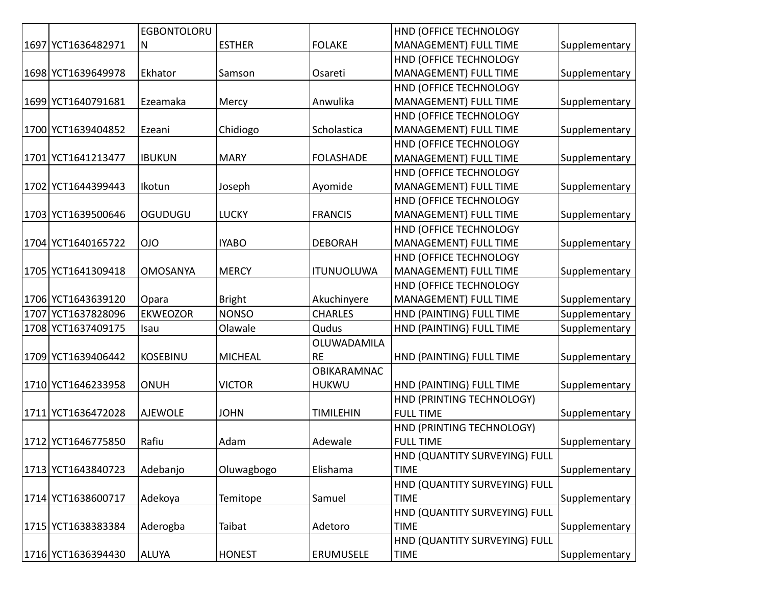| 1697 | YCT1636482971 | EGBONTOLORUN | ESTHER | FOLAKE | HND (OFFICE TECHNOLOGY MANAGEMENT) FULL TIME | Supplementary |
|---|---|---|---|---|---|---|
| 1698 | YCT1639649978 | Ekhator | Samson | Osareti | HND (OFFICE TECHNOLOGY MANAGEMENT) FULL TIME | Supplementary |
| 1699 | YCT1640791681 | Ezeamaka | Mercy | Anwulika | HND (OFFICE TECHNOLOGY MANAGEMENT) FULL TIME | Supplementary |
| 1700 | YCT1639404852 | Ezeani | Chidiogo | Scholastica | HND (OFFICE TECHNOLOGY MANAGEMENT) FULL TIME | Supplementary |
| 1701 | YCT1641213477 | IBUKUN | MARY | FOLASHADE | HND (OFFICE TECHNOLOGY MANAGEMENT) FULL TIME | Supplementary |
| 1702 | YCT1644399443 | Ikotun | Joseph | Ayomide | HND (OFFICE TECHNOLOGY MANAGEMENT) FULL TIME | Supplementary |
| 1703 | YCT1639500646 | OGUDUGU | LUCKY | FRANCIS | HND (OFFICE TECHNOLOGY MANAGEMENT) FULL TIME | Supplementary |
| 1704 | YCT1640165722 | OJO | IYABO | DEBORAH | HND (OFFICE TECHNOLOGY MANAGEMENT) FULL TIME | Supplementary |
| 1705 | YCT1641309418 | OMOSANYA | MERCY | ITUNUOLUWA | HND (OFFICE TECHNOLOGY MANAGEMENT) FULL TIME | Supplementary |
| 1706 | YCT1643639120 | Opara | Bright | Akuchinyere | HND (OFFICE TECHNOLOGY MANAGEMENT) FULL TIME | Supplementary |
| 1707 | YCT1637828096 | EKWEOZOR | NONSO | CHARLES | HND (PAINTING) FULL TIME | Supplementary |
| 1708 | YCT1637409175 | Isau | Olawale | Qudus | HND (PAINTING) FULL TIME | Supplementary |
| 1709 | YCT1639406442 | KOSEBINU | MICHEAL | OLUWADAMILARE | HND (PAINTING) FULL TIME | Supplementary |
| 1710 | YCT1646233958 | ONUH | VICTOR | OBIKARAMNACHUKWU | HND (PAINTING) FULL TIME | Supplementary |
| 1711 | YCT1636472028 | AJEWOLE | JOHN | TIMILEHIN | HND (PRINTING TECHNOLOGY) FULL TIME | Supplementary |
| 1712 | YCT1646775850 | Rafiu | Adam | Adewale | HND (PRINTING TECHNOLOGY) FULL TIME | Supplementary |
| 1713 | YCT1643840723 | Adebanjo | Oluwagbogo | Elishama | HND (QUANTITY SURVEYING) FULL TIME | Supplementary |
| 1714 | YCT1638600717 | Adekoya | Temitope | Samuel | HND (QUANTITY SURVEYING) FULL TIME | Supplementary |
| 1715 | YCT1638383384 | Aderogba | Taibat | Adetoro | HND (QUANTITY SURVEYING) FULL TIME | Supplementary |
| 1716 | YCT1636394430 | ALUYA | HONEST | ERUMUSELE | HND (QUANTITY SURVEYING) FULL TIME | Supplementary |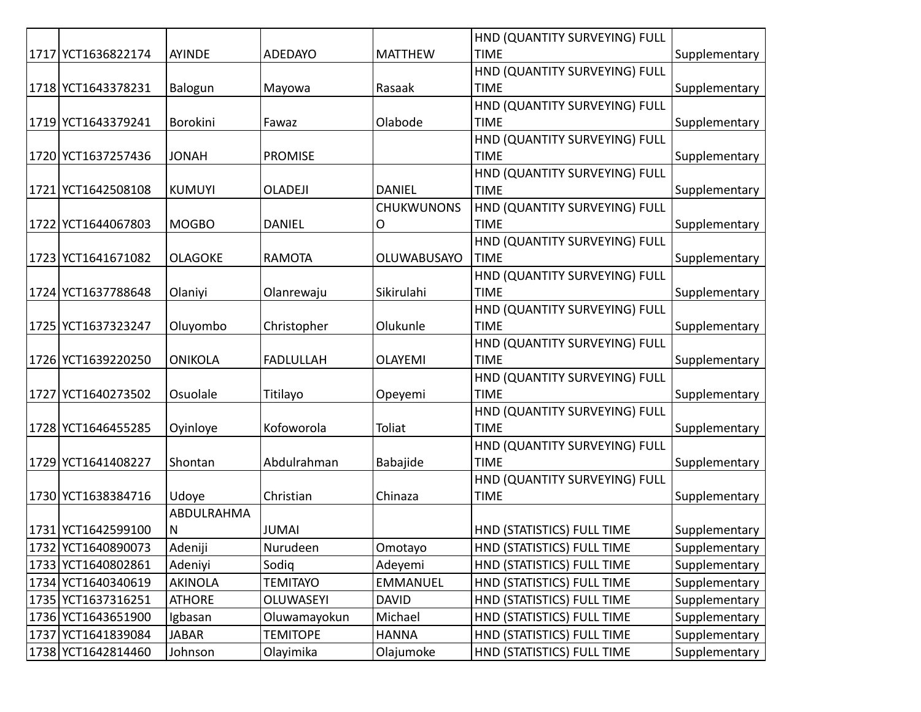| 1717 | YCT1636822174 | AYINDE | ADEDAYO | MATTHEW | HND (QUANTITY SURVEYING) FULL TIME | Supplementary |
|---|---|---|---|---|---|---|
| 1718 | YCT1643378231 | Balogun | Mayowa | Rasaak | HND (QUANTITY SURVEYING) FULL TIME | Supplementary |
| 1719 | YCT1643379241 | Borokini | Fawaz | Olabode | HND (QUANTITY SURVEYING) FULL TIME | Supplementary |
| 1720 | YCT1637257436 | JONAH | PROMISE | | HND (QUANTITY SURVEYING) FULL TIME | Supplementary |
| 1721 | YCT1642508108 | KUMUYI | OLADEJI | DANIEL | HND (QUANTITY SURVEYING) FULL TIME | Supplementary |
| 1722 | YCT1644067803 | MOGBO | DANIEL | CHUKWUNONSO | HND (QUANTITY SURVEYING) FULL TIME | Supplementary |
| 1723 | YCT1641671082 | OLAGOKE | RAMOTA | OLUWABUSAYO | HND (QUANTITY SURVEYING) FULL TIME | Supplementary |
| 1724 | YCT1637788648 | Olaniyi | Olanrewaju | Sikirulahi | HND (QUANTITY SURVEYING) FULL TIME | Supplementary |
| 1725 | YCT1637323247 | Oluyombo | Christopher | Olukunle | HND (QUANTITY SURVEYING) FULL TIME | Supplementary |
| 1726 | YCT1639220250 | ONIKOLA | FADLULLAH | OLAYEMI | HND (QUANTITY SURVEYING) FULL TIME | Supplementary |
| 1727 | YCT1640273502 | Osuolale | Titilayo | Opeyemi | HND (QUANTITY SURVEYING) FULL TIME | Supplementary |
| 1728 | YCT1646455285 | Oyinloye | Kofoworola | Toliat | HND (QUANTITY SURVEYING) FULL TIME | Supplementary |
| 1729 | YCT1641408227 | Shontan | Abdulrahman | Babajide | HND (QUANTITY SURVEYING) FULL TIME | Supplementary |
| 1730 | YCT1638384716 | Udoye | Christian | Chinaza | HND (QUANTITY SURVEYING) FULL TIME | Supplementary |
| 1731 | YCT1642599100 | ABDULRAHMAN | JUMAI | | HND (STATISTICS) FULL TIME | Supplementary |
| 1732 | YCT1640890073 | Adeniji | Nurudeen | Omotayo | HND (STATISTICS) FULL TIME | Supplementary |
| 1733 | YCT1640802861 | Adeniyi | Sodiq | Adeyemi | HND (STATISTICS) FULL TIME | Supplementary |
| 1734 | YCT1640340619 | AKINOLA | TEMITAYO | EMMANUEL | HND (STATISTICS) FULL TIME | Supplementary |
| 1735 | YCT1637316251 | ATHORE | OLUWASEYI | DAVID | HND (STATISTICS) FULL TIME | Supplementary |
| 1736 | YCT1643651900 | Igbasan | Oluwamayokun | Michael | HND (STATISTICS) FULL TIME | Supplementary |
| 1737 | YCT1641839084 | JABAR | TEMITOPE | HANNA | HND (STATISTICS) FULL TIME | Supplementary |
| 1738 | YCT1642814460 | Johnson | Olayimika | Olajumoke | HND (STATISTICS) FULL TIME | Supplementary |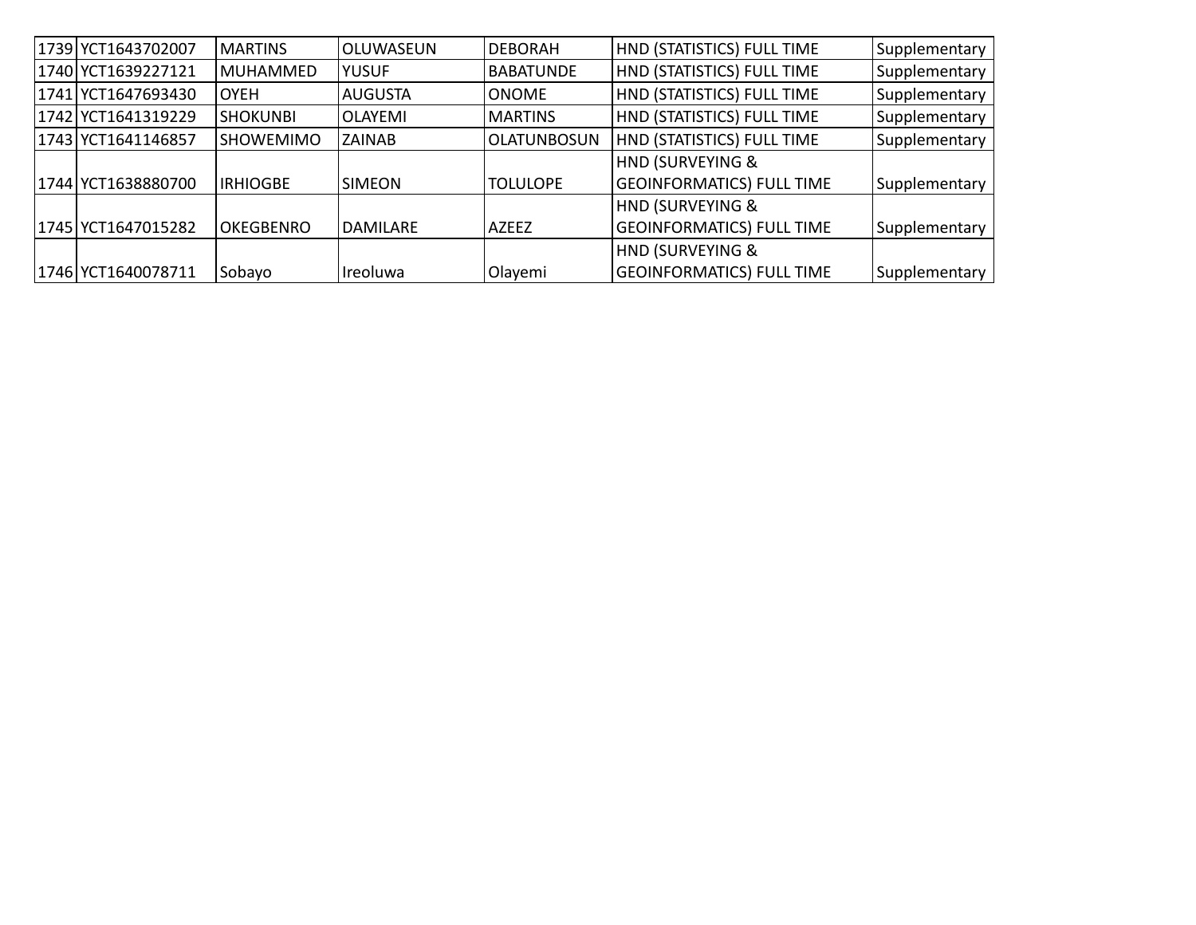| | | | | | | |
|---|---|---|---|---|---|---|
| 1739 | YCT1643702007 | MARTINS | OLUWASEUN | DEBORAH | HND (STATISTICS) FULL TIME | Supplementary |
| 1740 | YCT1639227121 | MUHAMMED | YUSUF | BABATUNDE | HND (STATISTICS) FULL TIME | Supplementary |
| 1741 | YCT1647693430 | OYEH | AUGUSTA | ONOME | HND (STATISTICS) FULL TIME | Supplementary |
| 1742 | YCT1641319229 | SHOKUNBI | OLAYEMI | MARTINS | HND (STATISTICS) FULL TIME | Supplementary |
| 1743 | YCT1641146857 | SHOWEMIMO | ZAINAB | OLATUNBOSUN | HND (STATISTICS) FULL TIME | Supplementary |
| 1744 | YCT1638880700 | IRHIOGBE | SIMEON | TOLULOPE | HND (SURVEYING & GEOINFORMATICS) FULL TIME | Supplementary |
| 1745 | YCT1647015282 | OKEGBENRO | DAMILARE | AZEEZ | HND (SURVEYING & GEOINFORMATICS) FULL TIME | Supplementary |
| 1746 | YCT1640078711 | Sobayo | Ireoluwa | Olayemi | HND (SURVEYING & GEOINFORMATICS) FULL TIME | Supplementary |